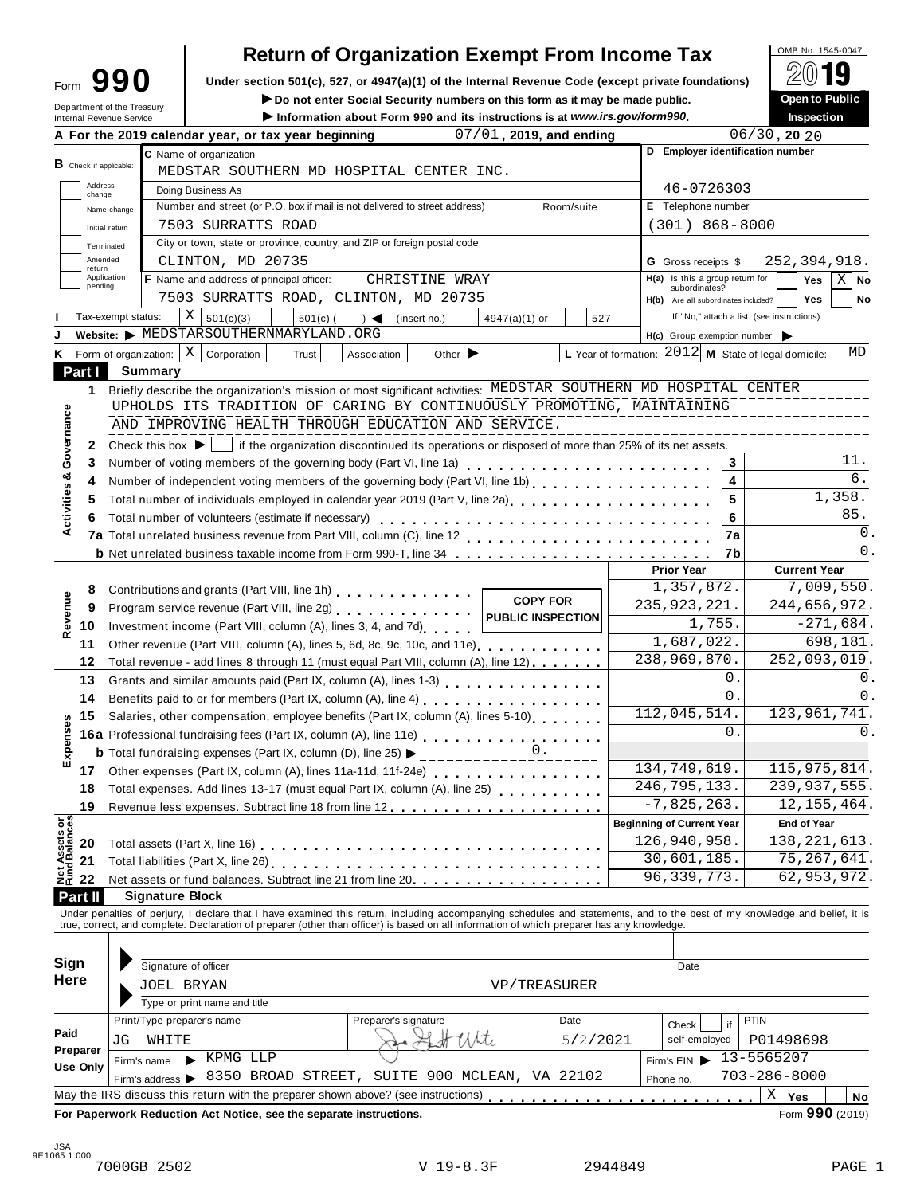# Form 990 — Return of Organization Exempt From Income Tax

OMB No. 1545-0047

**2019**

Under section 501(c), 527, or 4947(a)(1) of the Internal Revenue Code (except private foundations)

▶ Do not enter Social Security numbers on this form as it may be made public.

▶ Information about Form 990 and its instructions is at *www.irs.gov/form990*.

**Open to Public Inspection**

Department of the Treasury
Internal Revenue Service

**A** For the 2019 calendar year, or tax year beginning 07/01, 2019, and ending 06/30, 20 20

**B** Check if applicable: Address change / Name change / Initial return / Terminated / Amended return / Application pending

**C** Name of organization: MEDSTAR SOUTHERN MD HOSPITAL CENTER INC.

Doing Business As

Number and street (or P.O. box if mail is not delivered to street address): 7503 SURRATTS ROAD — Room/suite

City or town, state or province, country, and ZIP or foreign postal code: CLINTON, MD 20735

**D** Employer identification number: 46-0726303

**E** Telephone number: (301) 868-8000

**G** Gross receipts $ 252,394,918.

**F** Name and address of principal officer: CHRISTINE WRAY, 7503 SURRATTS ROAD, CLINTON, MD 20735

**H(a)** Is this a group return for subordinates? Yes [ ] No [X]

**H(b)** Are all subordinates included? Yes [ ] No [ ]

If "No," attach a list. (see instructions)

**I** Tax-exempt status: [X] 501(c)(3) [ ] 501(c) ( ) ◀ (insert no.) [ ] 4947(a)(1) or [ ] 527

**J** Website: ▶ MEDSTARSOUTHERNMARYLAND.ORG

**H(c)** Group exemption number ▶

**K** Form of organization: [X] Corporation [ ] Trust [ ] Association [ ] Other ▶

**L** Year of formation: 2012 **M** State of legal domicile: MD

## Part I Summary

**Activities & Governance**

1 Briefly describe the organization's mission or most significant activities: MEDSTAR SOUTHERN MD HOSPITAL CENTER UPHOLDS ITS TRADITION OF CARING BY CONTINUOUSLY PROMOTING, MAINTAINING AND IMPROVING HEALTH THROUGH EDUCATION AND SERVICE.

2 Check this box ▶ [ ] if the organization discontinued its operations or disposed of more than 25% of its net assets.

| | | Line | |
|---|---|---|---|
| 3 | Number of voting members of the governing body (Part VI, line 1a) | 3 | 11. |
| 4 | Number of independent voting members of the governing body (Part VI, line 1b) | 4 | 6. |
| 5 | Total number of individuals employed in calendar year 2019 (Part V, line 2a) | 5 | 1,358. |
| 6 | Total number of volunteers (estimate if necessary) | 6 | 85. |
| 7a | Total unrelated business revenue from Part VIII, column (C), line 12 | 7a | 0. |
| b | Net unrelated business taxable income from Form 990-T, line 34 | 7b | 0. |

| | | | Prior Year | Current Year |
|---|---|---|---|---|
| **Revenue** | 8 | Contributions and grants (Part VIII, line 1h) | 1,357,872. | 7,009,550. |
| | 9 | Program service revenue (Part VIII, line 2g) | 235,923,221. | 244,656,972. |
| | 10 | Investment income (Part VIII, column (A), lines 3, 4, and 7d) | 1,755. | -271,684. |
| | 11 | Other revenue (Part VIII, column (A), lines 5, 6d, 8c, 9c, 10c, and 11e) | 1,687,022. | 698,181. |
| | 12 | Total revenue - add lines 8 through 11 (must equal Part VIII, column (A), line 12) | 238,969,870. | 252,093,019. |
| **Expenses** | 13 | Grants and similar amounts paid (Part IX, column (A), lines 1-3) | 0. | 0. |
| | 14 | Benefits paid to or for members (Part IX, column (A), line 4) | 0. | 0. |
| | 15 | Salaries, other compensation, employee benefits (Part IX, column (A), lines 5-10) | 112,045,514. | 123,961,741. |
| | 16a | Professional fundraising fees (Part IX, column (A), line 11e) | 0. | 0. |
| | b | Total fundraising expenses (Part IX, column (D), line 25) ▶ 0. | | |
| | 17 | Other expenses (Part IX, column (A), lines 11a-11d, 11f-24e) | 134,749,619. | 115,975,814. |
| | 18 | Total expenses. Add lines 13-17 (must equal Part IX, column (A), line 25) | 246,795,133. | 239,937,555. |
| | 19 | Revenue less expenses. Subtract line 18 from line 12 | -7,825,263. | 12,155,464. |
| | | | **Beginning of Current Year** | **End of Year** |
| **Net Assets or Fund Balances** | 20 | Total assets (Part X, line 16) | 126,940,958. | 138,221,613. |
| | 21 | Total liabilities (Part X, line 26) | 30,601,185. | 75,267,641. |
| | 22 | Net assets or fund balances. Subtract line 21 from line 20 | 96,339,773. | 62,953,972. |

COPY FOR PUBLIC INSPECTION

## Part II Signature Block

Under penalties of perjury, I declare that I have examined this return, including accompanying schedules and statements, and to the best of my knowledge and belief, it is true, correct, and complete. Declaration of preparer (other than officer) is based on all information of which preparer has any knowledge.

**Sign Here**

Signature of officer — Date

JOEL BRYAN — VP/TREASURER

Type or print name and title

**Paid Preparer Use Only**

| Print/Type preparer's name | Preparer's signature | Date | Check if self-employed | PTIN |
|---|---|---|---|---|
| JG WHITE | | 5/2/2021 | | P01498698 |

Firm's name ▶ KPMG LLP — Firm's EIN ▶ 13-5565207

Firm's address ▶ 8350 BROAD STREET, SUITE 900 MCLEAN, VA 22102 — Phone no. 703-286-8000

May the IRS discuss this return with the preparer shown above? (see instructions) [X] Yes [ ] No

**For Paperwork Reduction Act Notice, see the separate instructions.** Form **990** (2019)

JSA 9E1065 1.000

7000GB 2502 V 19-8.3F 2944849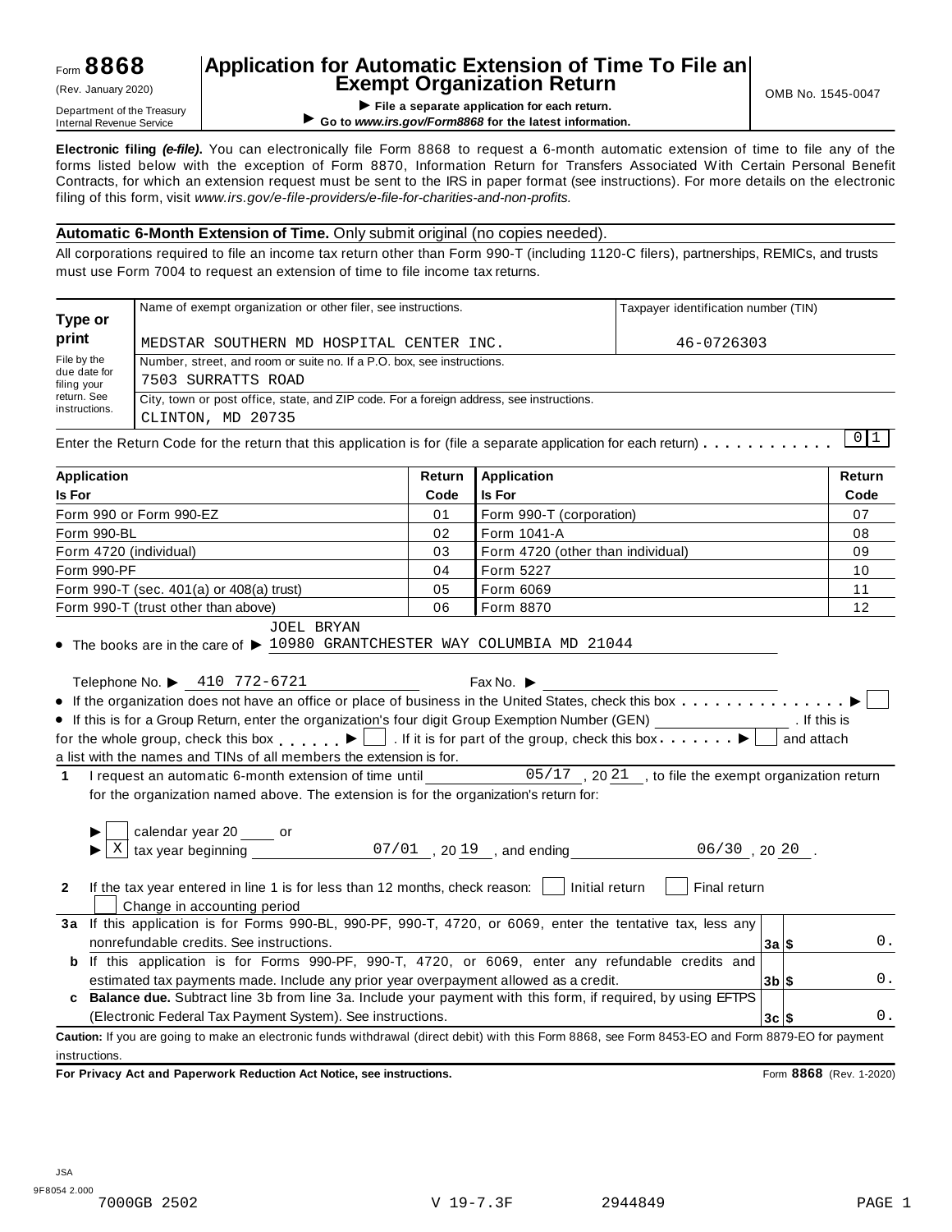Form **8868** (Rev. January 2020)

Department of the Treasury
Internal Revenue Service

# Application for Automatic Extension of Time To File an Exempt Organization Return

▶ **File a separate application for each return.**
▶ **Go to *www.irs.gov/Form8868* for the latest information.**

OMB No. 1545-0047

**Electronic filing *(e-file)*.** You can electronically file Form 8868 to request a 6-month automatic extension of time to file any of the forms listed below with the exception of Form 8870, Information Return for Transfers Associated With Certain Personal Benefit Contracts, for which an extension request must be sent to the IRS in paper format (see instructions). For more details on the electronic filing of this form, visit *www.irs.gov/e-file-providers/e-file-for-charities-and-non-profits.*

**Automatic 6-Month Extension of Time.** Only submit original (no copies needed).

All corporations required to file an income tax return other than Form 990-T (including 1120-C filers), partnerships, REMICs, and trusts must use Form 7004 to request an extension of time to file income tax returns.

| **Type or print** | Name of exempt organization or other filer, see instructions. | Taxpayer identification number (TIN) |
|---|---|---|
| File by the due date for filing your return. See instructions. | MEDSTAR SOUTHERN MD HOSPITAL CENTER INC. | 46-0726303 |
| | Number, street, and room or suite no. If a P.O. box, see instructions. 7503 SURRATTS ROAD | |
| | City, town or post office, state, and ZIP code. For a foreign address, see instructions. CLINTON, MD 20735 | |

Enter the Return Code for the return that this application is for (file a separate application for each return) . . . . . . . . . . . 0 1

| **Application Is For** | **Return Code** | **Application Is For** | **Return Code** |
|---|---|---|---|
| Form 990 or Form 990-EZ | 01 | Form 990-T (corporation) | 07 |
| Form 990-BL | 02 | Form 1041-A | 08 |
| Form 4720 (individual) | 03 | Form 4720 (other than individual) | 09 |
| Form 990-PF | 04 | Form 5227 | 10 |
| Form 990-T (sec. 401(a) or 408(a) trust) | 05 | Form 6069 | 11 |
| Form 990-T (trust other than above) | 06 | Form 8870 | 12 |

- The books are in the care of ▶ JOEL BRYAN 10980 GRANTCHESTER WAY COLUMBIA MD 21044

  Telephone No. ▶ 410 772-6721    Fax No. ▶

- If the organization does not have an office or place of business in the United States, check this box . . . . . . . . . . . . . . . ▶ ☐
- If this is for a Group Return, enter the organization's four digit Group Exemption Number (GEN) ________ . If this is for the whole group, check this box . . . . . . ▶ ☐ . If it is for part of the group, check this box . . . . . . . ▶ ☐ and attach a list with the names and TINs of all members the extension is for.

**1** I request an automatic 6-month extension of time until 05/17 , 20 21 , to file the exempt organization return for the organization named above. The extension is for the organization's return for:

▶ ☐ calendar year 20 ____ or
▶ ☒ tax year beginning 07/01 , 20 19 , and ending 06/30 , 20 20 .

**2** If the tax year entered in line 1 is for less than 12 months, check reason: ☐ Initial return ☐ Final return ☐ Change in accounting period

| | | | |
|---|---|---|---|
| **3a** | If this application is for Forms 990-BL, 990-PF, 990-T, 4720, or 6069, enter the tentative tax, less any nonrefundable credits. See instructions. | **3a** $ | 0. |
| **b** | If this application is for Forms 990-PF, 990-T, 4720, or 6069, enter any refundable credits and estimated tax payments made. Include any prior year overpayment allowed as a credit. | **3b** $ | 0. |
| **c** | **Balance due.** Subtract line 3b from line 3a. Include your payment with this form, if required, by using EFTPS (Electronic Federal Tax Payment System). See instructions. | **3c** $ | 0. |

**Caution:** If you are going to make an electronic funds withdrawal (direct debit) with this Form 8868, see Form 8453-EO and Form 8879-EO for payment instructions.

**For Privacy Act and Paperwork Reduction Act Notice, see instructions.** Form **8868** (Rev. 1-2020)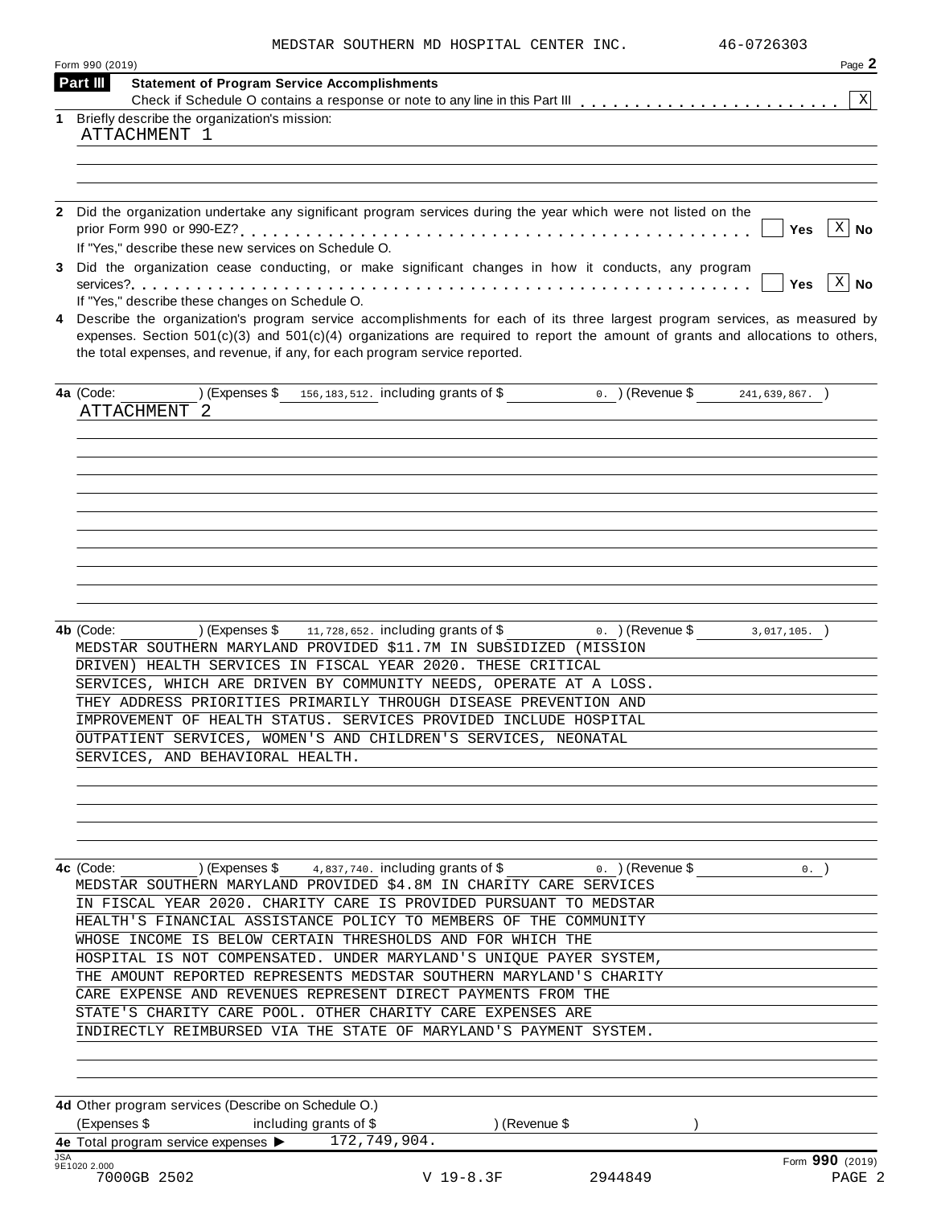MEDSTAR SOUTHERN MD HOSPITAL CENTER INC. 46-0726303

Form 990 (2019) Page **2**

**Part III** **Statement of Program Service Accomplishments**

Check if Schedule O contains a response or note to any line in this Part III . . . . . . . . . . . . . . . . . . . . . . . . [X]

**1** Briefly describe the organization's mission:

ATTACHMENT 1

**2** Did the organization undertake any significant program services during the year which were not listed on the prior Form 990 or 990-EZ? . . . . . . . . . . . . . . . . . . . . . . . . . . . . . . . . . . . . . . . . . . . . . . [ ] **Yes** [X] **No**

If "Yes," describe these new services on Schedule O.

**3** Did the organization cease conducting, or make significant changes in how it conducts, any program services? . . . . . . . . . . . . . . . . . . . . . . . . . . . . . . . . . . . . . . . . . . . . . . . . . . . . . . [ ] **Yes** [X] **No**

If "Yes," describe these changes on Schedule O.

**4** Describe the organization's program service accomplishments for each of its three largest program services, as measured by expenses. Section 501(c)(3) and 501(c)(4) organizations are required to report the amount of grants and allocations to others, the total expenses, and revenue, if any, for each program service reported.

**4a** (Code: ) (Expenses $ 156,183,512. including grants of $ 0. ) (Revenue $ 241,639,867. )

ATTACHMENT 2

**4b** (Code: ) (Expenses $ 11,728,652. including grants of $ 0. ) (Revenue $ 3,017,105. )

MEDSTAR SOUTHERN MARYLAND PROVIDED $11.7M IN SUBSIDIZED (MISSION DRIVEN) HEALTH SERVICES IN FISCAL YEAR 2020. THESE CRITICAL SERVICES, WHICH ARE DRIVEN BY COMMUNITY NEEDS, OPERATE AT A LOSS. THEY ADDRESS PRIORITIES PRIMARILY THROUGH DISEASE PREVENTION AND IMPROVEMENT OF HEALTH STATUS. SERVICES PROVIDED INCLUDE HOSPITAL OUTPATIENT SERVICES, WOMEN'S AND CHILDREN'S SERVICES, NEONATAL SERVICES, AND BEHAVIORAL HEALTH.

**4c** (Code: ) (Expenses $ 4,837,740. including grants of $ 0. ) (Revenue $ 0. )

MEDSTAR SOUTHERN MARYLAND PROVIDED $4.8M IN CHARITY CARE SERVICES IN FISCAL YEAR 2020. CHARITY CARE IS PROVIDED PURSUANT TO MEDSTAR HEALTH'S FINANCIAL ASSISTANCE POLICY TO MEMBERS OF THE COMMUNITY WHOSE INCOME IS BELOW CERTAIN THRESHOLDS AND FOR WHICH THE HOSPITAL IS NOT COMPENSATED. UNDER MARYLAND'S UNIQUE PAYER SYSTEM, THE AMOUNT REPORTED REPRESENTS MEDSTAR SOUTHERN MARYLAND'S CHARITY CARE EXPENSE AND REVENUES REPRESENT DIRECT PAYMENTS FROM THE STATE'S CHARITY CARE POOL. OTHER CHARITY CARE EXPENSES ARE INDIRECTLY REIMBURSED VIA THE STATE OF MARYLAND'S PAYMENT SYSTEM.

**4d** Other program services (Describe on Schedule O.)

(Expenses $ including grants of $ ) (Revenue $ )

**4e** Total program service expenses ▶ 172,749,904.

JSA 9E1020 2.000 Form **990** (2019)

7000GB 2502 V 19-8.3F 2944849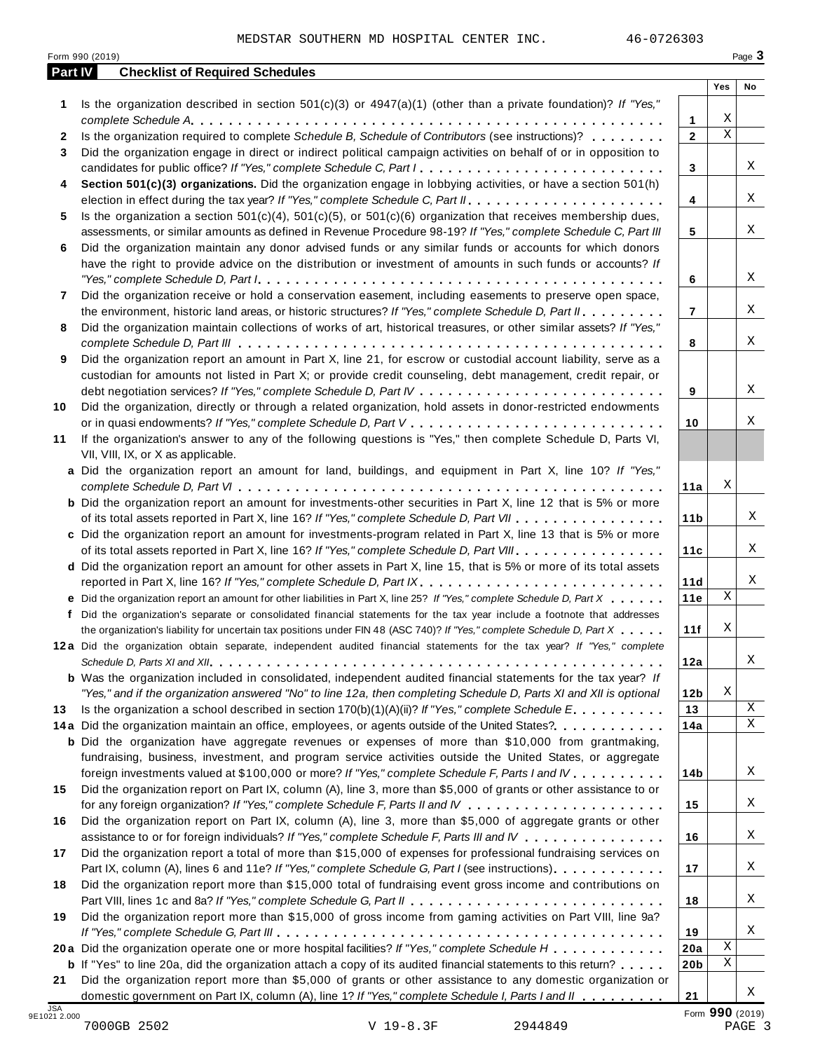MEDSTAR SOUTHERN MD HOSPITAL CENTER INC. 46-0726303

Form 990 (2019)

## Part IV Checklist of Required Schedules

| | | | Yes | No |
|---|---|---|---|---|
| 1 | Is the organization described in section 501(c)(3) or 4947(a)(1) (other than a private foundation)? *If "Yes," complete Schedule A* | 1 | X | |
| 2 | Is the organization required to complete *Schedule B, Schedule of Contributors* (see instructions)? | 2 | X | |
| 3 | Did the organization engage in direct or indirect political campaign activities on behalf of or in opposition to candidates for public office? *If "Yes," complete Schedule C, Part I* | 3 | | X |
| 4 | **Section 501(c)(3) organizations.** Did the organization engage in lobbying activities, or have a section 501(h) election in effect during the tax year? *If "Yes," complete Schedule C, Part II* | 4 | | X |
| 5 | Is the organization a section 501(c)(4), 501(c)(5), or 501(c)(6) organization that receives membership dues, assessments, or similar amounts as defined in Revenue Procedure 98-19? *If "Yes," complete Schedule C, Part III* | 5 | | X |
| 6 | Did the organization maintain any donor advised funds or any similar funds or accounts for which donors have the right to provide advice on the distribution or investment of amounts in such funds or accounts? *If "Yes," complete Schedule D, Part I* | 6 | | X |
| 7 | Did the organization receive or hold a conservation easement, including easements to preserve open space, the environment, historic land areas, or historic structures? *If "Yes," complete Schedule D, Part II* | 7 | | X |
| 8 | Did the organization maintain collections of works of art, historical treasures, or other similar assets? *If "Yes," complete Schedule D, Part III* | 8 | | X |
| 9 | Did the organization report an amount in Part X, line 21, for escrow or custodial account liability, serve as a custodian for amounts not listed in Part X; or provide credit counseling, debt management, credit repair, or debt negotiation services? *If "Yes," complete Schedule D, Part IV* | 9 | | X |
| 10 | Did the organization, directly or through a related organization, hold assets in donor-restricted endowments or in quasi endowments? *If "Yes," complete Schedule D, Part V* | 10 | | X |
| 11 | If the organization's answer to any of the following questions is "Yes," then complete Schedule D, Parts VI, VII, VIII, IX, or X as applicable. | | | |
| a | Did the organization report an amount for land, buildings, and equipment in Part X, line 10? *If "Yes," complete Schedule D, Part VI* | 11a | X | |
| b | Did the organization report an amount for investments-other securities in Part X, line 12 that is 5% or more of its total assets reported in Part X, line 16? *If "Yes," complete Schedule D, Part VII* | 11b | | X |
| c | Did the organization report an amount for investments-program related in Part X, line 13 that is 5% or more of its total assets reported in Part X, line 16? *If "Yes," complete Schedule D, Part VIII* | 11c | | X |
| d | Did the organization report an amount for other assets in Part X, line 15, that is 5% or more of its total assets reported in Part X, line 16? *If "Yes," complete Schedule D, Part IX* | 11d | | X |
| e | Did the organization report an amount for other liabilities in Part X, line 25? *If "Yes," complete Schedule D, Part X* | 11e | X | |
| f | Did the organization's separate or consolidated financial statements for the tax year include a footnote that addresses the organization's liability for uncertain tax positions under FIN 48 (ASC 740)? *If "Yes," complete Schedule D, Part X* | 11f | X | |
| 12a | Did the organization obtain separate, independent audited financial statements for the tax year? *If "Yes," complete Schedule D, Parts XI and XII* | 12a | | X |
| b | Was the organization included in consolidated, independent audited financial statements for the tax year? *If "Yes," and if the organization answered "No" to line 12a, then completing Schedule D, Parts XI and XII is optional* | 12b | X | |
| 13 | Is the organization a school described in section 170(b)(1)(A)(ii)? *If "Yes," complete Schedule E* | 13 | | X |
| 14a | Did the organization maintain an office, employees, or agents outside of the United States? | 14a | | X |
| b | Did the organization have aggregate revenues or expenses of more than $10,000 from grantmaking, fundraising, business, investment, and program service activities outside the United States, or aggregate foreign investments valued at $100,000 or more? *If "Yes," complete Schedule F, Parts I and IV* | 14b | | X |
| 15 | Did the organization report on Part IX, column (A), line 3, more than $5,000 of grants or other assistance to or for any foreign organization? *If "Yes," complete Schedule F, Parts II and IV* | 15 | | X |
| 16 | Did the organization report on Part IX, column (A), line 3, more than $5,000 of aggregate grants or other assistance to or for foreign individuals? *If "Yes," complete Schedule F, Parts III and IV* | 16 | | X |
| 17 | Did the organization report a total of more than $15,000 of expenses for professional fundraising services on Part IX, column (A), lines 6 and 11e? *If "Yes," complete Schedule G, Part I* (see instructions) | 17 | | X |
| 18 | Did the organization report more than $15,000 total of fundraising event gross income and contributions on Part VIII, lines 1c and 8a? *If "Yes," complete Schedule G, Part II* | 18 | | X |
| 19 | Did the organization report more than $15,000 of gross income from gaming activities on Part VIII, line 9a? *If "Yes," complete Schedule G, Part III* | 19 | | X |
| 20a | Did the organization operate one or more hospital facilities? *If "Yes," complete Schedule H* | 20a | X | |
| b | If "Yes" to line 20a, did the organization attach a copy of its audited financial statements to this return? | 20b | X | |
| 21 | Did the organization report more than $5,000 of grants or other assistance to any domestic organization or domestic government on Part IX, column (A), line 1? *If "Yes," complete Schedule I, Parts I and II* | 21 | | X |

JSA 9E1021 2.000

Form **990** (2019)

7000GB 2502 V 19-8.3F 2944849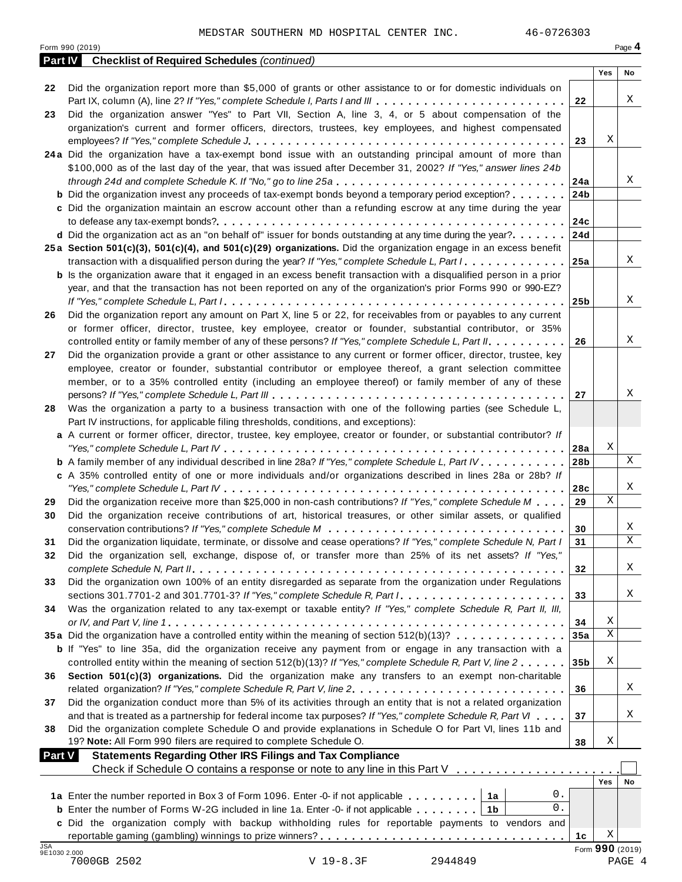MEDSTAR SOUTHERN MD HOSPITAL CENTER INC. 46-0726303

Form 990 (2019) Page **4**

## Part IV Checklist of Required Schedules *(continued)*

| | | | Yes | No |
|---|---|---|---|---|
| **22** | Did the organization report more than $5,000 of grants or other assistance to or for domestic individuals on Part IX, column (A), line 2? *If "Yes," complete Schedule I, Parts I and III* | **22** | | X |
| **23** | Did the organization answer "Yes" to Part VII, Section A, line 3, 4, or 5 about compensation of the organization's current and former officers, directors, trustees, key employees, and highest compensated employees? *If "Yes," complete Schedule J* | **23** | X | |
| **24a** | Did the organization have a tax-exempt bond issue with an outstanding principal amount of more than $100,000 as of the last day of the year, that was issued after December 31, 2002? *If "Yes," answer lines 24b through 24d and complete Schedule K. If "No," go to line 25a* | **24a** | | X |
| **b** | Did the organization invest any proceeds of tax-exempt bonds beyond a temporary period exception? | **24b** | | |
| **c** | Did the organization maintain an escrow account other than a refunding escrow at any time during the year to defease any tax-exempt bonds? | **24c** | | |
| **d** | Did the organization act as an "on behalf of" issuer for bonds outstanding at any time during the year? | **24d** | | |
| **25a** | **Section 501(c)(3), 501(c)(4), and 501(c)(29) organizations.** Did the organization engage in an excess benefit transaction with a disqualified person during the year? *If "Yes," complete Schedule L, Part I* | **25a** | | X |
| **b** | Is the organization aware that it engaged in an excess benefit transaction with a disqualified person in a prior year, and that the transaction has not been reported on any of the organization's prior Forms 990 or 990-EZ? *If "Yes," complete Schedule L, Part I* | **25b** | | X |
| **26** | Did the organization report any amount on Part X, line 5 or 22, for receivables from or payables to any current or former officer, director, trustee, key employee, creator or founder, substantial contributor, or 35% controlled entity or family member of any of these persons? *If "Yes," complete Schedule L, Part II* | **26** | | X |
| **27** | Did the organization provide a grant or other assistance to any current or former officer, director, trustee, key employee, creator or founder, substantial contributor or employee thereof, a grant selection committee member, or to a 35% controlled entity (including an employee thereof) or family member of any of these persons? *If "Yes," complete Schedule L, Part III* | **27** | | X |
| **28** | Was the organization a party to a business transaction with one of the following parties (see Schedule L, Part IV instructions, for applicable filing thresholds, conditions, and exceptions): | | | |
| **a** | A current or former officer, director, trustee, key employee, creator or founder, or substantial contributor? *If "Yes," complete Schedule L, Part IV* | **28a** | X | |
| **b** | A family member of any individual described in line 28a? *If "Yes," complete Schedule L, Part IV* | **28b** | | X |
| **c** | A 35% controlled entity of one or more individuals and/or organizations described in lines 28a or 28b? *If "Yes," complete Schedule L, Part IV* | **28c** | | X |
| **29** | Did the organization receive more than $25,000 in non-cash contributions? *If "Yes," complete Schedule M* | **29** | X | |
| **30** | Did the organization receive contributions of art, historical treasures, or other similar assets, or qualified conservation contributions? *If "Yes," complete Schedule M* | **30** | | X |
| **31** | Did the organization liquidate, terminate, or dissolve and cease operations? *If "Yes," complete Schedule N, Part I* | **31** | | X |
| **32** | Did the organization sell, exchange, dispose of, or transfer more than 25% of its net assets? *If "Yes," complete Schedule N, Part II* | **32** | | X |
| **33** | Did the organization own 100% of an entity disregarded as separate from the organization under Regulations sections 301.7701-2 and 301.7701-3? *If "Yes," complete Schedule R, Part I* | **33** | | X |
| **34** | Was the organization related to any tax-exempt or taxable entity? *If "Yes," complete Schedule R, Part II, III, or IV, and Part V, line 1* | **34** | X | |
| **35a** | Did the organization have a controlled entity within the meaning of section 512(b)(13)? | **35a** | X | |
| **b** | If "Yes" to line 35a, did the organization receive any payment from or engage in any transaction with a controlled entity within the meaning of section 512(b)(13)? *If "Yes," complete Schedule R, Part V, line 2* | **35b** | X | |
| **36** | **Section 501(c)(3) organizations.** Did the organization make any transfers to an exempt non-charitable related organization? *If "Yes," complete Schedule R, Part V, line 2* | **36** | | X |
| **37** | Did the organization conduct more than 5% of its activities through an entity that is not a related organization and that is treated as a partnership for federal income tax purposes? *If "Yes," complete Schedule R, Part VI* | **37** | | X |
| **38** | Did the organization complete Schedule O and provide explanations in Schedule O for Part VI, lines 11b and 19? **Note:** All Form 990 filers are required to complete Schedule O. | **38** | X | |

## Part V Statements Regarding Other IRS Filings and Tax Compliance

Check if Schedule O contains a response or note to any line in this Part V ☐

| | | | | | Yes | No |
|---|---|---|---|---|---|---|
| **1a** | Enter the number reported in Box 3 of Form 1096. Enter -0- if not applicable | **1a** | 0. | | | |
| **b** | Enter the number of Forms W-2G included in line 1a. Enter -0- if not applicable | **1b** | 0. | | | |
| **c** | Did the organization comply with backup withholding rules for reportable payments to vendors and reportable gaming (gambling) winnings to prize winners? | | | **1c** | X | |

JSA 9E1030 2.000 Form **990** (2019)

7000GB 2502 V 19-8.3F 2944849 PAGE 4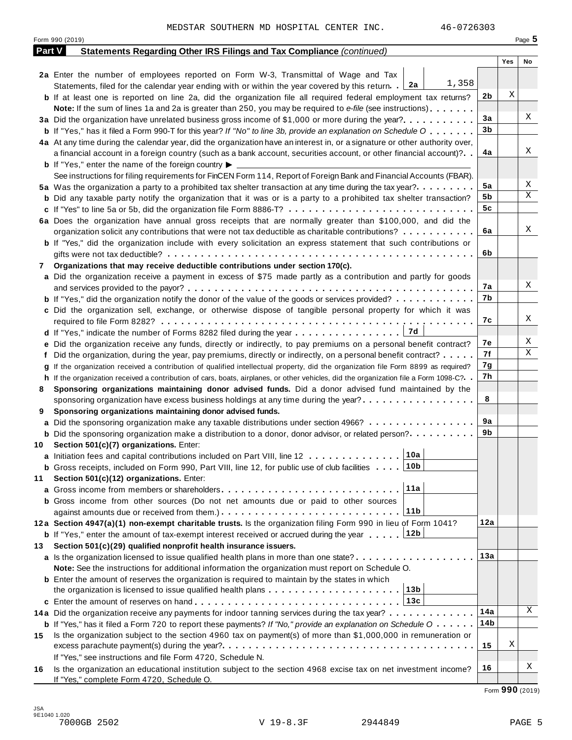MEDSTAR SOUTHERN MD HOSPITAL CENTER INC. 46-0726303

Form 990 (2019) Page **5**

## Part V Statements Regarding Other IRS Filings and Tax Compliance *(continued)*

| | | | Yes | No |
|---|---|---|---|---|
| **2a** | Enter the number of employees reported on Form W-3, Transmittal of Wage and Tax Statements, filed for the calendar year ending with or within the year covered by this return . . **2a** 1,358 | | | |
| **b** | If at least one is reported on line 2a, did the organization file all required federal employment tax returns? | **2b** | X | |
| | **Note:** If the sum of lines 1a and 2a is greater than 250, you may be required to *e-file* (see instructions) | | | |
| **3a** | Did the organization have unrelated business gross income of $1,000 or more during the year? | **3a** | | X |
| **b** | If "Yes," has it filed a Form 990-T for this year? *If "No" to line 3b, provide an explanation on Schedule O* | **3b** | | |
| **4a** | At any time during the calendar year, did the organization have an interest in, or a signature or other authority over, a financial account in a foreign country (such as a bank account, securities account, or other financial account)? | **4a** | | X |
| **b** | If "Yes," enter the name of the foreign country ▶ | | | |
| | See instructions for filing requirements for FinCEN Form 114, Report of Foreign Bank and Financial Accounts (FBAR). | | | |
| **5a** | Was the organization a party to a prohibited tax shelter transaction at any time during the tax year? | **5a** | | X |
| **b** | Did any taxable party notify the organization that it was or is a party to a prohibited tax shelter transaction? | **5b** | | X |
| **c** | If "Yes" to line 5a or 5b, did the organization file Form 8886-T? | **5c** | | |
| **6a** | Does the organization have annual gross receipts that are normally greater than $100,000, and did the organization solicit any contributions that were not tax deductible as charitable contributions? | **6a** | | X |
| **b** | If "Yes," did the organization include with every solicitation an express statement that such contributions or gifts were not tax deductible? | **6b** | | |
| **7** | **Organizations that may receive deductible contributions under section 170(c).** | | | |
| **a** | Did the organization receive a payment in excess of $75 made partly as a contribution and partly for goods and services provided to the payor? | **7a** | | X |
| **b** | If "Yes," did the organization notify the donor of the value of the goods or services provided? | **7b** | | |
| **c** | Did the organization sell, exchange, or otherwise dispose of tangible personal property for which it was required to file Form 8282? | **7c** | | X |
| **d** | If "Yes," indicate the number of Forms 8282 filed during the year . . . **7d** | | | |
| **e** | Did the organization receive any funds, directly or indirectly, to pay premiums on a personal benefit contract? | **7e** | | X |
| **f** | Did the organization, during the year, pay premiums, directly or indirectly, on a personal benefit contract? | **7f** | | X |
| **g** | If the organization received a contribution of qualified intellectual property, did the organization file Form 8899 as required? | **7g** | | |
| **h** | If the organization received a contribution of cars, boats, airplanes, or other vehicles, did the organization file a Form 1098-C? | **7h** | | |
| **8** | **Sponsoring organizations maintaining donor advised funds.** Did a donor advised fund maintained by the sponsoring organization have excess business holdings at any time during the year? | **8** | | |
| **9** | **Sponsoring organizations maintaining donor advised funds.** | | | |
| **a** | Did the sponsoring organization make any taxable distributions under section 4966? | **9a** | | |
| **b** | Did the sponsoring organization make a distribution to a donor, donor advisor, or related person? | **9b** | | |
| **10** | **Section 501(c)(7) organizations.** Enter: | | | |
| **a** | Initiation fees and capital contributions included on Part VIII, line 12 . . . **10a** | | | |
| **b** | Gross receipts, included on Form 990, Part VIII, line 12, for public use of club facilities . . . **10b** | | | |
| **11** | **Section 501(c)(12) organizations.** Enter: | | | |
| **a** | Gross income from members or shareholders . . . **11a** | | | |
| **b** | Gross income from other sources (Do not net amounts due or paid to other sources against amounts due or received from them.) . . . **11b** | | | |
| **12a** | **Section 4947(a)(1) non-exempt charitable trusts.** Is the organization filing Form 990 in lieu of Form 1041? | **12a** | | |
| **b** | If "Yes," enter the amount of tax-exempt interest received or accrued during the year . . . **12b** | | | |
| **13** | **Section 501(c)(29) qualified nonprofit health insurance issuers.** | | | |
| **a** | Is the organization licensed to issue qualified health plans in more than one state? | **13a** | | |
| | **Note:** See the instructions for additional information the organization must report on Schedule O. | | | |
| **b** | Enter the amount of reserves the organization is required to maintain by the states in which the organization is licensed to issue qualified health plans . . . **13b** | | | |
| **c** | Enter the amount of reserves on hand . . . **13c** | | | |
| **14a** | Did the organization receive any payments for indoor tanning services during the tax year? | **14a** | | X |
| **b** | If "Yes," has it filed a Form 720 to report these payments? *If "No," provide an explanation on Schedule O* | **14b** | | |
| **15** | Is the organization subject to the section 4960 tax on payment(s) of more than $1,000,000 in remuneration or excess parachute payment(s) during the year? | **15** | X | |
| | If "Yes," see instructions and file Form 4720, Schedule N. | | | |
| **16** | Is the organization an educational institution subject to the section 4968 excise tax on net investment income? If "Yes," complete Form 4720, Schedule O. | **16** | | X |

Form **990** (2019)

JSA 9E1040 1.020
7000GB 2502 V 19-8.3F 2944849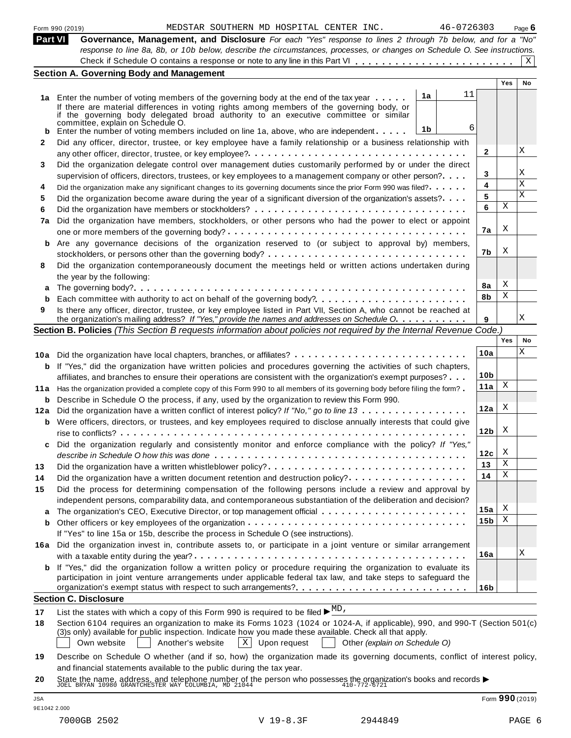Form 990 (2019) MEDSTAR SOUTHERN MD HOSPITAL CENTER INC. 46-0726303 Page **6**

**Part VI** **Governance, Management, and Disclosure** *For each "Yes" response to lines 2 through 7b below, and for a "No" response to line 8a, 8b, or 10b below, describe the circumstances, processes, or changes on Schedule O. See instructions.*

Check if Schedule O contains a response or note to any line in this Part VI . . . . . . . . . . . . . . . . . . . . . . . . X

## Section A. Governing Body and Management

| | | | | | Yes | No |
|---|---|---|---|---|---|---|
| **1a** | Enter the number of voting members of the governing body at the end of the tax year . . . . . If there are material differences in voting rights among members of the governing body, or if the governing body delegated broad authority to an executive committee or similar committee, explain on Schedule O. | 1a | 11 | | | |
| **b** | Enter the number of voting members included on line 1a, above, who are independent . . . . . | 1b | 6 | | | |
| **2** | Did any officer, director, trustee, or key employee have a family relationship or a business relationship with any other officer, director, trustee, or key employee? . . . . . | | | 2 | | X |
| **3** | Did the organization delegate control over management duties customarily performed by or under the direct supervision of officers, directors, trustees, or key employees to a management company or other person? . . . . | | | 3 | | X |
| **4** | Did the organization make any significant changes to its governing documents since the prior Form 990 was filed? . . . . . | | | 4 | | X |
| **5** | Did the organization become aware during the year of a significant diversion of the organization's assets? . . . . | | | 5 | | X |
| **6** | Did the organization have members or stockholders? . . . . . | | | 6 | X | |
| **7a** | Did the organization have members, stockholders, or other persons who had the power to elect or appoint one or more members of the governing body? . . . . . | | | 7a | X | |
| **b** | Are any governance decisions of the organization reserved to (or subject to approval by) members, stockholders, or persons other than the governing body? . . . . . | | | 7b | X | |
| **8** | Did the organization contemporaneously document the meetings held or written actions undertaken during the year by the following: | | | | | |
| **a** | The governing body? . . . . . | | | 8a | X | |
| **b** | Each committee with authority to act on behalf of the governing body? . . . . . | | | 8b | X | |
| **9** | Is there any officer, director, trustee, or key employee listed in Part VII, Section A, who cannot be reached at the organization's mailing address? *If "Yes," provide the names and addresses on Schedule O.* . . . . . | | | 9 | | X |

## Section B. Policies *(This Section B requests information about policies not required by the Internal Revenue Code.)*

| | | | Yes | No |
|---|---|---|---|---|
| **10a** | Did the organization have local chapters, branches, or affiliates? . . . . . | 10a | | X |
| **b** | If "Yes," did the organization have written policies and procedures governing the activities of such chapters, affiliates, and branches to ensure their operations are consistent with the organization's exempt purposes? . . . | 10b | | |
| **11a** | Has the organization provided a complete copy of this Form 990 to all members of its governing body before filing the form? . | 11a | X | |
| **b** | Describe in Schedule O the process, if any, used by the organization to review this Form 990. | | | |
| **12a** | Did the organization have a written conflict of interest policy? *If "No," go to line 13* . . . . . | 12a | X | |
| **b** | Were officers, directors, or trustees, and key employees required to disclose annually interests that could give rise to conflicts? . . . . . | 12b | X | |
| **c** | Did the organization regularly and consistently monitor and enforce compliance with the policy? *If "Yes," describe in Schedule O how this was done* . . . . . | 12c | X | |
| **13** | Did the organization have a written whistleblower policy? . . . . . | 13 | X | |
| **14** | Did the organization have a written document retention and destruction policy? . . . . . | 14 | X | |
| **15** | Did the process for determining compensation of the following persons include a review and approval by independent persons, comparability data, and contemporaneous substantiation of the deliberation and decision? | | | |
| **a** | The organization's CEO, Executive Director, or top management official . . . . . | 15a | X | |
| **b** | Other officers or key employees of the organization . . . . . If "Yes" to line 15a or 15b, describe the process in Schedule O (see instructions). | 15b | X | |
| **16a** | Did the organization invest in, contribute assets to, or participate in a joint venture or similar arrangement with a taxable entity during the year? . . . . . | 16a | | X |
| **b** | If "Yes," did the organization follow a written policy or procedure requiring the organization to evaluate its participation in joint venture arrangements under applicable federal tax law, and take steps to safeguard the organization's exempt status with respect to such arrangements? . . . . . | 16b | | |

## Section C. Disclosure

**17** List the states with which a copy of this Form 990 is required to be filed ▶ MD,

**18** Section 6104 requires an organization to make its Forms 1023 (1024 or 1024-A, if applicable), 990, and 990-T (Section 501(c)(3)s only) available for public inspection. Indicate how you made these available. Check all that apply.

☐ Own website ☐ Another's website ☒ Upon request ☐ Other *(explain on Schedule O)*

**19** Describe on Schedule O whether (and if so, how) the organization made its governing documents, conflict of interest policy, and financial statements available to the public during the tax year.

**20** State the name, address, and telephone number of the person who possesses the organization's books and records ▶
JOEL BRYAN 10980 GRANTCHESTER WAY COLUMBIA, MD 21044 410-772-6721

JSA
9E1042 2.000
Form **990** (2019)

7000GB 2502 V 19-8.3F 2944849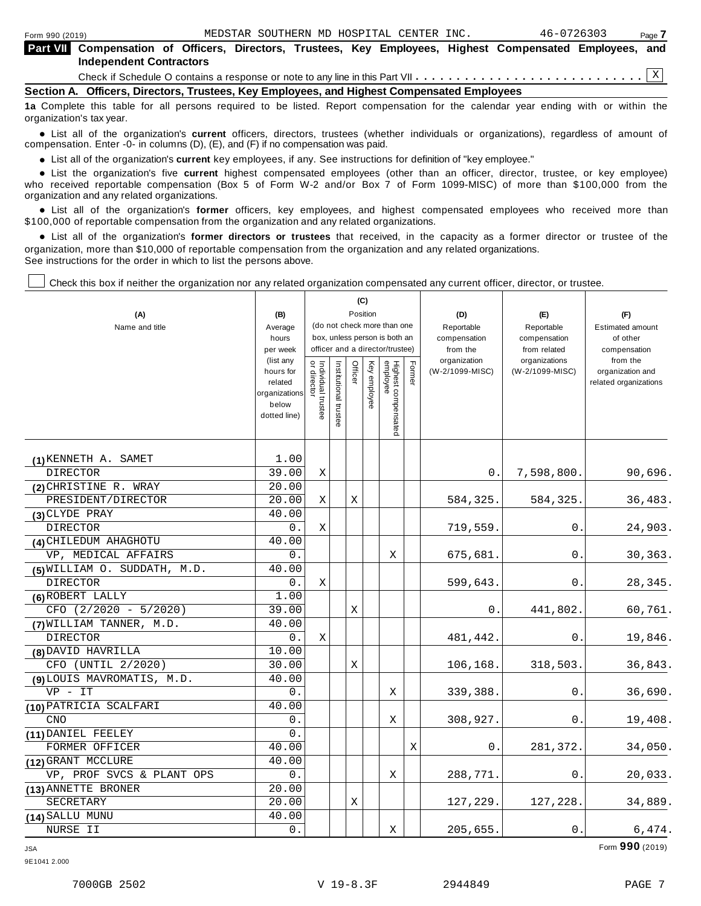Form 990 (2019) MEDSTAR SOUTHERN MD HOSPITAL CENTER INC. 46-0726303 Page 7

**Part VII Compensation of Officers, Directors, Trustees, Key Employees, Highest Compensated Employees, and Independent Contractors**

Check if Schedule O contains a response or note to any line in this Part VII . . . . . . . . . . . . . . . . . . . . . . . . . . . [X]

**Section A. Officers, Directors, Trustees, Key Employees, and Highest Compensated Employees**

**1a** Complete this table for all persons required to be listed. Report compensation for the calendar year ending with or within the organization's tax year.

- List all of the organization's **current** officers, directors, trustees (whether individuals or organizations), regardless of amount of compensation. Enter -0- in columns (D), (E), and (F) if no compensation was paid.
- List all of the organization's **current** key employees, if any. See instructions for definition of "key employee."
- List the organization's five **current** highest compensated employees (other than an officer, director, trustee, or key employee) who received reportable compensation (Box 5 of Form W-2 and/or Box 7 of Form 1099-MISC) of more than $100,000 from the organization and any related organizations.
- List all of the organization's **former** officers, key employees, and highest compensated employees who received more than $100,000 of reportable compensation from the organization and any related organizations.
- List all of the organization's **former directors or trustees** that received, in the capacity as a former director or trustee of the organization, more than $10,000 of reportable compensation from the organization and any related organizations.

See instructions for the order in which to list the persons above.

[ ] Check this box if neither the organization nor any related organization compensated any current officer, director, or trustee.

| (A) Name and title | (B) Average hours per week (list any hours for related organizations below dotted line) | (C) Position: Individual trustee or director | Institutional trustee | Officer | Key employee | Highest compensated employee | Former | (D) Reportable compensation from the organization (W-2/1099-MISC) | (E) Reportable compensation from related organizations (W-2/1099-MISC) | (F) Estimated amount of other compensation from the organization and related organizations |
|---|---|---|---|---|---|---|---|---|---|---|
| (1) KENNETH A. SAMET<br>DIRECTOR | 1.00<br>39.00 | X | | | | | | 0. | 7,598,800. | 90,696. |
| (2) CHRISTINE R. WRAY<br>PRESIDENT/DIRECTOR | 20.00<br>20.00 | X | | X | | | | 584,325. | 584,325. | 36,483. |
| (3) CLYDE PRAY<br>DIRECTOR | 40.00<br>0. | X | | | | | | 719,559. | 0. | 24,903. |
| (4) CHILEDUM AHAGHOTU<br>VP, MEDICAL AFFAIRS | 40.00<br>0. | | | | | X | | 675,681. | 0. | 30,363. |
| (5) WILLIAM O. SUDDATH, M.D.<br>DIRECTOR | 40.00<br>0. | X | | | | | | 599,643. | 0. | 28,345. |
| (6) ROBERT LALLY<br>CFO (2/2020 - 5/2020) | 1.00<br>39.00 | | | X | | | | 0. | 441,802. | 60,761. |
| (7) WILLIAM TANNER, M.D.<br>DIRECTOR | 40.00<br>0. | X | | | | | | 481,442. | 0. | 19,846. |
| (8) DAVID HAVRILLA<br>CFO (UNTIL 2/2020) | 10.00<br>30.00 | | | X | | | | 106,168. | 318,503. | 36,843. |
| (9) LOUIS MAVROMATIS, M.D.<br>VP - IT | 40.00<br>0. | | | | | X | | 339,388. | 0. | 36,690. |
| (10) PATRICIA SCALFARI<br>CNO | 40.00<br>0. | | | | | X | | 308,927. | 0. | 19,408. |
| (11) DANIEL FEELEY<br>FORMER OFFICER | 0.<br>40.00 | | | | | | X | 0. | 281,372. | 34,050. |
| (12) GRANT MCCLURE<br>VP, PROF SVCS & PLANT OPS | 40.00<br>0. | | | | | X | | 288,771. | 0. | 20,033. |
| (13) ANNETTE BRONER<br>SECRETARY | 20.00<br>20.00 | | | X | | | | 127,229. | 127,228. | 34,889. |
| (14) SALLU MUNU<br>NURSE II | 40.00<br>0. | | | | | X | | 205,655. | 0. | 6,474. |

Form **990** (2019)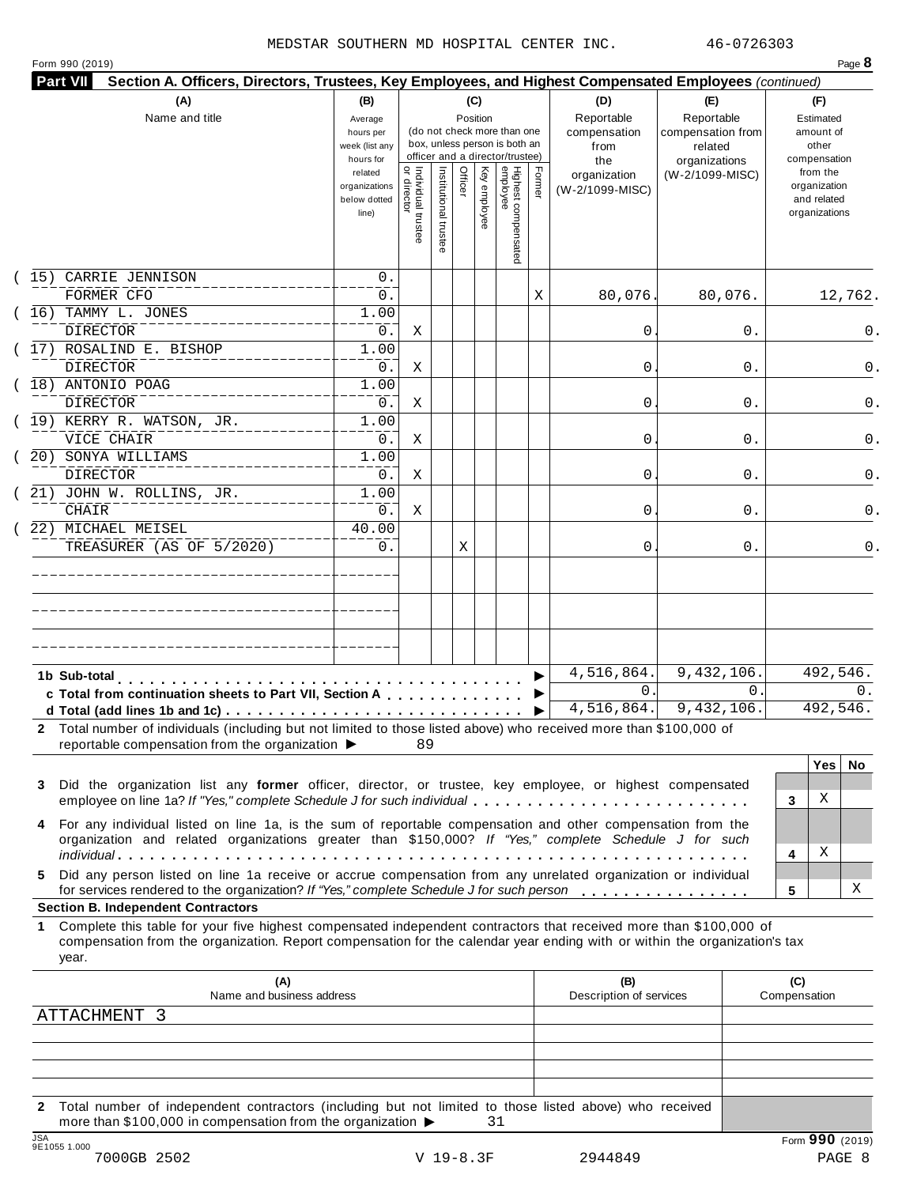MEDSTAR SOUTHERN MD HOSPITAL CENTER INC. 46-0726303

Form 990 (2019) Page **8**

**Part VII Section A. Officers, Directors, Trustees, Key Employees, and Highest Compensated Employees** *(continued)*

| (A) Name and title | (B) Average hours per week (list any hours for related organizations below dotted line) | (C) Position: Individual trustee or director | Institutional trustee | Officer | Key employee | Highest compensated employee | Former | (D) Reportable compensation from the organization (W-2/1099-MISC) | (E) Reportable compensation from related organizations (W-2/1099-MISC) | (F) Estimated amount of other compensation from the organization and related organizations |
|---|---|---|---|---|---|---|---|---|---|---|
| (15) CARRIE JENNISON<br>FORMER CFO | 0.<br>0. | | | | | | X | 80,076. | 80,076. | 12,762. |
| (16) TAMMY L. JONES<br>DIRECTOR | 1.00<br>0. | X | | | | | | 0. | 0. | 0. |
| (17) ROSALIND E. BISHOP<br>DIRECTOR | 1.00<br>0. | X | | | | | | 0. | 0. | 0. |
| (18) ANTONIO POAG<br>DIRECTOR | 1.00<br>0. | X | | | | | | 0. | 0. | 0. |
| (19) KERRY R. WATSON, JR.<br>VICE CHAIR | 1.00<br>0. | X | | | | | | 0. | 0. | 0. |
| (20) SONYA WILLIAMS<br>DIRECTOR | 1.00<br>0. | X | | | | | | 0. | 0. | 0. |
| (21) JOHN W. ROLLINS, JR.<br>CHAIR | 1.00<br>0. | X | | | | | | 0. | 0. | 0. |
| (22) MICHAEL MEISEL<br>TREASURER (AS OF 5/2020) | 40.00<br>0. | | | X | | | | 0. | 0. | 0. |

| | (D) | (E) | (F) |
|---|---|---|---|
| **1b Sub-total** | 4,516,864. | 9,432,106. | 492,546. |
| **c Total from continuation sheets to Part VII, Section A** | 0. | 0. | 0. |
| **d Total (add lines 1b and 1c)** | 4,516,864. | 9,432,106. | 492,546. |

**2** Total number of individuals (including but not limited to those listed above) who received more than $100,000 of reportable compensation from the organization ▶ 89

| | | Yes | No |
|---|---|---|---|
| **3** Did the organization list any **former** officer, director, or trustee, key employee, or highest compensated employee on line 1a? *If "Yes," complete Schedule J for such individual* | 3 | X | |
| **4** For any individual listed on line 1a, is the sum of reportable compensation and other compensation from the organization and related organizations greater than $150,000? *If "Yes," complete Schedule J for such individual* | 4 | X | |
| **5** Did any person listed on line 1a receive or accrue compensation from any unrelated organization or individual for services rendered to the organization? *If "Yes," complete Schedule J for such person* | 5 | | X |

**Section B. Independent Contractors**

**1** Complete this table for your five highest compensated independent contractors that received more than $100,000 of compensation from the organization. Report compensation for the calendar year ending with or within the organization's tax year.

| (A) Name and business address | (B) Description of services | (C) Compensation |
|---|---|---|
| ATTACHMENT 3 | | |
| | | |
| | | |
| | | |
| | | |

**2** Total number of independent contractors (including but not limited to those listed above) who received more than $100,000 in compensation from the organization ▶ 31

Form **990** (2019)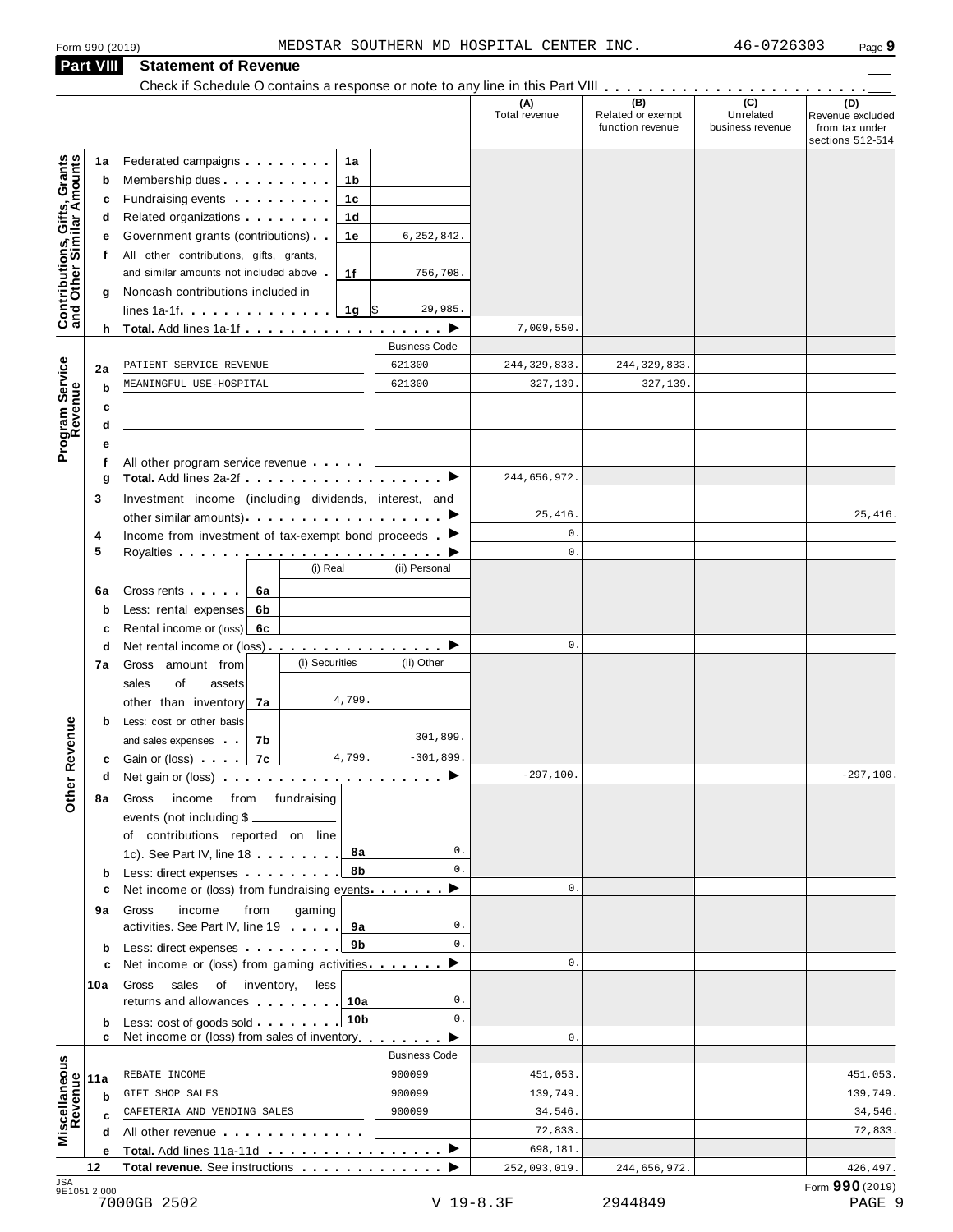Form 990 (2019) MEDSTAR SOUTHERN MD HOSPITAL CENTER INC. 46-0726303 Page 9

## Part VIII Statement of Revenue

Check if Schedule O contains a response or note to any line in this Part VIII . . . . . . . . . . . . . . . . . . . . . . . ☐

| | | | | | (A) Total revenue | (B) Related or exempt function revenue | (C) Unrelated business revenue | (D) Revenue excluded from tax under sections 512-514 |
|---|---|---|---|---|---|---|---|---|
| **Contributions, Gifts, Grants and Other Similar Amounts** | 1a | Federated campaigns | 1a | | | | | |
| | b | Membership dues | 1b | | | | | |
| | c | Fundraising events | 1c | | | | | |
| | d | Related organizations | 1d | | | | | |
| | e | Government grants (contributions) | 1e | 6,252,842. | | | | |
| | f | All other contributions, gifts, grants, and similar amounts not included above | 1f | 756,708. | | | | |
| | g | Noncash contributions included in lines 1a-1f | 1g | $ 29,985. | | | | |
| | h | **Total.** Add lines 1a-1f | | | 7,009,550. | | | |
| **Program Service Revenue** | | | | Business Code | | | | |
| | 2a | PATIENT SERVICE REVENUE | | 621300 | 244,329,833. | 244,329,833. | | |
| | b | MEANINGFUL USE-HOSPITAL | | 621300 | 327,139. | 327,139. | | |
| | c | | | | | | | |
| | d | | | | | | | |
| | e | | | | | | | |
| | f | All other program service revenue | | | | | | |
| | g | **Total.** Add lines 2a-2f | | | 244,656,972. | | | |
| **Other Revenue** | 3 | Investment income (including dividends, interest, and other similar amounts) | | | 25,416. | | | 25,416. |
| | 4 | Income from investment of tax-exempt bond proceeds | | | 0. | | | |
| | 5 | Royalties | | | 0. | | | |
| | | | (i) Real | (ii) Personal | | | | |
| | 6a | Gross rents | 6a | | | | | |
| | b | Less: rental expenses | 6b | | | | | |
| | c | Rental income or (loss) | 6c | | | | | |
| | d | Net rental income or (loss) | | | 0. | | | |
| | | | (i) Securities | (ii) Other | | | | |
| | 7a | Gross amount from sales of assets other than inventory | 7a 4,799. | | | | | |
| | b | Less: cost or other basis and sales expenses | 7b | 301,899. | | | | |
| | c | Gain or (loss) | 7c 4,799. | -301,899. | | | | |
| | d | Net gain or (loss) | | | -297,100. | | | -297,100. |
| | 8a | Gross income from fundraising events (not including $ ______ of contributions reported on line 1c). See Part IV, line 18 | 8a | 0. | | | | |
| | b | Less: direct expenses | 8b | 0. | | | | |
| | c | Net income or (loss) from fundraising events | | | 0. | | | |
| | 9a | Gross income from gaming activities. See Part IV, line 19 | 9a | 0. | | | | |
| | b | Less: direct expenses | 9b | 0. | | | | |
| | c | Net income or (loss) from gaming activities | | | 0. | | | |
| | 10a | Gross sales of inventory, less returns and allowances | 10a | 0. | | | | |
| | b | Less: cost of goods sold | 10b | 0. | | | | |
| | c | Net income or (loss) from sales of inventory | | | 0. | | | |
| **Miscellaneous Revenue** | | | | Business Code | | | | |
| | 11a | REBATE INCOME | | 900099 | 451,053. | | | 451,053. |
| | b | GIFT SHOP SALES | | 900099 | 139,749. | | | 139,749. |
| | c | CAFETERIA AND VENDING SALES | | 900099 | 34,546. | | | 34,546. |
| | d | All other revenue | | | 72,833. | | | 72,833. |
| | e | **Total.** Add lines 11a-11d | | | 698,181. | | | |
| | 12 | **Total revenue.** See instructions | | | 252,093,019. | 244,656,972. | | 426,497. |

JSA 9E1051 2.000

Form **990** (2019)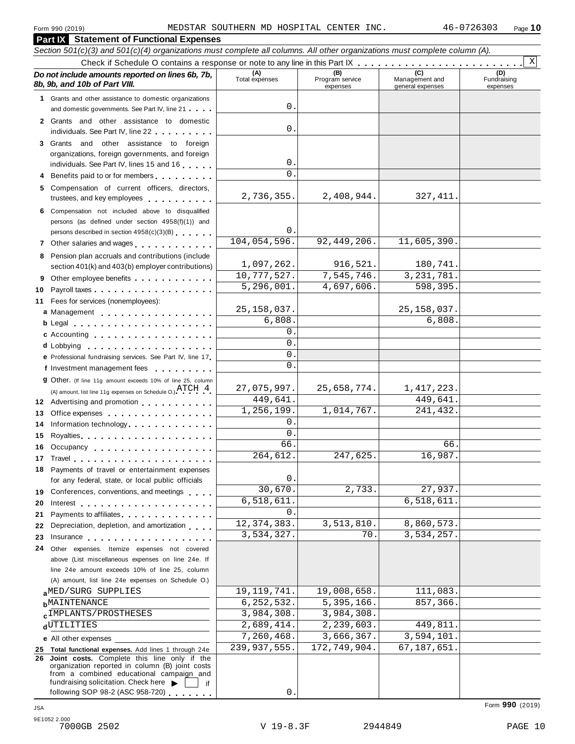Form 990 (2019) MEDSTAR SOUTHERN MD HOSPITAL CENTER INC. 46-0726303

## Part IX Statement of Functional Expenses

*Section 501(c)(3) and 501(c)(4) organizations must complete all columns. All other organizations must complete column (A).*

Check if Schedule O contains a response or note to any line in this Part IX . . . . . . . . . . . . . . . . . . . . . . . . . X

| *Do not include amounts reported on lines 6b, 7b, 8b, 9b, and 10b of Part VIII.* | (A) Total expenses | (B) Program service expenses | (C) Management and general expenses | (D) Fundraising expenses |
|---|---|---|---|---|
| **1** Grants and other assistance to domestic organizations and domestic governments. See Part IV, line 21 | 0. | | | |
| **2** Grants and other assistance to domestic individuals. See Part IV, line 22 | 0. | | | |
| **3** Grants and other assistance to foreign organizations, foreign governments, and foreign individuals. See Part IV, lines 15 and 16 | 0. | | | |
| **4** Benefits paid to or for members | 0. | | | |
| **5** Compensation of current officers, directors, trustees, and key employees | 2,736,355. | 2,408,944. | 327,411. | |
| **6** Compensation not included above to disqualified persons (as defined under section 4958(f)(1)) and persons described in section 4958(c)(3)(B) | 0. | | | |
| **7** Other salaries and wages | 104,054,596. | 92,449,206. | 11,605,390. | |
| **8** Pension plan accruals and contributions (include section 401(k) and 403(b) employer contributions) | 1,097,262. | 916,521. | 180,741. | |
| **9** Other employee benefits | 10,777,527. | 7,545,746. | 3,231,781. | |
| **10** Payroll taxes | 5,296,001. | 4,697,606. | 598,395. | |
| **11** Fees for services (nonemployees): | | | | |
| **a** Management | 25,158,037. | | 25,158,037. | |
| **b** Legal | 6,808. | | 6,808. | |
| **c** Accounting | 0. | | | |
| **d** Lobbying | 0. | | | |
| **e** Professional fundraising services. See Part IV, line 17 | 0. | | | |
| **f** Investment management fees | 0. | | | |
| **g** Other. (If line 11g amount exceeds 10% of line 25, column (A) amount, list line 11g expenses on Schedule O.) ATCH 4 | 27,075,997. | 25,658,774. | 1,417,223. | |
| **12** Advertising and promotion | 449,641. | | 449,641. | |
| **13** Office expenses | 1,256,199. | 1,014,767. | 241,432. | |
| **14** Information technology | 0. | | | |
| **15** Royalties | 0. | | | |
| **16** Occupancy | 66. | | 66. | |
| **17** Travel | 264,612. | 247,625. | 16,987. | |
| **18** Payments of travel or entertainment expenses for any federal, state, or local public officials | 0. | | | |
| **19** Conferences, conventions, and meetings | 30,670. | 2,733. | 27,937. | |
| **20** Interest | 6,518,611. | | 6,518,611. | |
| **21** Payments to affiliates | 0. | | | |
| **22** Depreciation, depletion, and amortization | 12,374,383. | 3,513,810. | 8,860,573. | |
| **23** Insurance | 3,534,327. | 70. | 3,534,257. | |
| **24** Other expenses. Itemize expenses not covered above (List miscellaneous expenses on line 24e. If line 24e amount exceeds 10% of line 25, column (A) amount, list line 24e expenses on Schedule O.) | | | | |
| **a** MED/SURG SUPPLIES | 19,119,741. | 19,008,658. | 111,083. | |
| **b** MAINTENANCE | 6,252,532. | 5,395,166. | 857,366. | |
| **c** IMPLANTS/PROSTHESES | 3,984,308. | 3,984,308. | | |
| **d** UTILITIES | 2,689,414. | 2,239,603. | 449,811. | |
| **e** All other expenses | 7,260,468. | 3,666,367. | 3,594,101. | |
| **25 Total functional expenses.** Add lines 1 through 24e | 239,937,555. | 172,749,904. | 67,187,651. | |
| **26 Joint costs.** Complete this line only if the organization reported in column (B) joint costs from a combined educational campaign and fundraising solicitation. Check here ▶ ☐ if following SOP 98-2 (ASC 958-720) | 0. | | | |

Form **990** (2019)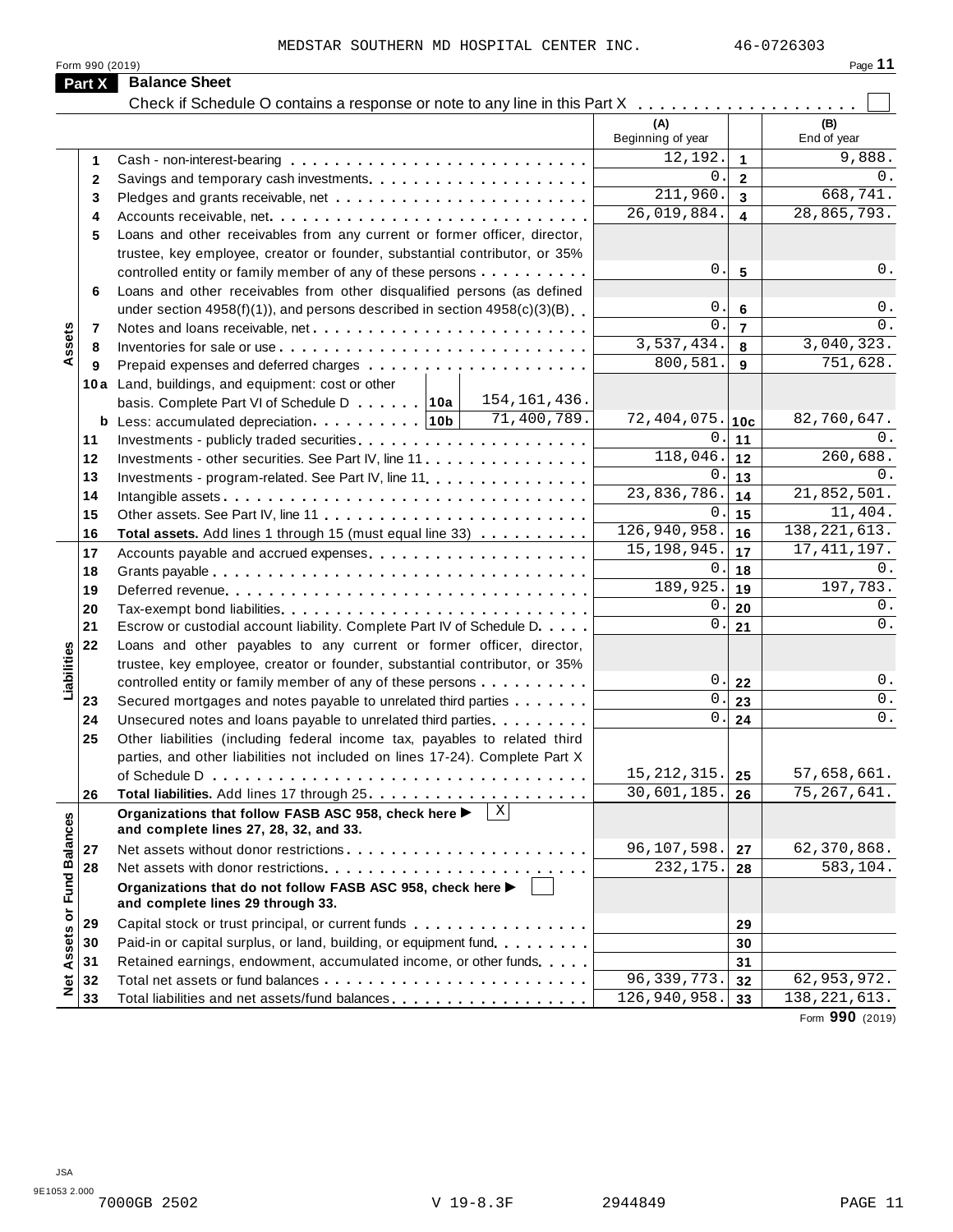MEDSTAR SOUTHERN MD HOSPITAL CENTER INC. 46-0726303

Form 990 (2019)

## Part X Balance Sheet

Check if Schedule O contains a response or note to any line in this Part X . . . . . . . . . . . . . . . . . . . . ☐

| | | | (A) Beginning of year | | (B) End of year |
|---|---|---|---|---|---|
| **Assets** | 1 | Cash - non-interest-bearing | 12,192. | 1 | 9,888. |
| | 2 | Savings and temporary cash investments | 0. | 2 | 0. |
| | 3 | Pledges and grants receivable, net | 211,960. | 3 | 668,741. |
| | 4 | Accounts receivable, net | 26,019,884. | 4 | 28,865,793. |
| | 5 | Loans and other receivables from any current or former officer, director, trustee, key employee, creator or founder, substantial contributor, or 35% controlled entity or family member of any of these persons | 0. | 5 | 0. |
| | 6 | Loans and other receivables from other disqualified persons (as defined under section 4958(f)(1)), and persons described in section 4958(c)(3)(B) | 0. | 6 | 0. |
| | 7 | Notes and loans receivable, net | 0. | 7 | 0. |
| | 8 | Inventories for sale or use | 3,537,434. | 8 | 3,040,323. |
| | 9 | Prepaid expenses and deferred charges | 800,581. | 9 | 751,628. |
| | 10a | Land, buildings, and equipment: cost or other basis. Complete Part VI of Schedule D . . . 10a 154,161,436. | | | |
| | b | Less: accumulated depreciation . . . 10b 71,400,789. | 72,404,075. | 10c | 82,760,647. |
| | 11 | Investments - publicly traded securities | 0. | 11 | 0. |
| | 12 | Investments - other securities. See Part IV, line 11 | 118,046. | 12 | 260,688. |
| | 13 | Investments - program-related. See Part IV, line 11 | 0. | 13 | 0. |
| | 14 | Intangible assets | 23,836,786. | 14 | 21,852,501. |
| | 15 | Other assets. See Part IV, line 11 | 0. | 15 | 11,404. |
| | 16 | **Total assets.** Add lines 1 through 15 (must equal line 33) | 126,940,958. | 16 | 138,221,613. |
| **Liabilities** | 17 | Accounts payable and accrued expenses | 15,198,945. | 17 | 17,411,197. |
| | 18 | Grants payable | 0. | 18 | 0. |
| | 19 | Deferred revenue | 189,925. | 19 | 197,783. |
| | 20 | Tax-exempt bond liabilities | 0. | 20 | 0. |
| | 21 | Escrow or custodial account liability. Complete Part IV of Schedule D | 0. | 21 | 0. |
| | 22 | Loans and other payables to any current or former officer, director, trustee, key employee, creator or founder, substantial contributor, or 35% controlled entity or family member of any of these persons | 0. | 22 | 0. |
| | 23 | Secured mortgages and notes payable to unrelated third parties | 0. | 23 | 0. |
| | 24 | Unsecured notes and loans payable to unrelated third parties | 0. | 24 | 0. |
| | 25 | Other liabilities (including federal income tax, payables to related third parties, and other liabilities not included on lines 17-24). Complete Part X of Schedule D | 15,212,315. | 25 | 57,658,661. |
| | 26 | **Total liabilities.** Add lines 17 through 25 | 30,601,185. | 26 | 75,267,641. |
| **Net Assets or Fund Balances** | | **Organizations that follow FASB ASC 958, check here ▶** ☒ **and complete lines 27, 28, 32, and 33.** | | | |
| | 27 | Net assets without donor restrictions | 96,107,598. | 27 | 62,370,868. |
| | 28 | Net assets with donor restrictions | 232,175. | 28 | 583,104. |
| | | **Organizations that do not follow FASB ASC 958, check here ▶** ☐ **and complete lines 29 through 33.** | | | |
| | 29 | Capital stock or trust principal, or current funds | | 29 | |
| | 30 | Paid-in or capital surplus, or land, building, or equipment fund | | 30 | |
| | 31 | Retained earnings, endowment, accumulated income, or other funds | | 31 | |
| | 32 | Total net assets or fund balances | 96,339,773. | 32 | 62,953,972. |
| | 33 | Total liabilities and net assets/fund balances | 126,940,958. | 33 | 138,221,613. |

Form **990** (2019)

JSA
9E1053 2.000
7000GB 2502 V 19-8.3F 2944849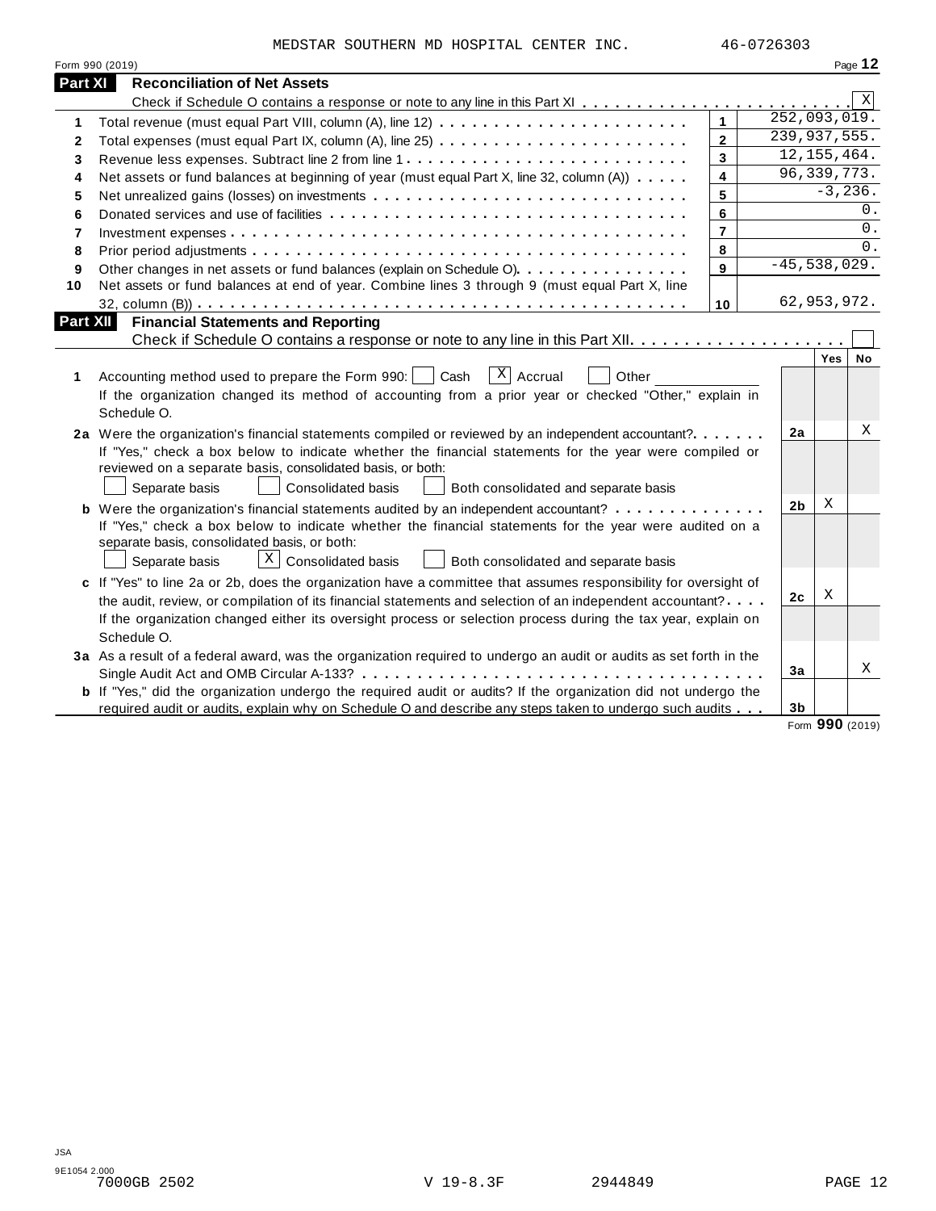MEDSTAR SOUTHERN MD HOSPITAL CENTER INC. 46-0726303

Form 990 (2019)

## Part XI Reconciliation of Net Assets

Check if Schedule O contains a response or note to any line in this Part XI . . . . . . . . . . . . . . . . . . . . . . . . [X]

| | | | |
|---|---|---|---|
| 1 | Total revenue (must equal Part VIII, column (A), line 12) | 1 | 252,093,019. |
| 2 | Total expenses (must equal Part IX, column (A), line 25) | 2 | 239,937,555. |
| 3 | Revenue less expenses. Subtract line 2 from line 1 | 3 | 12,155,464. |
| 4 | Net assets or fund balances at beginning of year (must equal Part X, line 32, column (A)) | 4 | 96,339,773. |
| 5 | Net unrealized gains (losses) on investments | 5 | -3,236. |
| 6 | Donated services and use of facilities | 6 | 0. |
| 7 | Investment expenses | 7 | 0. |
| 8 | Prior period adjustments | 8 | 0. |
| 9 | Other changes in net assets or fund balances (explain on Schedule O) | 9 | -45,538,029. |
| 10 | Net assets or fund balances at end of year. Combine lines 3 through 9 (must equal Part X, line 32, column (B)) | 10 | 62,953,972. |

## Part XII Financial Statements and Reporting

Check if Schedule O contains a response or note to any line in this Part XII . . . . . . . . . . . . . . . . . . . . [ ]

| | | | Yes | No |
|---|---|---|---|---|
| 1 | Accounting method used to prepare the Form 990: [ ] Cash [X] Accrual [ ] Other ______<br>If the organization changed its method of accounting from a prior year or checked "Other," explain in Schedule O. | | | |
| 2a | Were the organization's financial statements compiled or reviewed by an independent accountant?<br>If "Yes," check a box below to indicate whether the financial statements for the year were compiled or reviewed on a separate basis, consolidated basis, or both:<br>[ ] Separate basis [ ] Consolidated basis [ ] Both consolidated and separate basis | 2a | | X |
| b | Were the organization's financial statements audited by an independent accountant?<br>If "Yes," check a box below to indicate whether the financial statements for the year were audited on a separate basis, consolidated basis, or both:<br>[ ] Separate basis [X] Consolidated basis [ ] Both consolidated and separate basis | 2b | X | |
| c | If "Yes" to line 2a or 2b, does the organization have a committee that assumes responsibility for oversight of the audit, review, or compilation of its financial statements and selection of an independent accountant?<br>If the organization changed either its oversight process or selection process during the tax year, explain on Schedule O. | 2c | X | |
| 3a | As a result of a federal award, was the organization required to undergo an audit or audits as set forth in the Single Audit Act and OMB Circular A-133? | 3a | | X |
| b | If "Yes," did the organization undergo the required audit or audits? If the organization did not undergo the required audit or audits, explain why on Schedule O and describe any steps taken to undergo such audits | 3b | | |

Form **990** (2019)

JSA
9E1054 2.000
7000GB 2502 V 19-8.3F 2944849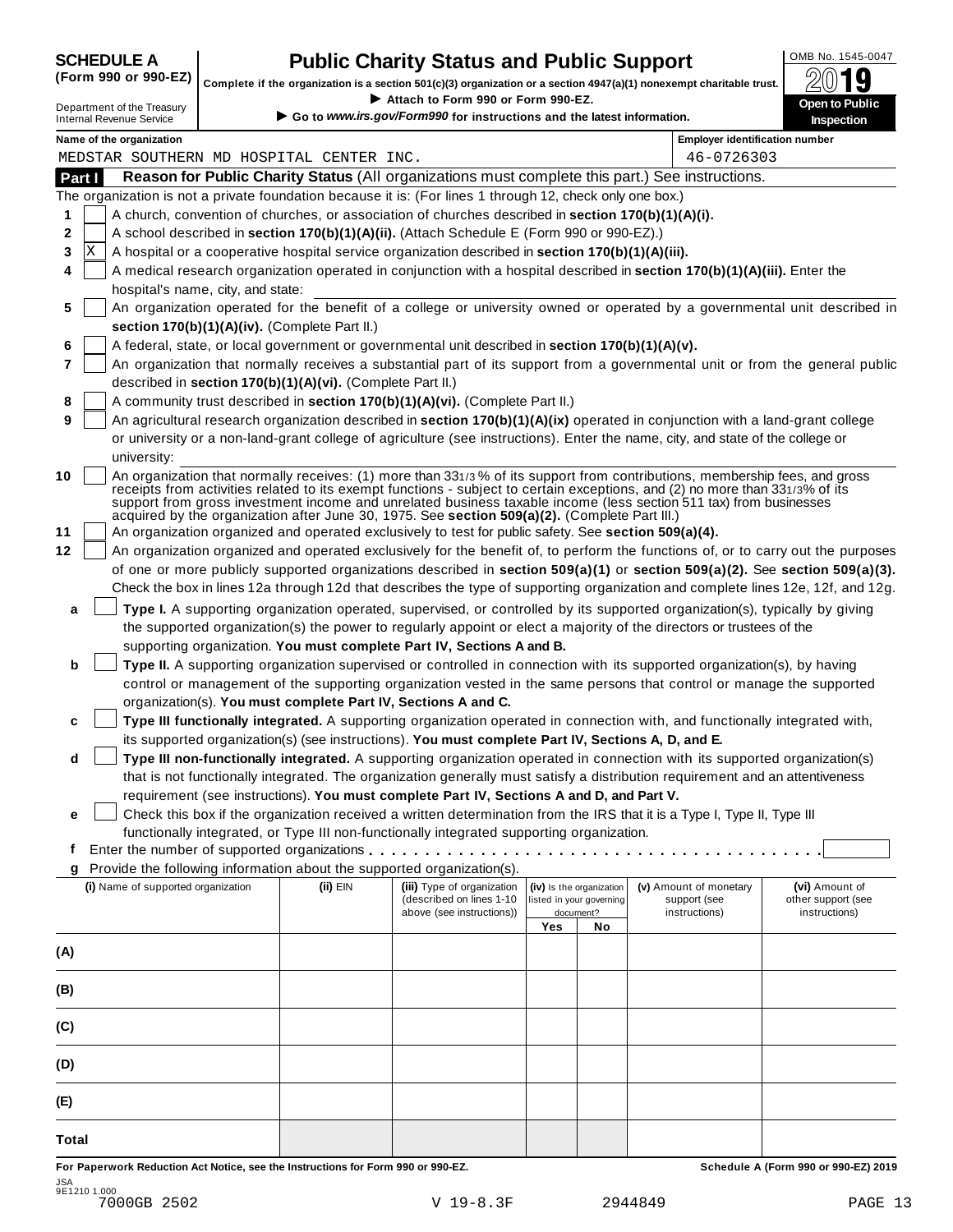**SCHEDULE A (Form 990 or 990-EZ)**

Department of the Treasury
Internal Revenue Service

# Public Charity Status and Public Support

**Complete if the organization is a section 501(c)(3) organization or a section 4947(a)(1) nonexempt charitable trust.**

▶ **Attach to Form 990 or Form 990-EZ.**

▶ **Go to *www.irs.gov/Form990* for instructions and the latest information.**

OMB No. 1545-0047

**2019**

**Open to Public Inspection**

**Name of the organization**
MEDSTAR SOUTHERN MD HOSPITAL CENTER INC.

**Employer identification number**
46-0726303

## Part I — Reason for Public Charity Status (All organizations must complete this part.) See instructions.

The organization is not a private foundation because it is: (For lines 1 through 12, check only one box.)

1. [ ] A church, convention of churches, or association of churches described in **section 170(b)(1)(A)(i).**
2. [ ] A school described in **section 170(b)(1)(A)(ii).** (Attach Schedule E (Form 990 or 990-EZ).)
3. [X] A hospital or a cooperative hospital service organization described in **section 170(b)(1)(A)(iii).**
4. [ ] A medical research organization operated in conjunction with a hospital described in **section 170(b)(1)(A)(iii).** Enter the hospital's name, city, and state:
5. [ ] An organization operated for the benefit of a college or university owned or operated by a governmental unit described in **section 170(b)(1)(A)(iv).** (Complete Part II.)
6. [ ] A federal, state, or local government or governmental unit described in **section 170(b)(1)(A)(v).**
7. [ ] An organization that normally receives a substantial part of its support from a governmental unit or from the general public described in **section 170(b)(1)(A)(vi).** (Complete Part II.)
8. [ ] A community trust described in **section 170(b)(1)(A)(vi).** (Complete Part II.)
9. [ ] An agricultural research organization described in **section 170(b)(1)(A)(ix)** operated in conjunction with a land-grant college or university or a non-land-grant college of agriculture (see instructions). Enter the name, city, and state of the college or university:
10. [ ] An organization that normally receives: (1) more than 33 1/3 % of its support from contributions, membership fees, and gross receipts from activities related to its exempt functions - subject to certain exceptions, and (2) no more than 33 1/3% of its support from gross investment income and unrelated business taxable income (less section 511 tax) from businesses acquired by the organization after June 30, 1975. See **section 509(a)(2).** (Complete Part III.)
11. [ ] An organization organized and operated exclusively to test for public safety. See **section 509(a)(4).**
12. [ ] An organization organized and operated exclusively for the benefit of, to perform the functions of, or to carry out the purposes of one or more publicly supported organizations described in **section 509(a)(1)** or **section 509(a)(2).** See **section 509(a)(3).** Check the box in lines 12a through 12d that describes the type of supporting organization and complete lines 12e, 12f, and 12g.
   - **a** [ ] **Type I.** A supporting organization operated, supervised, or controlled by its supported organization(s), typically by giving the supported organization(s) the power to regularly appoint or elect a majority of the directors or trustees of the supporting organization. **You must complete Part IV, Sections A and B.**
   - **b** [ ] **Type II.** A supporting organization supervised or controlled in connection with its supported organization(s), by having control or management of the supporting organization vested in the same persons that control or manage the supported organization(s). **You must complete Part IV, Sections A and C.**
   - **c** [ ] **Type III functionally integrated.** A supporting organization operated in connection with, and functionally integrated with, its supported organization(s) (see instructions). **You must complete Part IV, Sections A, D, and E.**
   - **d** [ ] **Type III non-functionally integrated.** A supporting organization operated in connection with its supported organization(s) that is not functionally integrated. The organization generally must satisfy a distribution requirement and an attentiveness requirement (see instructions). **You must complete Part IV, Sections A and D, and Part V.**
   - **e** [ ] Check this box if the organization received a written determination from the IRS that it is a Type I, Type II, Type III functionally integrated, or Type III non-functionally integrated supporting organization.
   - **f** Enter the number of supported organizations . . . . . . . . . . . . . . . . . . . . . . . . . . . . . . . . . . . . .
   - **g** Provide the following information about the supported organization(s).

| (i) Name of supported organization | (ii) EIN | (iii) Type of organization (described on lines 1-10 above (see instructions)) | (iv) Is the organization listed in your governing document? Yes | No | (v) Amount of monetary support (see instructions) | (vi) Amount of other support (see instructions) |
|---|---|---|---|---|---|---|
| (A) | | | | | | |
| (B) | | | | | | |
| (C) | | | | | | |
| (D) | | | | | | |
| (E) | | | | | | |
| Total | | | | | | |

**For Paperwork Reduction Act Notice, see the Instructions for Form 990 or 990-EZ.** **Schedule A (Form 990 or 990-EZ) 2019**

JSA
9E1210 1.000
7000GB 2502 V 19-8.3F 2944849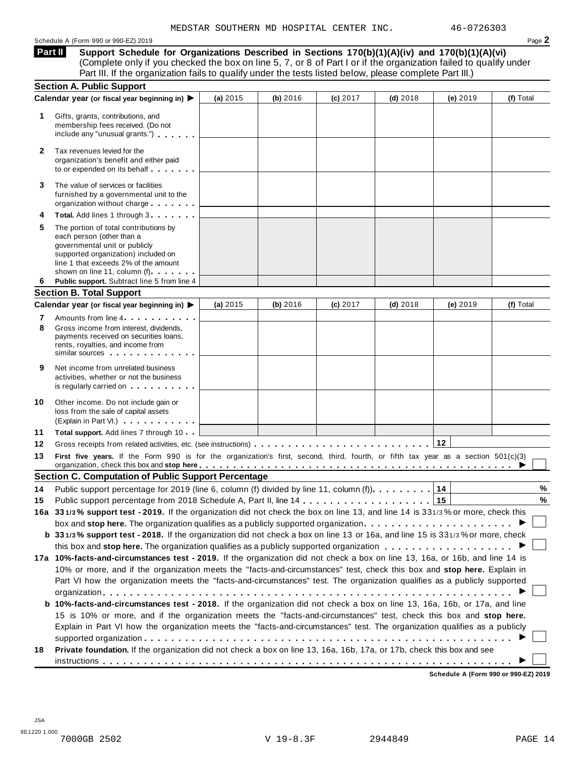MEDSTAR SOUTHERN MD HOSPITAL CENTER INC. 46-0726303

Schedule A (Form 990 or 990-EZ) 2019

**Part II** **Support Schedule for Organizations Described in Sections 170(b)(1)(A)(iv) and 170(b)(1)(A)(vi)** (Complete only if you checked the box on line 5, 7, or 8 of Part I or if the organization failed to qualify under Part III. If the organization fails to qualify under the tests listed below, please complete Part III.)

### Section A. Public Support

| | Calendar year (or fiscal year beginning in) ▶ | (a) 2015 | (b) 2016 | (c) 2017 | (d) 2018 | (e) 2019 | (f) Total |
|---|---|---|---|---|---|---|---|
| 1 | Gifts, grants, contributions, and membership fees received. (Do not include any "unusual grants.") | | | | | | |
| 2 | Tax revenues levied for the organization's benefit and either paid to or expended on its behalf | | | | | | |
| 3 | The value of services or facilities furnished by a governmental unit to the organization without charge | | | | | | |
| 4 | **Total.** Add lines 1 through 3 | | | | | | |
| 5 | The portion of total contributions by each person (other than a governmental unit or publicly supported organization) included on line 1 that exceeds 2% of the amount shown on line 11, column (f) | | | | | | |
| 6 | **Public support.** Subtract line 5 from line 4 | | | | | | |

### Section B. Total Support

| | Calendar year (or fiscal year beginning in) ▶ | (a) 2015 | (b) 2016 | (c) 2017 | (d) 2018 | (e) 2019 | (f) Total |
|---|---|---|---|---|---|---|---|
| 7 | Amounts from line 4 | | | | | | |
| 8 | Gross income from interest, dividends, payments received on securities loans, rents, royalties, and income from similar sources | | | | | | |
| 9 | Net income from unrelated business activities, whether or not the business is regularly carried on | | | | | | |
| 10 | Other income. Do not include gain or loss from the sale of capital assets (Explain in Part VI.) | | | | | | |
| 11 | **Total support.** Add lines 7 through 10 | | | | | | |

**12** Gross receipts from related activities, etc. (see instructions) | **12** |

**13** **First five years.** If the Form 990 is for the organization's first, second, third, fourth, or fifth tax year as a section 501(c)(3) organization, check this box and **stop here** ▶ ☐

### Section C. Computation of Public Support Percentage

**14** Public support percentage for 2019 (line 6, column (f) divided by line 11, column (f)) | **14** | %

**15** Public support percentage from 2018 Schedule A, Part II, line 14 | **15** | %

**16a** **33 1/3 % support test - 2019.** If the organization did not check the box on line 13, and line 14 is 33 1/3 % or more, check this box and **stop here.** The organization qualifies as a publicly supported organization ▶ ☐

**b** **33 1/3 % support test - 2018.** If the organization did not check a box on line 13 or 16a, and line 15 is 33 1/3 % or more, check this box and **stop here.** The organization qualifies as a publicly supported organization ▶ ☐

**17a** **10%-facts-and-circumstances test - 2019.** If the organization did not check a box on line 13, 16a, or 16b, and line 14 is 10% or more, and if the organization meets the "facts-and-circumstances" test, check this box and **stop here.** Explain in Part VI how the organization meets the "facts-and-circumstances" test. The organization qualifies as a publicly supported organization ▶ ☐

**b** **10%-facts-and-circumstances test - 2018.** If the organization did not check a box on line 13, 16a, 16b, or 17a, and line 15 is 10% or more, and if the organization meets the "facts-and-circumstances" test, check this box and **stop here.** Explain in Part VI how the organization meets the "facts-and-circumstances" test. The organization qualifies as a publicly supported organization ▶ ☐

**18** **Private foundation.** If the organization did not check a box on line 13, 16a, 16b, 17a, or 17b, check this box and see instructions ▶ ☐

**Schedule A (Form 990 or 990-EZ) 2019**

JSA
9E1220 1.000
7000GB 2502 V 19-8.3F 2944849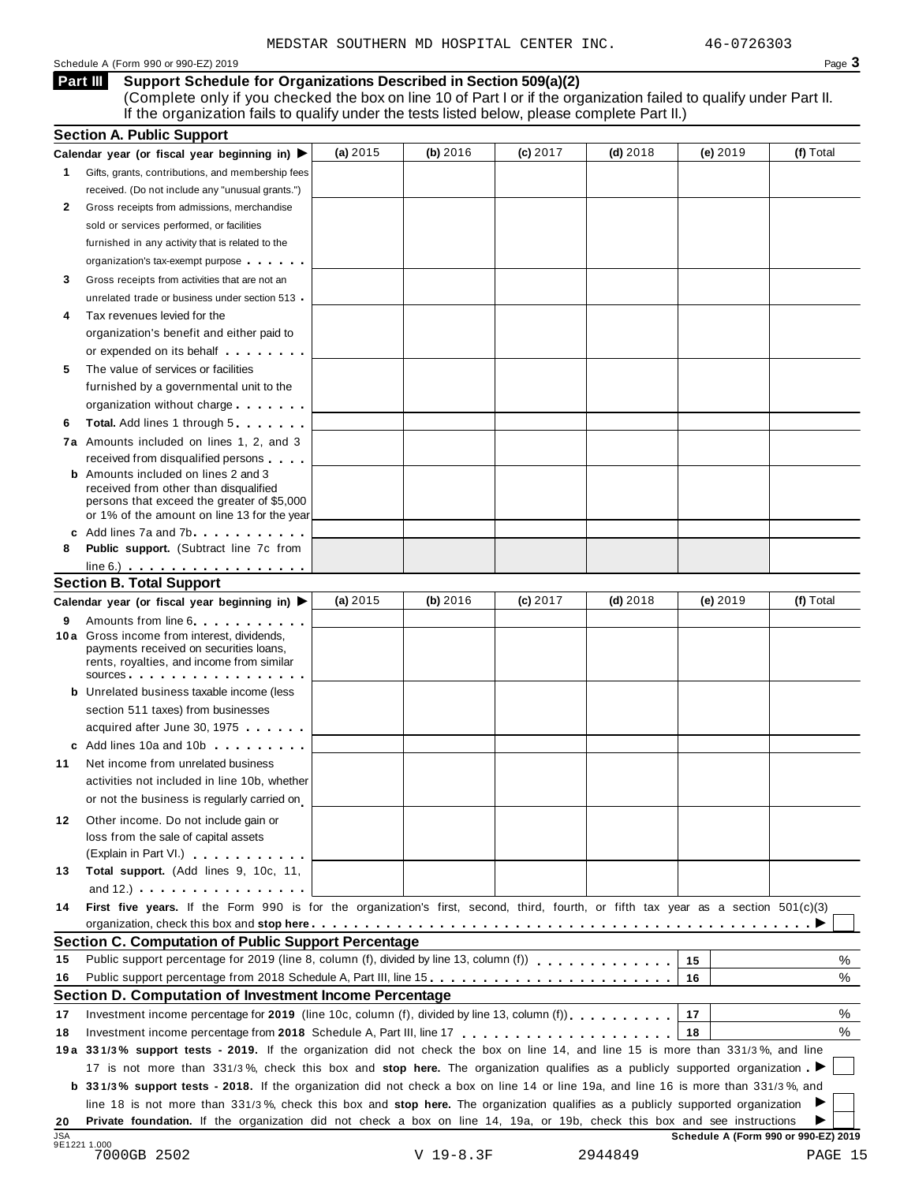MEDSTAR SOUTHERN MD HOSPITAL CENTER INC. 46-0726303

Schedule A (Form 990 or 990-EZ) 2019 Page **3**

## Part III Support Schedule for Organizations Described in Section 509(a)(2)

(Complete only if you checked the box on line 10 of Part I or if the organization failed to qualify under Part II. If the organization fails to qualify under the tests listed below, please complete Part II.)

### Section A. Public Support

| Calendar year (or fiscal year beginning in) ▶ | (a) 2015 | (b) 2016 | (c) 2017 | (d) 2018 | (e) 2019 | (f) Total |
|---|---|---|---|---|---|---|
| **1** Gifts, grants, contributions, and membership fees received. (Do not include any "unusual grants.") | | | | | | |
| **2** Gross receipts from admissions, merchandise sold or services performed, or facilities furnished in any activity that is related to the organization's tax-exempt purpose | | | | | | |
| **3** Gross receipts from activities that are not an unrelated trade or business under section 513 | | | | | | |
| **4** Tax revenues levied for the organization's benefit and either paid to or expended on its behalf | | | | | | |
| **5** The value of services or facilities furnished by a governmental unit to the organization without charge | | | | | | |
| **6** **Total.** Add lines 1 through 5 | | | | | | |
| **7a** Amounts included on lines 1, 2, and 3 received from disqualified persons | | | | | | |
| **b** Amounts included on lines 2 and 3 received from other than disqualified persons that exceed the greater of $5,000 or 1% of the amount on line 13 for the year | | | | | | |
| **c** Add lines 7a and 7b | | | | | | |
| **8** **Public support.** (Subtract line 7c from line 6.) | | | | | | |

### Section B. Total Support

| Calendar year (or fiscal year beginning in) ▶ | (a) 2015 | (b) 2016 | (c) 2017 | (d) 2018 | (e) 2019 | (f) Total |
|---|---|---|---|---|---|---|
| **9** Amounts from line 6 | | | | | | |
| **10a** Gross income from interest, dividends, payments received on securities loans, rents, royalties, and income from similar sources | | | | | | |
| **b** Unrelated business taxable income (less section 511 taxes) from businesses acquired after June 30, 1975 | | | | | | |
| **c** Add lines 10a and 10b | | | | | | |
| **11** Net income from unrelated business activities not included in line 10b, whether or not the business is regularly carried on | | | | | | |
| **12** Other income. Do not include gain or loss from the sale of capital assets (Explain in Part VI.) | | | | | | |
| **13** **Total support.** (Add lines 9, 10c, 11, and 12.) | | | | | | |

**14** **First five years.** If the Form 990 is for the organization's first, second, third, fourth, or fifth tax year as a section 501(c)(3) organization, check this box and **stop here** ▶ ☐

### Section C. Computation of Public Support Percentage

| | | | |
|---|---|---|---|
| **15** | Public support percentage for 2019 (line 8, column (f), divided by line 13, column (f)) | 15 | % |
| **16** | Public support percentage from 2018 Schedule A, Part III, line 15 | 16 | % |

### Section D. Computation of Investment Income Percentage

| | | | |
|---|---|---|---|
| **17** | Investment income percentage for **2019** (line 10c, column (f), divided by line 13, column (f)) | 17 | % |
| **18** | Investment income percentage from **2018** Schedule A, Part III, line 17 | 18 | % |

**19a** **33 1/3% support tests - 2019.** If the organization did not check the box on line 14, and line 15 is more than 33 1/3%, and line 17 is not more than 33 1/3%, check this box and **stop here.** The organization qualifies as a publicly supported organization ▶ ☐

**b** **33 1/3% support tests - 2018.** If the organization did not check a box on line 14 or line 19a, and line 16 is more than 33 1/3%, and line 18 is not more than 33 1/3%, check this box and **stop here.** The organization qualifies as a publicly supported organization ▶ ☐

**20** **Private foundation.** If the organization did not check a box on line 14, 19a, or 19b, check this box and see instructions ▶ ☐

**Schedule A (Form 990 or 990-EZ) 2019**

JSA 9E1221 1.000
7000GB 2502 V 19-8.3F 2944849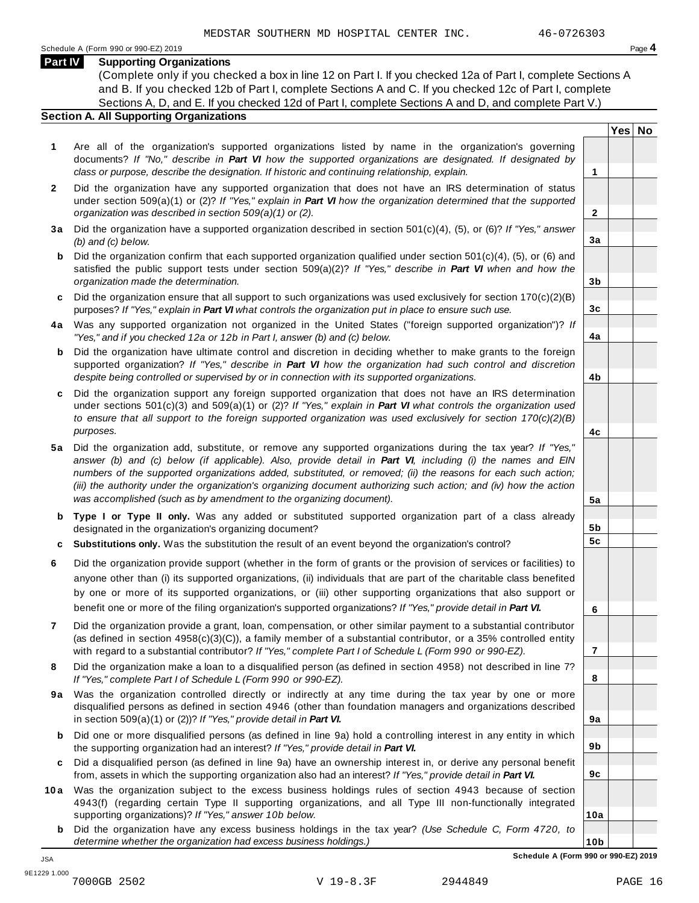MEDSTAR SOUTHERN MD HOSPITAL CENTER INC. 46-0726303

Schedule A (Form 990 or 990-EZ) 2019

## Part IV Supporting Organizations

(Complete only if you checked a box in line 12 on Part I. If you checked 12a of Part I, complete Sections A and B. If you checked 12b of Part I, complete Sections A and C. If you checked 12c of Part I, complete Sections A, D, and E. If you checked 12d of Part I, complete Sections A and D, and complete Part V.)

### Section A. All Supporting Organizations

| | | | Yes | No |
|---|---|---|---|---|
| **1** | Are all of the organization's supported organizations listed by name in the organization's governing documents? *If "No," describe in **Part VI** how the supported organizations are designated. If designated by class or purpose, describe the designation. If historic and continuing relationship, explain.* | **1** | | |
| **2** | Did the organization have any supported organization that does not have an IRS determination of status under section 509(a)(1) or (2)? *If "Yes," explain in **Part VI** how the organization determined that the supported organization was described in section 509(a)(1) or (2).* | **2** | | |
| **3a** | Did the organization have a supported organization described in section 501(c)(4), (5), or (6)? *If "Yes," answer (b) and (c) below.* | **3a** | | |
| **b** | Did the organization confirm that each supported organization qualified under section 501(c)(4), (5), or (6) and satisfied the public support tests under section 509(a)(2)? *If "Yes," describe in **Part VI** when and how the organization made the determination.* | **3b** | | |
| **c** | Did the organization ensure that all support to such organizations was used exclusively for section 170(c)(2)(B) purposes? *If "Yes," explain in **Part VI** what controls the organization put in place to ensure such use.* | **3c** | | |
| **4a** | Was any supported organization not organized in the United States ("foreign supported organization")? *If "Yes," and if you checked 12a or 12b in Part I, answer (b) and (c) below.* | **4a** | | |
| **b** | Did the organization have ultimate control and discretion in deciding whether to make grants to the foreign supported organization? *If "Yes," describe in **Part VI** how the organization had such control and discretion despite being controlled or supervised by or in connection with its supported organizations.* | **4b** | | |
| **c** | Did the organization support any foreign supported organization that does not have an IRS determination under sections 501(c)(3) and 509(a)(1) or (2)? *If "Yes," explain in **Part VI** what controls the organization used to ensure that all support to the foreign supported organization was used exclusively for section 170(c)(2)(B) purposes.* | **4c** | | |
| **5a** | Did the organization add, substitute, or remove any supported organizations during the tax year? *If "Yes," answer (b) and (c) below (if applicable). Also, provide detail in **Part VI**, including (i) the names and EIN numbers of the supported organizations added, substituted, or removed; (ii) the reasons for each such action; (iii) the authority under the organization's organizing document authorizing such action; and (iv) how the action was accomplished (such as by amendment to the organizing document).* | **5a** | | |
| **b** | **Type I or Type II only.** Was any added or substituted supported organization part of a class already designated in the organization's organizing document? | **5b** | | |
| **c** | **Substitutions only.** Was the substitution the result of an event beyond the organization's control? | **5c** | | |
| **6** | Did the organization provide support (whether in the form of grants or the provision of services or facilities) to anyone other than (i) its supported organizations, (ii) individuals that are part of the charitable class benefited by one or more of its supported organizations, or (iii) other supporting organizations that also support or benefit one or more of the filing organization's supported organizations? *If "Yes," provide detail in **Part VI.*** | **6** | | |
| **7** | Did the organization provide a grant, loan, compensation, or other similar payment to a substantial contributor (as defined in section 4958(c)(3)(C)), a family member of a substantial contributor, or a 35% controlled entity with regard to a substantial contributor? *If "Yes," complete Part I of Schedule L (Form 990 or 990-EZ).* | **7** | | |
| **8** | Did the organization make a loan to a disqualified person (as defined in section 4958) not described in line 7? *If "Yes," complete Part I of Schedule L (Form 990 or 990-EZ).* | **8** | | |
| **9a** | Was the organization controlled directly or indirectly at any time during the tax year by one or more disqualified persons as defined in section 4946 (other than foundation managers and organizations described in section 509(a)(1) or (2))? *If "Yes," provide detail in **Part VI.*** | **9a** | | |
| **b** | Did one or more disqualified persons (as defined in line 9a) hold a controlling interest in any entity in which the supporting organization had an interest? *If "Yes," provide detail in **Part VI.*** | **9b** | | |
| **c** | Did a disqualified person (as defined in line 9a) have an ownership interest in, or derive any personal benefit from, assets in which the supporting organization also had an interest? *If "Yes," provide detail in **Part VI.*** | **9c** | | |
| **10a** | Was the organization subject to the excess business holdings rules of section 4943 because of section 4943(f) (regarding certain Type II supporting organizations, and all Type III non-functionally integrated supporting organizations)? *If "Yes," answer 10b below.* | **10a** | | |
| **b** | Did the organization have any excess business holdings in the tax year? *(Use Schedule C, Form 4720, to determine whether the organization had excess business holdings.)* | **10b** | | |

Schedule A (Form 990 or 990-EZ) 2019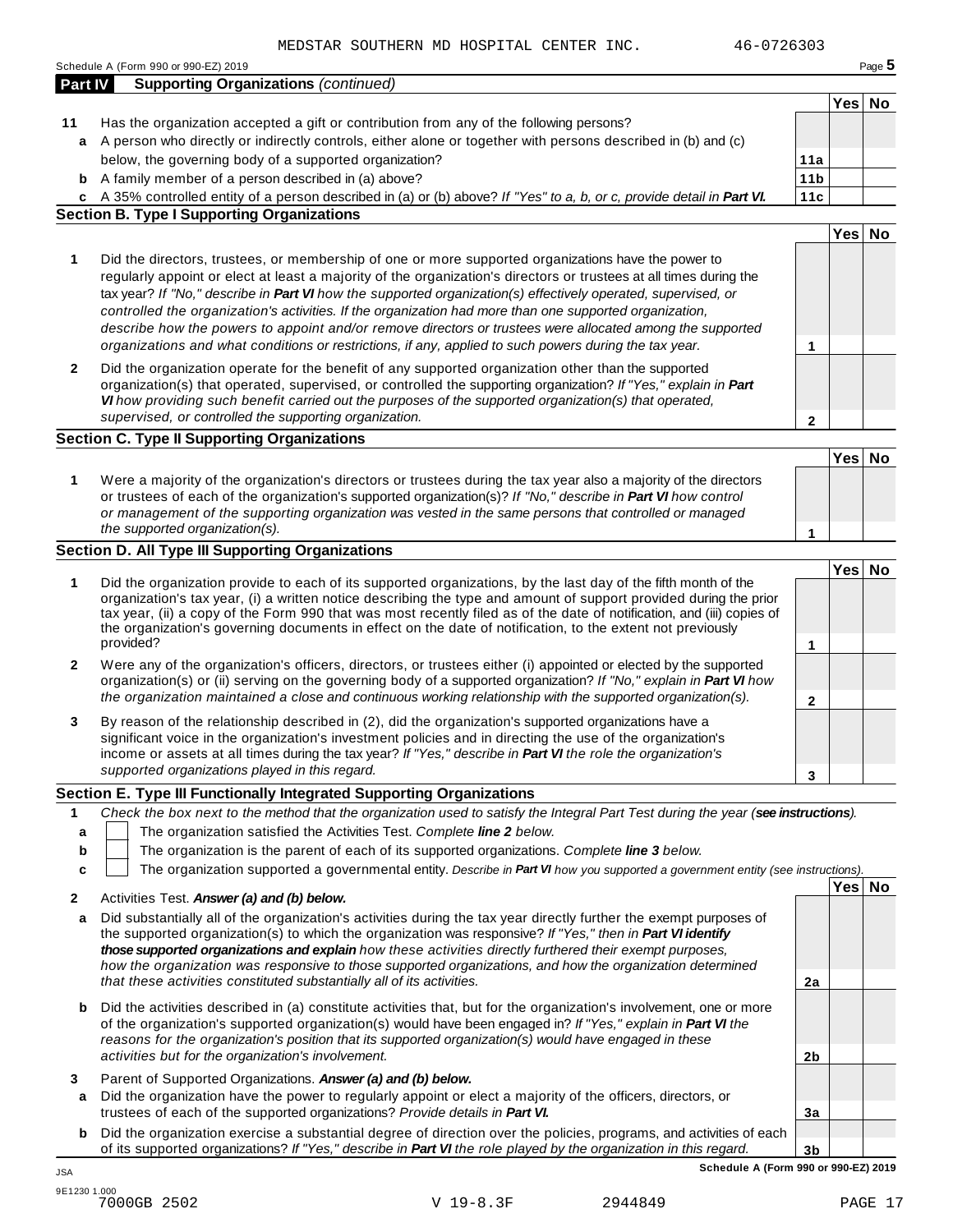MEDSTAR SOUTHERN MD HOSPITAL CENTER INC. 46-0726303

Schedule A (Form 990 or 990-EZ) 2019

## Part IV Supporting Organizations *(continued)*

| | | | Yes | No |
|---|---|---|---|---|
| **11** | Has the organization accepted a gift or contribution from any of the following persons? | | | |
| **a** | A person who directly or indirectly controls, either alone or together with persons described in (b) and (c) below, the governing body of a supported organization? | **11a** | | |
| **b** | A family member of a person described in (a) above? | **11b** | | |
| **c** | A 35% controlled entity of a person described in (a) or (b) above? *If "Yes" to a, b, or c, provide detail in* ***Part VI.*** | **11c** | | |

### Section B. Type I Supporting Organizations

| | | | Yes | No |
|---|---|---|---|---|
| **1** | Did the directors, trustees, or membership of one or more supported organizations have the power to regularly appoint or elect at least a majority of the organization's directors or trustees at all times during the tax year? *If "No," describe in* ***Part VI*** *how the supported organization(s) effectively operated, supervised, or controlled the organization's activities. If the organization had more than one supported organization, describe how the powers to appoint and/or remove directors or trustees were allocated among the supported organizations and what conditions or restrictions, if any, applied to such powers during the tax year.* | **1** | | |
| **2** | Did the organization operate for the benefit of any supported organization other than the supported organization(s) that operated, supervised, or controlled the supporting organization? *If "Yes," explain in* ***Part VI*** *how providing such benefit carried out the purposes of the supported organization(s) that operated, supervised, or controlled the supporting organization.* | **2** | | |

### Section C. Type II Supporting Organizations

| | | | Yes | No |
|---|---|---|---|---|
| **1** | Were a majority of the organization's directors or trustees during the tax year also a majority of the directors or trustees of each of the organization's supported organization(s)? *If "No," describe in* ***Part VI*** *how control or management of the supporting organization was vested in the same persons that controlled or managed the supported organization(s).* | **1** | | |

### Section D. All Type III Supporting Organizations

| | | | Yes | No |
|---|---|---|---|---|
| **1** | Did the organization provide to each of its supported organizations, by the last day of the fifth month of the organization's tax year, (i) a written notice describing the type and amount of support provided during the prior tax year, (ii) a copy of the Form 990 that was most recently filed as of the date of notification, and (iii) copies of the organization's governing documents in effect on the date of notification, to the extent not previously provided? | **1** | | |
| **2** | Were any of the organization's officers, directors, or trustees either (i) appointed or elected by the supported organization(s) or (ii) serving on the governing body of a supported organization? *If "No," explain in* ***Part VI*** *how the organization maintained a close and continuous working relationship with the supported organization(s).* | **2** | | |
| **3** | By reason of the relationship described in (2), did the organization's supported organizations have a significant voice in the organization's investment policies and in directing the use of the organization's income or assets at all times during the tax year? *If "Yes," describe in* ***Part VI*** *the role the organization's supported organizations played in this regard.* | **3** | | |

### Section E. Type III Functionally Integrated Supporting Organizations

**1** *Check the box next to the method that the organization used to satisfy the Integral Part Test during the year (**see instructions**).*

- **a** ☐ The organization satisfied the Activities Test. *Complete **line 2** below.*
- **b** ☐ The organization is the parent of each of its supported organizations. *Complete **line 3** below.*
- **c** ☐ The organization supported a governmental entity. *Describe in **Part VI** how you supported a government entity (see instructions).*

| | | | Yes | No |
|---|---|---|---|---|
| **2** | Activities Test. ***Answer (a) and (b) below.*** | | | |
| **a** | Did substantially all of the organization's activities during the tax year directly further the exempt purposes of the supported organization(s) to which the organization was responsive? *If "Yes," then in* ***Part VI identify those supported organizations and explain*** *how these activities directly furthered their exempt purposes, how the organization was responsive to those supported organizations, and how the organization determined that these activities constituted substantially all of its activities.* | **2a** | | |
| **b** | Did the activities described in (a) constitute activities that, but for the organization's involvement, one or more of the organization's supported organization(s) would have been engaged in? *If "Yes," explain in* ***Part VI*** *the reasons for the organization's position that its supported organization(s) would have engaged in these activities but for the organization's involvement.* | **2b** | | |
| **3** | Parent of Supported Organizations. ***Answer (a) and (b) below.*** | | | |
| **a** | Did the organization have the power to regularly appoint or elect a majority of the officers, directors, or trustees of each of the supported organizations? *Provide details in* ***Part VI.*** | **3a** | | |
| **b** | Did the organization exercise a substantial degree of direction over the policies, programs, and activities of each of its supported organizations? *If "Yes," describe in* ***Part VI*** *the role played by the organization in this regard.* | **3b** | | |

**Schedule A (Form 990 or 990-EZ) 2019**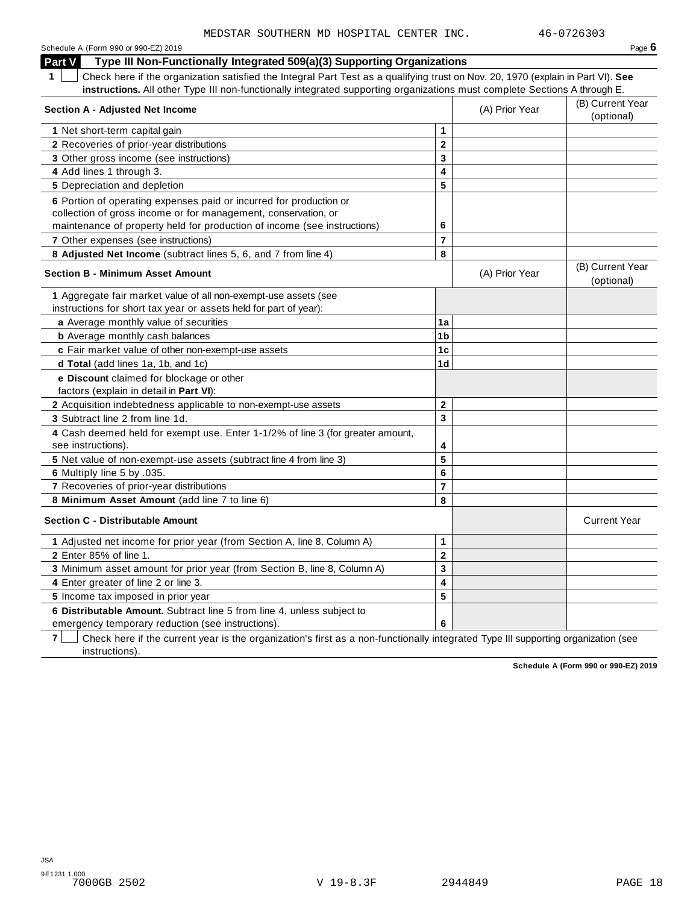MEDSTAR SOUTHERN MD HOSPITAL CENTER INC. 46-0726303

Schedule A (Form 990 or 990-EZ) 2019

## Part V Type III Non-Functionally Integrated 509(a)(3) Supporting Organizations

**1** ☐ Check here if the organization satisfied the Integral Part Test as a qualifying trust on Nov. 20, 1970 (explain in Part VI). **See instructions.** All other Type III non-functionally integrated supporting organizations must complete Sections A through E.

| **Section A - Adjusted Net Income** | | (A) Prior Year | (B) Current Year (optional) |
|---|---|---|---|
| **1** Net short-term capital gain | 1 | | |
| **2** Recoveries of prior-year distributions | 2 | | |
| **3** Other gross income (see instructions) | 3 | | |
| **4** Add lines 1 through 3. | 4 | | |
| **5** Depreciation and depletion | 5 | | |
| **6** Portion of operating expenses paid or incurred for production or collection of gross income or for management, conservation, or maintenance of property held for production of income (see instructions) | 6 | | |
| **7** Other expenses (see instructions) | 7 | | |
| **8 Adjusted Net Income** (subtract lines 5, 6, and 7 from line 4) | 8 | | |

| **Section B - Minimum Asset Amount** | | (A) Prior Year | (B) Current Year (optional) |
|---|---|---|---|
| **1** Aggregate fair market value of all non-exempt-use assets (see instructions for short tax year or assets held for part of year): | | | |
| **a** Average monthly value of securities | 1a | | |
| **b** Average monthly cash balances | 1b | | |
| **c** Fair market value of other non-exempt-use assets | 1c | | |
| **d Total** (add lines 1a, 1b, and 1c) | 1d | | |
| **e Discount** claimed for blockage or other factors (explain in detail in **Part VI**): | | | |
| **2** Acquisition indebtedness applicable to non-exempt-use assets | 2 | | |
| **3** Subtract line 2 from line 1d. | 3 | | |
| **4** Cash deemed held for exempt use. Enter 1-1/2% of line 3 (for greater amount, see instructions). | 4 | | |
| **5** Net value of non-exempt-use assets (subtract line 4 from line 3) | 5 | | |
| **6** Multiply line 5 by .035. | 6 | | |
| **7** Recoveries of prior-year distributions | 7 | | |
| **8 Minimum Asset Amount** (add line 7 to line 6) | 8 | | |

| **Section C - Distributable Amount** | | | Current Year |
|---|---|---|---|
| **1** Adjusted net income for prior year (from Section A, line 8, Column A) | 1 | | |
| **2** Enter 85% of line 1. | 2 | | |
| **3** Minimum asset amount for prior year (from Section B, line 8, Column A) | 3 | | |
| **4** Enter greater of line 2 or line 3. | 4 | | |
| **5** Income tax imposed in prior year | 5 | | |
| **6 Distributable Amount.** Subtract line 5 from line 4, unless subject to emergency temporary reduction (see instructions). | 6 | | |

**7** ☐ Check here if the current year is the organization's first as a non-functionally integrated Type III supporting organization (see instructions).

**Schedule A (Form 990 or 990-EZ) 2019**

JSA
9E1231 1.000
7000GB 2502 V 19-8.3F 2944849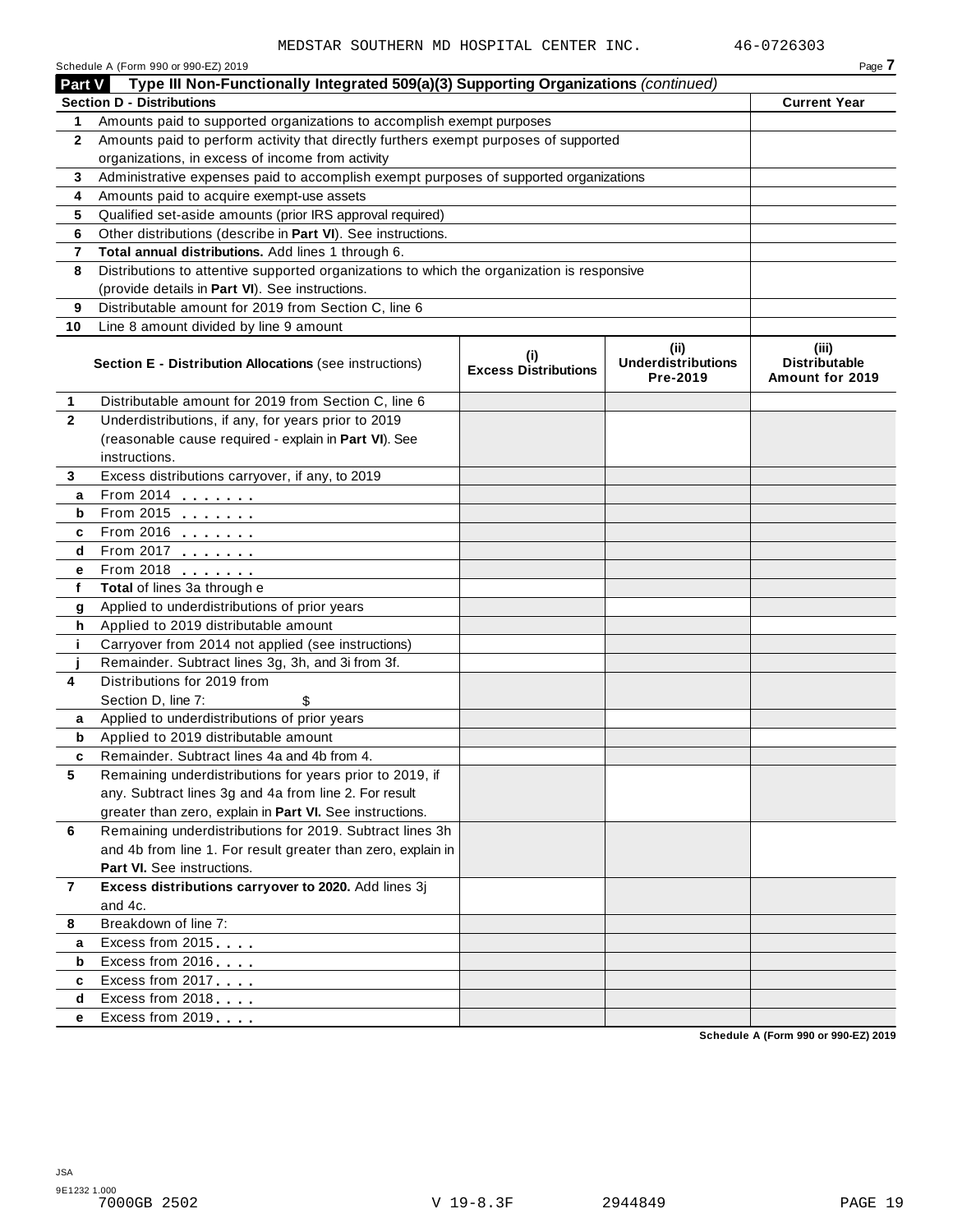MEDSTAR SOUTHERN MD HOSPITAL CENTER INC. 46-0726303

Schedule A (Form 990 or 990-EZ) 2019

## Part V Type III Non-Functionally Integrated 509(a)(3) Supporting Organizations *(continued)*

| **Section D - Distributions** | | **Current Year** |
|---|---|---|
| 1 | Amounts paid to supported organizations to accomplish exempt purposes | |
| 2 | Amounts paid to perform activity that directly furthers exempt purposes of supported organizations, in excess of income from activity | |
| 3 | Administrative expenses paid to accomplish exempt purposes of supported organizations | |
| 4 | Amounts paid to acquire exempt-use assets | |
| 5 | Qualified set-aside amounts (prior IRS approval required) | |
| 6 | Other distributions (describe in **Part VI**). See instructions. | |
| 7 | **Total annual distributions.** Add lines 1 through 6. | |
| 8 | Distributions to attentive supported organizations to which the organization is responsive (provide details in **Part VI**). See instructions. | |
| 9 | Distributable amount for 2019 from Section C, line 6 | |
| 10 | Line 8 amount divided by line 9 amount | |

| | **Section E - Distribution Allocations** (see instructions) | **(i) Excess Distributions** | **(ii) Underdistributions Pre-2019** | **(iii) Distributable Amount for 2019** |
|---|---|---|---|---|
| 1 | Distributable amount for 2019 from Section C, line 6 | | | |
| 2 | Underdistributions, if any, for years prior to 2019 (reasonable cause required - explain in **Part VI**). See instructions. | | | |
| 3 | Excess distributions carryover, if any, to 2019 | | | |
| a | From 2014 | | | |
| b | From 2015 | | | |
| c | From 2016 | | | |
| d | From 2017 | | | |
| e | From 2018 | | | |
| f | **Total** of lines 3a through e | | | |
| g | Applied to underdistributions of prior years | | | |
| h | Applied to 2019 distributable amount | | | |
| i | Carryover from 2014 not applied (see instructions) | | | |
| j | Remainder. Subtract lines 3g, 3h, and 3i from 3f. | | | |
| 4 | Distributions for 2019 from Section D, line 7: $ | | | |
| a | Applied to underdistributions of prior years | | | |
| b | Applied to 2019 distributable amount | | | |
| c | Remainder. Subtract lines 4a and 4b from 4. | | | |
| 5 | Remaining underdistributions for years prior to 2019, if any. Subtract lines 3g and 4a from line 2. For result greater than zero, explain in **Part VI.** See instructions. | | | |
| 6 | Remaining underdistributions for 2019. Subtract lines 3h and 4b from line 1. For result greater than zero, explain in **Part VI.** See instructions. | | | |
| 7 | **Excess distributions carryover to 2020.** Add lines 3j and 4c. | | | |
| 8 | Breakdown of line 7: | | | |
| a | Excess from 2015 | | | |
| b | Excess from 2016 | | | |
| c | Excess from 2017 | | | |
| d | Excess from 2018 | | | |
| e | Excess from 2019 | | | |

Schedule A (Form 990 or 990-EZ) 2019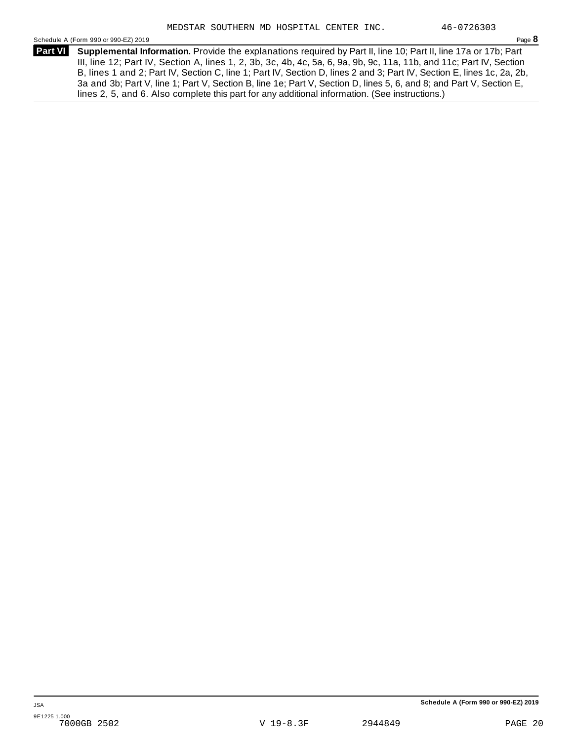MEDSTAR SOUTHERN MD HOSPITAL CENTER INC. 46-0726303

Schedule A (Form 990 or 990-EZ) 2019 Page **8**

**Part VI** **Supplemental Information.** Provide the explanations required by Part II, line 10; Part II, line 17a or 17b; Part III, line 12; Part IV, Section A, lines 1, 2, 3b, 3c, 4b, 4c, 5a, 6, 9a, 9b, 9c, 11a, 11b, and 11c; Part IV, Section B, lines 1 and 2; Part IV, Section C, line 1; Part IV, Section D, lines 2 and 3; Part IV, Section E, lines 1c, 2a, 2b, 3a and 3b; Part V, line 1; Part V, Section B, line 1e; Part V, Section D, lines 5, 6, and 8; and Part V, Section E, lines 2, 5, and 6. Also complete this part for any additional information. (See instructions.)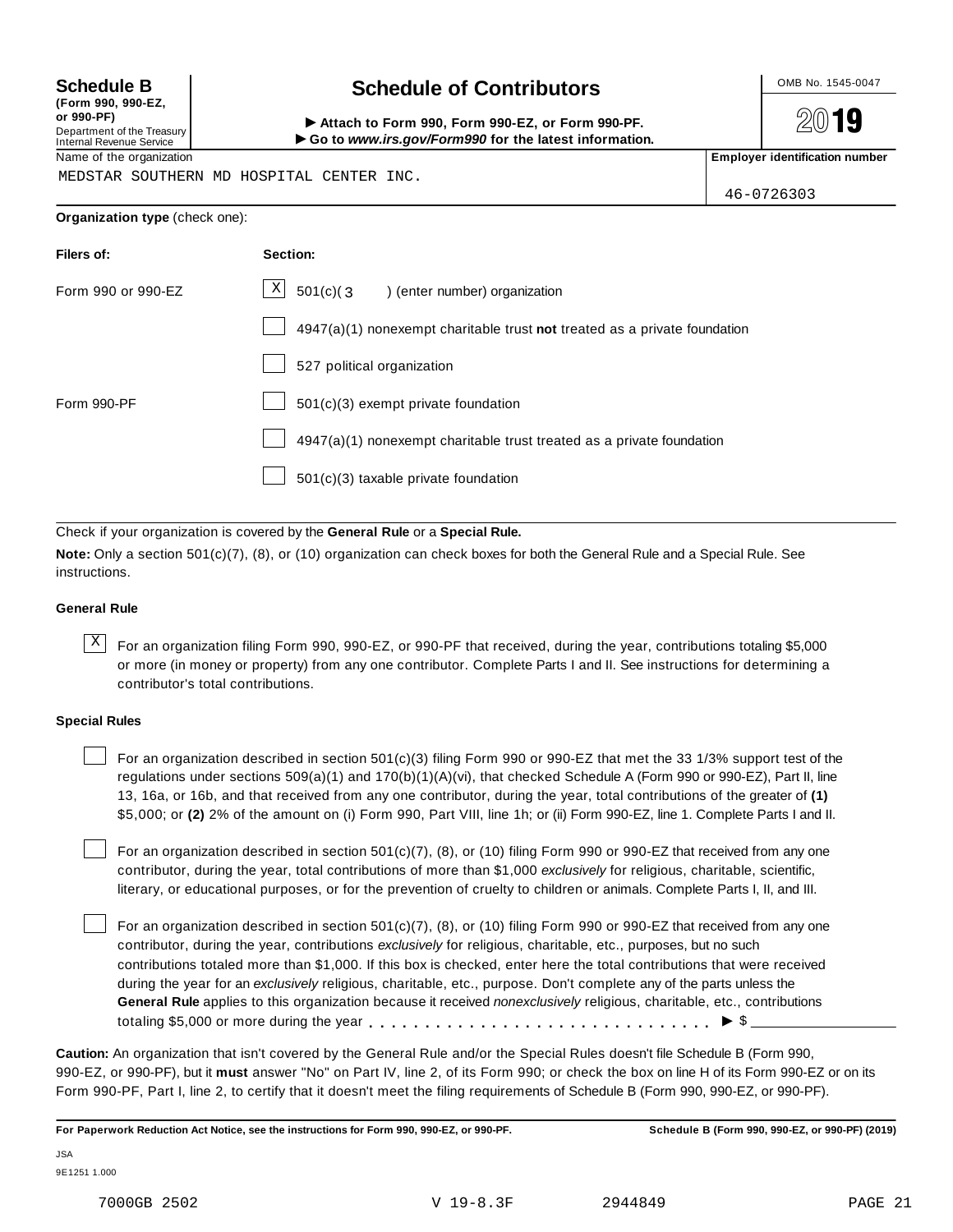**Schedule B**
**(Form 990, 990-EZ, or 990-PF)**
Department of the Treasury
Internal Revenue Service

# Schedule of Contributors

► **Attach to Form 990, Form 990-EZ, or Form 990-PF.**
► **Go to *www.irs.gov/Form990* for the latest information.**

OMB No. 1545-0047

**2019**

Name of the organization: MEDSTAR SOUTHERN MD HOSPITAL CENTER INC.

**Employer identification number:** 46-0726303

**Organization type** (check one):

| **Filers of:** | **Section:** |
|---|---|
| Form 990 or 990-EZ | [X] 501(c)( 3 ) (enter number) organization |
| | [ ] 4947(a)(1) nonexempt charitable trust **not** treated as a private foundation |
| | [ ] 527 political organization |
| Form 990-PF | [ ] 501(c)(3) exempt private foundation |
| | [ ] 4947(a)(1) nonexempt charitable trust treated as a private foundation |
| | [ ] 501(c)(3) taxable private foundation |

Check if your organization is covered by the **General Rule** or a **Special Rule.**

**Note:** Only a section 501(c)(7), (8), or (10) organization can check boxes for both the General Rule and a Special Rule. See instructions.

### General Rule

[X] For an organization filing Form 990, 990-EZ, or 990-PF that received, during the year, contributions totaling $5,000 or more (in money or property) from any one contributor. Complete Parts I and II. See instructions for determining a contributor's total contributions.

### Special Rules

[ ] For an organization described in section 501(c)(3) filing Form 990 or 990-EZ that met the 33 1/3% support test of the regulations under sections 509(a)(1) and 170(b)(1)(A)(vi), that checked Schedule A (Form 990 or 990-EZ), Part II, line 13, 16a, or 16b, and that received from any one contributor, during the year, total contributions of the greater of **(1)** $5,000; or **(2)** 2% of the amount on (i) Form 990, Part VIII, line 1h; or (ii) Form 990-EZ, line 1. Complete Parts I and II.

[ ] For an organization described in section 501(c)(7), (8), or (10) filing Form 990 or 990-EZ that received from any one contributor, during the year, total contributions of more than $1,000 *exclusively* for religious, charitable, scientific, literary, or educational purposes, or for the prevention of cruelty to children or animals. Complete Parts I, II, and III.

[ ] For an organization described in section 501(c)(7), (8), or (10) filing Form 990 or 990-EZ that received from any one contributor, during the year, contributions *exclusively* for religious, charitable, etc., purposes, but no such contributions totaled more than $1,000. If this box is checked, enter here the total contributions that were received during the year for an *exclusively* religious, charitable, etc., purpose. Don't complete any of the parts unless the **General Rule** applies to this organization because it received *nonexclusively* religious, charitable, etc., contributions totaling $5,000 or more during the year . . . . . . . . . . . . . . . . . . . . . . . . . . . . . ► $ ________

**Caution:** An organization that isn't covered by the General Rule and/or the Special Rules doesn't file Schedule B (Form 990, 990-EZ, or 990-PF), but it **must** answer "No" on Part IV, line 2, of its Form 990; or check the box on line H of its Form 990-EZ or on its Form 990-PF, Part I, line 2, to certify that it doesn't meet the filing requirements of Schedule B (Form 990, 990-EZ, or 990-PF).

**For Paperwork Reduction Act Notice, see the instructions for Form 990, 990-EZ, or 990-PF.** **Schedule B (Form 990, 990-EZ, or 990-PF) (2019)**

JSA
9E1251 1.000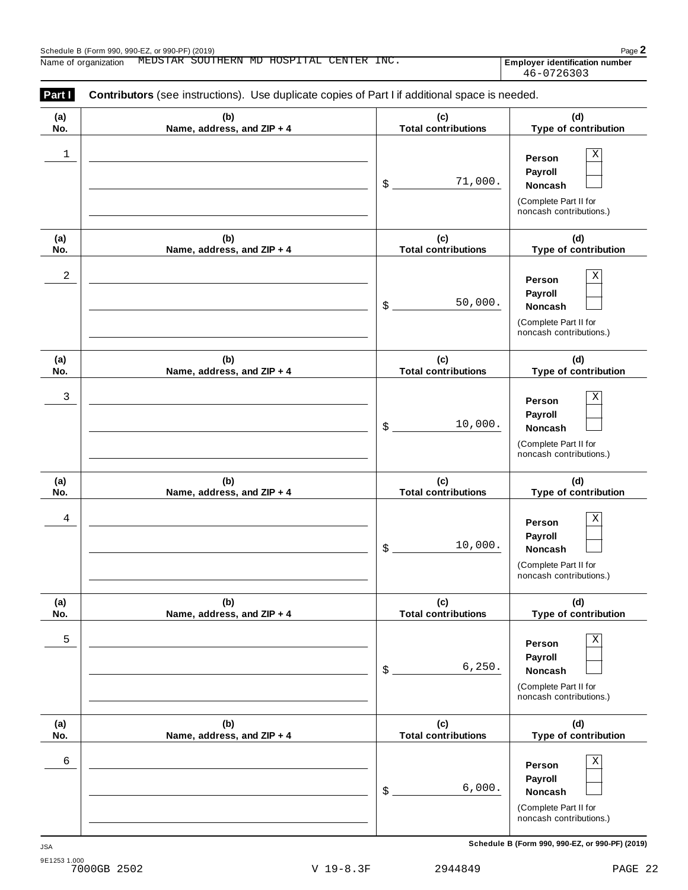Schedule B (Form 990, 990-EZ, or 990-PF) (2019)

Name of organization MEDSTAR SOUTHERN MD HOSPITAL CENTER INC.

**Employer identification number** 46-0726303

**Part I** **Contributors** (see instructions). Use duplicate copies of Part I if additional space is needed.

| (a) No. | (b) Name, address, and ZIP + 4 | (c) Total contributions | (d) Type of contribution |
|---|---|---|---|
| 1 | | $ 71,000. | Person [X] Payroll [ ] Noncash [ ] (Complete Part II for noncash contributions.) |
| 2 | | $ 50,000. | Person [X] Payroll [ ] Noncash [ ] (Complete Part II for noncash contributions.) |
| 3 | | $ 10,000. | Person [X] Payroll [ ] Noncash [ ] (Complete Part II for noncash contributions.) |
| 4 | | $ 10,000. | Person [X] Payroll [ ] Noncash [ ] (Complete Part II for noncash contributions.) |
| 5 | | $ 6,250. | Person [X] Payroll [ ] Noncash [ ] (Complete Part II for noncash contributions.) |
| 6 | | $ 6,000. | Person [X] Payroll [ ] Noncash [ ] (Complete Part II for noncash contributions.) |

JSA 9E1253 1.000 7000GB 2502 V 19-8.3F 2944849

**Schedule B (Form 990, 990-EZ, or 990-PF) (2019)**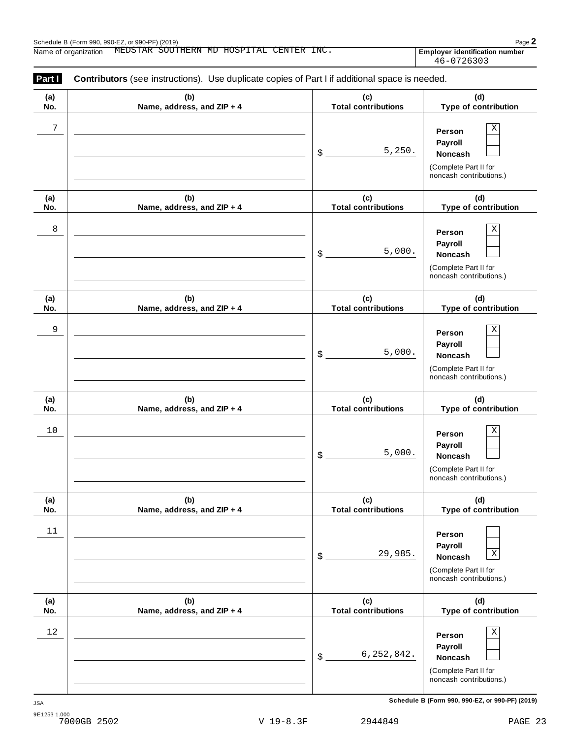Schedule B (Form 990, 990-EZ, or 990-PF) (2019)

Name of organization MEDSTAR SOUTHERN MD HOSPITAL CENTER INC.

**Employer identification number** 46-0726303

**Part I** **Contributors** (see instructions). Use duplicate copies of Part I if additional space is needed.

| (a) No. | (b) Name, address, and ZIP + 4 | (c) Total contributions | (d) Type of contribution |
|---|---|---|---|
| 7 | | $ 5,250. | Person [X] Payroll [ ] Noncash [ ] (Complete Part II for noncash contributions.) |
| 8 | | $ 5,000. | Person [X] Payroll [ ] Noncash [ ] (Complete Part II for noncash contributions.) |
| 9 | | $ 5,000. | Person [X] Payroll [ ] Noncash [ ] (Complete Part II for noncash contributions.) |
| 10 | | $ 5,000. | Person [X] Payroll [ ] Noncash [ ] (Complete Part II for noncash contributions.) |
| 11 | | $ 29,985. | Person [ ] Payroll [ ] Noncash [X] (Complete Part II for noncash contributions.) |
| 12 | | $ 6,252,842. | Person [X] Payroll [ ] Noncash [ ] (Complete Part II for noncash contributions.) |

**Schedule B (Form 990, 990-EZ, or 990-PF) (2019)**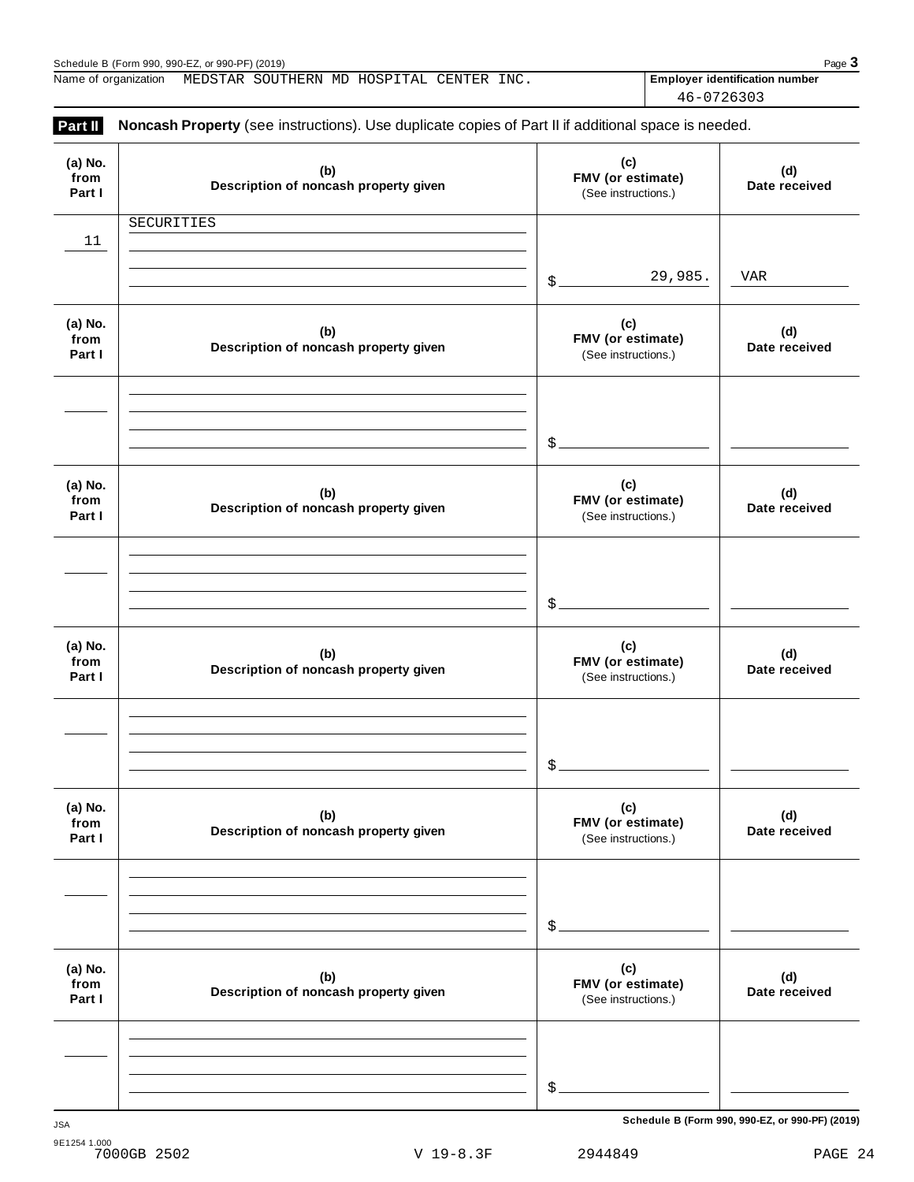Name of organization MEDSTAR SOUTHERN MD HOSPITAL CENTER INC.

**Employer identification number** 46-0726303

**Part II** **Noncash Property** (see instructions). Use duplicate copies of Part II if additional space is needed.

| (a) No. from Part I | (b) Description of noncash property given | (c) FMV (or estimate) (See instructions.) | (d) Date received |
|---|---|---|---|
| 11 | SECURITIES | $ 29,985. | VAR |
| | | $ | |
| | | $ | |
| | | $ | |
| | | $ | |
| | | $ | |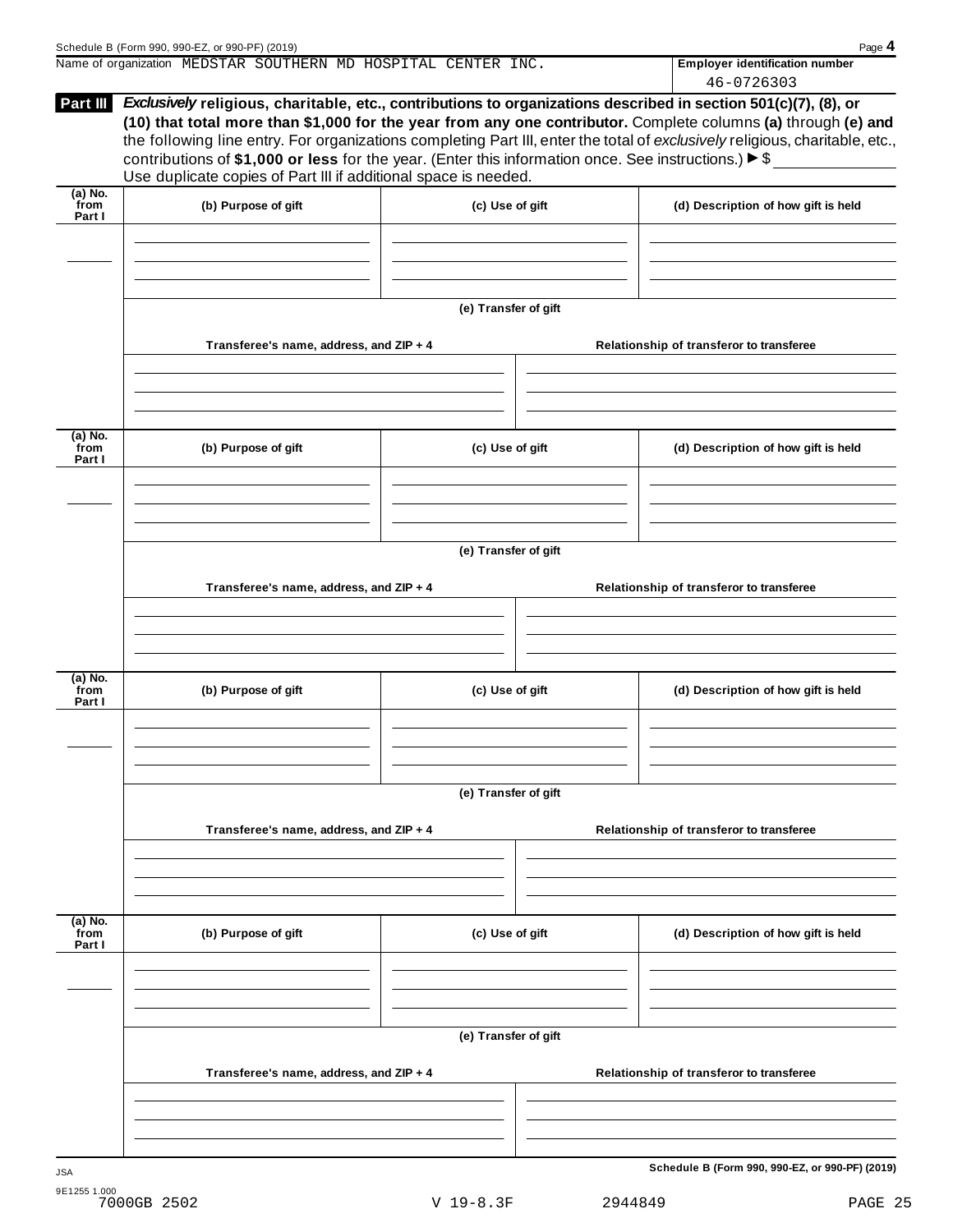Schedule B (Form 990, 990-EZ, or 990-PF) (2019)

Name of organization MEDSTAR SOUTHERN MD HOSPITAL CENTER INC.

**Employer identification number** 46-0726303

**Part III** ***Exclusively*** **religious, charitable, etc., contributions to organizations described in section 501(c)(7), (8), or (10) that total more than $1,000 for the year from any one contributor.** Complete columns **(a)** through **(e) and** the following line entry. For organizations completing Part III, enter the total of *exclusively* religious, charitable, etc., contributions of **$1,000 or less** for the year. (Enter this information once. See instructions.) ▶ $ ____________

Use duplicate copies of Part III if additional space is needed.

| (a) No. from Part I | (b) Purpose of gift | (c) Use of gift | (d) Description of how gift is held |
|---|---|---|---|
| | | | |

**(e) Transfer of gift**

| Transferee's name, address, and ZIP + 4 | Relationship of transferor to transferee |
|---|---|
| | |

| (a) No. from Part I | (b) Purpose of gift | (c) Use of gift | (d) Description of how gift is held |
|---|---|---|---|
| | | | |

**(e) Transfer of gift**

| Transferee's name, address, and ZIP + 4 | Relationship of transferor to transferee |
|---|---|
| | |

| (a) No. from Part I | (b) Purpose of gift | (c) Use of gift | (d) Description of how gift is held |
|---|---|---|---|
| | | | |

**(e) Transfer of gift**

| Transferee's name, address, and ZIP + 4 | Relationship of transferor to transferee |
|---|---|
| | |

| (a) No. from Part I | (b) Purpose of gift | (c) Use of gift | (d) Description of how gift is held |
|---|---|---|---|
| | | | |

**(e) Transfer of gift**

| Transferee's name, address, and ZIP + 4 | Relationship of transferor to transferee |
|---|---|
| | |

**Schedule B (Form 990, 990-EZ, or 990-PF) (2019)**

JSA
9E1255 1.000
7000GB 2502 V 19-8.3F 2944849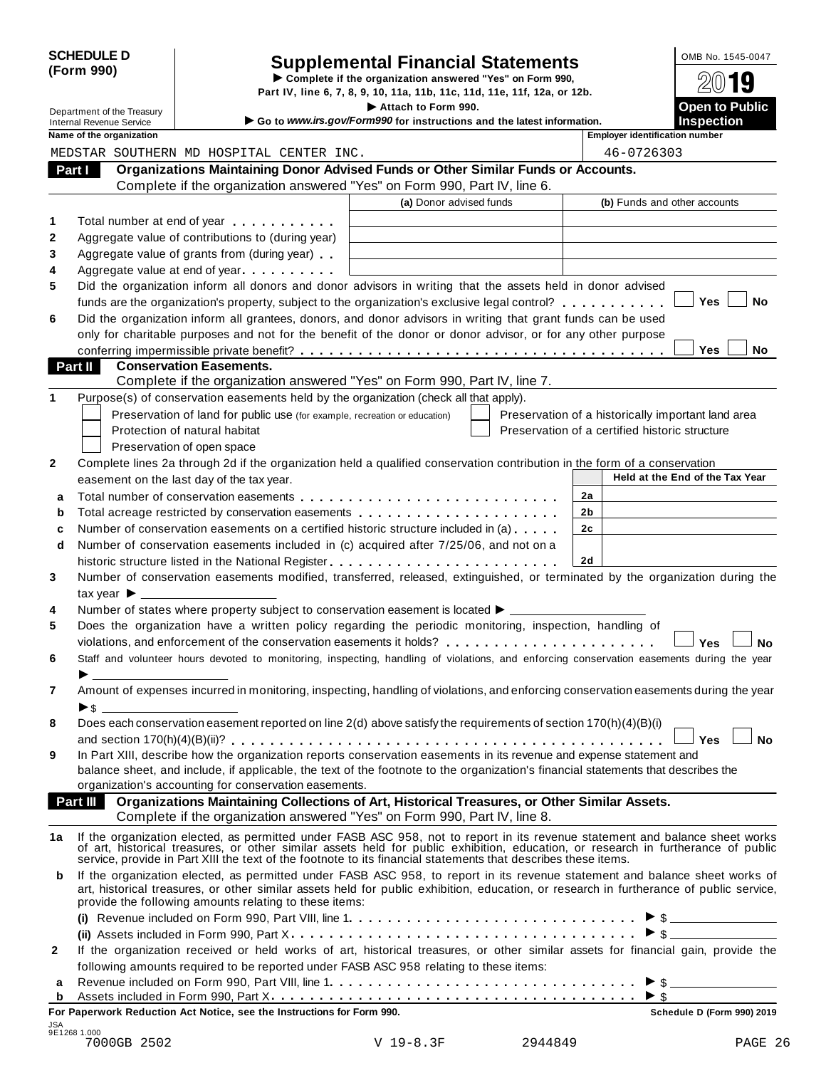**SCHEDULE D (Form 990)**

Department of the Treasury
Internal Revenue Service

# Supplemental Financial Statements

► Complete if the organization answered "Yes" on Form 990, Part IV, line 6, 7, 8, 9, 10, 11a, 11b, 11c, 11d, 11e, 11f, 12a, or 12b.

► Attach to Form 990.

► Go to *www.irs.gov/Form990* for instructions and the latest information.

OMB No. 1545-0047

**2019**

**Open to Public Inspection**

Name of the organization: MEDSTAR SOUTHERN MD HOSPITAL CENTER INC.

Employer identification number: 46-0726303

## Part I Organizations Maintaining Donor Advised Funds or Other Similar Funds or Accounts.

Complete if the organization answered "Yes" on Form 990, Part IV, line 6.

| | | (a) Donor advised funds | (b) Funds and other accounts |
|---|---|---|---|
| 1 | Total number at end of year | | |
| 2 | Aggregate value of contributions to (during year) | | |
| 3 | Aggregate value of grants from (during year) | | |
| 4 | Aggregate value at end of year | | |

5 Did the organization inform all donors and donor advisors in writing that the assets held in donor advised funds are the organization's property, subject to the organization's exclusive legal control? ☐ Yes ☐ No

6 Did the organization inform all grantees, donors, and donor advisors in writing that grant funds can be used only for charitable purposes and not for the benefit of the donor or donor advisor, or for any other purpose conferring impermissible private benefit? ☐ Yes ☐ No

## Part II Conservation Easements.

Complete if the organization answered "Yes" on Form 990, Part IV, line 7.

1 Purpose(s) of conservation easements held by the organization (check all that apply).

☐ Preservation of land for public use (for example, recreation or education)
☐ Protection of natural habitat
☐ Preservation of open space
☐ Preservation of a historically important land area
☐ Preservation of a certified historic structure

2 Complete lines 2a through 2d if the organization held a qualified conservation contribution in the form of a conservation easement on the last day of the tax year.

| | | | Held at the End of the Tax Year |
|---|---|---|---|
| a | Total number of conservation easements | 2a | |
| b | Total acreage restricted by conservation easements | 2b | |
| c | Number of conservation easements on a certified historic structure included in (a) | 2c | |
| d | Number of conservation easements included in (c) acquired after 7/25/06, and not on a historic structure listed in the National Register | 2d | |

3 Number of conservation easements modified, transferred, released, extinguished, or terminated by the organization during the tax year ► ______

4 Number of states where property subject to conservation easement is located ► ______

5 Does the organization have a written policy regarding the periodic monitoring, inspection, handling of violations, and enforcement of the conservation easements it holds? ☐ Yes ☐ No

6 Staff and volunteer hours devoted to monitoring, inspecting, handling of violations, and enforcing conservation easements during the year ► ______

7 Amount of expenses incurred in monitoring, inspecting, handling of violations, and enforcing conservation easements during the year ► $ ______

8 Does each conservation easement reported on line 2(d) above satisfy the requirements of section 170(h)(4)(B)(i) and section 170(h)(4)(B)(ii)? ☐ Yes ☐ No

9 In Part XIII, describe how the organization reports conservation easements in its revenue and expense statement and balance sheet, and include, if applicable, the text of the footnote to the organization's financial statements that describes the organization's accounting for conservation easements.

## Part III Organizations Maintaining Collections of Art, Historical Treasures, or Other Similar Assets.

Complete if the organization answered "Yes" on Form 990, Part IV, line 8.

1a If the organization elected, as permitted under FASB ASC 958, not to report in its revenue statement and balance sheet works of art, historical treasures, or other similar assets held for public exhibition, education, or research in furtherance of public service, provide in Part XIII the text of the footnote to its financial statements that describes these items.

b If the organization elected, as permitted under FASB ASC 958, to report in its revenue statement and balance sheet works of art, historical treasures, or other similar assets held for public exhibition, education, or research in furtherance of public service, provide the following amounts relating to these items:

(i) Revenue included on Form 990, Part VIII, line 1 ► $ ______

(ii) Assets included in Form 990, Part X ► $ ______

2 If the organization received or held works of art, historical treasures, or other similar assets for financial gain, provide the following amounts required to be reported under FASB ASC 958 relating to these items:

a Revenue included on Form 990, Part VIII, line 1 ► $ ______

b Assets included in Form 990, Part X ► $ ______

**For Paperwork Reduction Act Notice, see the Instructions for Form 990.** Schedule D (Form 990) 2019

JSA 9E1268 1.000
7000GB 2502 V 19-8.3F 2944849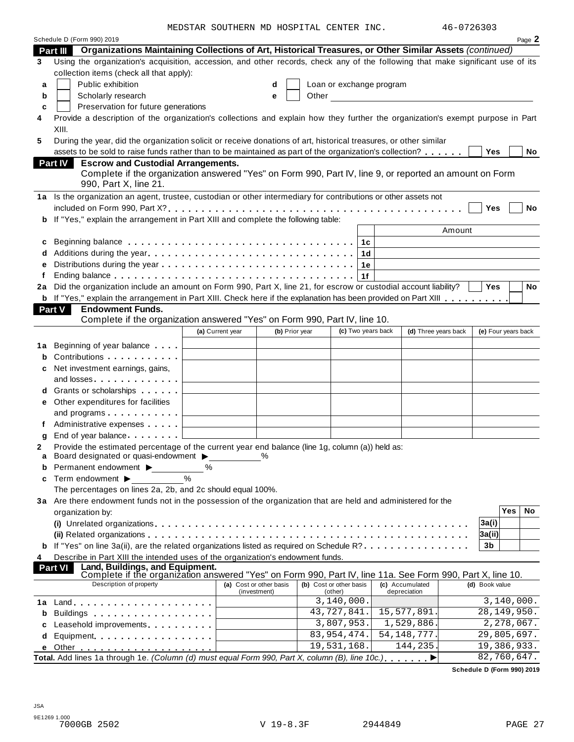MEDSTAR SOUTHERN MD HOSPITAL CENTER INC. 46-0726303

Schedule D (Form 990) 2019 Page **2**

**Part III** **Organizations Maintaining Collections of Art, Historical Treasures, or Other Similar Assets** *(continued)*

**3** Using the organization's acquisition, accession, and other records, check any of the following that make significant use of its collection items (check all that apply):

- **a** ☐ Public exhibition
- **b** ☐ Scholarly research
- **c** ☐ Preservation for future generations
- **d** ☐ Loan or exchange program
- **e** ☐ Other

**4** Provide a description of the organization's collections and explain how they further the organization's exempt purpose in Part XIII.

**5** During the year, did the organization solicit or receive donations of art, historical treasures, or other similar assets to be sold to raise funds rather than to be maintained as part of the organization's collection? ☐ Yes ☐ No

**Part IV** **Escrow and Custodial Arrangements.**
Complete if the organization answered "Yes" on Form 990, Part IV, line 9, or reported an amount on Form 990, Part X, line 21.

**1a** Is the organization an agent, trustee, custodian or other intermediary for contributions or other assets not included on Form 990, Part X? ☐ Yes ☐ No

**b** If "Yes," explain the arrangement in Part XIII and complete the following table:

| | | | Amount |
|---|---|---|---|
| **c** | Beginning balance | 1c | |
| **d** | Additions during the year | 1d | |
| **e** | Distributions during the year | 1e | |
| **f** | Ending balance | 1f | |

**2a** Did the organization include an amount on Form 990, Part X, line 21, for escrow or custodial account liability? ☐ Yes ☐ No

**b** If "Yes," explain the arrangement in Part XIII. Check here if the explanation has been provided on Part XIII ☐

**Part V** **Endowment Funds.**
Complete if the organization answered "Yes" on Form 990, Part IV, line 10.

| | | (a) Current year | (b) Prior year | (c) Two years back | (d) Three years back | (e) Four years back |
|---|---|---|---|---|---|---|
| **1a** | Beginning of year balance | | | | | |
| **b** | Contributions | | | | | |
| **c** | Net investment earnings, gains, and losses | | | | | |
| **d** | Grants or scholarships | | | | | |
| **e** | Other expenditures for facilities and programs | | | | | |
| **f** | Administrative expenses | | | | | |
| **g** | End of year balance | | | | | |

**2** Provide the estimated percentage of the current year end balance (line 1g, column (a)) held as:

- **a** Board designated or quasi-endowment ▶ ______ %
- **b** Permanent endowment ▶ ______ %
- **c** Term endowment ▶ ______ %

The percentages on lines 2a, 2b, and 2c should equal 100%.

**3a** Are there endowment funds not in the possession of the organization that are held and administered for the organization by:

| | | | Yes | No |
|---|---|---|---|---|
| | **(i)** Unrelated organizations | 3a(i) | | |
| | **(ii)** Related organizations | 3a(ii) | | |
| **b** | If "Yes" on line 3a(ii), are the related organizations listed as required on Schedule R? | 3b | | |

**4** Describe in Part XIII the intended uses of the organization's endowment funds.

**Part VI** **Land, Buildings, and Equipment.**
Complete if the organization answered "Yes" on Form 990, Part IV, line 11a. See Form 990, Part X, line 10.

| Description of property | (a) Cost or other basis (investment) | (b) Cost or other basis (other) | (c) Accumulated depreciation | (d) Book value |
|---|---|---|---|---|
| **1a** Land | | 3,140,000. | | 3,140,000. |
| **b** Buildings | | 43,727,841. | 15,577,891. | 28,149,950. |
| **c** Leasehold improvements | | 3,807,953. | 1,529,886. | 2,278,067. |
| **d** Equipment | | 83,954,474. | 54,148,777. | 29,805,697. |
| **e** Other | | 19,531,168. | 144,235. | 19,386,933. |
| **Total.** Add lines 1a through 1e. *(Column (d) must equal Form 990, Part X, column (B), line 10c.)* ▶ | | | | 82,760,647. |

**Schedule D (Form 990) 2019**

JSA
9E1269 1.000
7000GB 2502 V 19-8.3F 2944849 PAGE 27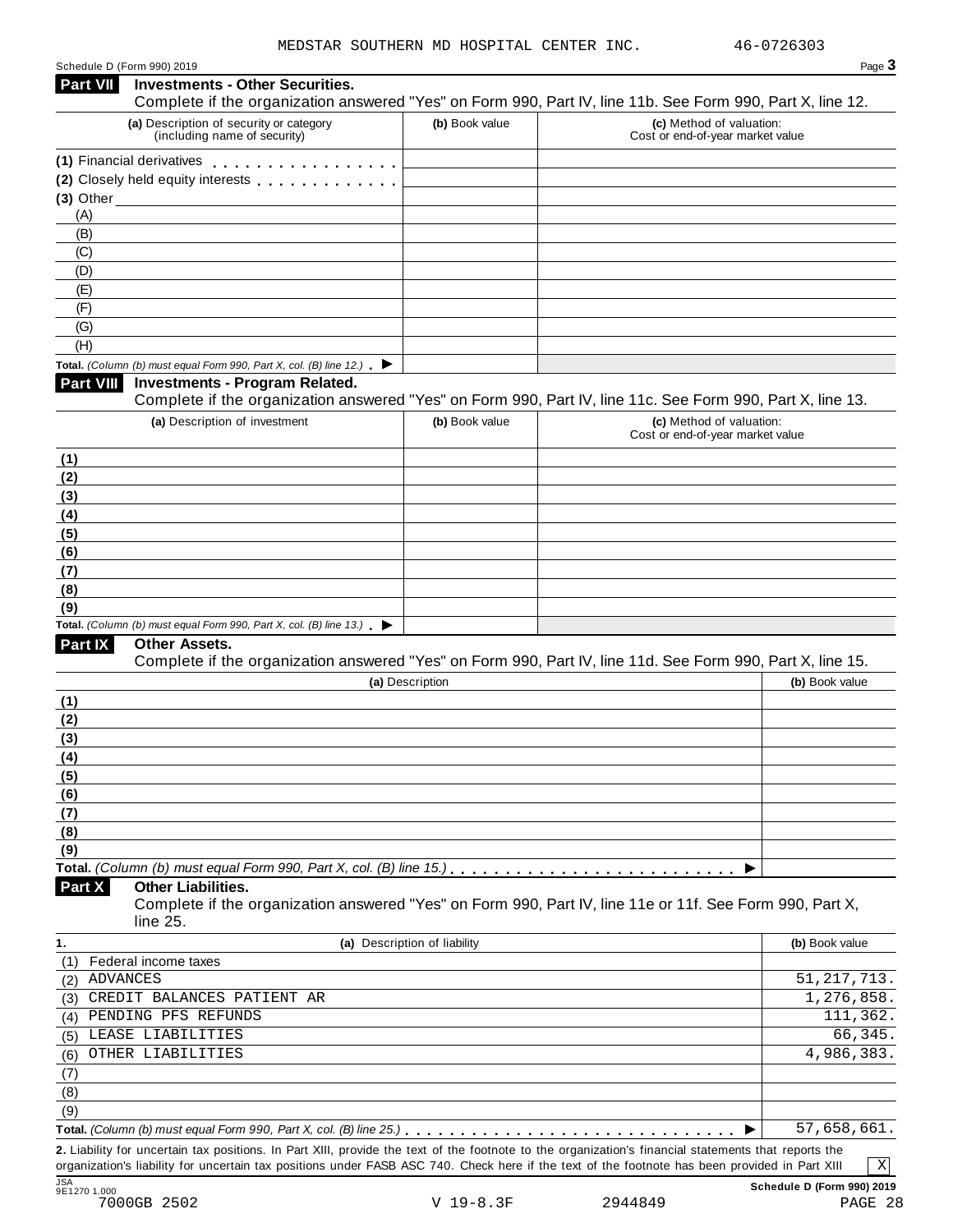MEDSTAR SOUTHERN MD HOSPITAL CENTER INC. 46-0726303

Schedule D (Form 990) 2019

## Part VII Investments - Other Securities.

Complete if the organization answered "Yes" on Form 990, Part IV, line 11b. See Form 990, Part X, line 12.

| (a) Description of security or category (including name of security) | (b) Book value | (c) Method of valuation: Cost or end-of-year market value |
|---|---|---|
| (1) Financial derivatives | | |
| (2) Closely held equity interests | | |
| (3) Other | | |
| (A) | | |
| (B) | | |
| (C) | | |
| (D) | | |
| (E) | | |
| (F) | | |
| (G) | | |
| (H) | | |
| **Total.** *(Column (b) must equal Form 990, Part X, col. (B) line 12.)* ▶ | | |

## Part VIII Investments - Program Related.

Complete if the organization answered "Yes" on Form 990, Part IV, line 11c. See Form 990, Part X, line 13.

| (a) Description of investment | (b) Book value | (c) Method of valuation: Cost or end-of-year market value |
|---|---|---|
| (1) | | |
| (2) | | |
| (3) | | |
| (4) | | |
| (5) | | |
| (6) | | |
| (7) | | |
| (8) | | |
| (9) | | |
| **Total.** *(Column (b) must equal Form 990, Part X, col. (B) line 13.)* ▶ | | |

## Part IX Other Assets.

Complete if the organization answered "Yes" on Form 990, Part IV, line 11d. See Form 990, Part X, line 15.

| (a) Description | (b) Book value |
|---|---|
| (1) | |
| (2) | |
| (3) | |
| (4) | |
| (5) | |
| (6) | |
| (7) | |
| (8) | |
| (9) | |
| **Total.** *(Column (b) must equal Form 990, Part X, col. (B) line 15.)* ▶ | |

## Part X Other Liabilities.

Complete if the organization answered "Yes" on Form 990, Part IV, line 11e or 11f. See Form 990, Part X, line 25.

| 1. (a) Description of liability | (b) Book value |
|---|---|
| (1) Federal income taxes | |
| (2) ADVANCES | 51,217,713. |
| (3) CREDIT BALANCES PATIENT AR | 1,276,858. |
| (4) PENDING PFS REFUNDS | 111,362. |
| (5) LEASE LIABILITIES | 66,345. |
| (6) OTHER LIABILITIES | 4,986,383. |
| (7) | |
| (8) | |
| (9) | |
| **Total.** *(Column (b) must equal Form 990, Part X, col. (B) line 25.)* ▶ | 57,658,661. |

**2.** Liability for uncertain tax positions. In Part XIII, provide the text of the footnote to the organization's financial statements that reports the organization's liability for uncertain tax positions under FASB ASC 740. Check here if the text of the footnote has been provided in Part XIII [X]

Schedule D (Form 990) 2019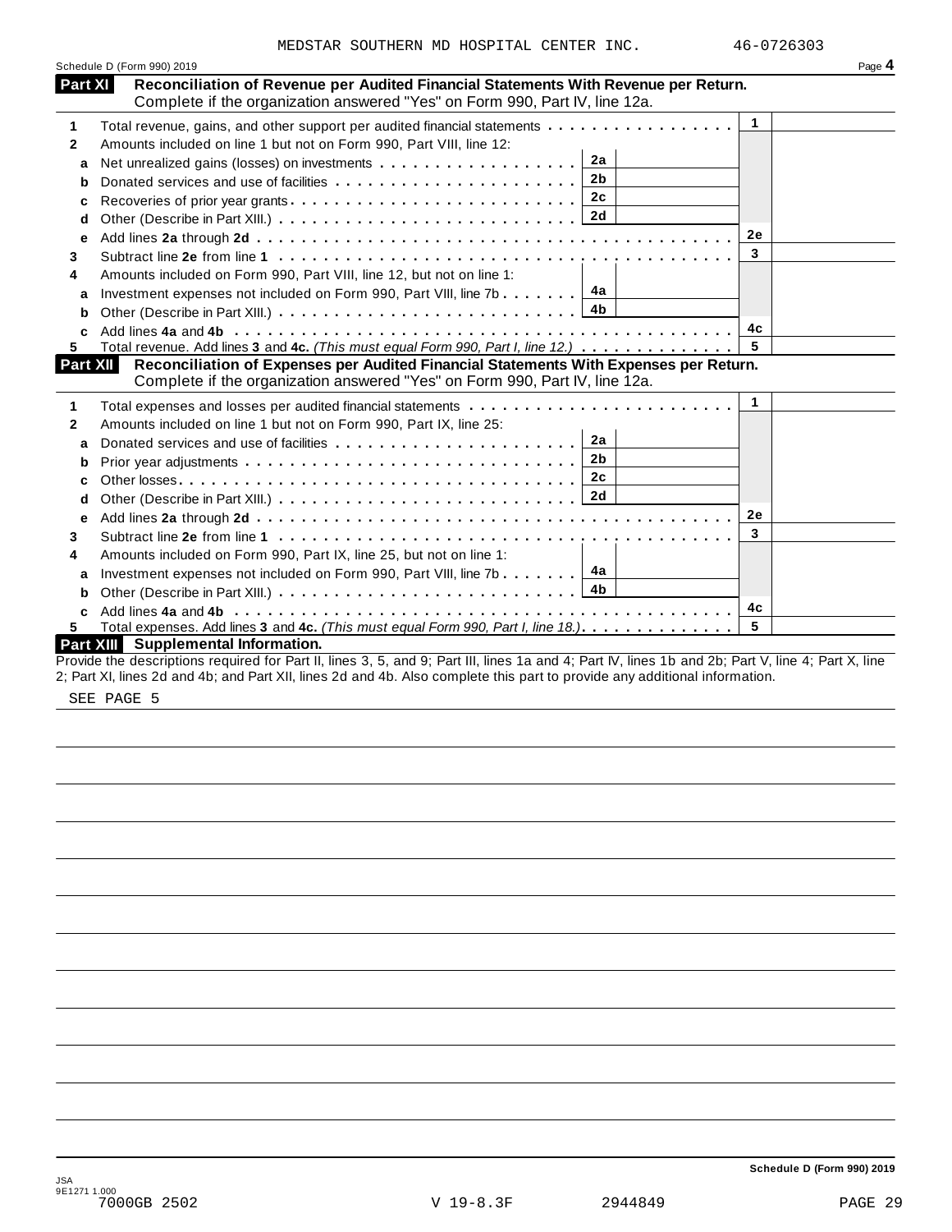MEDSTAR SOUTHERN MD HOSPITAL CENTER INC. 46-0726303

Schedule D (Form 990) 2019

## Part XI Reconciliation of Revenue per Audited Financial Statements With Revenue per Return.

Complete if the organization answered "Yes" on Form 990, Part IV, line 12a.

| | | | | | |
|---|---|---|---|---|---|
| **1** | Total revenue, gains, and other support per audited financial statements | | | 1 | |
| **2** | Amounts included on line 1 but not on Form 990, Part VIII, line 12: | | | | |
| **a** | Net unrealized gains (losses) on investments | 2a | | | |
| **b** | Donated services and use of facilities | 2b | | | |
| **c** | Recoveries of prior year grants | 2c | | | |
| **d** | Other (Describe in Part XIII.) | 2d | | | |
| **e** | Add lines **2a** through **2d** | | | 2e | |
| **3** | Subtract line **2e** from line **1** | | | 3 | |
| **4** | Amounts included on Form 990, Part VIII, line 12, but not on line 1: | | | | |
| **a** | Investment expenses not included on Form 990, Part VIII, line 7b | 4a | | | |
| **b** | Other (Describe in Part XIII.) | 4b | | | |
| **c** | Add lines **4a** and **4b** | | | 4c | |
| **5** | Total revenue. Add lines **3** and **4c.** *(This must equal Form 990, Part I, line 12.)* | | | 5 | |

## Part XII Reconciliation of Expenses per Audited Financial Statements With Expenses per Return.

Complete if the organization answered "Yes" on Form 990, Part IV, line 12a.

| | | | | | |
|---|---|---|---|---|---|
| **1** | Total expenses and losses per audited financial statements | | | 1 | |
| **2** | Amounts included on line 1 but not on Form 990, Part IX, line 25: | | | | |
| **a** | Donated services and use of facilities | 2a | | | |
| **b** | Prior year adjustments | 2b | | | |
| **c** | Other losses | 2c | | | |
| **d** | Other (Describe in Part XIII.) | 2d | | | |
| **e** | Add lines **2a** through **2d** | | | 2e | |
| **3** | Subtract line **2e** from line **1** | | | 3 | |
| **4** | Amounts included on Form 990, Part IX, line 25, but not on line 1: | | | | |
| **a** | Investment expenses not included on Form 990, Part VIII, line 7b | 4a | | | |
| **b** | Other (Describe in Part XIII.) | 4b | | | |
| **c** | Add lines **4a** and **4b** | | | 4c | |
| **5** | Total expenses. Add lines **3** and **4c.** *(This must equal Form 990, Part I, line 18.)* | | | 5 | |

## Part XIII Supplemental Information.

Provide the descriptions required for Part II, lines 3, 5, and 9; Part III, lines 1a and 4; Part IV, lines 1b and 2b; Part V, line 4; Part X, line 2; Part XI, lines 2d and 4b; and Part XII, lines 2d and 4b. Also complete this part to provide any additional information.

SEE PAGE 5

Schedule D (Form 990) 2019

JSA
9E1271 1.000
7000GB 2502 V 19-8.3F 2944849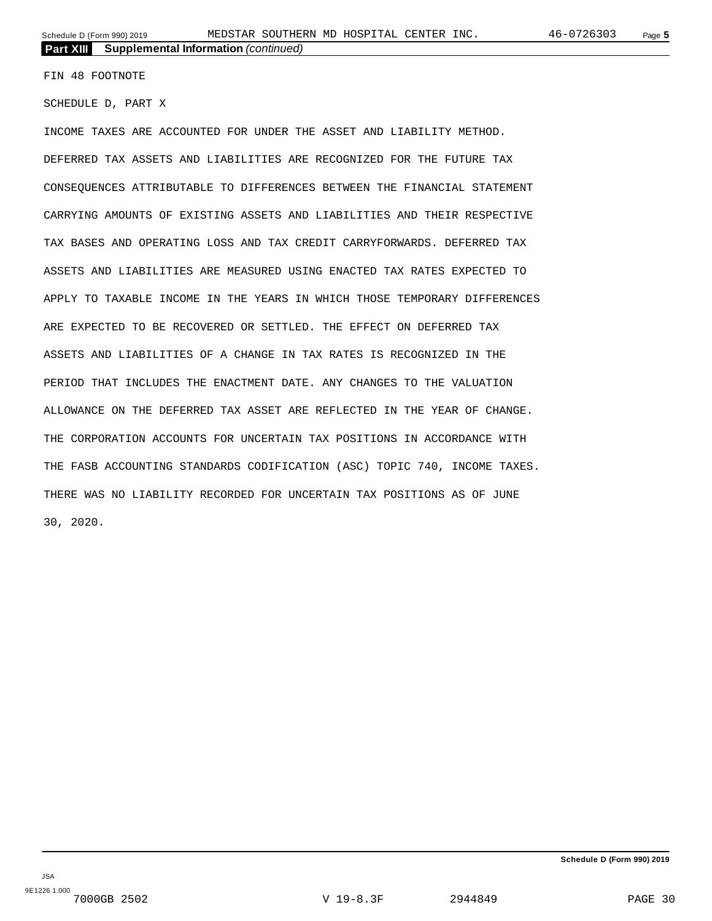**Part XIII Supplemental Information** *(continued)*

FIN 48 FOOTNOTE

SCHEDULE D, PART X

INCOME TAXES ARE ACCOUNTED FOR UNDER THE ASSET AND LIABILITY METHOD. DEFERRED TAX ASSETS AND LIABILITIES ARE RECOGNIZED FOR THE FUTURE TAX CONSEQUENCES ATTRIBUTABLE TO DIFFERENCES BETWEEN THE FINANCIAL STATEMENT CARRYING AMOUNTS OF EXISTING ASSETS AND LIABILITIES AND THEIR RESPECTIVE TAX BASES AND OPERATING LOSS AND TAX CREDIT CARRYFORWARDS. DEFERRED TAX ASSETS AND LIABILITIES ARE MEASURED USING ENACTED TAX RATES EXPECTED TO APPLY TO TAXABLE INCOME IN THE YEARS IN WHICH THOSE TEMPORARY DIFFERENCES ARE EXPECTED TO BE RECOVERED OR SETTLED. THE EFFECT ON DEFERRED TAX ASSETS AND LIABILITIES OF A CHANGE IN TAX RATES IS RECOGNIZED IN THE PERIOD THAT INCLUDES THE ENACTMENT DATE. ANY CHANGES TO THE VALUATION ALLOWANCE ON THE DEFERRED TAX ASSET ARE REFLECTED IN THE YEAR OF CHANGE. THE CORPORATION ACCOUNTS FOR UNCERTAIN TAX POSITIONS IN ACCORDANCE WITH THE FASB ACCOUNTING STANDARDS CODIFICATION (ASC) TOPIC 740, INCOME TAXES. THERE WAS NO LIABILITY RECORDED FOR UNCERTAIN TAX POSITIONS AS OF JUNE 30, 2020.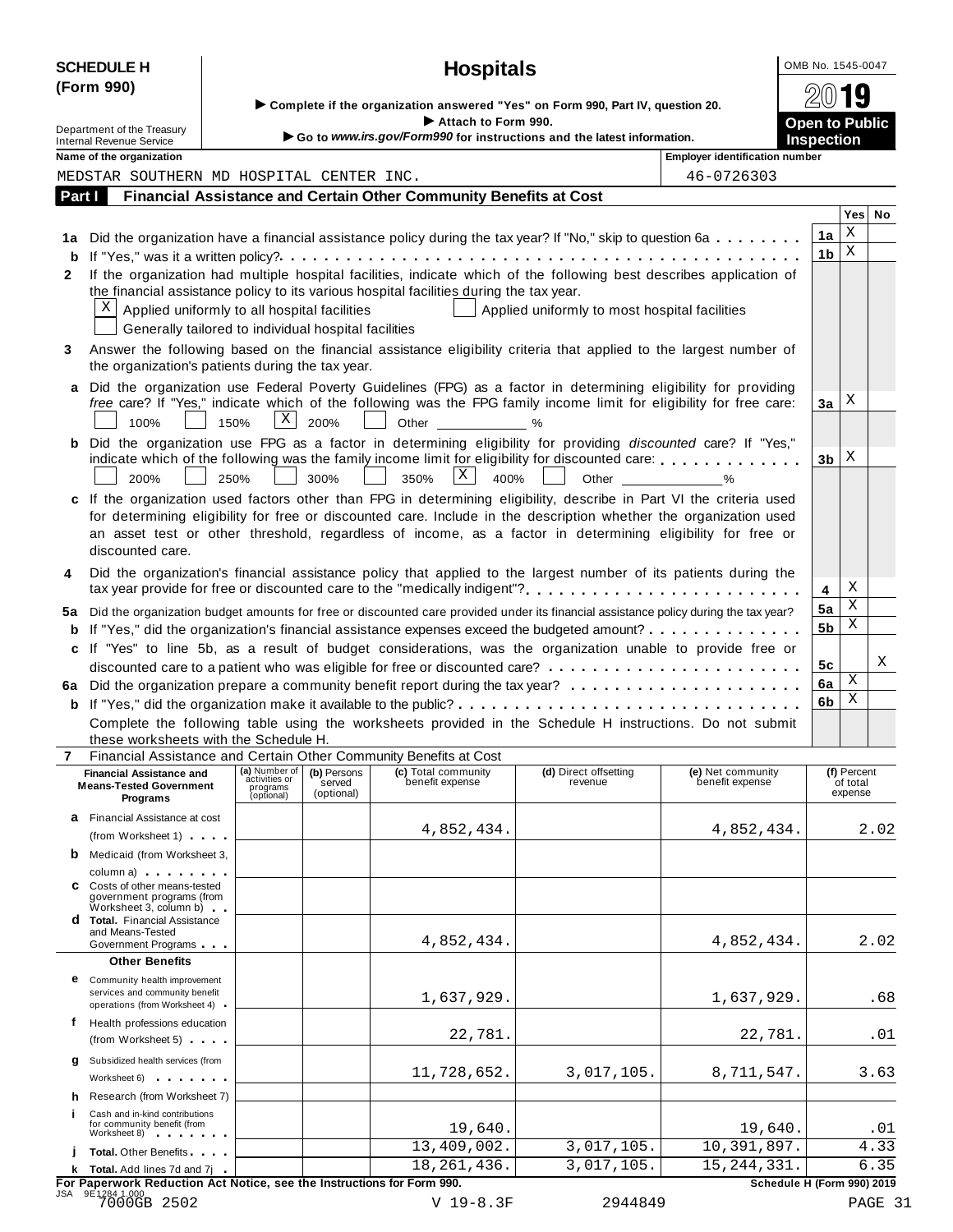**SCHEDULE H (Form 990)**

# Hospitals

OMB No. 1545-0047

**2019**

**Open to Public Inspection**

► Complete if the organization answered "Yes" on Form 990, Part IV, question 20.
► Attach to Form 990.
► Go to *www.irs.gov/Form990* for instructions and the latest information.

Department of the Treasury
Internal Revenue Service

**Name of the organization:** MEDSTAR SOUTHERN MD HOSPITAL CENTER INC.

**Employer identification number:** 46-0726303

## Part I — Financial Assistance and Certain Other Community Benefits at Cost

| | | | Yes | No |
|---|---|---|---|---|
| **1a** | Did the organization have a financial assistance policy during the tax year? If "No," skip to question 6a | 1a | X | |
| **b** | If "Yes," was it a written policy? | 1b | X | |
| **2** | If the organization had multiple hospital facilities, indicate which of the following best describes application of the financial assistance policy to its various hospital facilities during the tax year.<br>[X] Applied uniformly to all hospital facilities [ ] Applied uniformly to most hospital facilities<br>[ ] Generally tailored to individual hospital facilities | | | |
| **3** | Answer the following based on the financial assistance eligibility criteria that applied to the largest number of the organization's patients during the tax year. | | | |
| **a** | Did the organization use Federal Poverty Guidelines (FPG) as a factor in determining eligibility for providing *free* care? If "Yes," indicate which of the following was the FPG family income limit for eligibility for free care:<br>[ ] 100% [ ] 150% [X] 200% [ ] Other ______ % | 3a | X | |
| **b** | Did the organization use FPG as a factor in determining eligibility for providing *discounted* care? If "Yes," indicate which of the following was the family income limit for eligibility for discounted care:<br>[ ] 200% [ ] 250% [ ] 300% [ ] 350% [X] 400% [ ] Other ______ % | 3b | X | |
| **c** | If the organization used factors other than FPG in determining eligibility, describe in Part VI the criteria used for determining eligibility for free or discounted care. Include in the description whether the organization used an asset test or other threshold, regardless of income, as a factor in determining eligibility for free or discounted care. | | | |
| **4** | Did the organization's financial assistance policy that applied to the largest number of its patients during the tax year provide for free or discounted care to the "medically indigent"? | 4 | X | |
| **5a** | Did the organization budget amounts for free or discounted care provided under its financial assistance policy during the tax year? | 5a | X | |
| **b** | If "Yes," did the organization's financial assistance expenses exceed the budgeted amount? | 5b | X | |
| **c** | If "Yes" to line 5b, as a result of budget considerations, was the organization unable to provide free or discounted care to a patient who was eligible for free or discounted care? | 5c | | X |
| **6a** | Did the organization prepare a community benefit report during the tax year? | 6a | X | |
| **b** | If "Yes," did the organization make it available to the public? | 6b | X | |

Complete the following table using the worksheets provided in the Schedule H instructions. Do not submit these worksheets with the Schedule H.

**7** Financial Assistance and Certain Other Community Benefits at Cost

| Financial Assistance and Means-Tested Government Programs | (a) Number of activities or programs (optional) | (b) Persons served (optional) | (c) Total community benefit expense | (d) Direct offsetting revenue | (e) Net community benefit expense | (f) Percent of total expense |
|---|---|---|---|---|---|---|
| **a** Financial Assistance at cost (from Worksheet 1) | | | 4,852,434. | | 4,852,434. | 2.02 |
| **b** Medicaid (from Worksheet 3, column a) | | | | | | |
| **c** Costs of other means-tested government programs (from Worksheet 3, column b) | | | | | | |
| **d** **Total.** Financial Assistance and Means-Tested Government Programs | | | 4,852,434. | | 4,852,434. | 2.02 |
| **Other Benefits** | | | | | | |
| **e** Community health improvement services and community benefit operations (from Worksheet 4) | | | 1,637,929. | | 1,637,929. | .68 |
| **f** Health professions education (from Worksheet 5) | | | 22,781. | | 22,781. | .01 |
| **g** Subsidized health services (from Worksheet 6) | | | 11,728,652. | 3,017,105. | 8,711,547. | 3.63 |
| **h** Research (from Worksheet 7) | | | | | | |
| **i** Cash and in-kind contributions for community benefit (from Worksheet 8) | | | 19,640. | | 19,640. | .01 |
| **j** **Total.** Other Benefits | | | 13,409,002. | 3,017,105. | 10,391,897. | 4.33 |
| **k** **Total.** Add lines 7d and 7j | | | 18,261,436. | 3,017,105. | 15,244,331. | 6.35 |

**For Paperwork Reduction Act Notice, see the Instructions for Form 990.** **Schedule H (Form 990) 2019**

JSA 9E1284 1.000
7000GB 2502 V 19-8.3F 2944849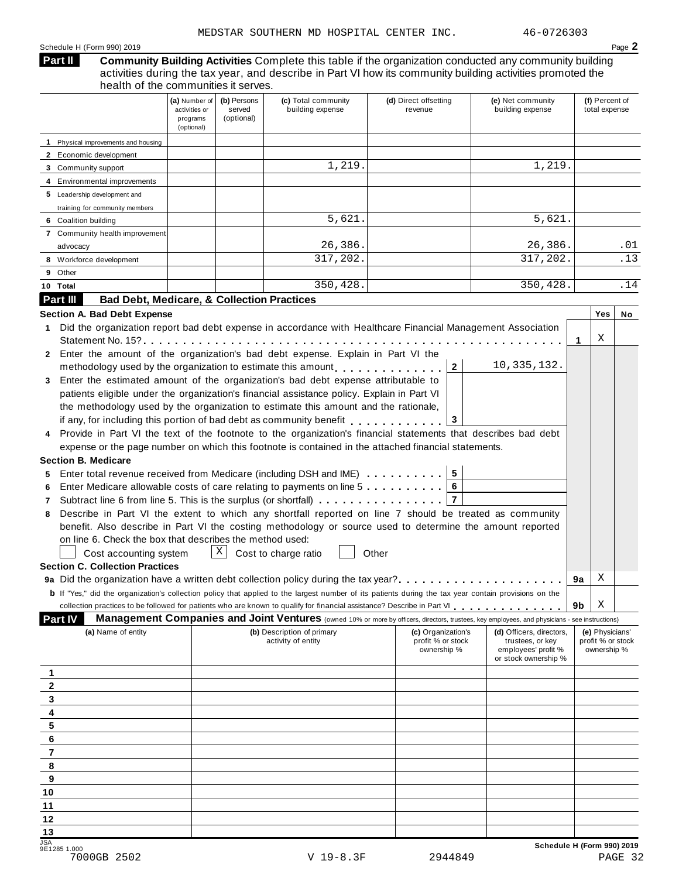MEDSTAR SOUTHERN MD HOSPITAL CENTER INC. 46-0726303

Schedule H (Form 990) 2019

**Part II** **Community Building Activities** Complete this table if the organization conducted any community building activities during the tax year, and describe in Part VI how its community building activities promoted the health of the communities it serves.

| | (a) Number of activities or programs (optional) | (b) Persons served (optional) | (c) Total community building expense | (d) Direct offsetting revenue | (e) Net community building expense | (f) Percent of total expense |
|---|---|---|---|---|---|---|
| 1 Physical improvements and housing | | | | | | |
| 2 Economic development | | | | | | |
| 3 Community support | | | 1,219. | | 1,219. | |
| 4 Environmental improvements | | | | | | |
| 5 Leadership development and training for community members | | | | | | |
| 6 Coalition building | | | 5,621. | | 5,621. | |
| 7 Community health improvement advocacy | | | 26,386. | | 26,386. | .01 |
| 8 Workforce development | | | 317,202. | | 317,202. | .13 |
| 9 Other | | | | | | |
| 10 Total | | | 350,428. | | 350,428. | .14 |

**Part III** **Bad Debt, Medicare, & Collection Practices**

**Section A. Bad Debt Expense**

| | | Yes | No |
|---|---|---|---|
| 1 Did the organization report bad debt expense in accordance with Healthcare Financial Management Association Statement No. 15? | 1 | X | |

2 Enter the amount of the organization's bad debt expense. Explain in Part VI the methodology used by the organization to estimate this amount . . . . . **2** 10,335,132.

3 Enter the estimated amount of the organization's bad debt expense attributable to patients eligible under the organization's financial assistance policy. Explain in Part VI the methodology used by the organization to estimate this amount and the rationale, if any, for including this portion of bad debt as community benefit . . . . . **3**

4 Provide in Part VI the text of the footnote to the organization's financial statements that describes bad debt expense or the page number on which this footnote is contained in the attached financial statements.

**Section B. Medicare**

5 Enter total revenue received from Medicare (including DSH and IME) . . . . . **5**

6 Enter Medicare allowable costs of care relating to payments on line 5 . . . . . **6**

7 Subtract line 6 from line 5. This is the surplus (or shortfall) . . . . . **7**

8 Describe in Part VI the extent to which any shortfall reported on line 7 should be treated as community benefit. Also describe in Part VI the costing methodology or source used to determine the amount reported on line 6. Check the box that describes the method used:

☐ Cost accounting system ☒ Cost to charge ratio ☐ Other

**Section C. Collection Practices**

| | | Yes | No |
|---|---|---|---|
| 9a Did the organization have a written debt collection policy during the tax year? | 9a | X | |
| b If "Yes," did the organization's collection policy that applied to the largest number of its patients during the tax year contain provisions on the collection practices to be followed for patients who are known to qualify for financial assistance? Describe in Part VI | 9b | X | |

**Part IV** **Management Companies and Joint Ventures** (owned 10% or more by officers, directors, trustees, key employees, and physicians - see instructions)

| | (a) Name of entity | (b) Description of primary activity of entity | (c) Organization's profit % or stock ownership % | (d) Officers, directors, trustees, or key employees' profit % or stock ownership % | (e) Physicians' profit % or stock ownership % |
|---|---|---|---|---|---|
| 1 | | | | | |
| 2 | | | | | |
| 3 | | | | | |
| 4 | | | | | |
| 5 | | | | | |
| 6 | | | | | |
| 7 | | | | | |
| 8 | | | | | |
| 9 | | | | | |
| 10 | | | | | |
| 11 | | | | | |
| 12 | | | | | |
| 13 | | | | | |

Schedule H (Form 990) 2019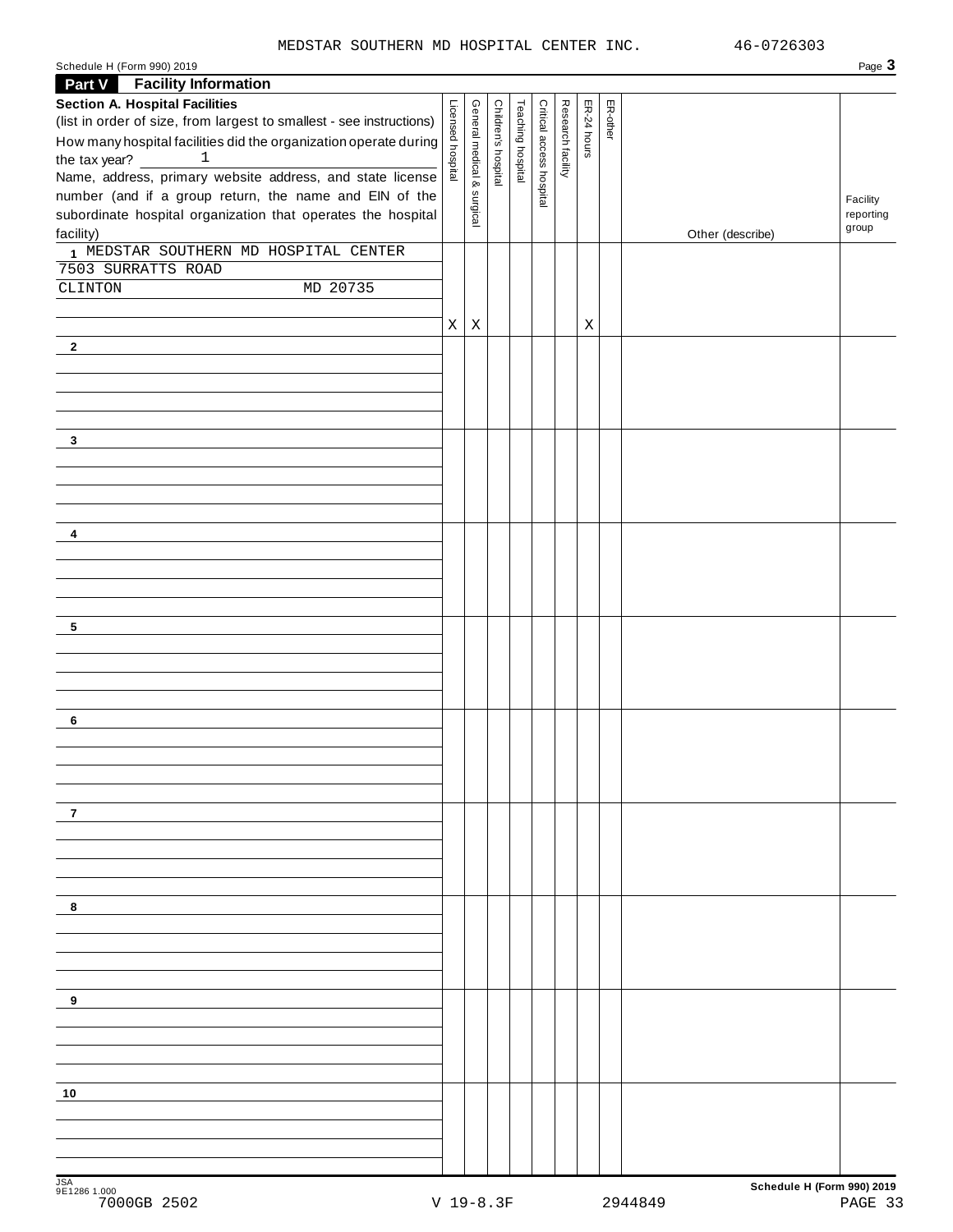MEDSTAR SOUTHERN MD HOSPITAL CENTER INC. 46-0726303

Schedule H (Form 990) 2019 Page **3**

**Part V Facility Information**

**Section A. Hospital Facilities**

(list in order of size, from largest to smallest - see instructions)

How many hospital facilities did the organization operate during the tax year? 1

Name, address, primary website address, and state license number (and if a group return, the name and EIN of the subordinate hospital organization that operates the hospital facility)

| Facility | Licensed hospital | General medical & surgical | Children's hospital | Teaching hospital | Critical access hospital | Research facility | ER-24 hours | ER-other | Other (describe) | Facility reporting group |
|---|---|---|---|---|---|---|---|---|---|---|
| 1 MEDSTAR SOUTHERN MD HOSPITAL CENTER<br>7503 SURRATTS ROAD<br>CLINTON MD 20735 | X | X | | | | | X | | | |
| 2 | | | | | | | | | | |
| 3 | | | | | | | | | | |
| 4 | | | | | | | | | | |
| 5 | | | | | | | | | | |
| 6 | | | | | | | | | | |
| 7 | | | | | | | | | | |
| 8 | | | | | | | | | | |
| 9 | | | | | | | | | | |
| 10 | | | | | | | | | | |

JSA 9E1286 1.000 **Schedule H (Form 990) 2019**

7000GB 2502 V 19-8.3F 2944849 PAGE 33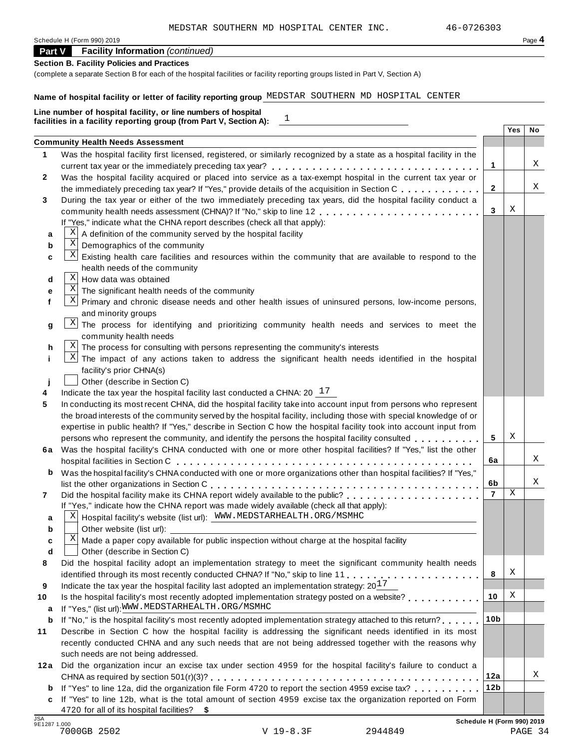MEDSTAR SOUTHERN MD HOSPITAL CENTER INC. 46-0726303

Schedule H (Form 990) 2019 Page 4

## Part V Facility Information *(continued)*

**Section B. Facility Policies and Practices**

(complete a separate Section B for each of the hospital facilities or facility reporting groups listed in Part V, Section A)

**Name of hospital facility or letter of facility reporting group** MEDSTAR SOUTHERN MD HOSPITAL CENTER

**Line number of hospital facility, or line numbers of hospital facilities in a facility reporting group (from Part V, Section A):** 1

| | | | Yes | No |
|---|---|---|---|---|
| | **Community Health Needs Assessment** | | | |
| **1** | Was the hospital facility first licensed, registered, or similarly recognized by a state as a hospital facility in the current tax year or the immediately preceding tax year? | **1** | | X |
| **2** | Was the hospital facility acquired or placed into service as a tax-exempt hospital in the current tax year or the immediately preceding tax year? If "Yes," provide details of the acquisition in Section C | **2** | | X |
| **3** | During the tax year or either of the two immediately preceding tax years, did the hospital facility conduct a community health needs assessment (CHNA)? If "No," skip to line 12 | **3** | X | |
| | If "Yes," indicate what the CHNA report describes (check all that apply): | | | |
| **a** | [X] A definition of the community served by the hospital facility | | | |
| **b** | [X] Demographics of the community | | | |
| **c** | [X] Existing health care facilities and resources within the community that are available to respond to the health needs of the community | | | |
| **d** | [X] How data was obtained | | | |
| **e** | [X] The significant health needs of the community | | | |
| **f** | [X] Primary and chronic disease needs and other health issues of uninsured persons, low-income persons, and minority groups | | | |
| **g** | [X] The process for identifying and prioritizing community health needs and services to meet the community health needs | | | |
| **h** | [X] The process for consulting with persons representing the community's interests | | | |
| **i** | [X] The impact of any actions taken to address the significant health needs identified in the hospital facility's prior CHNA(s) | | | |
| **j** | [ ] Other (describe in Section C) | | | |
| **4** | Indicate the tax year the hospital facility last conducted a CHNA: 20 17 | | | |
| **5** | In conducting its most recent CHNA, did the hospital facility take into account input from persons who represent the broad interests of the community served by the hospital facility, including those with special knowledge of or expertise in public health? If "Yes," describe in Section C how the hospital facility took into account input from persons who represent the community, and identify the persons the hospital facility consulted | **5** | X | |
| **6a** | Was the hospital facility's CHNA conducted with one or more other hospital facilities? If "Yes," list the other hospital facilities in Section C | **6a** | | X |
| **b** | Was the hospital facility's CHNA conducted with one or more organizations other than hospital facilities? If "Yes," list the other organizations in Section C | **6b** | | X |
| **7** | Did the hospital facility make its CHNA report widely available to the public? | **7** | X | |
| | If "Yes," indicate how the CHNA report was made widely available (check all that apply): | | | |
| **a** | [X] Hospital facility's website (list url): WWW.MEDSTARHEALTH.ORG/MSMHC | | | |
| **b** | [ ] Other website (list url): | | | |
| **c** | [X] Made a paper copy available for public inspection without charge at the hospital facility | | | |
| **d** | [ ] Other (describe in Section C) | | | |
| **8** | Did the hospital facility adopt an implementation strategy to meet the significant community health needs identified through its most recently conducted CHNA? If "No," skip to line 11 | **8** | X | |
| **9** | Indicate the tax year the hospital facility last adopted an implementation strategy: 20 17 | | | |
| **10** | Is the hospital facility's most recently adopted implementation strategy posted on a website? | **10** | X | |
| **a** | If "Yes," (list url): WWW.MEDSTARHEALTH.ORG/MSMHC | | | |
| **b** | If "No," is the hospital facility's most recently adopted implementation strategy attached to this return? | **10b** | | |
| **11** | Describe in Section C how the hospital facility is addressing the significant needs identified in its most recently conducted CHNA and any such needs that are not being addressed together with the reasons why such needs are not being addressed. | | | |
| **12a** | Did the organization incur an excise tax under section 4959 for the hospital facility's failure to conduct a CHNA as required by section 501(r)(3)? | **12a** | | X |
| **b** | If "Yes" to line 12a, did the organization file Form 4720 to report the section 4959 excise tax? | **12b** | | |
| **c** | If "Yes" to line 12b, what is the total amount of section 4959 excise tax the organization reported on Form 4720 for all of its hospital facilities? $ | | | |

JSA 9E1287 1.000 **Schedule H (Form 990) 2019**

7000GB 2502 V 19-8.3F 2944849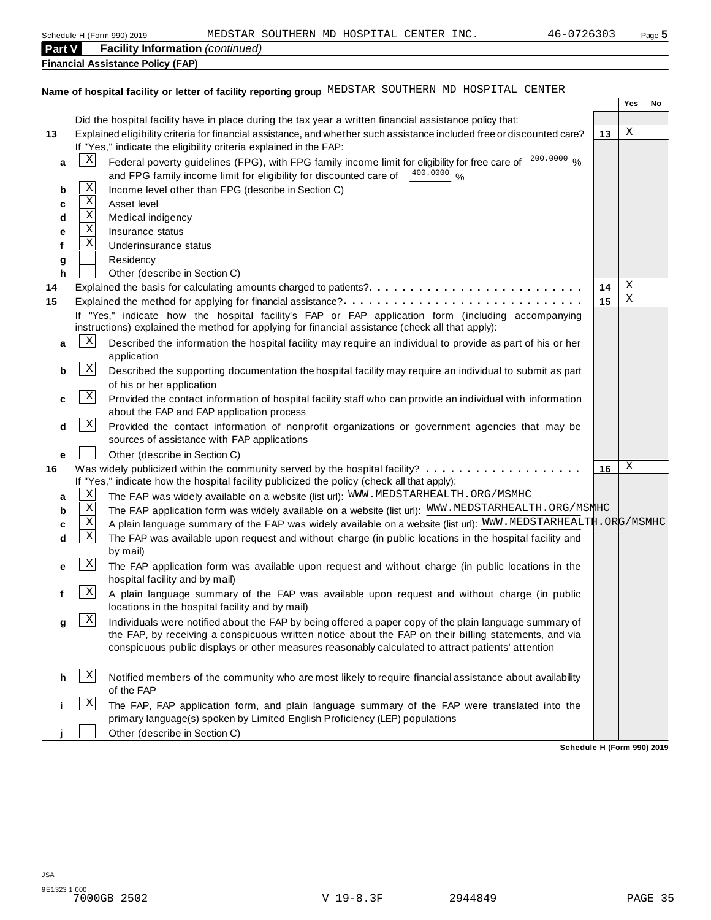**Part V Facility Information** *(continued)*

**Financial Assistance Policy (FAP)**

**Name of hospital facility or letter of facility reporting group** MEDSTAR SOUTHERN MD HOSPITAL CENTER

| | | | Yes | No |
|---|---|---|---|---|
| | Did the hospital facility have in place during the tax year a written financial assistance policy that: | | | |
| **13** | Explained eligibility criteria for financial assistance, and whether such assistance included free or discounted care? | **13** | X | |
| | If "Yes," indicate the eligibility criteria explained in the FAP: | | | |
| **a** | [X] Federal poverty guidelines (FPG), with FPG family income limit for eligibility for free care of 200.0000 % and FPG family income limit for eligibility for discounted care of 400.0000 % | | | |
| **b** | [X] Income level other than FPG (describe in Section C) | | | |
| **c** | [X] Asset level | | | |
| **d** | [X] Medical indigency | | | |
| **e** | [X] Insurance status | | | |
| **f** | [X] Underinsurance status | | | |
| **g** | [ ] Residency | | | |
| **h** | [ ] Other (describe in Section C) | | | |
| **14** | Explained the basis for calculating amounts charged to patients? | **14** | X | |
| **15** | Explained the method for applying for financial assistance? | **15** | X | |
| | If "Yes," indicate how the hospital facility's FAP or FAP application form (including accompanying instructions) explained the method for applying for financial assistance (check all that apply): | | | |
| **a** | [X] Described the information the hospital facility may require an individual to provide as part of his or her application | | | |
| **b** | [X] Described the supporting documentation the hospital facility may require an individual to submit as part of his or her application | | | |
| **c** | [X] Provided the contact information of hospital facility staff who can provide an individual with information about the FAP and FAP application process | | | |
| **d** | [X] Provided the contact information of nonprofit organizations or government agencies that may be sources of assistance with FAP applications | | | |
| **e** | [ ] Other (describe in Section C) | | | |
| **16** | Was widely publicized within the community served by the hospital facility? | **16** | X | |
| | If "Yes," indicate how the hospital facility publicized the policy (check all that apply): | | | |
| **a** | [X] The FAP was widely available on a website (list url): WWW.MEDSTARHEALTH.ORG/MSMHC | | | |
| **b** | [X] The FAP application form was widely available on a website (list url): WWW.MEDSTARHEALTH.ORG/MSMHC | | | |
| **c** | [X] A plain language summary of the FAP was widely available on a website (list url): WWW.MEDSTARHEALTH.ORG/MSMHC | | | |
| **d** | [X] The FAP was available upon request and without charge (in public locations in the hospital facility and by mail) | | | |
| **e** | [X] The FAP application form was available upon request and without charge (in public locations in the hospital facility and by mail) | | | |
| **f** | [X] A plain language summary of the FAP was available upon request and without charge (in public locations in the hospital facility and by mail) | | | |
| **g** | [X] Individuals were notified about the FAP by being offered a paper copy of the plain language summary of the FAP, by receiving a conspicuous written notice about the FAP on their billing statements, and via conspicuous public displays or other measures reasonably calculated to attract patients' attention | | | |
| **h** | [X] Notified members of the community who are most likely to require financial assistance about availability of the FAP | | | |
| **i** | [X] The FAP, FAP application form, and plain language summary of the FAP were translated into the primary language(s) spoken by Limited English Proficiency (LEP) populations | | | |
| **j** | [ ] Other (describe in Section C) | | | |

**Schedule H (Form 990) 2019**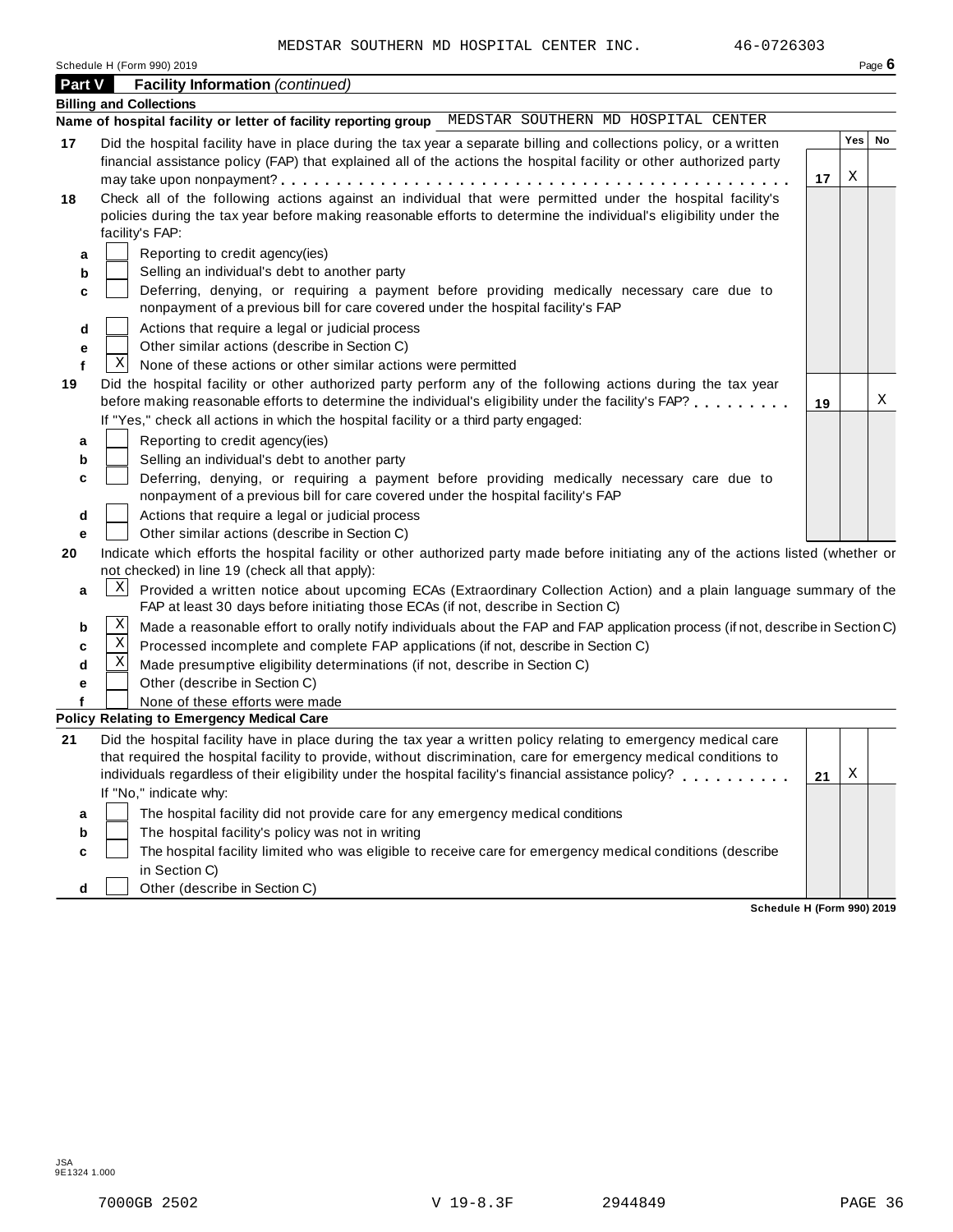MEDSTAR SOUTHERN MD HOSPITAL CENTER INC. 46-0726303

Schedule H (Form 990) 2019

## Part V Facility Information *(continued)*

**Billing and Collections**

**Name of hospital facility or letter of facility reporting group** MEDSTAR SOUTHERN MD HOSPITAL CENTER

| | | | Yes | No |
|---|---|---|---|---|
| **17** | Did the hospital facility have in place during the tax year a separate billing and collections policy, or a written financial assistance policy (FAP) that explained all of the actions the hospital facility or other authorized party may take upon nonpayment? | **17** | X | |
| **18** | Check all of the following actions against an individual that were permitted under the hospital facility's policies during the tax year before making reasonable efforts to determine the individual's eligibility under the facility's FAP: | | | |
| **a** | [ ] Reporting to credit agency(ies) | | | |
| **b** | [ ] Selling an individual's debt to another party | | | |
| **c** | [ ] Deferring, denying, or requiring a payment before providing medically necessary care due to nonpayment of a previous bill for care covered under the hospital facility's FAP | | | |
| **d** | [ ] Actions that require a legal or judicial process | | | |
| **e** | [ ] Other similar actions (describe in Section C) | | | |
| **f** | [X] None of these actions or other similar actions were permitted | | | |
| **19** | Did the hospital facility or other authorized party perform any of the following actions during the tax year before making reasonable efforts to determine the individual's eligibility under the facility's FAP? If "Yes," check all actions in which the hospital facility or a third party engaged: | **19** | | X |
| **a** | [ ] Reporting to credit agency(ies) | | | |
| **b** | [ ] Selling an individual's debt to another party | | | |
| **c** | [ ] Deferring, denying, or requiring a payment before providing medically necessary care due to nonpayment of a previous bill for care covered under the hospital facility's FAP | | | |
| **d** | [ ] Actions that require a legal or judicial process | | | |
| **e** | [ ] Other similar actions (describe in Section C) | | | |

**20** Indicate which efforts the hospital facility or other authorized party made before initiating any of the actions listed (whether or not checked) in line 19 (check all that apply):

- **a** [X] Provided a written notice about upcoming ECAs (Extraordinary Collection Action) and a plain language summary of the FAP at least 30 days before initiating those ECAs (if not, describe in Section C)
- **b** [X] Made a reasonable effort to orally notify individuals about the FAP and FAP application process (if not, describe in Section C)
- **c** [X] Processed incomplete and complete FAP applications (if not, describe in Section C)
- **d** [X] Made presumptive eligibility determinations (if not, describe in Section C)
- **e** [ ] Other (describe in Section C)
- **f** [ ] None of these efforts were made

**Policy Relating to Emergency Medical Care**

| | | | Yes | No |
|---|---|---|---|---|
| **21** | Did the hospital facility have in place during the tax year a written policy relating to emergency medical care that required the hospital facility to provide, without discrimination, care for emergency medical conditions to individuals regardless of their eligibility under the hospital facility's financial assistance policy? If "No," indicate why: | **21** | X | |
| **a** | [ ] The hospital facility did not provide care for any emergency medical conditions | | | |
| **b** | [ ] The hospital facility's policy was not in writing | | | |
| **c** | [ ] The hospital facility limited who was eligible to receive care for emergency medical conditions (describe in Section C) | | | |
| **d** | [ ] Other (describe in Section C) | | | |

**Schedule H (Form 990) 2019**

JSA
9E1324 1.000

7000GB 2502 V 19-8.3F 2944849 PAGE 36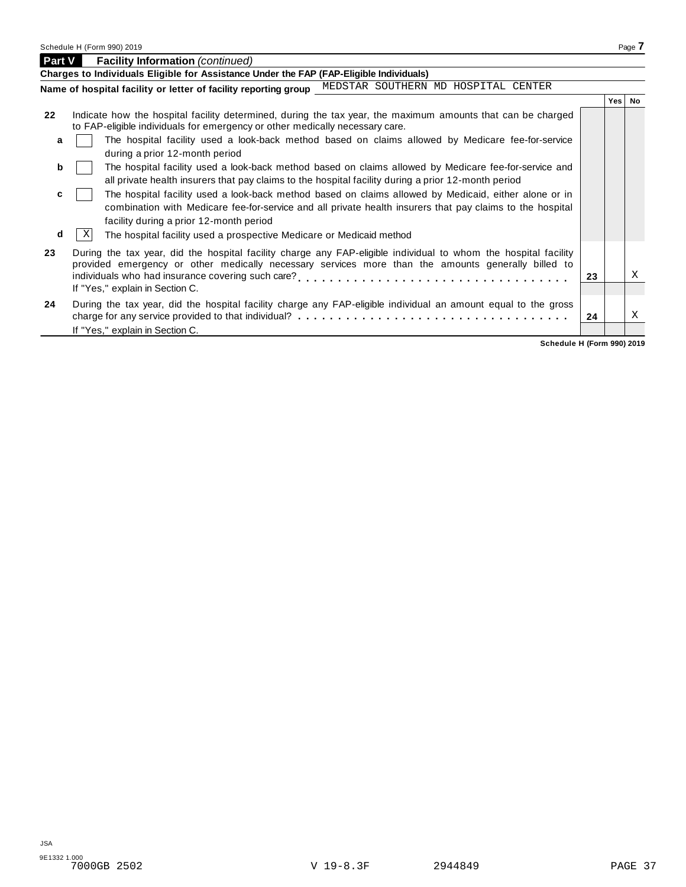Schedule H (Form 990) 2019

## Part V Facility Information *(continued)*

**Charges to Individuals Eligible for Assistance Under the FAP (FAP-Eligible Individuals)**

**Name of hospital facility or letter of facility reporting group** MEDSTAR SOUTHERN MD HOSPITAL CENTER

| | | | Yes | No |
|---|---|---|---|---|
| **22** | Indicate how the hospital facility determined, during the tax year, the maximum amounts that can be charged to FAP-eligible individuals for emergency or other medically necessary care. | | | |
| **a** | [ ] The hospital facility used a look-back method based on claims allowed by Medicare fee-for-service during a prior 12-month period | | | |
| **b** | [ ] The hospital facility used a look-back method based on claims allowed by Medicare fee-for-service and all private health insurers that pay claims to the hospital facility during a prior 12-month period | | | |
| **c** | [ ] The hospital facility used a look-back method based on claims allowed by Medicaid, either alone or in combination with Medicare fee-for-service and all private health insurers that pay claims to the hospital facility during a prior 12-month period | | | |
| **d** | [X] The hospital facility used a prospective Medicare or Medicaid method | | | |
| **23** | During the tax year, did the hospital facility charge any FAP-eligible individual to whom the hospital facility provided emergency or other medically necessary services more than the amounts generally billed to individuals who had insurance covering such care? If "Yes," explain in Section C. | **23** | | X |
| **24** | During the tax year, did the hospital facility charge any FAP-eligible individual an amount equal to the gross charge for any service provided to that individual? If "Yes," explain in Section C. | **24** | | X |

**Schedule H (Form 990) 2019**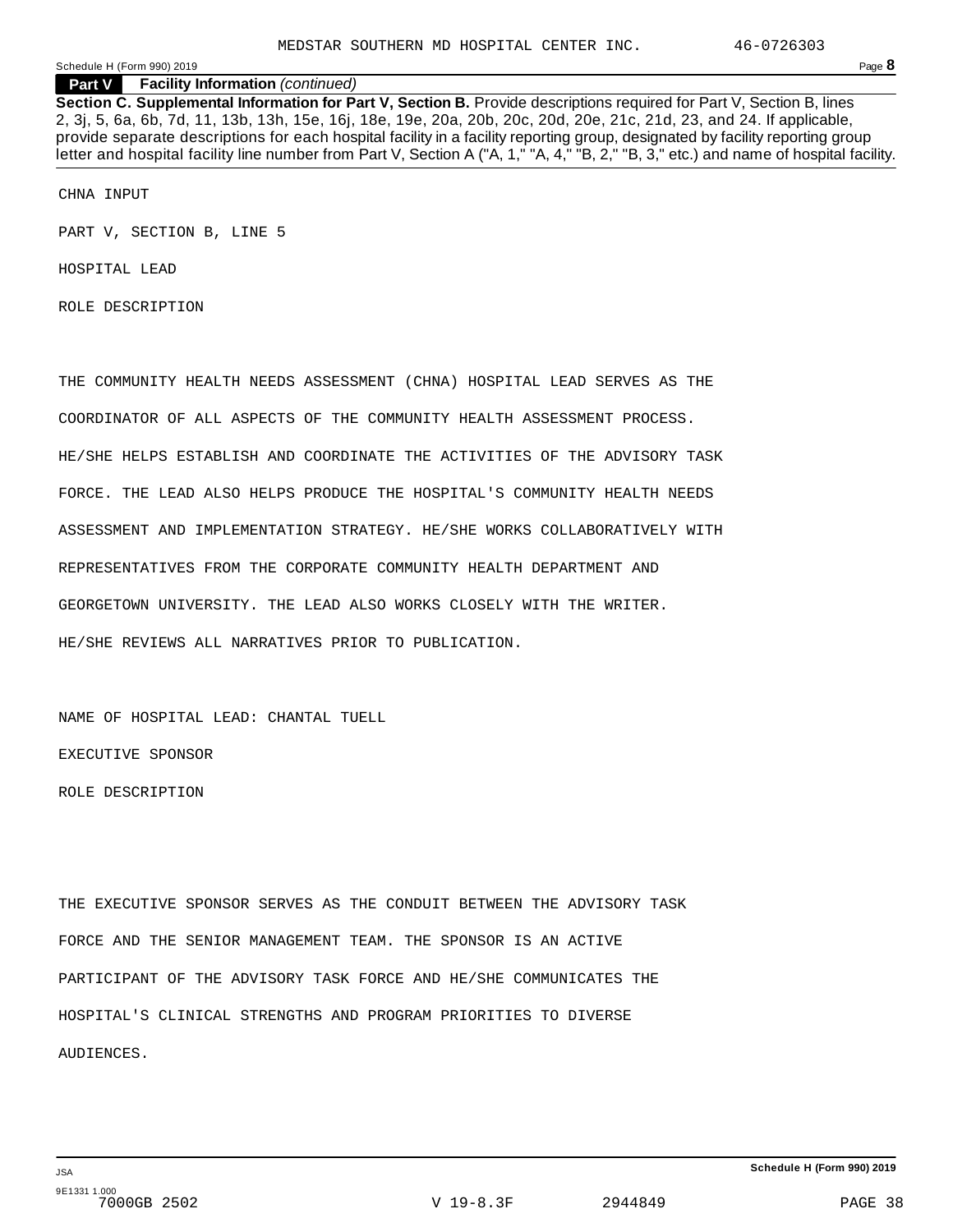**Part V Facility Information** *(continued)*

**Section C. Supplemental Information for Part V, Section B.** Provide descriptions required for Part V, Section B, lines 2, 3j, 5, 6a, 6b, 7d, 11, 13b, 13h, 15e, 16j, 18e, 19e, 20a, 20b, 20c, 20d, 20e, 21c, 21d, 23, and 24. If applicable, provide separate descriptions for each hospital facility in a facility reporting group, designated by facility reporting group letter and hospital facility line number from Part V, Section A ("A, 1," "A, 4," "B, 2," "B, 3," etc.) and name of hospital facility.

CHNA INPUT

PART V, SECTION B, LINE 5

HOSPITAL LEAD

ROLE DESCRIPTION

THE COMMUNITY HEALTH NEEDS ASSESSMENT (CHNA) HOSPITAL LEAD SERVES AS THE COORDINATOR OF ALL ASPECTS OF THE COMMUNITY HEALTH ASSESSMENT PROCESS. HE/SHE HELPS ESTABLISH AND COORDINATE THE ACTIVITIES OF THE ADVISORY TASK FORCE. THE LEAD ALSO HELPS PRODUCE THE HOSPITAL'S COMMUNITY HEALTH NEEDS ASSESSMENT AND IMPLEMENTATION STRATEGY. HE/SHE WORKS COLLABORATIVELY WITH REPRESENTATIVES FROM THE CORPORATE COMMUNITY HEALTH DEPARTMENT AND GEORGETOWN UNIVERSITY. THE LEAD ALSO WORKS CLOSELY WITH THE WRITER. HE/SHE REVIEWS ALL NARRATIVES PRIOR TO PUBLICATION.

NAME OF HOSPITAL LEAD: CHANTAL TUELL

EXECUTIVE SPONSOR

ROLE DESCRIPTION

THE EXECUTIVE SPONSOR SERVES AS THE CONDUIT BETWEEN THE ADVISORY TASK FORCE AND THE SENIOR MANAGEMENT TEAM. THE SPONSOR IS AN ACTIVE PARTICIPANT OF THE ADVISORY TASK FORCE AND HE/SHE COMMUNICATES THE HOSPITAL'S CLINICAL STRENGTHS AND PROGRAM PRIORITIES TO DIVERSE AUDIENCES.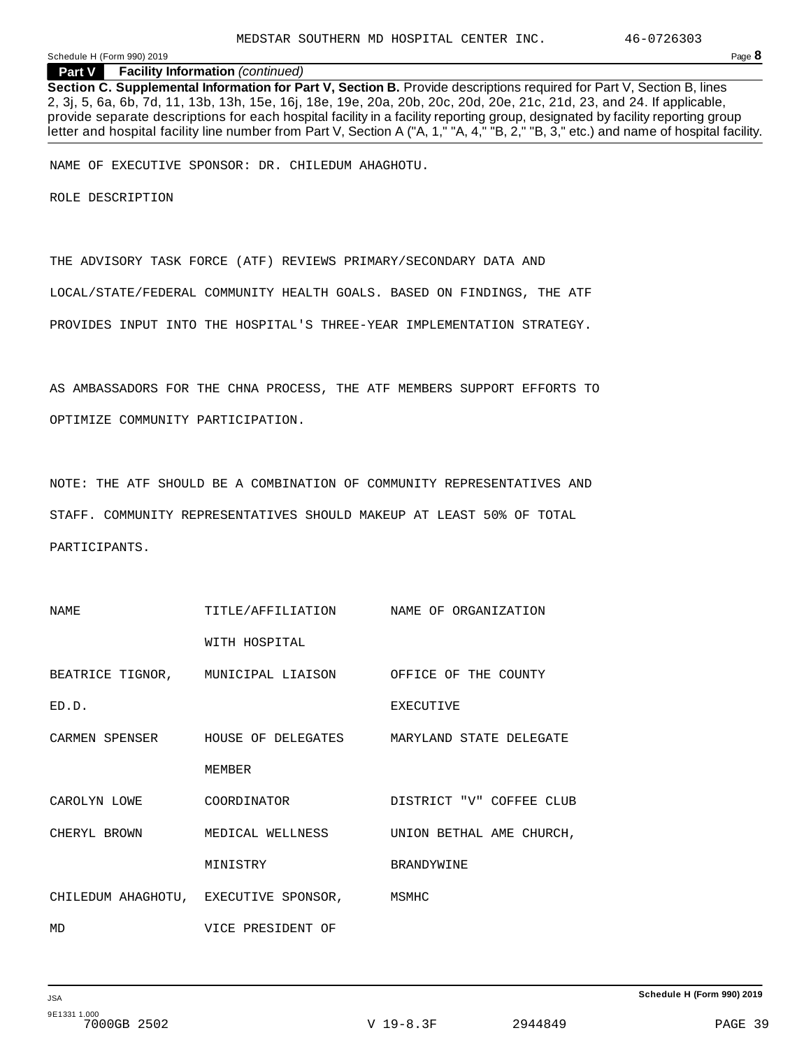**Part V Facility Information** *(continued)*

**Section C. Supplemental Information for Part V, Section B.** Provide descriptions required for Part V, Section B, lines 2, 3j, 5, 6a, 6b, 7d, 11, 13b, 13h, 15e, 16j, 18e, 19e, 20a, 20b, 20c, 20d, 20e, 21c, 21d, 23, and 24. If applicable, provide separate descriptions for each hospital facility in a facility reporting group, designated by facility reporting group letter and hospital facility line number from Part V, Section A ("A, 1," "A, 4," "B, 2," "B, 3," etc.) and name of hospital facility.

NAME OF EXECUTIVE SPONSOR: DR. CHILEDUM AHAGHOTU.

ROLE DESCRIPTION

THE ADVISORY TASK FORCE (ATF) REVIEWS PRIMARY/SECONDARY DATA AND LOCAL/STATE/FEDERAL COMMUNITY HEALTH GOALS. BASED ON FINDINGS, THE ATF PROVIDES INPUT INTO THE HOSPITAL'S THREE-YEAR IMPLEMENTATION STRATEGY.

AS AMBASSADORS FOR THE CHNA PROCESS, THE ATF MEMBERS SUPPORT EFFORTS TO OPTIMIZE COMMUNITY PARTICIPATION.

NOTE: THE ATF SHOULD BE A COMBINATION OF COMMUNITY REPRESENTATIVES AND STAFF. COMMUNITY REPRESENTATIVES SHOULD MAKEUP AT LEAST 50% OF TOTAL PARTICIPANTS.

| NAME | TITLE/AFFILIATION WITH HOSPITAL | NAME OF ORGANIZATION |
|---|---|---|
| BEATRICE TIGNOR, ED.D. | MUNICIPAL LIAISON | OFFICE OF THE COUNTY EXECUTIVE |
| CARMEN SPENSER | HOUSE OF DELEGATES MEMBER | MARYLAND STATE DELEGATE |
| CAROLYN LOWE | COORDINATOR | DISTRICT "V" COFFEE CLUB |
| CHERYL BROWN | MEDICAL WELLNESS MINISTRY | UNION BETHAL AME CHURCH, BRANDYWINE |
| CHILEDUM AHAGHOTU, MD | EXECUTIVE SPONSOR, VICE PRESIDENT OF | MSMHC |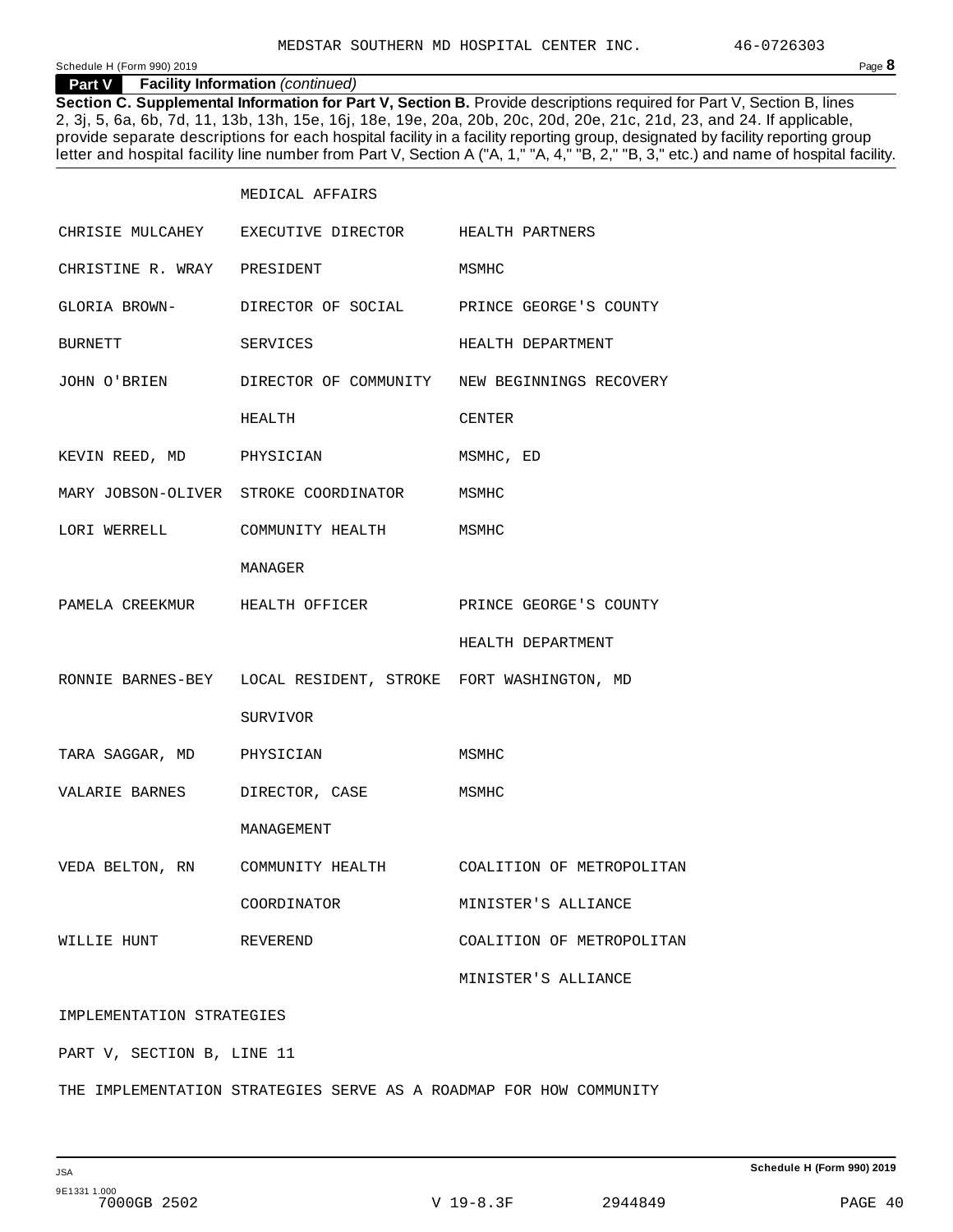**Part V Facility Information** *(continued)*

**Section C. Supplemental Information for Part V, Section B.** Provide descriptions required for Part V, Section B, lines 2, 3j, 5, 6a, 6b, 7d, 11, 13b, 13h, 15e, 16j, 18e, 19e, 20a, 20b, 20c, 20d, 20e, 21c, 21d, 23, and 24. If applicable, provide separate descriptions for each hospital facility in a facility reporting group, designated by facility reporting group letter and hospital facility line number from Part V, Section A ("A, 1," "A, 4," "B, 2," "B, 3," etc.) and name of hospital facility.

| | | |
|---|---|---|
| | MEDICAL AFFAIRS | |
| CHRISIE MULCAHEY | EXECUTIVE DIRECTOR | HEALTH PARTNERS |
| CHRISTINE R. WRAY | PRESIDENT | MSMHC |
| GLORIA BROWN-BURNETT | DIRECTOR OF SOCIAL SERVICES | PRINCE GEORGE'S COUNTY HEALTH DEPARTMENT |
| JOHN O'BRIEN | DIRECTOR OF COMMUNITY HEALTH | NEW BEGINNINGS RECOVERY CENTER |
| KEVIN REED, MD | PHYSICIAN | MSMHC, ED |
| MARY JOBSON-OLIVER | STROKE COORDINATOR | MSMHC |
| LORI WERRELL | COMMUNITY HEALTH MANAGER | MSMHC |
| PAMELA CREEKMUR | HEALTH OFFICER | PRINCE GEORGE'S COUNTY HEALTH DEPARTMENT |
| RONNIE BARNES-BEY | LOCAL RESIDENT, STROKE SURVIVOR | FORT WASHINGTON, MD |
| TARA SAGGAR, MD | PHYSICIAN | MSMHC |
| VALARIE BARNES | DIRECTOR, CASE MANAGEMENT | MSMHC |
| VEDA BELTON, RN | COMMUNITY HEALTH COORDINATOR | COALITION OF METROPOLITAN MINISTER'S ALLIANCE |
| WILLIE HUNT | REVEREND | COALITION OF METROPOLITAN MINISTER'S ALLIANCE |

IMPLEMENTATION STRATEGIES

PART V, SECTION B, LINE 11

THE IMPLEMENTATION STRATEGIES SERVE AS A ROADMAP FOR HOW COMMUNITY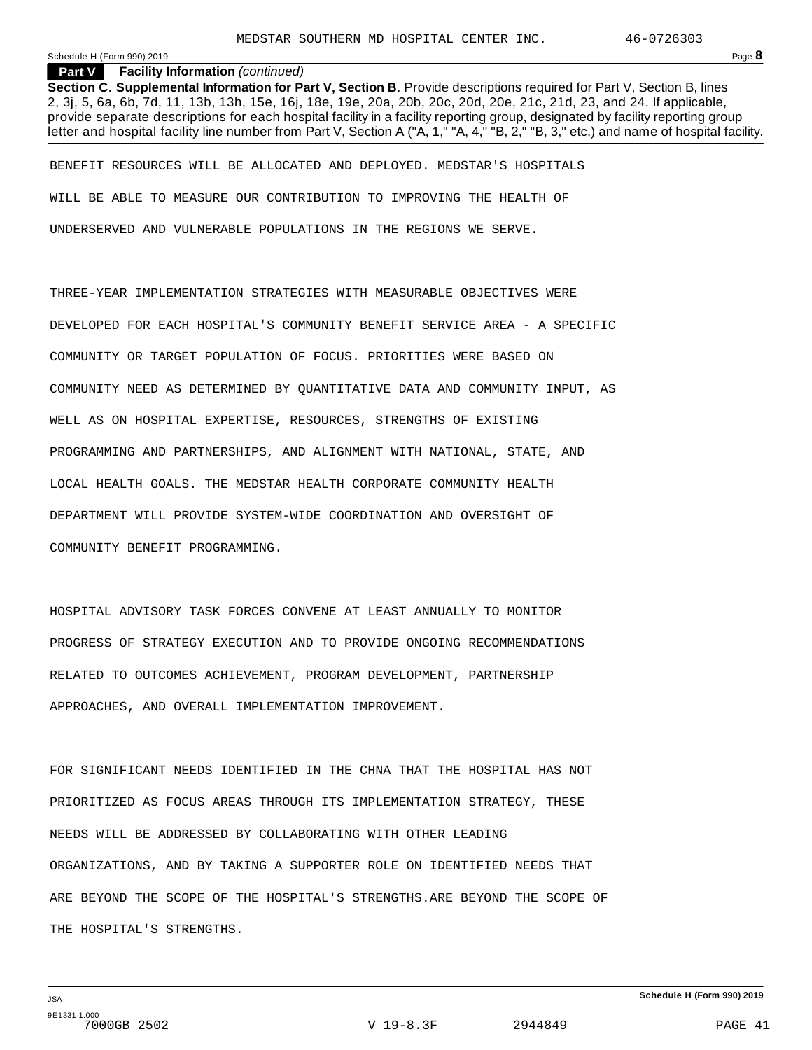MEDSTAR SOUTHERN MD HOSPITAL CENTER INC. 46-0726303

**Part V** **Facility Information** *(continued)*

**Section C. Supplemental Information for Part V, Section B.** Provide descriptions required for Part V, Section B, lines 2, 3j, 5, 6a, 6b, 7d, 11, 13b, 13h, 15e, 16j, 18e, 19e, 20a, 20b, 20c, 20d, 20e, 21c, 21d, 23, and 24. If applicable, provide separate descriptions for each hospital facility in a facility reporting group, designated by facility reporting group letter and hospital facility line number from Part V, Section A ("A, 1," "A, 4," "B, 2," "B, 3," etc.) and name of hospital facility.

BENEFIT RESOURCES WILL BE ALLOCATED AND DEPLOYED. MEDSTAR'S HOSPITALS WILL BE ABLE TO MEASURE OUR CONTRIBUTION TO IMPROVING THE HEALTH OF UNDERSERVED AND VULNERABLE POPULATIONS IN THE REGIONS WE SERVE.

THREE-YEAR IMPLEMENTATION STRATEGIES WITH MEASURABLE OBJECTIVES WERE DEVELOPED FOR EACH HOSPITAL'S COMMUNITY BENEFIT SERVICE AREA - A SPECIFIC COMMUNITY OR TARGET POPULATION OF FOCUS. PRIORITIES WERE BASED ON COMMUNITY NEED AS DETERMINED BY QUANTITATIVE DATA AND COMMUNITY INPUT, AS WELL AS ON HOSPITAL EXPERTISE, RESOURCES, STRENGTHS OF EXISTING PROGRAMMING AND PARTNERSHIPS, AND ALIGNMENT WITH NATIONAL, STATE, AND LOCAL HEALTH GOALS. THE MEDSTAR HEALTH CORPORATE COMMUNITY HEALTH DEPARTMENT WILL PROVIDE SYSTEM-WIDE COORDINATION AND OVERSIGHT OF COMMUNITY BENEFIT PROGRAMMING.

HOSPITAL ADVISORY TASK FORCES CONVENE AT LEAST ANNUALLY TO MONITOR PROGRESS OF STRATEGY EXECUTION AND TO PROVIDE ONGOING RECOMMENDATIONS RELATED TO OUTCOMES ACHIEVEMENT, PROGRAM DEVELOPMENT, PARTNERSHIP APPROACHES, AND OVERALL IMPLEMENTATION IMPROVEMENT.

FOR SIGNIFICANT NEEDS IDENTIFIED IN THE CHNA THAT THE HOSPITAL HAS NOT PRIORITIZED AS FOCUS AREAS THROUGH ITS IMPLEMENTATION STRATEGY, THESE NEEDS WILL BE ADDRESSED BY COLLABORATING WITH OTHER LEADING ORGANIZATIONS, AND BY TAKING A SUPPORTER ROLE ON IDENTIFIED NEEDS THAT ARE BEYOND THE SCOPE OF THE HOSPITAL'S STRENGTHS.ARE BEYOND THE SCOPE OF THE HOSPITAL'S STRENGTHS.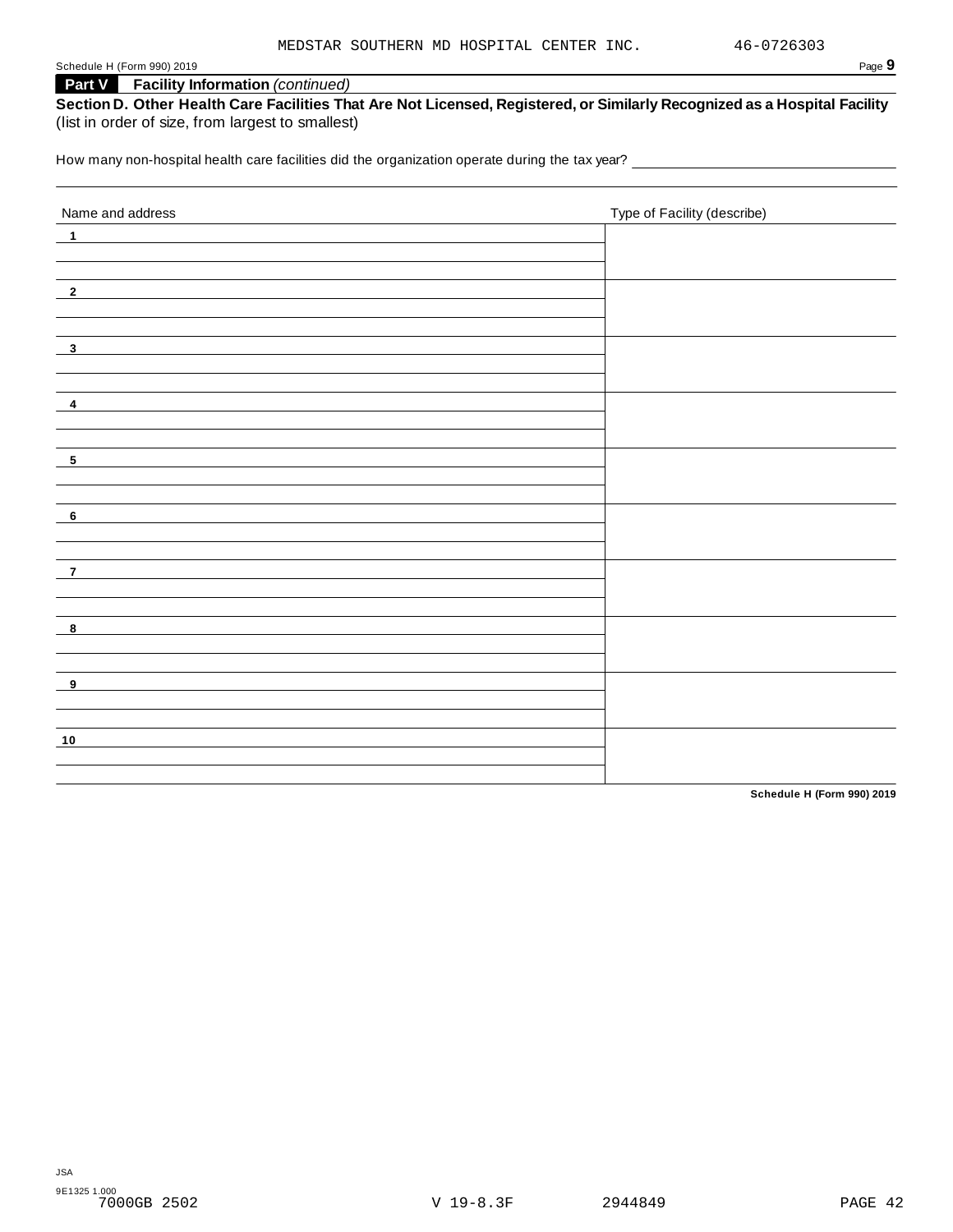MEDSTAR SOUTHERN MD HOSPITAL CENTER INC. 46-0726303

**Part V Facility Information** *(continued)*

**Section D. Other Health Care Facilities That Are Not Licensed, Registered, or Similarly Recognized as a Hospital Facility**
(list in order of size, from largest to smallest)

How many non-hospital health care facilities did the organization operate during the tax year?

| Name and address | Type of Facility (describe) |
|---|---|
| 1 | |
| 2 | |
| 3 | |
| 4 | |
| 5 | |
| 6 | |
| 7 | |
| 8 | |
| 9 | |
| 10 | |

**Schedule H (Form 990) 2019**

JSA
9E1325 1.000
7000GB 2502 V 19-8.3F 2944849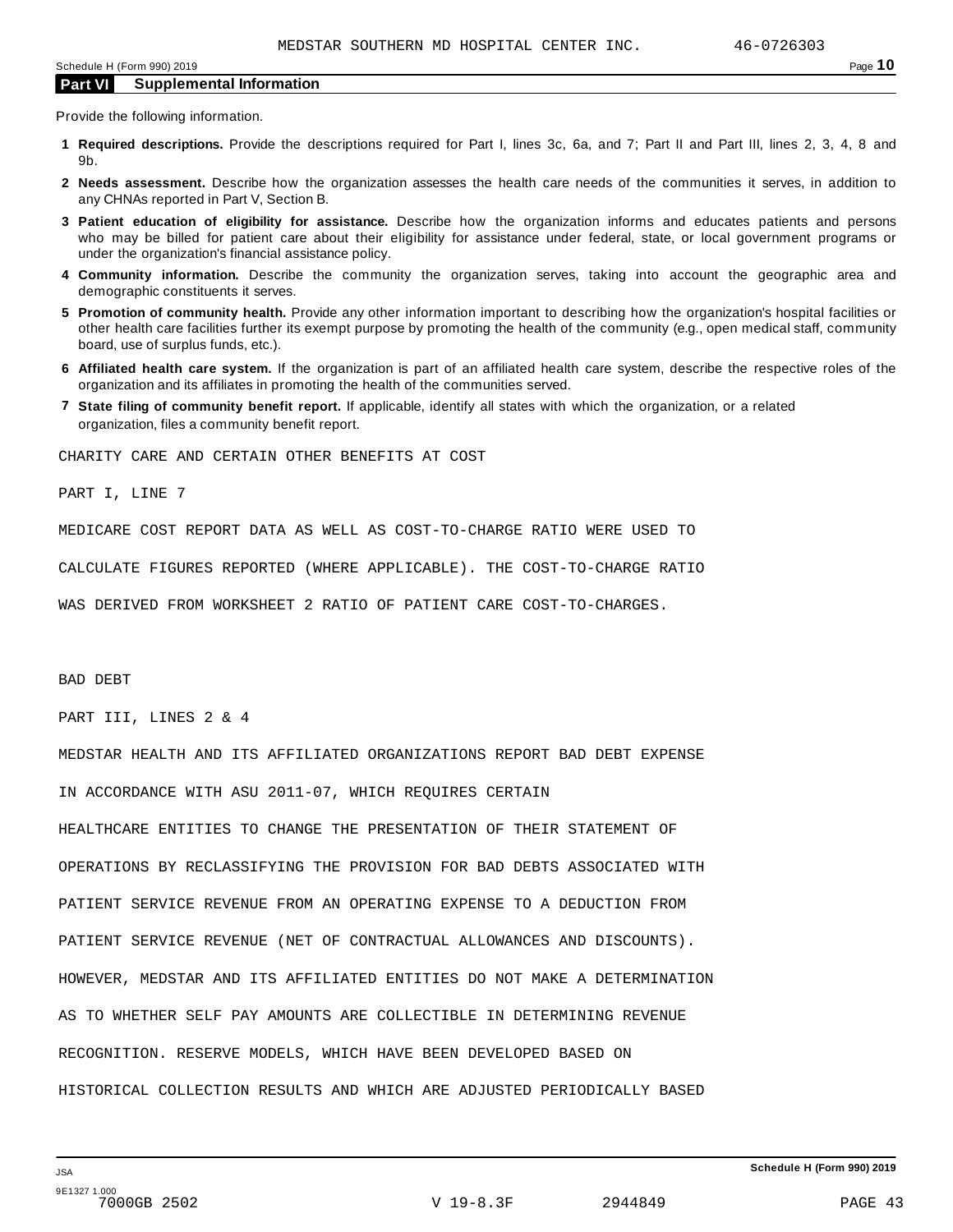## Part VI Supplemental Information

Provide the following information.

**1 Required descriptions.** Provide the descriptions required for Part I, lines 3c, 6a, and 7; Part II and Part III, lines 2, 3, 4, 8 and 9b.

**2 Needs assessment.** Describe how the organization assesses the health care needs of the communities it serves, in addition to any CHNAs reported in Part V, Section B.

**3 Patient education of eligibility for assistance.** Describe how the organization informs and educates patients and persons who may be billed for patient care about their eligibility for assistance under federal, state, or local government programs or under the organization's financial assistance policy.

**4 Community information.** Describe the community the organization serves, taking into account the geographic area and demographic constituents it serves.

**5 Promotion of community health.** Provide any other information important to describing how the organization's hospital facilities or other health care facilities further its exempt purpose by promoting the health of the community (e.g., open medical staff, community board, use of surplus funds, etc.).

**6 Affiliated health care system.** If the organization is part of an affiliated health care system, describe the respective roles of the organization and its affiliates in promoting the health of the communities served.

**7 State filing of community benefit report.** If applicable, identify all states with which the organization, or a related organization, files a community benefit report.

CHARITY CARE AND CERTAIN OTHER BENEFITS AT COST

PART I, LINE 7

MEDICARE COST REPORT DATA AS WELL AS COST-TO-CHARGE RATIO WERE USED TO CALCULATE FIGURES REPORTED (WHERE APPLICABLE). THE COST-TO-CHARGE RATIO WAS DERIVED FROM WORKSHEET 2 RATIO OF PATIENT CARE COST-TO-CHARGES.

BAD DEBT

PART III, LINES 2 & 4

MEDSTAR HEALTH AND ITS AFFILIATED ORGANIZATIONS REPORT BAD DEBT EXPENSE IN ACCORDANCE WITH ASU 2011-07, WHICH REQUIRES CERTAIN HEALTHCARE ENTITIES TO CHANGE THE PRESENTATION OF THEIR STATEMENT OF OPERATIONS BY RECLASSIFYING THE PROVISION FOR BAD DEBTS ASSOCIATED WITH PATIENT SERVICE REVENUE FROM AN OPERATING EXPENSE TO A DEDUCTION FROM PATIENT SERVICE REVENUE (NET OF CONTRACTUAL ALLOWANCES AND DISCOUNTS). HOWEVER, MEDSTAR AND ITS AFFILIATED ENTITIES DO NOT MAKE A DETERMINATION AS TO WHETHER SELF PAY AMOUNTS ARE COLLECTIBLE IN DETERMINING REVENUE RECOGNITION. RESERVE MODELS, WHICH HAVE BEEN DEVELOPED BASED ON HISTORICAL COLLECTION RESULTS AND WHICH ARE ADJUSTED PERIODICALLY BASED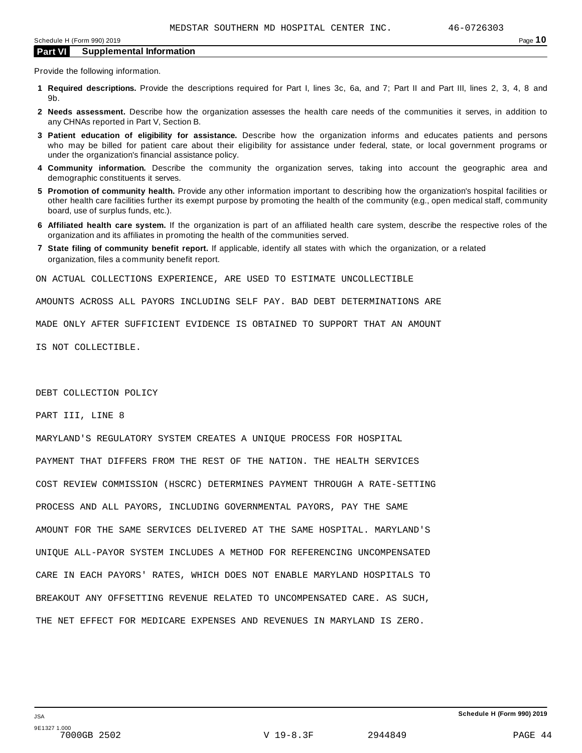MEDSTAR SOUTHERN MD HOSPITAL CENTER INC. 46-0726303

## Part VI Supplemental Information

Provide the following information.

1. **Required descriptions.** Provide the descriptions required for Part I, lines 3c, 6a, and 7; Part II and Part III, lines 2, 3, 4, 8 and 9b.
2. **Needs assessment.** Describe how the organization assesses the health care needs of the communities it serves, in addition to any CHNAs reported in Part V, Section B.
3. **Patient education of eligibility for assistance.** Describe how the organization informs and educates patients and persons who may be billed for patient care about their eligibility for assistance under federal, state, or local government programs or under the organization's financial assistance policy.
4. **Community information.** Describe the community the organization serves, taking into account the geographic area and demographic constituents it serves.
5. **Promotion of community health.** Provide any other information important to describing how the organization's hospital facilities or other health care facilities further its exempt purpose by promoting the health of the community (e.g., open medical staff, community board, use of surplus funds, etc.).
6. **Affiliated health care system.** If the organization is part of an affiliated health care system, describe the respective roles of the organization and its affiliates in promoting the health of the communities served.
7. **State filing of community benefit report.** If applicable, identify all states with which the organization, or a related organization, files a community benefit report.

ON ACTUAL COLLECTIONS EXPERIENCE, ARE USED TO ESTIMATE UNCOLLECTIBLE AMOUNTS ACROSS ALL PAYORS INCLUDING SELF PAY. BAD DEBT DETERMINATIONS ARE MADE ONLY AFTER SUFFICIENT EVIDENCE IS OBTAINED TO SUPPORT THAT AN AMOUNT IS NOT COLLECTIBLE.

DEBT COLLECTION POLICY

PART III, LINE 8

MARYLAND'S REGULATORY SYSTEM CREATES A UNIQUE PROCESS FOR HOSPITAL PAYMENT THAT DIFFERS FROM THE REST OF THE NATION. THE HEALTH SERVICES COST REVIEW COMMISSION (HSCRC) DETERMINES PAYMENT THROUGH A RATE-SETTING PROCESS AND ALL PAYORS, INCLUDING GOVERNMENTAL PAYORS, PAY THE SAME AMOUNT FOR THE SAME SERVICES DELIVERED AT THE SAME HOSPITAL. MARYLAND'S UNIQUE ALL-PAYOR SYSTEM INCLUDES A METHOD FOR REFERENCING UNCOMPENSATED CARE IN EACH PAYORS' RATES, WHICH DOES NOT ENABLE MARYLAND HOSPITALS TO BREAKOUT ANY OFFSETTING REVENUE RELATED TO UNCOMPENSATED CARE. AS SUCH, THE NET EFFECT FOR MEDICARE EXPENSES AND REVENUES IN MARYLAND IS ZERO.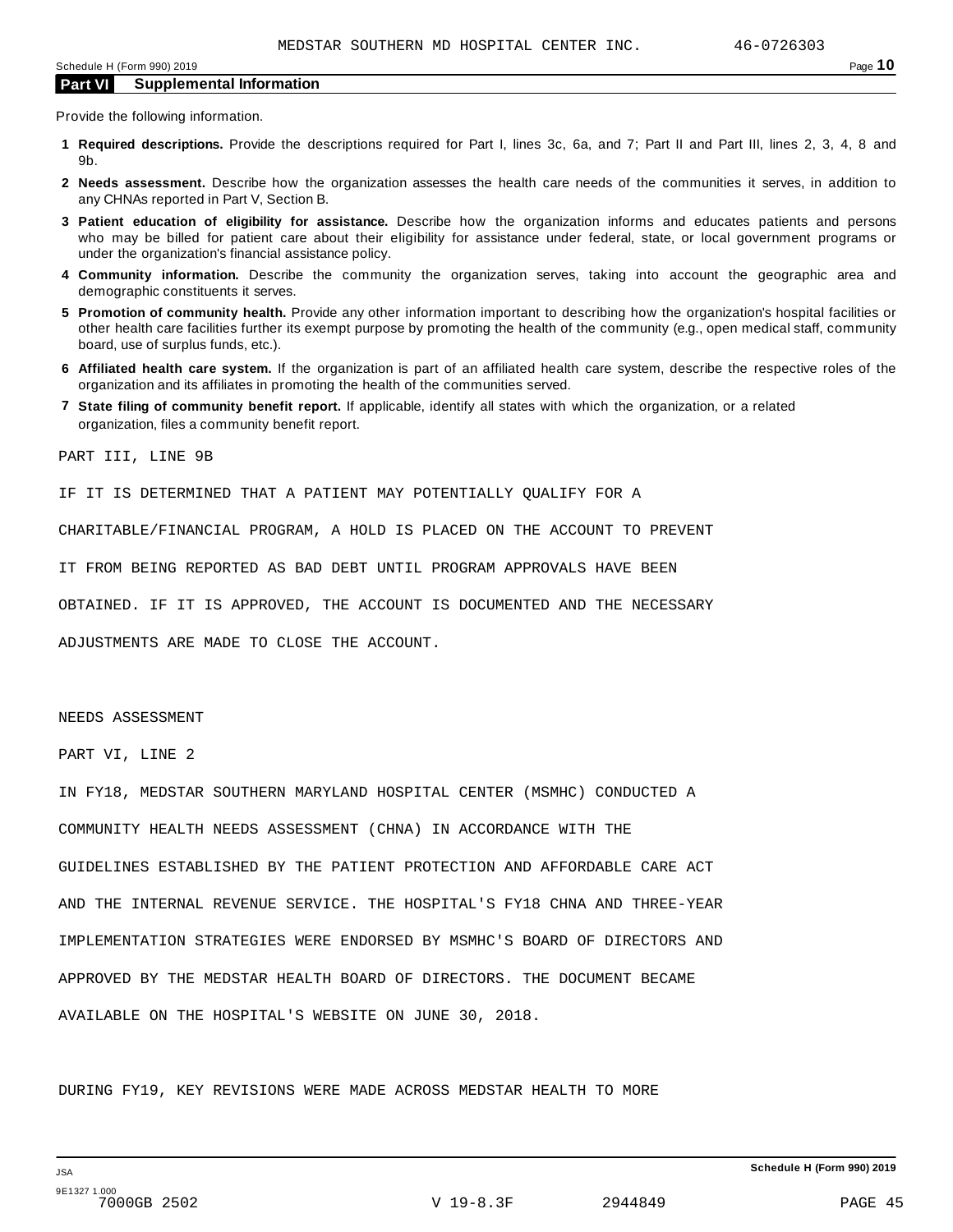MEDSTAR SOUTHERN MD HOSPITAL CENTER INC. 46-0726303

## Part VI Supplemental Information

Provide the following information.

1. **Required descriptions.** Provide the descriptions required for Part I, lines 3c, 6a, and 7; Part II and Part III, lines 2, 3, 4, 8 and 9b.
2. **Needs assessment.** Describe how the organization assesses the health care needs of the communities it serves, in addition to any CHNAs reported in Part V, Section B.
3. **Patient education of eligibility for assistance.** Describe how the organization informs and educates patients and persons who may be billed for patient care about their eligibility for assistance under federal, state, or local government programs or under the organization's financial assistance policy.
4. **Community information.** Describe the community the organization serves, taking into account the geographic area and demographic constituents it serves.
5. **Promotion of community health.** Provide any other information important to describing how the organization's hospital facilities or other health care facilities further its exempt purpose by promoting the health of the community (e.g., open medical staff, community board, use of surplus funds, etc.).
6. **Affiliated health care system.** If the organization is part of an affiliated health care system, describe the respective roles of the organization and its affiliates in promoting the health of the communities served.
7. **State filing of community benefit report.** If applicable, identify all states with which the organization, or a related organization, files a community benefit report.

PART III, LINE 9B

IF IT IS DETERMINED THAT A PATIENT MAY POTENTIALLY QUALIFY FOR A CHARITABLE/FINANCIAL PROGRAM, A HOLD IS PLACED ON THE ACCOUNT TO PREVENT IT FROM BEING REPORTED AS BAD DEBT UNTIL PROGRAM APPROVALS HAVE BEEN OBTAINED. IF IT IS APPROVED, THE ACCOUNT IS DOCUMENTED AND THE NECESSARY ADJUSTMENTS ARE MADE TO CLOSE THE ACCOUNT.

NEEDS ASSESSMENT

PART VI, LINE 2

IN FY18, MEDSTAR SOUTHERN MARYLAND HOSPITAL CENTER (MSMHC) CONDUCTED A COMMUNITY HEALTH NEEDS ASSESSMENT (CHNA) IN ACCORDANCE WITH THE GUIDELINES ESTABLISHED BY THE PATIENT PROTECTION AND AFFORDABLE CARE ACT AND THE INTERNAL REVENUE SERVICE. THE HOSPITAL'S FY18 CHNA AND THREE-YEAR IMPLEMENTATION STRATEGIES WERE ENDORSED BY MSMHC'S BOARD OF DIRECTORS AND APPROVED BY THE MEDSTAR HEALTH BOARD OF DIRECTORS. THE DOCUMENT BECAME AVAILABLE ON THE HOSPITAL'S WEBSITE ON JUNE 30, 2018.

DURING FY19, KEY REVISIONS WERE MADE ACROSS MEDSTAR HEALTH TO MORE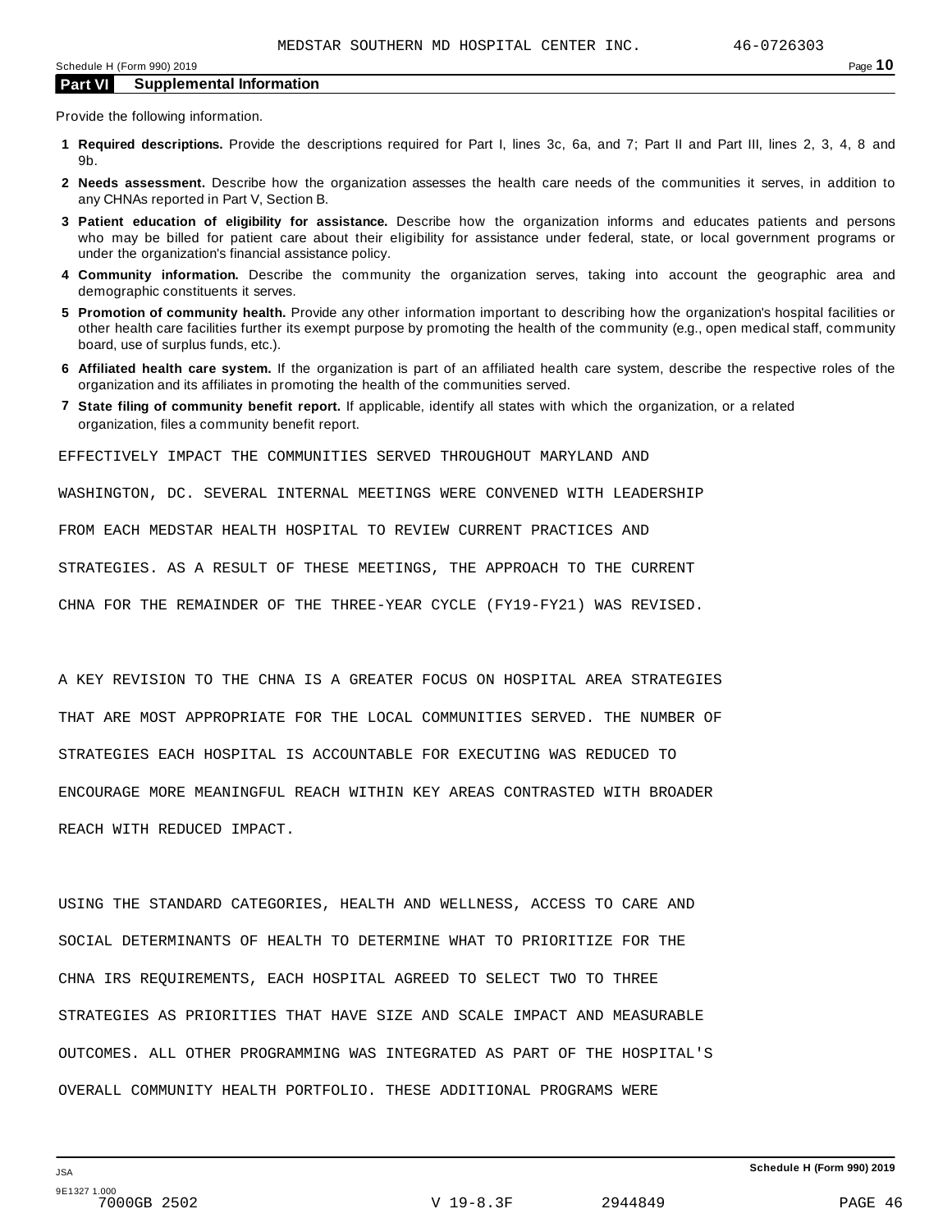MEDSTAR SOUTHERN MD HOSPITAL CENTER INC. 46-0726303

## Part VI Supplemental Information

Provide the following information.

1. **Required descriptions.** Provide the descriptions required for Part I, lines 3c, 6a, and 7; Part II and Part III, lines 2, 3, 4, 8 and 9b.
2. **Needs assessment.** Describe how the organization assesses the health care needs of the communities it serves, in addition to any CHNAs reported in Part V, Section B.
3. **Patient education of eligibility for assistance.** Describe how the organization informs and educates patients and persons who may be billed for patient care about their eligibility for assistance under federal, state, or local government programs or under the organization's financial assistance policy.
4. **Community information.** Describe the community the organization serves, taking into account the geographic area and demographic constituents it serves.
5. **Promotion of community health.** Provide any other information important to describing how the organization's hospital facilities or other health care facilities further its exempt purpose by promoting the health of the community (e.g., open medical staff, community board, use of surplus funds, etc.).
6. **Affiliated health care system.** If the organization is part of an affiliated health care system, describe the respective roles of the organization and its affiliates in promoting the health of the communities served.
7. **State filing of community benefit report.** If applicable, identify all states with which the organization, or a related organization, files a community benefit report.

EFFECTIVELY IMPACT THE COMMUNITIES SERVED THROUGHOUT MARYLAND AND WASHINGTON, DC. SEVERAL INTERNAL MEETINGS WERE CONVENED WITH LEADERSHIP FROM EACH MEDSTAR HEALTH HOSPITAL TO REVIEW CURRENT PRACTICES AND STRATEGIES. AS A RESULT OF THESE MEETINGS, THE APPROACH TO THE CURRENT CHNA FOR THE REMAINDER OF THE THREE-YEAR CYCLE (FY19-FY21) WAS REVISED.

A KEY REVISION TO THE CHNA IS A GREATER FOCUS ON HOSPITAL AREA STRATEGIES THAT ARE MOST APPROPRIATE FOR THE LOCAL COMMUNITIES SERVED. THE NUMBER OF STRATEGIES EACH HOSPITAL IS ACCOUNTABLE FOR EXECUTING WAS REDUCED TO ENCOURAGE MORE MEANINGFUL REACH WITHIN KEY AREAS CONTRASTED WITH BROADER REACH WITH REDUCED IMPACT.

USING THE STANDARD CATEGORIES, HEALTH AND WELLNESS, ACCESS TO CARE AND SOCIAL DETERMINANTS OF HEALTH TO DETERMINE WHAT TO PRIORITIZE FOR THE CHNA IRS REQUIREMENTS, EACH HOSPITAL AGREED TO SELECT TWO TO THREE STRATEGIES AS PRIORITIES THAT HAVE SIZE AND SCALE IMPACT AND MEASURABLE OUTCOMES. ALL OTHER PROGRAMMING WAS INTEGRATED AS PART OF THE HOSPITAL'S OVERALL COMMUNITY HEALTH PORTFOLIO. THESE ADDITIONAL PROGRAMS WERE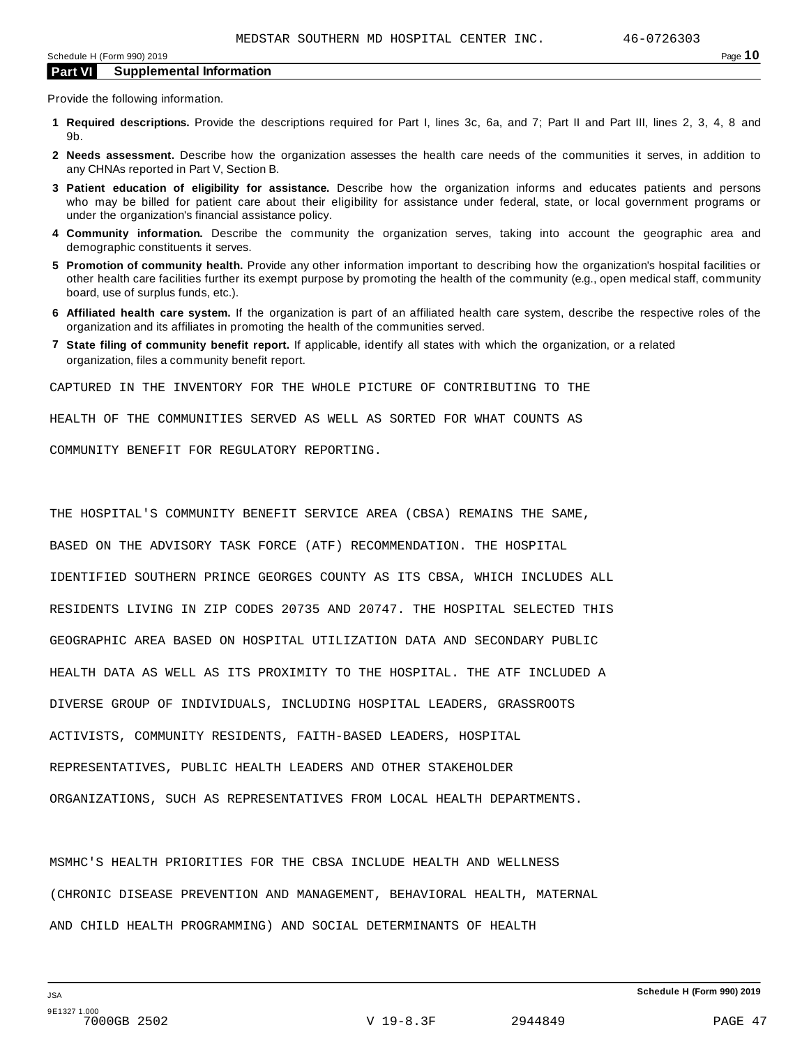## Part VI Supplemental Information

Provide the following information.

1. **Required descriptions.** Provide the descriptions required for Part I, lines 3c, 6a, and 7; Part II and Part III, lines 2, 3, 4, 8 and 9b.
2. **Needs assessment.** Describe how the organization assesses the health care needs of the communities it serves, in addition to any CHNAs reported in Part V, Section B.
3. **Patient education of eligibility for assistance.** Describe how the organization informs and educates patients and persons who may be billed for patient care about their eligibility for assistance under federal, state, or local government programs or under the organization's financial assistance policy.
4. **Community information.** Describe the community the organization serves, taking into account the geographic area and demographic constituents it serves.
5. **Promotion of community health.** Provide any other information important to describing how the organization's hospital facilities or other health care facilities further its exempt purpose by promoting the health of the community (e.g., open medical staff, community board, use of surplus funds, etc.).
6. **Affiliated health care system.** If the organization is part of an affiliated health care system, describe the respective roles of the organization and its affiliates in promoting the health of the communities served.
7. **State filing of community benefit report.** If applicable, identify all states with which the organization, or a related organization, files a community benefit report.

CAPTURED IN THE INVENTORY FOR THE WHOLE PICTURE OF CONTRIBUTING TO THE HEALTH OF THE COMMUNITIES SERVED AS WELL AS SORTED FOR WHAT COUNTS AS COMMUNITY BENEFIT FOR REGULATORY REPORTING.

THE HOSPITAL'S COMMUNITY BENEFIT SERVICE AREA (CBSA) REMAINS THE SAME, BASED ON THE ADVISORY TASK FORCE (ATF) RECOMMENDATION. THE HOSPITAL IDENTIFIED SOUTHERN PRINCE GEORGES COUNTY AS ITS CBSA, WHICH INCLUDES ALL RESIDENTS LIVING IN ZIP CODES 20735 AND 20747. THE HOSPITAL SELECTED THIS GEOGRAPHIC AREA BASED ON HOSPITAL UTILIZATION DATA AND SECONDARY PUBLIC HEALTH DATA AS WELL AS ITS PROXIMITY TO THE HOSPITAL. THE ATF INCLUDED A DIVERSE GROUP OF INDIVIDUALS, INCLUDING HOSPITAL LEADERS, GRASSROOTS ACTIVISTS, COMMUNITY RESIDENTS, FAITH-BASED LEADERS, HOSPITAL REPRESENTATIVES, PUBLIC HEALTH LEADERS AND OTHER STAKEHOLDER ORGANIZATIONS, SUCH AS REPRESENTATIVES FROM LOCAL HEALTH DEPARTMENTS.

MSMHC'S HEALTH PRIORITIES FOR THE CBSA INCLUDE HEALTH AND WELLNESS (CHRONIC DISEASE PREVENTION AND MANAGEMENT, BEHAVIORAL HEALTH, MATERNAL AND CHILD HEALTH PROGRAMMING) AND SOCIAL DETERMINANTS OF HEALTH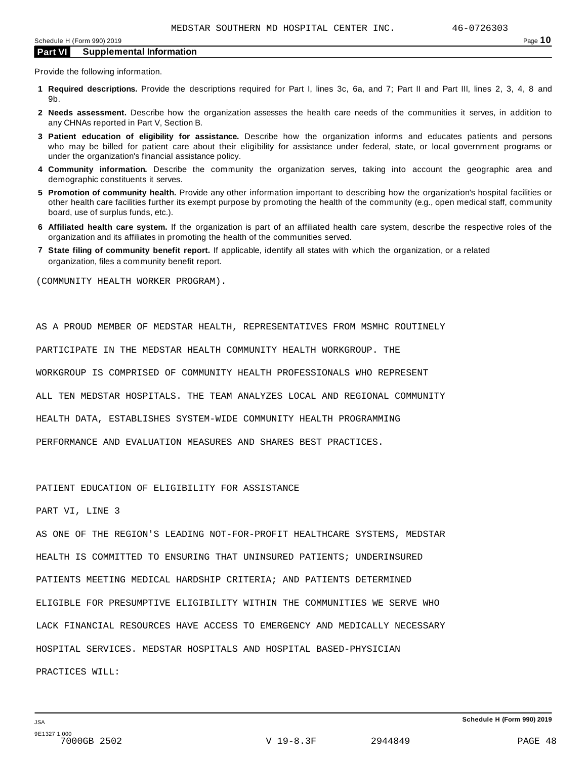## Part VI Supplemental Information

Provide the following information.

1. **Required descriptions.** Provide the descriptions required for Part I, lines 3c, 6a, and 7; Part II and Part III, lines 2, 3, 4, 8 and 9b.
2. **Needs assessment.** Describe how the organization assesses the health care needs of the communities it serves, in addition to any CHNAs reported in Part V, Section B.
3. **Patient education of eligibility for assistance.** Describe how the organization informs and educates patients and persons who may be billed for patient care about their eligibility for assistance under federal, state, or local government programs or under the organization's financial assistance policy.
4. **Community information.** Describe the community the organization serves, taking into account the geographic area and demographic constituents it serves.
5. **Promotion of community health.** Provide any other information important to describing how the organization's hospital facilities or other health care facilities further its exempt purpose by promoting the health of the community (e.g., open medical staff, community board, use of surplus funds, etc.).
6. **Affiliated health care system.** If the organization is part of an affiliated health care system, describe the respective roles of the organization and its affiliates in promoting the health of the communities served.
7. **State filing of community benefit report.** If applicable, identify all states with which the organization, or a related organization, files a community benefit report.

(COMMUNITY HEALTH WORKER PROGRAM).

AS A PROUD MEMBER OF MEDSTAR HEALTH, REPRESENTATIVES FROM MSMHC ROUTINELY PARTICIPATE IN THE MEDSTAR HEALTH COMMUNITY HEALTH WORKGROUP. THE WORKGROUP IS COMPRISED OF COMMUNITY HEALTH PROFESSIONALS WHO REPRESENT ALL TEN MEDSTAR HOSPITALS. THE TEAM ANALYZES LOCAL AND REGIONAL COMMUNITY HEALTH DATA, ESTABLISHES SYSTEM-WIDE COMMUNITY HEALTH PROGRAMMING PERFORMANCE AND EVALUATION MEASURES AND SHARES BEST PRACTICES.

PATIENT EDUCATION OF ELIGIBILITY FOR ASSISTANCE

PART VI, LINE 3

AS ONE OF THE REGION'S LEADING NOT-FOR-PROFIT HEALTHCARE SYSTEMS, MEDSTAR HEALTH IS COMMITTED TO ENSURING THAT UNINSURED PATIENTS; UNDERINSURED PATIENTS MEETING MEDICAL HARDSHIP CRITERIA; AND PATIENTS DETERMINED ELIGIBLE FOR PRESUMPTIVE ELIGIBILITY WITHIN THE COMMUNITIES WE SERVE WHO LACK FINANCIAL RESOURCES HAVE ACCESS TO EMERGENCY AND MEDICALLY NECESSARY HOSPITAL SERVICES. MEDSTAR HOSPITALS AND HOSPITAL BASED-PHYSICIAN PRACTICES WILL: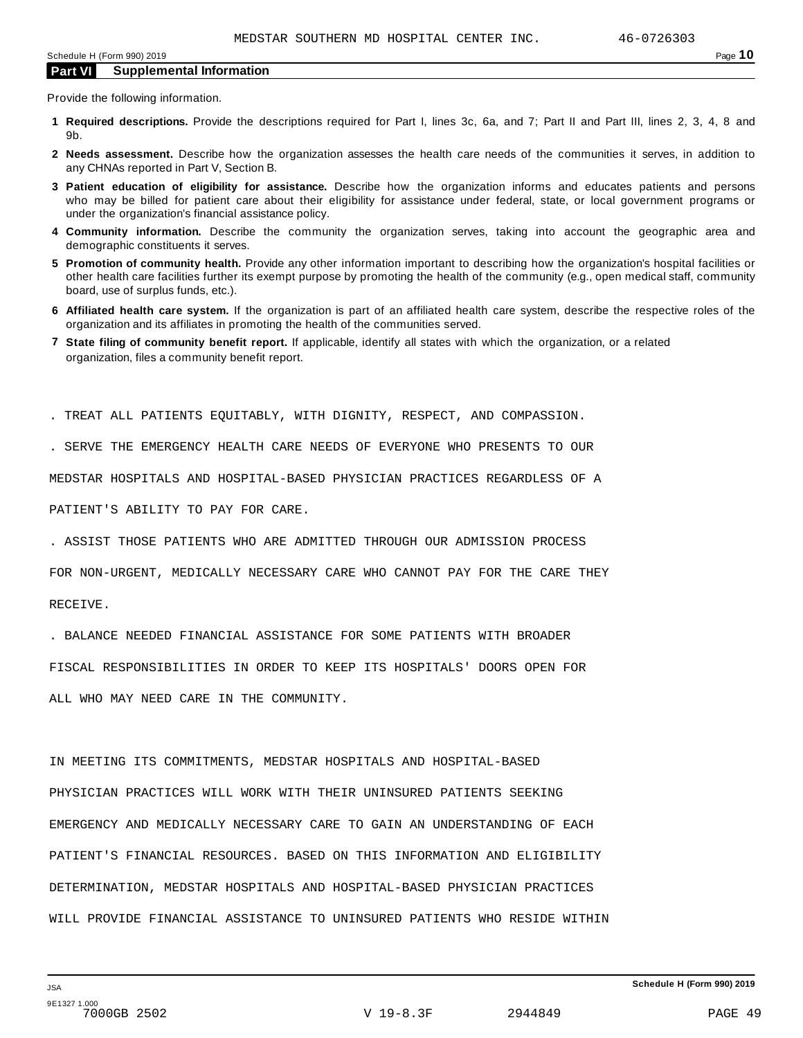MEDSTAR SOUTHERN MD HOSPITAL CENTER INC. 46-0726303

## Part VI Supplemental Information

Provide the following information.

1. **Required descriptions.** Provide the descriptions required for Part I, lines 3c, 6a, and 7; Part II and Part III, lines 2, 3, 4, 8 and 9b.
2. **Needs assessment.** Describe how the organization assesses the health care needs of the communities it serves, in addition to any CHNAs reported in Part V, Section B.
3. **Patient education of eligibility for assistance.** Describe how the organization informs and educates patients and persons who may be billed for patient care about their eligibility for assistance under federal, state, or local government programs or under the organization's financial assistance policy.
4. **Community information.** Describe the community the organization serves, taking into account the geographic area and demographic constituents it serves.
5. **Promotion of community health.** Provide any other information important to describing how the organization's hospital facilities or other health care facilities further its exempt purpose by promoting the health of the community (e.g., open medical staff, community board, use of surplus funds, etc.).
6. **Affiliated health care system.** If the organization is part of an affiliated health care system, describe the respective roles of the organization and its affiliates in promoting the health of the communities served.
7. **State filing of community benefit report.** If applicable, identify all states with which the organization, or a related organization, files a community benefit report.

. TREAT ALL PATIENTS EQUITABLY, WITH DIGNITY, RESPECT, AND COMPASSION.

. SERVE THE EMERGENCY HEALTH CARE NEEDS OF EVERYONE WHO PRESENTS TO OUR MEDSTAR HOSPITALS AND HOSPITAL-BASED PHYSICIAN PRACTICES REGARDLESS OF A PATIENT'S ABILITY TO PAY FOR CARE.

. ASSIST THOSE PATIENTS WHO ARE ADMITTED THROUGH OUR ADMISSION PROCESS FOR NON-URGENT, MEDICALLY NECESSARY CARE WHO CANNOT PAY FOR THE CARE THEY RECEIVE.

. BALANCE NEEDED FINANCIAL ASSISTANCE FOR SOME PATIENTS WITH BROADER FISCAL RESPONSIBILITIES IN ORDER TO KEEP ITS HOSPITALS' DOORS OPEN FOR ALL WHO MAY NEED CARE IN THE COMMUNITY.

IN MEETING ITS COMMITMENTS, MEDSTAR HOSPITALS AND HOSPITAL-BASED PHYSICIAN PRACTICES WILL WORK WITH THEIR UNINSURED PATIENTS SEEKING EMERGENCY AND MEDICALLY NECESSARY CARE TO GAIN AN UNDERSTANDING OF EACH PATIENT'S FINANCIAL RESOURCES. BASED ON THIS INFORMATION AND ELIGIBILITY DETERMINATION, MEDSTAR HOSPITALS AND HOSPITAL-BASED PHYSICIAN PRACTICES WILL PROVIDE FINANCIAL ASSISTANCE TO UNINSURED PATIENTS WHO RESIDE WITHIN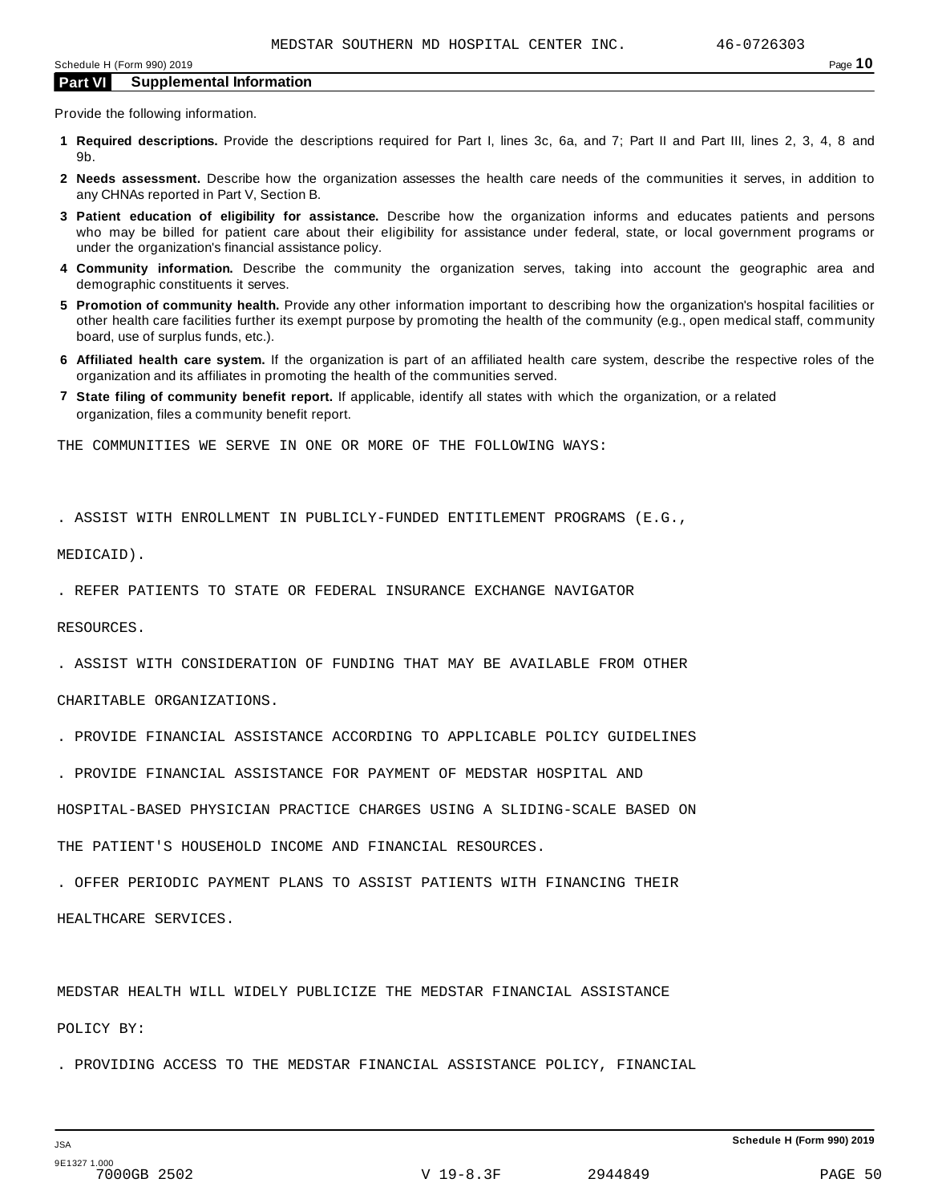MEDSTAR SOUTHERN MD HOSPITAL CENTER INC. 46-0726303

## Part VI Supplemental Information

Provide the following information.

1. **Required descriptions.** Provide the descriptions required for Part I, lines 3c, 6a, and 7; Part II and Part III, lines 2, 3, 4, 8 and 9b.
2. **Needs assessment.** Describe how the organization assesses the health care needs of the communities it serves, in addition to any CHNAs reported in Part V, Section B.
3. **Patient education of eligibility for assistance.** Describe how the organization informs and educates patients and persons who may be billed for patient care about their eligibility for assistance under federal, state, or local government programs or under the organization's financial assistance policy.
4. **Community information.** Describe the community the organization serves, taking into account the geographic area and demographic constituents it serves.
5. **Promotion of community health.** Provide any other information important to describing how the organization's hospital facilities or other health care facilities further its exempt purpose by promoting the health of the community (e.g., open medical staff, community board, use of surplus funds, etc.).
6. **Affiliated health care system.** If the organization is part of an affiliated health care system, describe the respective roles of the organization and its affiliates in promoting the health of the communities served.
7. **State filing of community benefit report.** If applicable, identify all states with which the organization, or a related organization, files a community benefit report.

THE COMMUNITIES WE SERVE IN ONE OR MORE OF THE FOLLOWING WAYS:

. ASSIST WITH ENROLLMENT IN PUBLICLY-FUNDED ENTITLEMENT PROGRAMS (E.G., MEDICAID).

. REFER PATIENTS TO STATE OR FEDERAL INSURANCE EXCHANGE NAVIGATOR RESOURCES.

. ASSIST WITH CONSIDERATION OF FUNDING THAT MAY BE AVAILABLE FROM OTHER CHARITABLE ORGANIZATIONS.

. PROVIDE FINANCIAL ASSISTANCE ACCORDING TO APPLICABLE POLICY GUIDELINES

. PROVIDE FINANCIAL ASSISTANCE FOR PAYMENT OF MEDSTAR HOSPITAL AND HOSPITAL-BASED PHYSICIAN PRACTICE CHARGES USING A SLIDING-SCALE BASED ON THE PATIENT'S HOUSEHOLD INCOME AND FINANCIAL RESOURCES.

. OFFER PERIODIC PAYMENT PLANS TO ASSIST PATIENTS WITH FINANCING THEIR HEALTHCARE SERVICES.

MEDSTAR HEALTH WILL WIDELY PUBLICIZE THE MEDSTAR FINANCIAL ASSISTANCE POLICY BY:

. PROVIDING ACCESS TO THE MEDSTAR FINANCIAL ASSISTANCE POLICY, FINANCIAL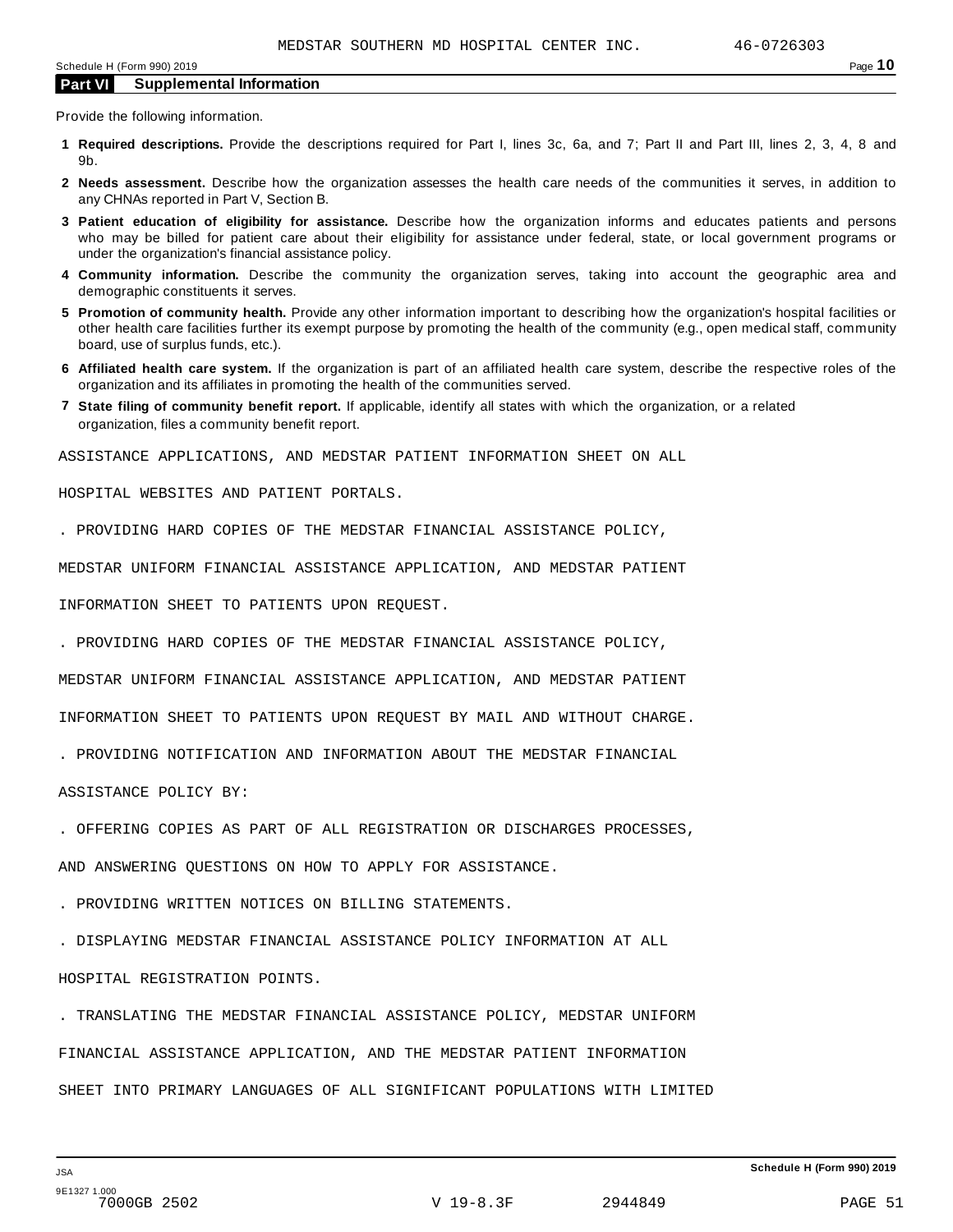MEDSTAR SOUTHERN MD HOSPITAL CENTER INC. 46-0726303

## Part VI Supplemental Information

Provide the following information.

1. **Required descriptions.** Provide the descriptions required for Part I, lines 3c, 6a, and 7; Part II and Part III, lines 2, 3, 4, 8 and 9b.
2. **Needs assessment.** Describe how the organization assesses the health care needs of the communities it serves, in addition to any CHNAs reported in Part V, Section B.
3. **Patient education of eligibility for assistance.** Describe how the organization informs and educates patients and persons who may be billed for patient care about their eligibility for assistance under federal, state, or local government programs or under the organization's financial assistance policy.
4. **Community information.** Describe the community the organization serves, taking into account the geographic area and demographic constituents it serves.
5. **Promotion of community health.** Provide any other information important to describing how the organization's hospital facilities or other health care facilities further its exempt purpose by promoting the health of the community (e.g., open medical staff, community board, use of surplus funds, etc.).
6. **Affiliated health care system.** If the organization is part of an affiliated health care system, describe the respective roles of the organization and its affiliates in promoting the health of the communities served.
7. **State filing of community benefit report.** If applicable, identify all states with which the organization, or a related organization, files a community benefit report.

ASSISTANCE APPLICATIONS, AND MEDSTAR PATIENT INFORMATION SHEET ON ALL HOSPITAL WEBSITES AND PATIENT PORTALS.

. PROVIDING HARD COPIES OF THE MEDSTAR FINANCIAL ASSISTANCE POLICY, MEDSTAR UNIFORM FINANCIAL ASSISTANCE APPLICATION, AND MEDSTAR PATIENT INFORMATION SHEET TO PATIENTS UPON REQUEST.

. PROVIDING HARD COPIES OF THE MEDSTAR FINANCIAL ASSISTANCE POLICY, MEDSTAR UNIFORM FINANCIAL ASSISTANCE APPLICATION, AND MEDSTAR PATIENT INFORMATION SHEET TO PATIENTS UPON REQUEST BY MAIL AND WITHOUT CHARGE.

. PROVIDING NOTIFICATION AND INFORMATION ABOUT THE MEDSTAR FINANCIAL ASSISTANCE POLICY BY:

. OFFERING COPIES AS PART OF ALL REGISTRATION OR DISCHARGES PROCESSES, AND ANSWERING QUESTIONS ON HOW TO APPLY FOR ASSISTANCE.

. PROVIDING WRITTEN NOTICES ON BILLING STATEMENTS.

. DISPLAYING MEDSTAR FINANCIAL ASSISTANCE POLICY INFORMATION AT ALL HOSPITAL REGISTRATION POINTS.

. TRANSLATING THE MEDSTAR FINANCIAL ASSISTANCE POLICY, MEDSTAR UNIFORM FINANCIAL ASSISTANCE APPLICATION, AND THE MEDSTAR PATIENT INFORMATION SHEET INTO PRIMARY LANGUAGES OF ALL SIGNIFICANT POPULATIONS WITH LIMITED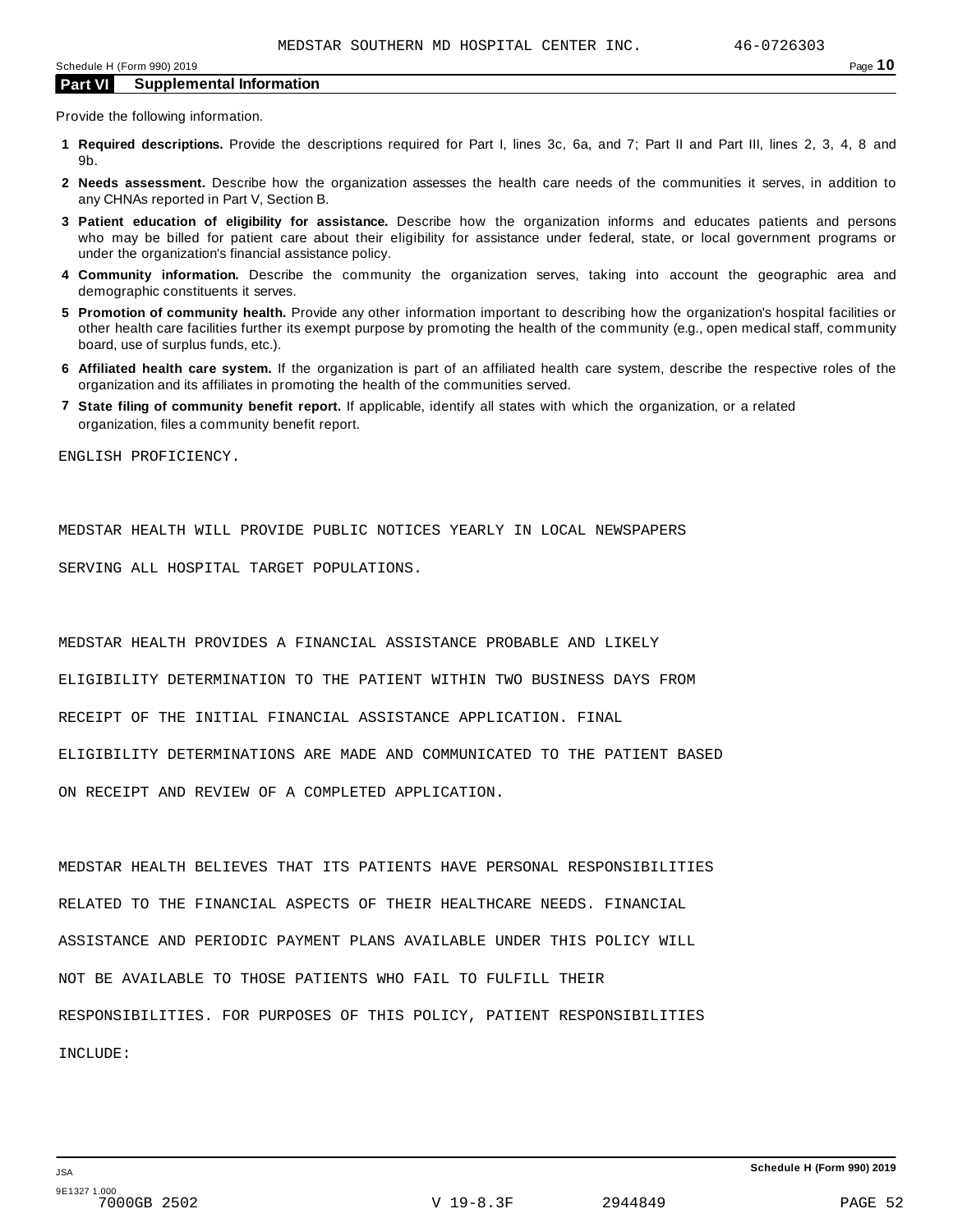MEDSTAR SOUTHERN MD HOSPITAL CENTER INC. 46-0726303

## Part VI Supplemental Information

Provide the following information.

1. **Required descriptions.** Provide the descriptions required for Part I, lines 3c, 6a, and 7; Part II and Part III, lines 2, 3, 4, 8 and 9b.
2. **Needs assessment.** Describe how the organization assesses the health care needs of the communities it serves, in addition to any CHNAs reported in Part V, Section B.
3. **Patient education of eligibility for assistance.** Describe how the organization informs and educates patients and persons who may be billed for patient care about their eligibility for assistance under federal, state, or local government programs or under the organization's financial assistance policy.
4. **Community information.** Describe the community the organization serves, taking into account the geographic area and demographic constituents it serves.
5. **Promotion of community health.** Provide any other information important to describing how the organization's hospital facilities or other health care facilities further its exempt purpose by promoting the health of the community (e.g., open medical staff, community board, use of surplus funds, etc.).
6. **Affiliated health care system.** If the organization is part of an affiliated health care system, describe the respective roles of the organization and its affiliates in promoting the health of the communities served.
7. **State filing of community benefit report.** If applicable, identify all states with which the organization, or a related organization, files a community benefit report.

ENGLISH PROFICIENCY.

MEDSTAR HEALTH WILL PROVIDE PUBLIC NOTICES YEARLY IN LOCAL NEWSPAPERS SERVING ALL HOSPITAL TARGET POPULATIONS.

MEDSTAR HEALTH PROVIDES A FINANCIAL ASSISTANCE PROBABLE AND LIKELY ELIGIBILITY DETERMINATION TO THE PATIENT WITHIN TWO BUSINESS DAYS FROM RECEIPT OF THE INITIAL FINANCIAL ASSISTANCE APPLICATION. FINAL ELIGIBILITY DETERMINATIONS ARE MADE AND COMMUNICATED TO THE PATIENT BASED ON RECEIPT AND REVIEW OF A COMPLETED APPLICATION.

MEDSTAR HEALTH BELIEVES THAT ITS PATIENTS HAVE PERSONAL RESPONSIBILITIES RELATED TO THE FINANCIAL ASPECTS OF THEIR HEALTHCARE NEEDS. FINANCIAL ASSISTANCE AND PERIODIC PAYMENT PLANS AVAILABLE UNDER THIS POLICY WILL NOT BE AVAILABLE TO THOSE PATIENTS WHO FAIL TO FULFILL THEIR RESPONSIBILITIES. FOR PURPOSES OF THIS POLICY, PATIENT RESPONSIBILITIES INCLUDE: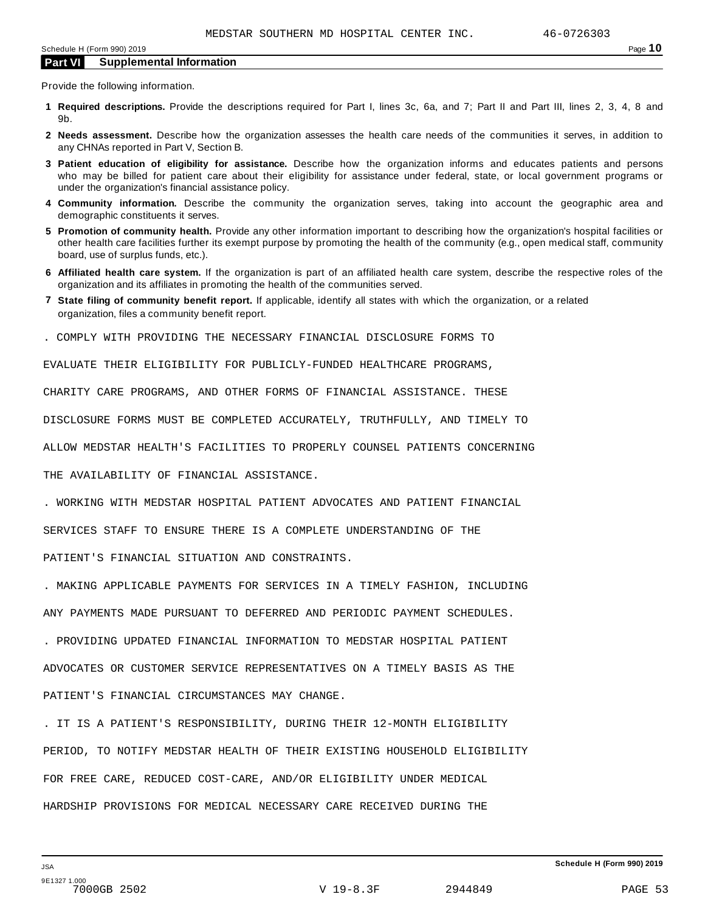MEDSTAR SOUTHERN MD HOSPITAL CENTER INC. 46-0726303

## Part VI Supplemental Information

Provide the following information.

1. **Required descriptions.** Provide the descriptions required for Part I, lines 3c, 6a, and 7; Part II and Part III, lines 2, 3, 4, 8 and 9b.
2. **Needs assessment.** Describe how the organization assesses the health care needs of the communities it serves, in addition to any CHNAs reported in Part V, Section B.
3. **Patient education of eligibility for assistance.** Describe how the organization informs and educates patients and persons who may be billed for patient care about their eligibility for assistance under federal, state, or local government programs or under the organization's financial assistance policy.
4. **Community information.** Describe the community the organization serves, taking into account the geographic area and demographic constituents it serves.
5. **Promotion of community health.** Provide any other information important to describing how the organization's hospital facilities or other health care facilities further its exempt purpose by promoting the health of the community (e.g., open medical staff, community board, use of surplus funds, etc.).
6. **Affiliated health care system.** If the organization is part of an affiliated health care system, describe the respective roles of the organization and its affiliates in promoting the health of the communities served.
7. **State filing of community benefit report.** If applicable, identify all states with which the organization, or a related organization, files a community benefit report.

. COMPLY WITH PROVIDING THE NECESSARY FINANCIAL DISCLOSURE FORMS TO EVALUATE THEIR ELIGIBILITY FOR PUBLICLY-FUNDED HEALTHCARE PROGRAMS, CHARITY CARE PROGRAMS, AND OTHER FORMS OF FINANCIAL ASSISTANCE. THESE DISCLOSURE FORMS MUST BE COMPLETED ACCURATELY, TRUTHFULLY, AND TIMELY TO ALLOW MEDSTAR HEALTH'S FACILITIES TO PROPERLY COUNSEL PATIENTS CONCERNING THE AVAILABILITY OF FINANCIAL ASSISTANCE.

. WORKING WITH MEDSTAR HOSPITAL PATIENT ADVOCATES AND PATIENT FINANCIAL SERVICES STAFF TO ENSURE THERE IS A COMPLETE UNDERSTANDING OF THE PATIENT'S FINANCIAL SITUATION AND CONSTRAINTS.

. MAKING APPLICABLE PAYMENTS FOR SERVICES IN A TIMELY FASHION, INCLUDING ANY PAYMENTS MADE PURSUANT TO DEFERRED AND PERIODIC PAYMENT SCHEDULES.

. PROVIDING UPDATED FINANCIAL INFORMATION TO MEDSTAR HOSPITAL PATIENT ADVOCATES OR CUSTOMER SERVICE REPRESENTATIVES ON A TIMELY BASIS AS THE PATIENT'S FINANCIAL CIRCUMSTANCES MAY CHANGE.

. IT IS A PATIENT'S RESPONSIBILITY, DURING THEIR 12-MONTH ELIGIBILITY PERIOD, TO NOTIFY MEDSTAR HEALTH OF THEIR EXISTING HOUSEHOLD ELIGIBILITY FOR FREE CARE, REDUCED COST-CARE, AND/OR ELIGIBILITY UNDER MEDICAL HARDSHIP PROVISIONS FOR MEDICAL NECESSARY CARE RECEIVED DURING THE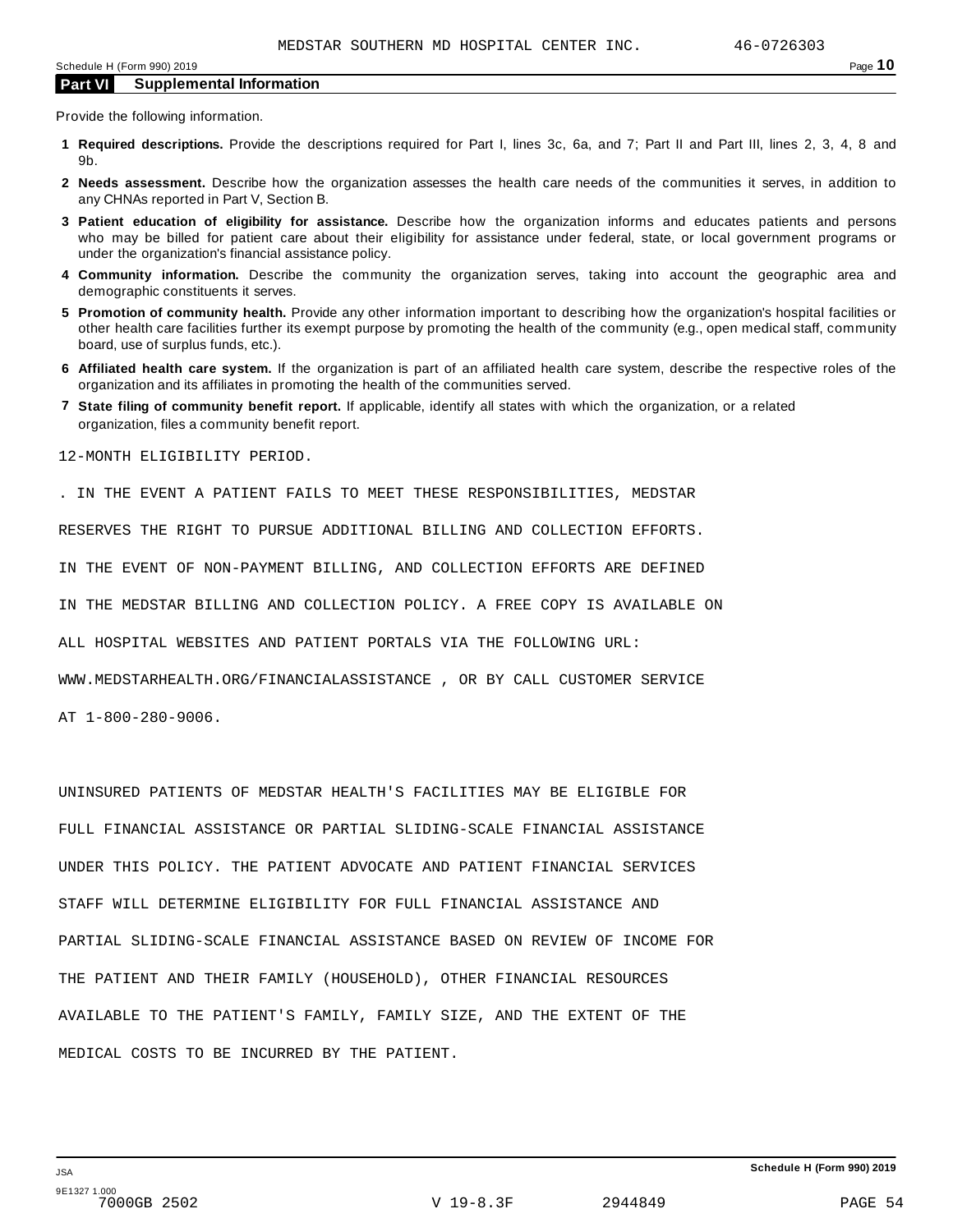MEDSTAR SOUTHERN MD HOSPITAL CENTER INC. 46-0726303

## Part VI Supplemental Information

Provide the following information.

1. **Required descriptions.** Provide the descriptions required for Part I, lines 3c, 6a, and 7; Part II and Part III, lines 2, 3, 4, 8 and 9b.
2. **Needs assessment.** Describe how the organization assesses the health care needs of the communities it serves, in addition to any CHNAs reported in Part V, Section B.
3. **Patient education of eligibility for assistance.** Describe how the organization informs and educates patients and persons who may be billed for patient care about their eligibility for assistance under federal, state, or local government programs or under the organization's financial assistance policy.
4. **Community information.** Describe the community the organization serves, taking into account the geographic area and demographic constituents it serves.
5. **Promotion of community health.** Provide any other information important to describing how the organization's hospital facilities or other health care facilities further its exempt purpose by promoting the health of the community (e.g., open medical staff, community board, use of surplus funds, etc.).
6. **Affiliated health care system.** If the organization is part of an affiliated health care system, describe the respective roles of the organization and its affiliates in promoting the health of the communities served.
7. **State filing of community benefit report.** If applicable, identify all states with which the organization, or a related organization, files a community benefit report.

12-MONTH ELIGIBILITY PERIOD.

. IN THE EVENT A PATIENT FAILS TO MEET THESE RESPONSIBILITIES, MEDSTAR RESERVES THE RIGHT TO PURSUE ADDITIONAL BILLING AND COLLECTION EFFORTS. IN THE EVENT OF NON-PAYMENT BILLING, AND COLLECTION EFFORTS ARE DEFINED IN THE MEDSTAR BILLING AND COLLECTION POLICY. A FREE COPY IS AVAILABLE ON ALL HOSPITAL WEBSITES AND PATIENT PORTALS VIA THE FOLLOWING URL: WWW.MEDSTARHEALTH.ORG/FINANCIALASSISTANCE , OR BY CALL CUSTOMER SERVICE AT 1-800-280-9006.

UNINSURED PATIENTS OF MEDSTAR HEALTH'S FACILITIES MAY BE ELIGIBLE FOR FULL FINANCIAL ASSISTANCE OR PARTIAL SLIDING-SCALE FINANCIAL ASSISTANCE UNDER THIS POLICY. THE PATIENT ADVOCATE AND PATIENT FINANCIAL SERVICES STAFF WILL DETERMINE ELIGIBILITY FOR FULL FINANCIAL ASSISTANCE AND PARTIAL SLIDING-SCALE FINANCIAL ASSISTANCE BASED ON REVIEW OF INCOME FOR THE PATIENT AND THEIR FAMILY (HOUSEHOLD), OTHER FINANCIAL RESOURCES AVAILABLE TO THE PATIENT'S FAMILY, FAMILY SIZE, AND THE EXTENT OF THE MEDICAL COSTS TO BE INCURRED BY THE PATIENT.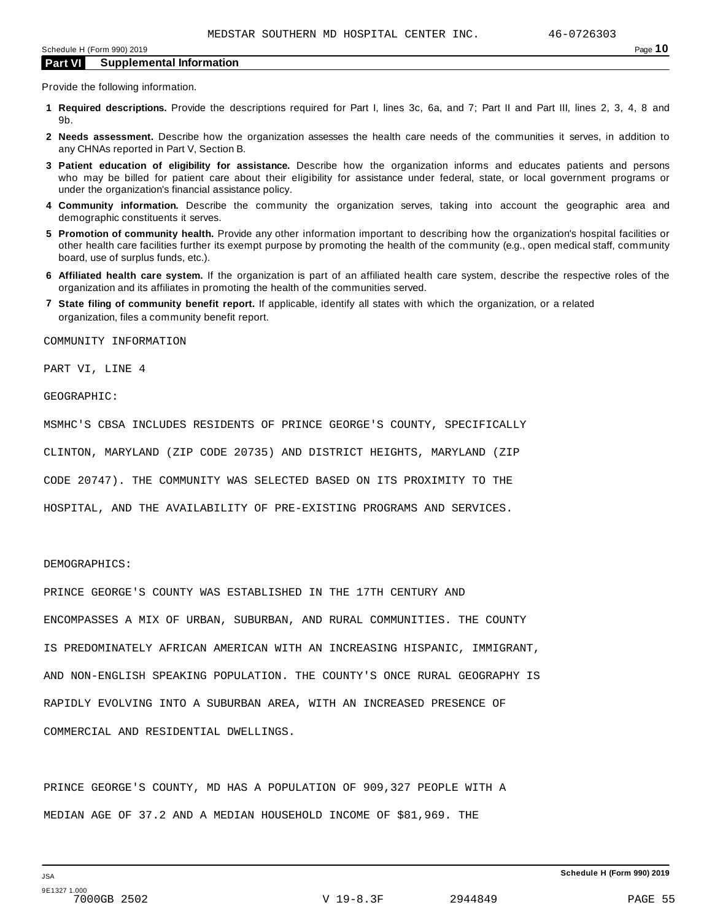## Part VI Supplemental Information

Provide the following information.

1. **Required descriptions.** Provide the descriptions required for Part I, lines 3c, 6a, and 7; Part II and Part III, lines 2, 3, 4, 8 and 9b.
2. **Needs assessment.** Describe how the organization assesses the health care needs of the communities it serves, in addition to any CHNAs reported in Part V, Section B.
3. **Patient education of eligibility for assistance.** Describe how the organization informs and educates patients and persons who may be billed for patient care about their eligibility for assistance under federal, state, or local government programs or under the organization's financial assistance policy.
4. **Community information.** Describe the community the organization serves, taking into account the geographic area and demographic constituents it serves.
5. **Promotion of community health.** Provide any other information important to describing how the organization's hospital facilities or other health care facilities further its exempt purpose by promoting the health of the community (e.g., open medical staff, community board, use of surplus funds, etc.).
6. **Affiliated health care system.** If the organization is part of an affiliated health care system, describe the respective roles of the organization and its affiliates in promoting the health of the communities served.
7. **State filing of community benefit report.** If applicable, identify all states with which the organization, or a related organization, files a community benefit report.

COMMUNITY INFORMATION

PART VI, LINE 4

GEOGRAPHIC:

MSMHC'S CBSA INCLUDES RESIDENTS OF PRINCE GEORGE'S COUNTY, SPECIFICALLY CLINTON, MARYLAND (ZIP CODE 20735) AND DISTRICT HEIGHTS, MARYLAND (ZIP CODE 20747). THE COMMUNITY WAS SELECTED BASED ON ITS PROXIMITY TO THE HOSPITAL, AND THE AVAILABILITY OF PRE-EXISTING PROGRAMS AND SERVICES.

DEMOGRAPHICS:

PRINCE GEORGE'S COUNTY WAS ESTABLISHED IN THE 17TH CENTURY AND ENCOMPASSES A MIX OF URBAN, SUBURBAN, AND RURAL COMMUNITIES. THE COUNTY IS PREDOMINATELY AFRICAN AMERICAN WITH AN INCREASING HISPANIC, IMMIGRANT, AND NON-ENGLISH SPEAKING POPULATION. THE COUNTY'S ONCE RURAL GEOGRAPHY IS RAPIDLY EVOLVING INTO A SUBURBAN AREA, WITH AN INCREASED PRESENCE OF COMMERCIAL AND RESIDENTIAL DWELLINGS.

PRINCE GEORGE'S COUNTY, MD HAS A POPULATION OF 909,327 PEOPLE WITH A MEDIAN AGE OF 37.2 AND A MEDIAN HOUSEHOLD INCOME OF $81,969. THE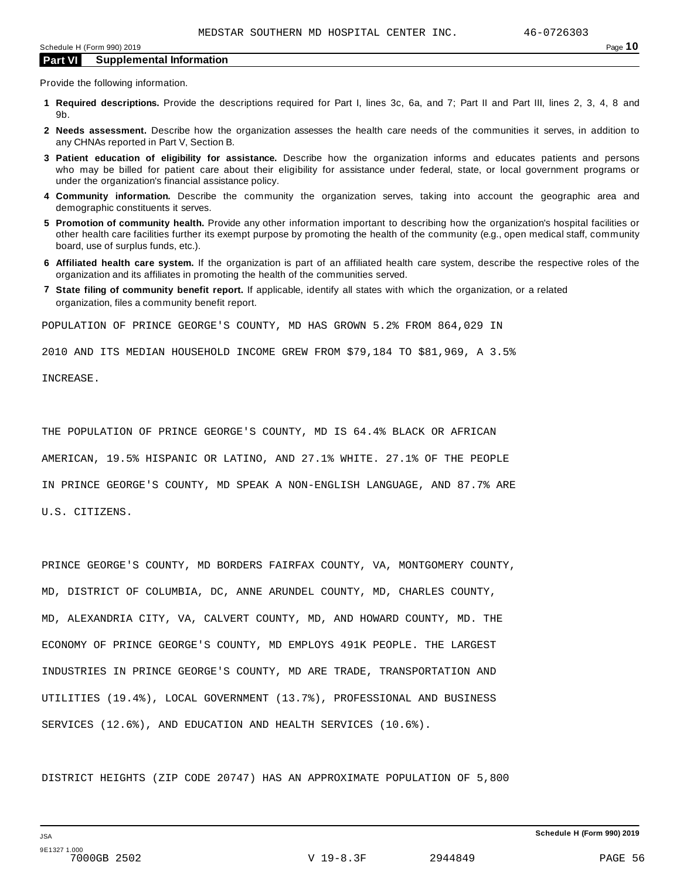## Part VI Supplemental Information

Provide the following information.

1. **Required descriptions.** Provide the descriptions required for Part I, lines 3c, 6a, and 7; Part II and Part III, lines 2, 3, 4, 8 and 9b.
2. **Needs assessment.** Describe how the organization assesses the health care needs of the communities it serves, in addition to any CHNAs reported in Part V, Section B.
3. **Patient education of eligibility for assistance.** Describe how the organization informs and educates patients and persons who may be billed for patient care about their eligibility for assistance under federal, state, or local government programs or under the organization's financial assistance policy.
4. **Community information.** Describe the community the organization serves, taking into account the geographic area and demographic constituents it serves.
5. **Promotion of community health.** Provide any other information important to describing how the organization's hospital facilities or other health care facilities further its exempt purpose by promoting the health of the community (e.g., open medical staff, community board, use of surplus funds, etc.).
6. **Affiliated health care system.** If the organization is part of an affiliated health care system, describe the respective roles of the organization and its affiliates in promoting the health of the communities served.
7. **State filing of community benefit report.** If applicable, identify all states with which the organization, or a related organization, files a community benefit report.

POPULATION OF PRINCE GEORGE'S COUNTY, MD HAS GROWN 5.2% FROM 864,029 IN 2010 AND ITS MEDIAN HOUSEHOLD INCOME GREW FROM $79,184 TO $81,969, A 3.5% INCREASE.

THE POPULATION OF PRINCE GEORGE'S COUNTY, MD IS 64.4% BLACK OR AFRICAN AMERICAN, 19.5% HISPANIC OR LATINO, AND 27.1% WHITE. 27.1% OF THE PEOPLE IN PRINCE GEORGE'S COUNTY, MD SPEAK A NON-ENGLISH LANGUAGE, AND 87.7% ARE U.S. CITIZENS.

PRINCE GEORGE'S COUNTY, MD BORDERS FAIRFAX COUNTY, VA, MONTGOMERY COUNTY, MD, DISTRICT OF COLUMBIA, DC, ANNE ARUNDEL COUNTY, MD, CHARLES COUNTY, MD, ALEXANDRIA CITY, VA, CALVERT COUNTY, MD, AND HOWARD COUNTY, MD. THE ECONOMY OF PRINCE GEORGE'S COUNTY, MD EMPLOYS 491K PEOPLE. THE LARGEST INDUSTRIES IN PRINCE GEORGE'S COUNTY, MD ARE TRADE, TRANSPORTATION AND UTILITIES (19.4%), LOCAL GOVERNMENT (13.7%), PROFESSIONAL AND BUSINESS SERVICES (12.6%), AND EDUCATION AND HEALTH SERVICES (10.6%).

DISTRICT HEIGHTS (ZIP CODE 20747) HAS AN APPROXIMATE POPULATION OF 5,800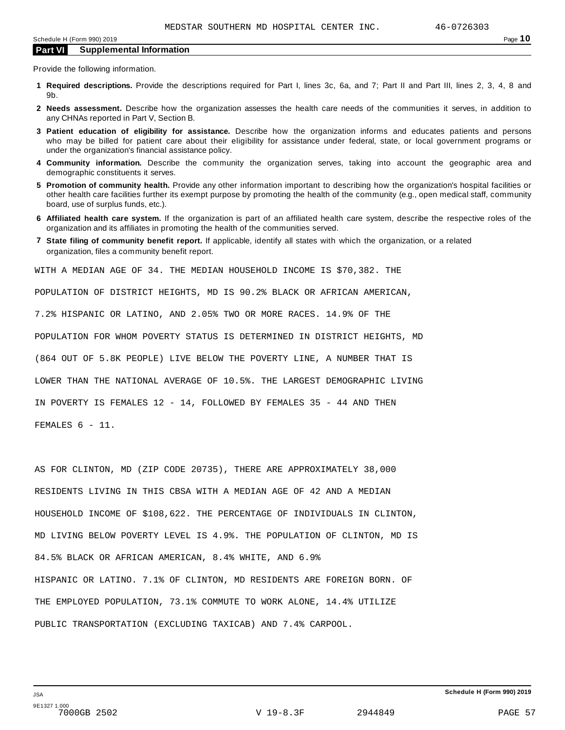MEDSTAR SOUTHERN MD HOSPITAL CENTER INC. 46-0726303

## Part VI Supplemental Information

Provide the following information.

1. **Required descriptions.** Provide the descriptions required for Part I, lines 3c, 6a, and 7; Part II and Part III, lines 2, 3, 4, 8 and 9b.
2. **Needs assessment.** Describe how the organization assesses the health care needs of the communities it serves, in addition to any CHNAs reported in Part V, Section B.
3. **Patient education of eligibility for assistance.** Describe how the organization informs and educates patients and persons who may be billed for patient care about their eligibility for assistance under federal, state, or local government programs or under the organization's financial assistance policy.
4. **Community information.** Describe the community the organization serves, taking into account the geographic area and demographic constituents it serves.
5. **Promotion of community health.** Provide any other information important to describing how the organization's hospital facilities or other health care facilities further its exempt purpose by promoting the health of the community (e.g., open medical staff, community board, use of surplus funds, etc.).
6. **Affiliated health care system.** If the organization is part of an affiliated health care system, describe the respective roles of the organization and its affiliates in promoting the health of the communities served.
7. **State filing of community benefit report.** If applicable, identify all states with which the organization, or a related organization, files a community benefit report.

WITH A MEDIAN AGE OF 34. THE MEDIAN HOUSEHOLD INCOME IS $70,382. THE POPULATION OF DISTRICT HEIGHTS, MD IS 90.2% BLACK OR AFRICAN AMERICAN, 7.2% HISPANIC OR LATINO, AND 2.05% TWO OR MORE RACES. 14.9% OF THE POPULATION FOR WHOM POVERTY STATUS IS DETERMINED IN DISTRICT HEIGHTS, MD (864 OUT OF 5.8K PEOPLE) LIVE BELOW THE POVERTY LINE, A NUMBER THAT IS LOWER THAN THE NATIONAL AVERAGE OF 10.5%. THE LARGEST DEMOGRAPHIC LIVING IN POVERTY IS FEMALES 12 - 14, FOLLOWED BY FEMALES 35 - 44 AND THEN FEMALES 6 - 11.

AS FOR CLINTON, MD (ZIP CODE 20735), THERE ARE APPROXIMATELY 38,000 RESIDENTS LIVING IN THIS CBSA WITH A MEDIAN AGE OF 42 AND A MEDIAN HOUSEHOLD INCOME OF $108,622. THE PERCENTAGE OF INDIVIDUALS IN CLINTON, MD LIVING BELOW POVERTY LEVEL IS 4.9%. THE POPULATION OF CLINTON, MD IS 84.5% BLACK OR AFRICAN AMERICAN, 8.4% WHITE, AND 6.9% HISPANIC OR LATINO. 7.1% OF CLINTON, MD RESIDENTS ARE FOREIGN BORN. OF THE EMPLOYED POPULATION, 73.1% COMMUTE TO WORK ALONE, 14.4% UTILIZE PUBLIC TRANSPORTATION (EXCLUDING TAXICAB) AND 7.4% CARPOOL.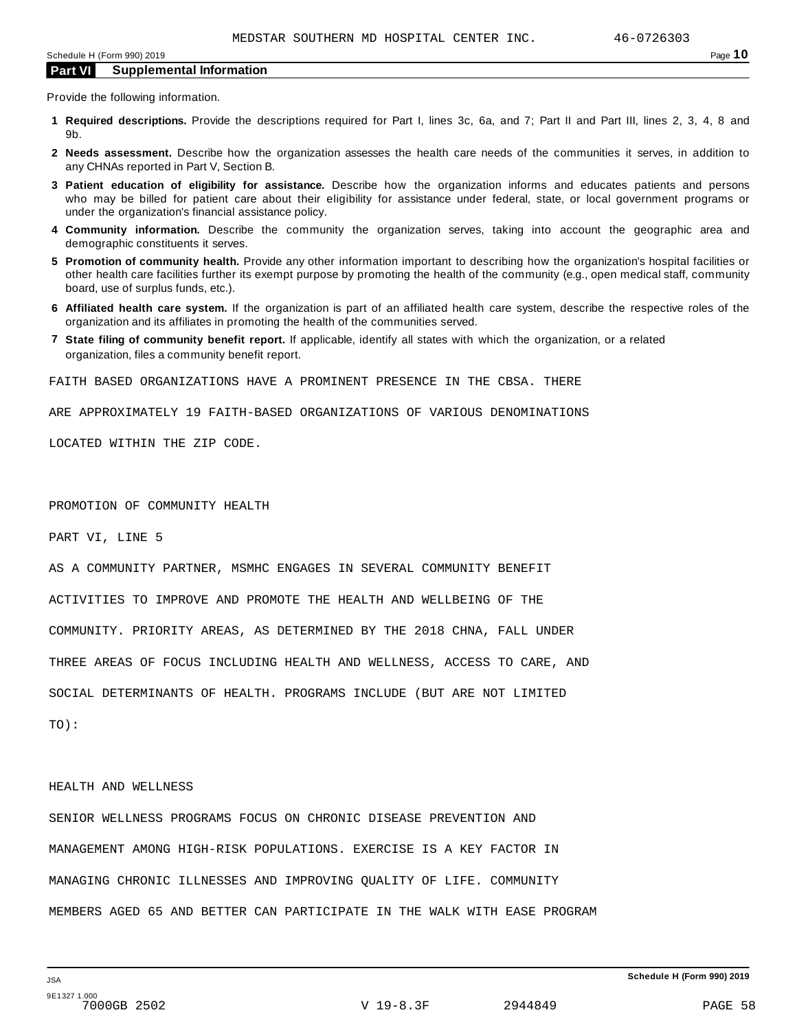MEDSTAR SOUTHERN MD HOSPITAL CENTER INC. 46-0726303

Schedule H (Form 990) 2019

**Part VI Supplemental Information**

Provide the following information.

**1 Required descriptions.** Provide the descriptions required for Part I, lines 3c, 6a, and 7; Part II and Part III, lines 2, 3, 4, 8 and 9b.

**2 Needs assessment.** Describe how the organization assesses the health care needs of the communities it serves, in addition to any CHNAs reported in Part V, Section B.

**3 Patient education of eligibility for assistance.** Describe how the organization informs and educates patients and persons who may be billed for patient care about their eligibility for assistance under federal, state, or local government programs or under the organization's financial assistance policy.

**4 Community information.** Describe the community the organization serves, taking into account the geographic area and demographic constituents it serves.

**5 Promotion of community health.** Provide any other information important to describing how the organization's hospital facilities or other health care facilities further its exempt purpose by promoting the health of the community (e.g., open medical staff, community board, use of surplus funds, etc.).

**6 Affiliated health care system.** If the organization is part of an affiliated health care system, describe the respective roles of the organization and its affiliates in promoting the health of the communities served.

**7 State filing of community benefit report.** If applicable, identify all states with which the organization, or a related organization, files a community benefit report.

FAITH BASED ORGANIZATIONS HAVE A PROMINENT PRESENCE IN THE CBSA. THERE ARE APPROXIMATELY 19 FAITH-BASED ORGANIZATIONS OF VARIOUS DENOMINATIONS LOCATED WITHIN THE ZIP CODE.

PROMOTION OF COMMUNITY HEALTH

PART VI, LINE 5

AS A COMMUNITY PARTNER, MSMHC ENGAGES IN SEVERAL COMMUNITY BENEFIT ACTIVITIES TO IMPROVE AND PROMOTE THE HEALTH AND WELLBEING OF THE COMMUNITY. PRIORITY AREAS, AS DETERMINED BY THE 2018 CHNA, FALL UNDER THREE AREAS OF FOCUS INCLUDING HEALTH AND WELLNESS, ACCESS TO CARE, AND SOCIAL DETERMINANTS OF HEALTH. PROGRAMS INCLUDE (BUT ARE NOT LIMITED TO):

HEALTH AND WELLNESS

SENIOR WELLNESS PROGRAMS FOCUS ON CHRONIC DISEASE PREVENTION AND MANAGEMENT AMONG HIGH-RISK POPULATIONS. EXERCISE IS A KEY FACTOR IN MANAGING CHRONIC ILLNESSES AND IMPROVING QUALITY OF LIFE. COMMUNITY MEMBERS AGED 65 AND BETTER CAN PARTICIPATE IN THE WALK WITH EASE PROGRAM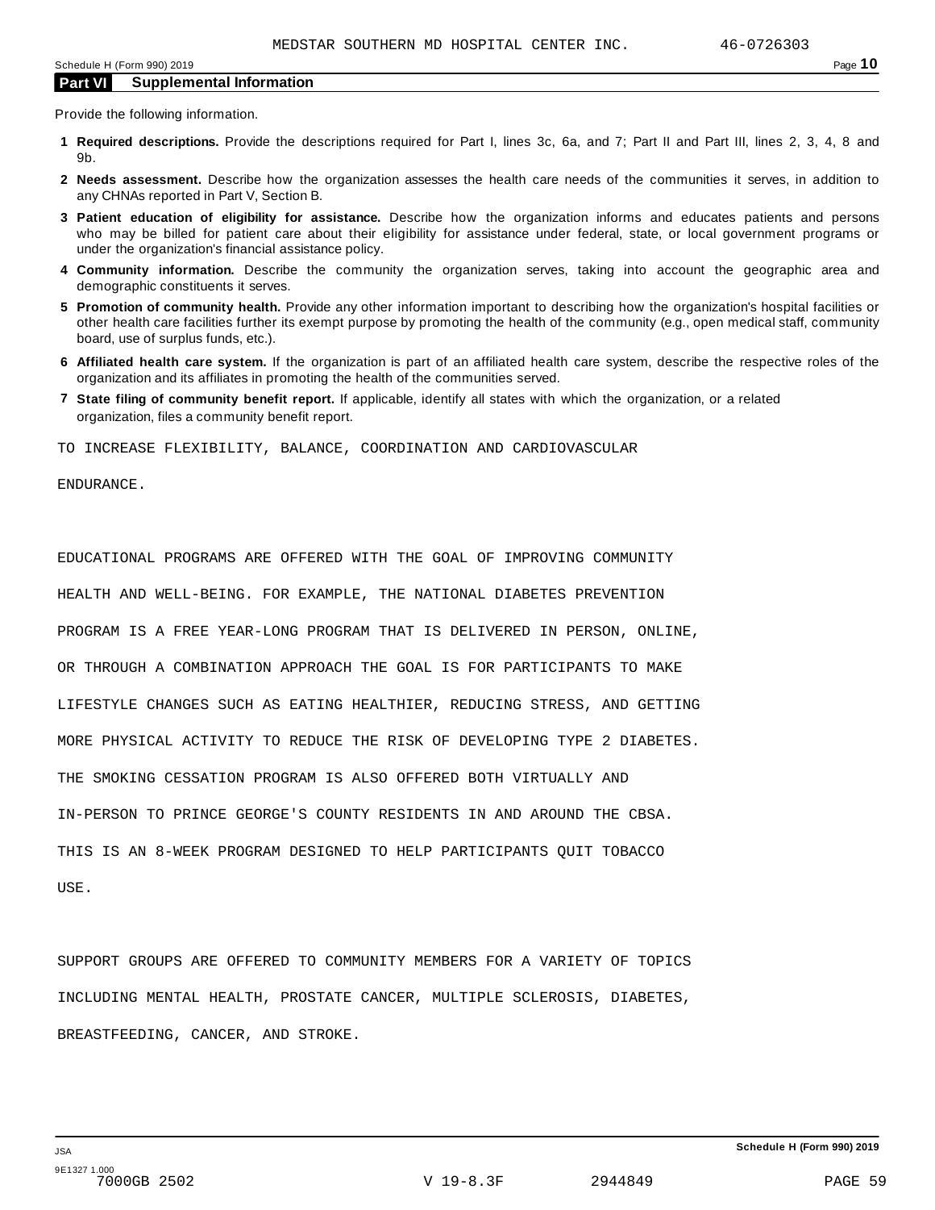MEDSTAR SOUTHERN MD HOSPITAL CENTER INC. 46-0726303

## Part VI Supplemental Information

Provide the following information.

1. **Required descriptions.** Provide the descriptions required for Part I, lines 3c, 6a, and 7; Part II and Part III, lines 2, 3, 4, 8 and 9b.
2. **Needs assessment.** Describe how the organization assesses the health care needs of the communities it serves, in addition to any CHNAs reported in Part V, Section B.
3. **Patient education of eligibility for assistance.** Describe how the organization informs and educates patients and persons who may be billed for patient care about their eligibility for assistance under federal, state, or local government programs or under the organization's financial assistance policy.
4. **Community information.** Describe the community the organization serves, taking into account the geographic area and demographic constituents it serves.
5. **Promotion of community health.** Provide any other information important to describing how the organization's hospital facilities or other health care facilities further its exempt purpose by promoting the health of the community (e.g., open medical staff, community board, use of surplus funds, etc.).
6. **Affiliated health care system.** If the organization is part of an affiliated health care system, describe the respective roles of the organization and its affiliates in promoting the health of the communities served.
7. **State filing of community benefit report.** If applicable, identify all states with which the organization, or a related organization, files a community benefit report.

TO INCREASE FLEXIBILITY, BALANCE, COORDINATION AND CARDIOVASCULAR ENDURANCE.

EDUCATIONAL PROGRAMS ARE OFFERED WITH THE GOAL OF IMPROVING COMMUNITY HEALTH AND WELL-BEING. FOR EXAMPLE, THE NATIONAL DIABETES PREVENTION PROGRAM IS A FREE YEAR-LONG PROGRAM THAT IS DELIVERED IN PERSON, ONLINE, OR THROUGH A COMBINATION APPROACH THE GOAL IS FOR PARTICIPANTS TO MAKE LIFESTYLE CHANGES SUCH AS EATING HEALTHIER, REDUCING STRESS, AND GETTING MORE PHYSICAL ACTIVITY TO REDUCE THE RISK OF DEVELOPING TYPE 2 DIABETES. THE SMOKING CESSATION PROGRAM IS ALSO OFFERED BOTH VIRTUALLY AND IN-PERSON TO PRINCE GEORGE'S COUNTY RESIDENTS IN AND AROUND THE CBSA. THIS IS AN 8-WEEK PROGRAM DESIGNED TO HELP PARTICIPANTS QUIT TOBACCO USE.

SUPPORT GROUPS ARE OFFERED TO COMMUNITY MEMBERS FOR A VARIETY OF TOPICS INCLUDING MENTAL HEALTH, PROSTATE CANCER, MULTIPLE SCLEROSIS, DIABETES, BREASTFEEDING, CANCER, AND STROKE.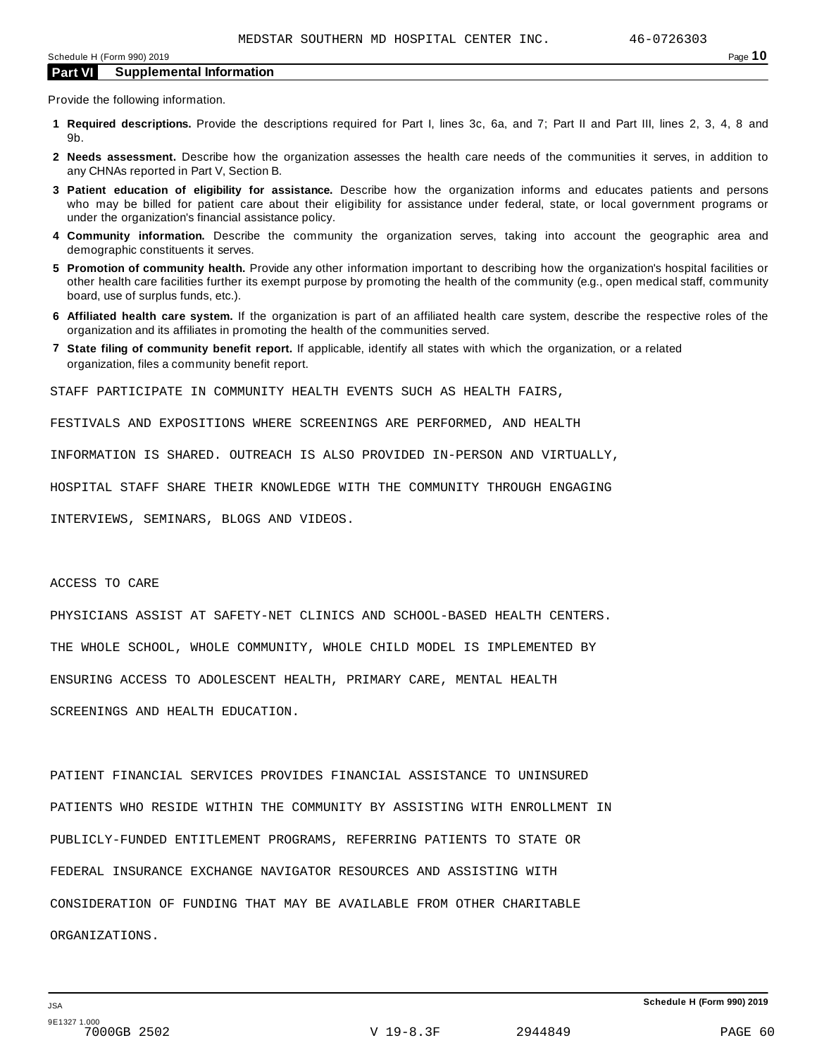MEDSTAR SOUTHERN MD HOSPITAL CENTER INC. 46-0726303

## Part VI Supplemental Information

Provide the following information.

1. **Required descriptions.** Provide the descriptions required for Part I, lines 3c, 6a, and 7; Part II and Part III, lines 2, 3, 4, 8 and 9b.
2. **Needs assessment.** Describe how the organization assesses the health care needs of the communities it serves, in addition to any CHNAs reported in Part V, Section B.
3. **Patient education of eligibility for assistance.** Describe how the organization informs and educates patients and persons who may be billed for patient care about their eligibility for assistance under federal, state, or local government programs or under the organization's financial assistance policy.
4. **Community information.** Describe the community the organization serves, taking into account the geographic area and demographic constituents it serves.
5. **Promotion of community health.** Provide any other information important to describing how the organization's hospital facilities or other health care facilities further its exempt purpose by promoting the health of the community (e.g., open medical staff, community board, use of surplus funds, etc.).
6. **Affiliated health care system.** If the organization is part of an affiliated health care system, describe the respective roles of the organization and its affiliates in promoting the health of the communities served.
7. **State filing of community benefit report.** If applicable, identify all states with which the organization, or a related organization, files a community benefit report.

STAFF PARTICIPATE IN COMMUNITY HEALTH EVENTS SUCH AS HEALTH FAIRS, FESTIVALS AND EXPOSITIONS WHERE SCREENINGS ARE PERFORMED, AND HEALTH INFORMATION IS SHARED. OUTREACH IS ALSO PROVIDED IN-PERSON AND VIRTUALLY, HOSPITAL STAFF SHARE THEIR KNOWLEDGE WITH THE COMMUNITY THROUGH ENGAGING INTERVIEWS, SEMINARS, BLOGS AND VIDEOS.

ACCESS TO CARE

PHYSICIANS ASSIST AT SAFETY-NET CLINICS AND SCHOOL-BASED HEALTH CENTERS. THE WHOLE SCHOOL, WHOLE COMMUNITY, WHOLE CHILD MODEL IS IMPLEMENTED BY ENSURING ACCESS TO ADOLESCENT HEALTH, PRIMARY CARE, MENTAL HEALTH SCREENINGS AND HEALTH EDUCATION.

PATIENT FINANCIAL SERVICES PROVIDES FINANCIAL ASSISTANCE TO UNINSURED PATIENTS WHO RESIDE WITHIN THE COMMUNITY BY ASSISTING WITH ENROLLMENT IN PUBLICLY-FUNDED ENTITLEMENT PROGRAMS, REFERRING PATIENTS TO STATE OR FEDERAL INSURANCE EXCHANGE NAVIGATOR RESOURCES AND ASSISTING WITH CONSIDERATION OF FUNDING THAT MAY BE AVAILABLE FROM OTHER CHARITABLE ORGANIZATIONS.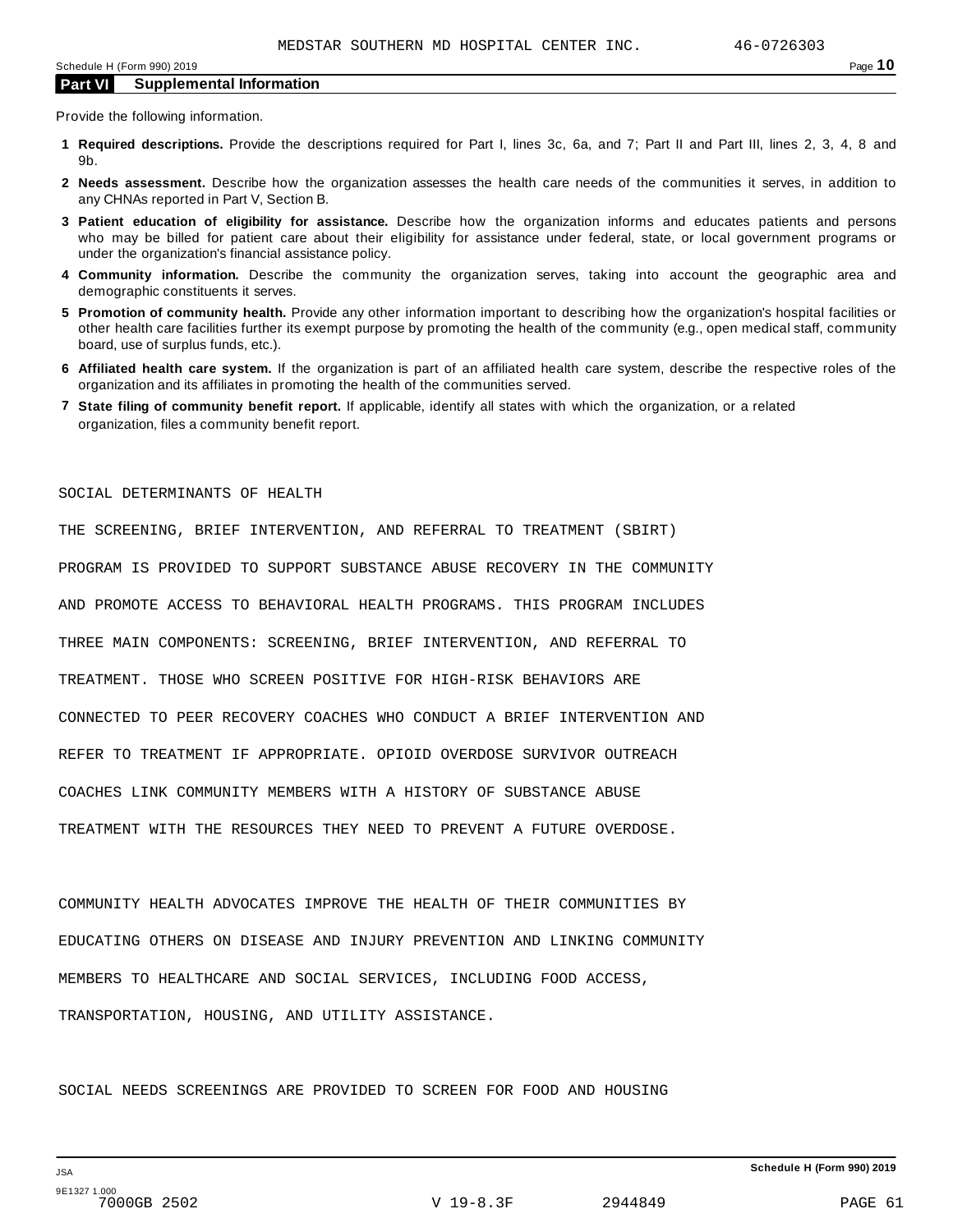MEDSTAR SOUTHERN MD HOSPITAL CENTER INC. 46-0726303

## Part VI Supplemental Information

Provide the following information.

1. **Required descriptions.** Provide the descriptions required for Part I, lines 3c, 6a, and 7; Part II and Part III, lines 2, 3, 4, 8 and 9b.
2. **Needs assessment.** Describe how the organization assesses the health care needs of the communities it serves, in addition to any CHNAs reported in Part V, Section B.
3. **Patient education of eligibility for assistance.** Describe how the organization informs and educates patients and persons who may be billed for patient care about their eligibility for assistance under federal, state, or local government programs or under the organization's financial assistance policy.
4. **Community information.** Describe the community the organization serves, taking into account the geographic area and demographic constituents it serves.
5. **Promotion of community health.** Provide any other information important to describing how the organization's hospital facilities or other health care facilities further its exempt purpose by promoting the health of the community (e.g., open medical staff, community board, use of surplus funds, etc.).
6. **Affiliated health care system.** If the organization is part of an affiliated health care system, describe the respective roles of the organization and its affiliates in promoting the health of the communities served.
7. **State filing of community benefit report.** If applicable, identify all states with which the organization, or a related organization, files a community benefit report.

SOCIAL DETERMINANTS OF HEALTH

THE SCREENING, BRIEF INTERVENTION, AND REFERRAL TO TREATMENT (SBIRT) PROGRAM IS PROVIDED TO SUPPORT SUBSTANCE ABUSE RECOVERY IN THE COMMUNITY AND PROMOTE ACCESS TO BEHAVIORAL HEALTH PROGRAMS. THIS PROGRAM INCLUDES THREE MAIN COMPONENTS: SCREENING, BRIEF INTERVENTION, AND REFERRAL TO TREATMENT. THOSE WHO SCREEN POSITIVE FOR HIGH-RISK BEHAVIORS ARE CONNECTED TO PEER RECOVERY COACHES WHO CONDUCT A BRIEF INTERVENTION AND REFER TO TREATMENT IF APPROPRIATE. OPIOID OVERDOSE SURVIVOR OUTREACH COACHES LINK COMMUNITY MEMBERS WITH A HISTORY OF SUBSTANCE ABUSE TREATMENT WITH THE RESOURCES THEY NEED TO PREVENT A FUTURE OVERDOSE.

COMMUNITY HEALTH ADVOCATES IMPROVE THE HEALTH OF THEIR COMMUNITIES BY EDUCATING OTHERS ON DISEASE AND INJURY PREVENTION AND LINKING COMMUNITY MEMBERS TO HEALTHCARE AND SOCIAL SERVICES, INCLUDING FOOD ACCESS, TRANSPORTATION, HOUSING, AND UTILITY ASSISTANCE.

SOCIAL NEEDS SCREENINGS ARE PROVIDED TO SCREEN FOR FOOD AND HOUSING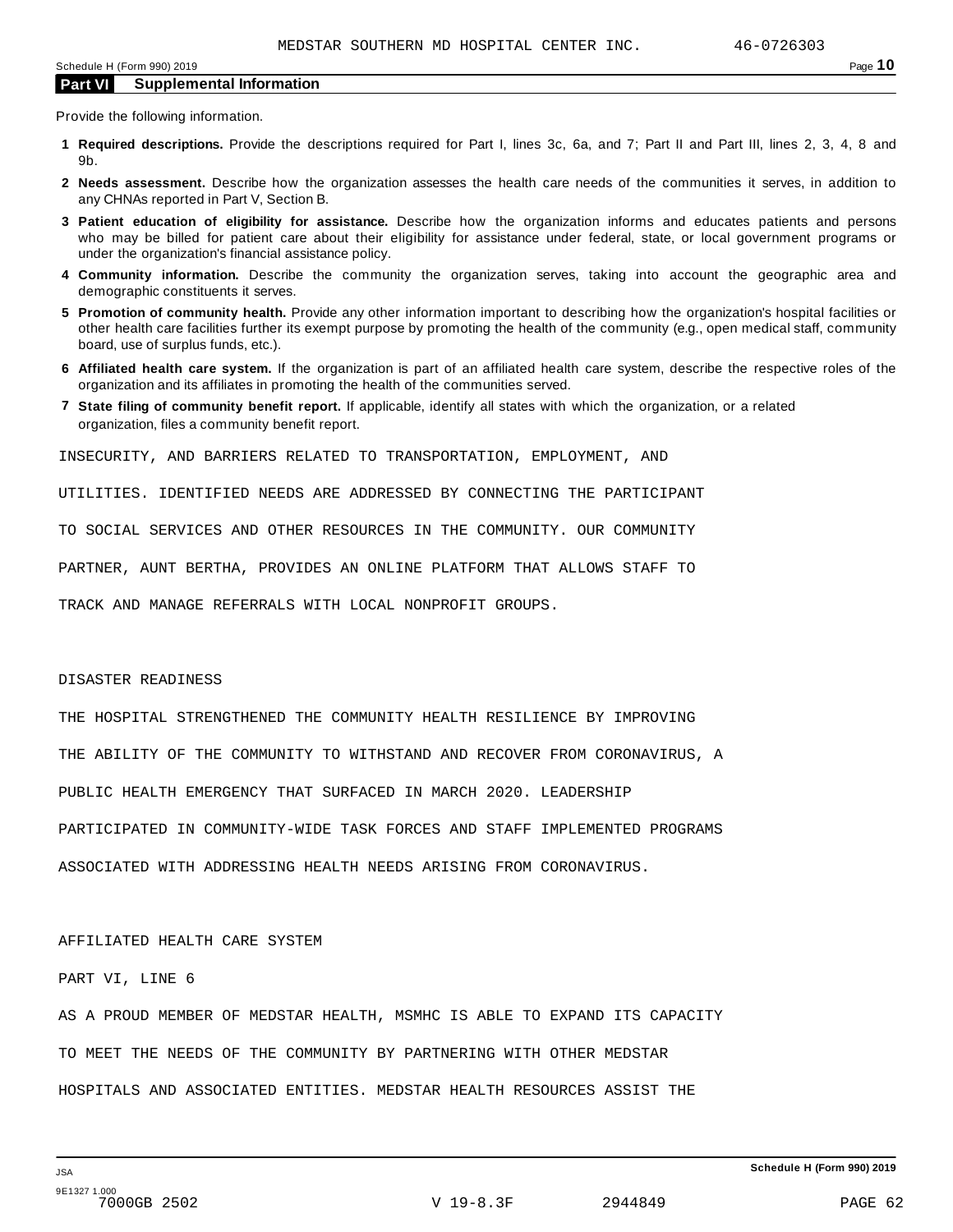## Part VI Supplemental Information

Provide the following information.

1. **Required descriptions.** Provide the descriptions required for Part I, lines 3c, 6a, and 7; Part II and Part III, lines 2, 3, 4, 8 and 9b.
2. **Needs assessment.** Describe how the organization assesses the health care needs of the communities it serves, in addition to any CHNAs reported in Part V, Section B.
3. **Patient education of eligibility for assistance.** Describe how the organization informs and educates patients and persons who may be billed for patient care about their eligibility for assistance under federal, state, or local government programs or under the organization's financial assistance policy.
4. **Community information.** Describe the community the organization serves, taking into account the geographic area and demographic constituents it serves.
5. **Promotion of community health.** Provide any other information important to describing how the organization's hospital facilities or other health care facilities further its exempt purpose by promoting the health of the community (e.g., open medical staff, community board, use of surplus funds, etc.).
6. **Affiliated health care system.** If the organization is part of an affiliated health care system, describe the respective roles of the organization and its affiliates in promoting the health of the communities served.
7. **State filing of community benefit report.** If applicable, identify all states with which the organization, or a related organization, files a community benefit report.

INSECURITY, AND BARRIERS RELATED TO TRANSPORTATION, EMPLOYMENT, AND UTILITIES. IDENTIFIED NEEDS ARE ADDRESSED BY CONNECTING THE PARTICIPANT TO SOCIAL SERVICES AND OTHER RESOURCES IN THE COMMUNITY. OUR COMMUNITY PARTNER, AUNT BERTHA, PROVIDES AN ONLINE PLATFORM THAT ALLOWS STAFF TO TRACK AND MANAGE REFERRALS WITH LOCAL NONPROFIT GROUPS.

DISASTER READINESS

THE HOSPITAL STRENGTHENED THE COMMUNITY HEALTH RESILIENCE BY IMPROVING THE ABILITY OF THE COMMUNITY TO WITHSTAND AND RECOVER FROM CORONAVIRUS, A PUBLIC HEALTH EMERGENCY THAT SURFACED IN MARCH 2020. LEADERSHIP PARTICIPATED IN COMMUNITY-WIDE TASK FORCES AND STAFF IMPLEMENTED PROGRAMS ASSOCIATED WITH ADDRESSING HEALTH NEEDS ARISING FROM CORONAVIRUS.

AFFILIATED HEALTH CARE SYSTEM

PART VI, LINE 6

AS A PROUD MEMBER OF MEDSTAR HEALTH, MSMHC IS ABLE TO EXPAND ITS CAPACITY TO MEET THE NEEDS OF THE COMMUNITY BY PARTNERING WITH OTHER MEDSTAR HOSPITALS AND ASSOCIATED ENTITIES. MEDSTAR HEALTH RESOURCES ASSIST THE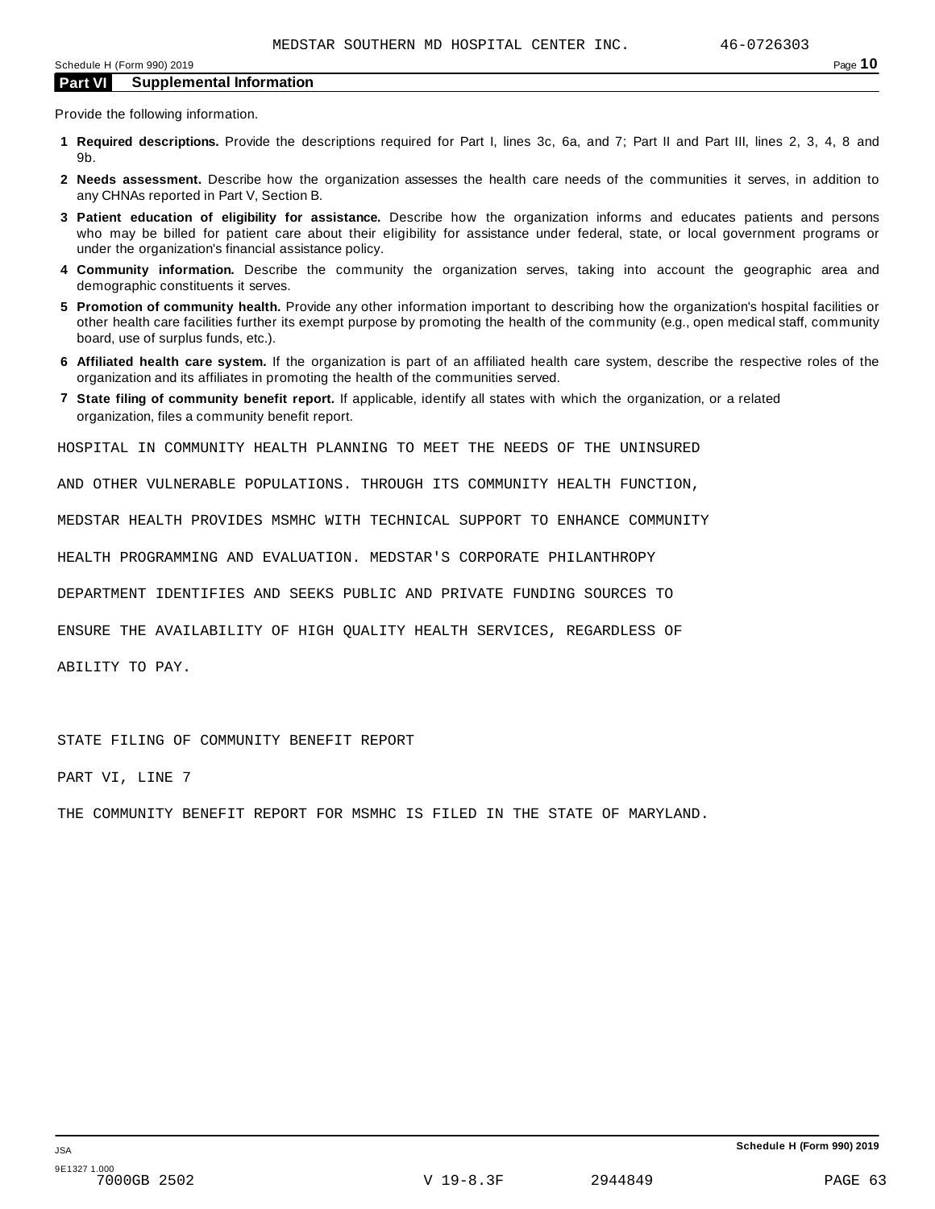MEDSTAR SOUTHERN MD HOSPITAL CENTER INC. 46-0726303

## Part VI Supplemental Information

Provide the following information.

**1 Required descriptions.** Provide the descriptions required for Part I, lines 3c, 6a, and 7; Part II and Part III, lines 2, 3, 4, 8 and 9b.

**2 Needs assessment.** Describe how the organization assesses the health care needs of the communities it serves, in addition to any CHNAs reported in Part V, Section B.

**3 Patient education of eligibility for assistance.** Describe how the organization informs and educates patients and persons who may be billed for patient care about their eligibility for assistance under federal, state, or local government programs or under the organization's financial assistance policy.

**4 Community information.** Describe the community the organization serves, taking into account the geographic area and demographic constituents it serves.

**5 Promotion of community health.** Provide any other information important to describing how the organization's hospital facilities or other health care facilities further its exempt purpose by promoting the health of the community (e.g., open medical staff, community board, use of surplus funds, etc.).

**6 Affiliated health care system.** If the organization is part of an affiliated health care system, describe the respective roles of the organization and its affiliates in promoting the health of the communities served.

**7 State filing of community benefit report.** If applicable, identify all states with which the organization, or a related organization, files a community benefit report.

HOSPITAL IN COMMUNITY HEALTH PLANNING TO MEET THE NEEDS OF THE UNINSURED AND OTHER VULNERABLE POPULATIONS. THROUGH ITS COMMUNITY HEALTH FUNCTION, MEDSTAR HEALTH PROVIDES MSMHC WITH TECHNICAL SUPPORT TO ENHANCE COMMUNITY HEALTH PROGRAMMING AND EVALUATION. MEDSTAR'S CORPORATE PHILANTHROPY DEPARTMENT IDENTIFIES AND SEEKS PUBLIC AND PRIVATE FUNDING SOURCES TO ENSURE THE AVAILABILITY OF HIGH QUALITY HEALTH SERVICES, REGARDLESS OF ABILITY TO PAY.

STATE FILING OF COMMUNITY BENEFIT REPORT

PART VI, LINE 7

THE COMMUNITY BENEFIT REPORT FOR MSMHC IS FILED IN THE STATE OF MARYLAND.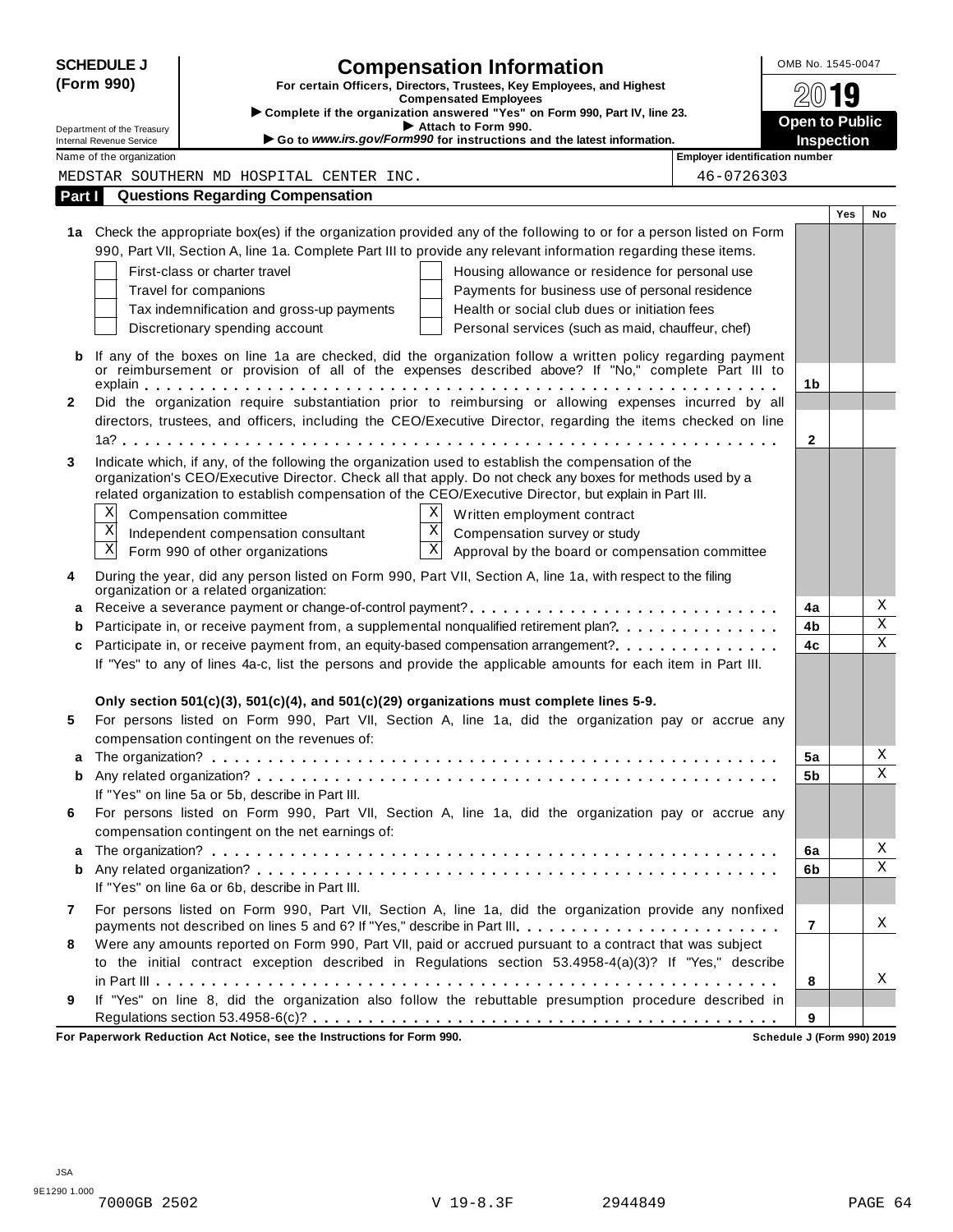**SCHEDULE J (Form 990)**

Department of the Treasury
Internal Revenue Service

# Compensation Information

**For certain Officers, Directors, Trustees, Key Employees, and Highest Compensated Employees**

▶ **Complete if the organization answered "Yes" on Form 990, Part IV, line 23.**
▶ **Attach to Form 990.**
▶ **Go to *www.irs.gov/Form990* for instructions and the latest information.**

OMB No. 1545-0047

**2019**

**Open to Public Inspection**

| Name of the organization | Employer identification number |
|---|---|
| MEDSTAR SOUTHERN MD HOSPITAL CENTER INC. | 46-0726303 |

## Part I Questions Regarding Compensation

| | | | Yes | No |
|---|---|---|---|---|
| **1a** | Check the appropriate box(es) if the organization provided any of the following to or for a person listed on Form 990, Part VII, Section A, line 1a. Complete Part III to provide any relevant information regarding these items.<br>☐ First-class or charter travel ☐ Housing allowance or residence for personal use<br>☐ Travel for companions ☐ Payments for business use of personal residence<br>☐ Tax indemnification and gross-up payments ☐ Health or social club dues or initiation fees<br>☐ Discretionary spending account ☐ Personal services (such as maid, chauffeur, chef) | | | |
| **b** | If any of the boxes on line 1a are checked, did the organization follow a written policy regarding payment or reimbursement or provision of all of the expenses described above? If "No," complete Part III to explain | **1b** | | |
| **2** | Did the organization require substantiation prior to reimbursing or allowing expenses incurred by all directors, trustees, and officers, including the CEO/Executive Director, regarding the items checked on line 1a? | **2** | | |
| **3** | Indicate which, if any, of the following the organization used to establish the compensation of the organization's CEO/Executive Director. Check all that apply. Do not check any boxes for methods used by a related organization to establish compensation of the CEO/Executive Director, but explain in Part III.<br>☒ Compensation committee ☒ Written employment contract<br>☒ Independent compensation consultant ☒ Compensation survey or study<br>☒ Form 990 of other organizations ☒ Approval by the board or compensation committee | | | |
| **4** | During the year, did any person listed on Form 990, Part VII, Section A, line 1a, with respect to the filing organization or a related organization: | | | |
| **a** | Receive a severance payment or change-of-control payment? | **4a** | | X |
| **b** | Participate in, or receive payment from, a supplemental nonqualified retirement plan? | **4b** | | X |
| **c** | Participate in, or receive payment from, an equity-based compensation arrangement? | **4c** | | X |
| | If "Yes" to any of lines 4a-c, list the persons and provide the applicable amounts for each item in Part III. | | | |
| | **Only section 501(c)(3), 501(c)(4), and 501(c)(29) organizations must complete lines 5-9.** | | | |
| **5** | For persons listed on Form 990, Part VII, Section A, line 1a, did the organization pay or accrue any compensation contingent on the revenues of: | | | |
| **a** | The organization? | **5a** | | X |
| **b** | Any related organization? | **5b** | | X |
| | If "Yes" on line 5a or 5b, describe in Part III. | | | |
| **6** | For persons listed on Form 990, Part VII, Section A, line 1a, did the organization pay or accrue any compensation contingent on the net earnings of: | | | |
| **a** | The organization? | **6a** | | X |
| **b** | Any related organization? | **6b** | | X |
| | If "Yes" on line 6a or 6b, describe in Part III. | | | |
| **7** | For persons listed on Form 990, Part VII, Section A, line 1a, did the organization provide any nonfixed payments not described on lines 5 and 6? If "Yes," describe in Part III. | **7** | | X |
| **8** | Were any amounts reported on Form 990, Part VII, paid or accrued pursuant to a contract that was subject to the initial contract exception described in Regulations section 53.4958-4(a)(3)? If "Yes," describe in Part III | **8** | | X |
| **9** | If "Yes" on line 8, did the organization also follow the rebuttable presumption procedure described in Regulations section 53.4958-6(c)? | **9** | | |

**For Paperwork Reduction Act Notice, see the Instructions for Form 990.** **Schedule J (Form 990) 2019**

JSA
9E1290 1.000
7000GB 2502 V 19-8.3F 2944849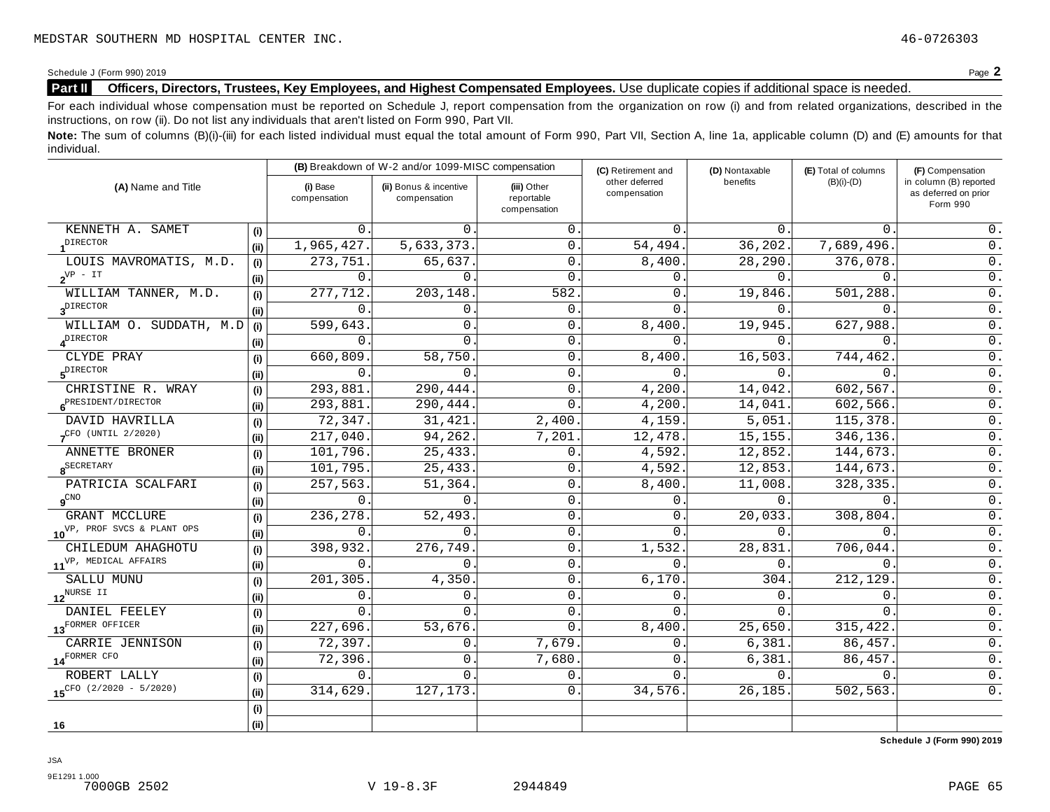MEDSTAR SOUTHERN MD HOSPITAL CENTER INC. 46-0726303

Schedule J (Form 990) 2019 Page **2**

**Part II** **Officers, Directors, Trustees, Key Employees, and Highest Compensated Employees.** Use duplicate copies if additional space is needed.

For each individual whose compensation must be reported on Schedule J, report compensation from the organization on row (i) and from related organizations, described in the instructions, on row (ii). Do not list any individuals that aren't listed on Form 990, Part VII.

**Note:** The sum of columns (B)(i)-(iii) for each listed individual must equal the total amount of Form 990, Part VII, Section A, line 1a, applicable column (D) and (E) amounts for that individual.

| (A) Name and Title | | (B) Breakdown of W-2 and/or 1099-MISC compensation | | | (C) Retirement and other deferred compensation | (D) Nontaxable benefits | (E) Total of columns (B)(i)-(D) | (F) Compensation in column (B) reported as deferred on prior Form 990 |
|---|---|---|---|---|---|---|---|---|
| | | (i) Base compensation | (ii) Bonus & incentive compensation | (iii) Other reportable compensation | | | | |
| KENNETH A. SAMET | (i) | 0. | 0. | 0. | 0. | 0. | 0. | 0. |
| 1 DIRECTOR | (ii) | 1,965,427. | 5,633,373. | 0. | 54,494. | 36,202. | 7,689,496. | 0. |
| LOUIS MAVROMATIS, M.D. | (i) | 273,751. | 65,637. | 0. | 8,400. | 28,290. | 376,078. | 0. |
| 2 VP - IT | (ii) | 0. | 0. | 0. | 0. | 0. | 0. | 0. |
| WILLIAM TANNER, M.D. | (i) | 277,712. | 203,148. | 582. | 0. | 19,846. | 501,288. | 0. |
| 3 DIRECTOR | (ii) | 0. | 0. | 0. | 0. | 0. | 0. | 0. |
| WILLIAM O. SUDDATH, M.D | (i) | 599,643. | 0. | 0. | 8,400. | 19,945. | 627,988. | 0. |
| 4 DIRECTOR | (ii) | 0. | 0. | 0. | 0. | 0. | 0. | 0. |
| CLYDE PRAY | (i) | 660,809. | 58,750. | 0. | 8,400. | 16,503. | 744,462. | 0. |
| 5 DIRECTOR | (ii) | 0. | 0. | 0. | 0. | 0. | 0. | 0. |
| CHRISTINE R. WRAY | (i) | 293,881. | 290,444. | 0. | 4,200. | 14,042. | 602,567. | 0. |
| 6 PRESIDENT/DIRECTOR | (ii) | 293,881. | 290,444. | 0. | 4,200. | 14,041. | 602,566. | 0. |
| DAVID HAVRILLA | (i) | 72,347. | 31,421. | 2,400. | 4,159. | 5,051. | 115,378. | 0. |
| 7 CFO (UNTIL 2/2020) | (ii) | 217,040. | 94,262. | 7,201. | 12,478. | 15,155. | 346,136. | 0. |
| ANNETTE BRONER | (i) | 101,796. | 25,433. | 0. | 4,592. | 12,852. | 144,673. | 0. |
| 8 SECRETARY | (ii) | 101,795. | 25,433. | 0. | 4,592. | 12,853. | 144,673. | 0. |
| PATRICIA SCALFARI | (i) | 257,563. | 51,364. | 0. | 8,400. | 11,008. | 328,335. | 0. |
| 9 CNO | (ii) | 0. | 0. | 0. | 0. | 0. | 0. | 0. |
| GRANT MCCLURE | (i) | 236,278. | 52,493. | 0. | 0. | 20,033. | 308,804. | 0. |
| 10 VP, PROF SVCS & PLANT OPS | (ii) | 0. | 0. | 0. | 0. | 0. | 0. | 0. |
| CHILEDUM AHAGHOTU | (i) | 398,932. | 276,749. | 0. | 1,532. | 28,831. | 706,044. | 0. |
| 11 VP, MEDICAL AFFAIRS | (ii) | 0. | 0. | 0. | 0. | 0. | 0. | 0. |
| SALLU MUNU | (i) | 201,305. | 4,350. | 0. | 6,170. | 304. | 212,129. | 0. |
| 12 NURSE II | (ii) | 0. | 0. | 0. | 0. | 0. | 0. | 0. |
| DANIEL FEELEY | (i) | 0. | 0. | 0. | 0. | 0. | 0. | 0. |
| 13 FORMER OFFICER | (ii) | 227,696. | 53,676. | 0. | 8,400. | 25,650. | 315,422. | 0. |
| CARRIE JENNISON | (i) | 72,397. | 0. | 7,679. | 0. | 6,381. | 86,457. | 0. |
| 14 FORMER CFO | (ii) | 72,396. | 0. | 7,680. | 0. | 6,381. | 86,457. | 0. |
| ROBERT LALLY | (i) | 0. | 0. | 0. | 0. | 0. | 0. | 0. |
| 15 CFO (2/2020 - 5/2020) | (ii) | 314,629. | 127,173. | 0. | 34,576. | 26,185. | 502,563. | 0. |
| | (i) | | | | | | | |
| 16 | (ii) | | | | | | | |

**Schedule J (Form 990) 2019**

JSA
9E1291 1.000
7000GB 2502 V 19-8.3F 2944849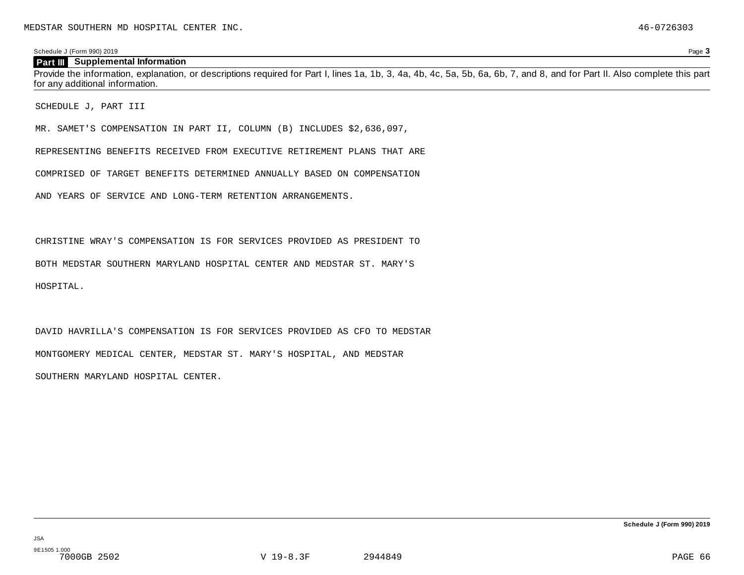## Part III Supplemental Information

Provide the information, explanation, or descriptions required for Part I, lines 1a, 1b, 3, 4a, 4b, 4c, 5a, 5b, 6a, 6b, 7, and 8, and for Part II. Also complete this part for any additional information.

SCHEDULE J, PART III

MR. SAMET'S COMPENSATION IN PART II, COLUMN (B) INCLUDES $2,636,097, REPRESENTING BENEFITS RECEIVED FROM EXECUTIVE RETIREMENT PLANS THAT ARE COMPRISED OF TARGET BENEFITS DETERMINED ANNUALLY BASED ON COMPENSATION AND YEARS OF SERVICE AND LONG-TERM RETENTION ARRANGEMENTS.

CHRISTINE WRAY'S COMPENSATION IS FOR SERVICES PROVIDED AS PRESIDENT TO BOTH MEDSTAR SOUTHERN MARYLAND HOSPITAL CENTER AND MEDSTAR ST. MARY'S HOSPITAL.

DAVID HAVRILLA'S COMPENSATION IS FOR SERVICES PROVIDED AS CFO TO MEDSTAR MONTGOMERY MEDICAL CENTER, MEDSTAR ST. MARY'S HOSPITAL, AND MEDSTAR SOUTHERN MARYLAND HOSPITAL CENTER.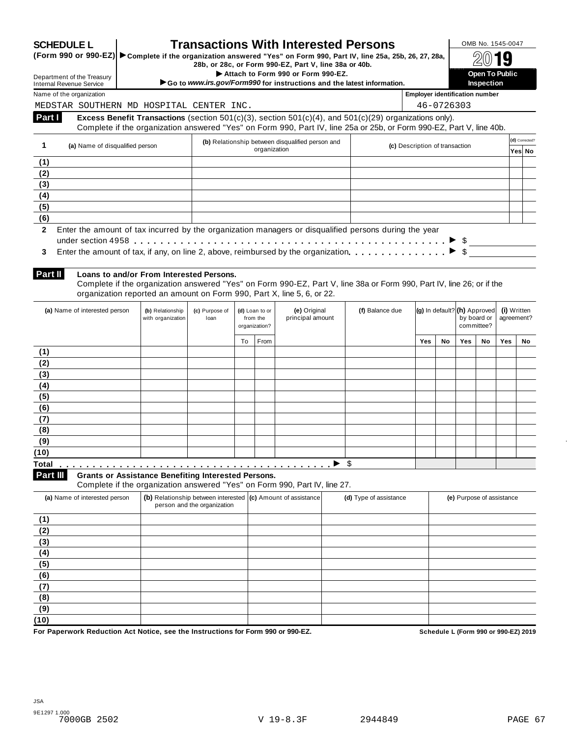# SCHEDULE L (Form 990 or 990-EZ)

## Transactions With Interested Persons

▶ Complete if the organization answered "Yes" on Form 990, Part IV, line 25a, 25b, 26, 27, 28a, 28b, or 28c, or Form 990-EZ, Part V, line 38a or 40b.
▶ Attach to Form 990 or Form 990-EZ.
▶ Go to *www.irs.gov/Form990* for instructions and the latest information.

Department of the Treasury
Internal Revenue Service

OMB No. 1545-0047

2019

**Open To Public Inspection**

Name of the organization: MEDSTAR SOUTHERN MD HOSPITAL CENTER INC.

Employer identification number: 46-0726303

**Part I** **Excess Benefit Transactions** (section 501(c)(3), section 501(c)(4), and 501(c)(29) organizations only).
Complete if the organization answered "Yes" on Form 990, Part IV, line 25a or 25b, or Form 990-EZ, Part V, line 40b.

| 1 | (a) Name of disqualified person | (b) Relationship between disqualified person and organization | (c) Description of transaction | (d) Corrected? Yes | No |
|---|---|---|---|---|---|
| (1) | | | | | |
| (2) | | | | | |
| (3) | | | | | |
| (4) | | | | | |
| (5) | | | | | |
| (6) | | | | | |

2 Enter the amount of tax incurred by the organization managers or disqualified persons during the year under section 4958 . . . . . ▶ $

3 Enter the amount of tax, if any, on line 2, above, reimbursed by the organization . . . . . ▶ $

**Part II** **Loans to and/or From Interested Persons.**
Complete if the organization answered "Yes" on Form 990-EZ, Part V, line 38a or Form 990, Part IV, line 26; or if the organization reported an amount on Form 990, Part X, line 5, 6, or 22.

| | (a) Name of interested person | (b) Relationship with organization | (c) Purpose of loan | (d) Loan to or from the organization? | | (e) Original principal amount | (f) Balance due | (g) In default? | | (h) Approved by board or committee? | | (i) Written agreement? | |
|---|---|---|---|---|---|---|---|---|---|---|---|---|---|
| | | | | To | From | | | Yes | No | Yes | No | Yes | No |
| (1) | | | | | | | | | | | | | |
| (2) | | | | | | | | | | | | | |
| (3) | | | | | | | | | | | | | |
| (4) | | | | | | | | | | | | | |
| (5) | | | | | | | | | | | | | |
| (6) | | | | | | | | | | | | | |
| (7) | | | | | | | | | | | | | |
| (8) | | | | | | | | | | | | | |
| (9) | | | | | | | | | | | | | |
| (10) | | | | | | | | | | | | | |
| Total | | | | | ▶ | | $ | | | | | | |

**Part III** **Grants or Assistance Benefiting Interested Persons.**
Complete if the organization answered "Yes" on Form 990, Part IV, line 27.

| | (a) Name of interested person | (b) Relationship between interested person and the organization | (c) Amount of assistance | (d) Type of assistance | (e) Purpose of assistance |
|---|---|---|---|---|---|
| (1) | | | | | |
| (2) | | | | | |
| (3) | | | | | |
| (4) | | | | | |
| (5) | | | | | |
| (6) | | | | | |
| (7) | | | | | |
| (8) | | | | | |
| (9) | | | | | |
| (10) | | | | | |

**For Paperwork Reduction Act Notice, see the Instructions for Form 990 or 990-EZ.** **Schedule L (Form 990 or 990-EZ) 2019**

JSA
9E1297 1.000
7000GB 2502 V 19-8.3F 2944849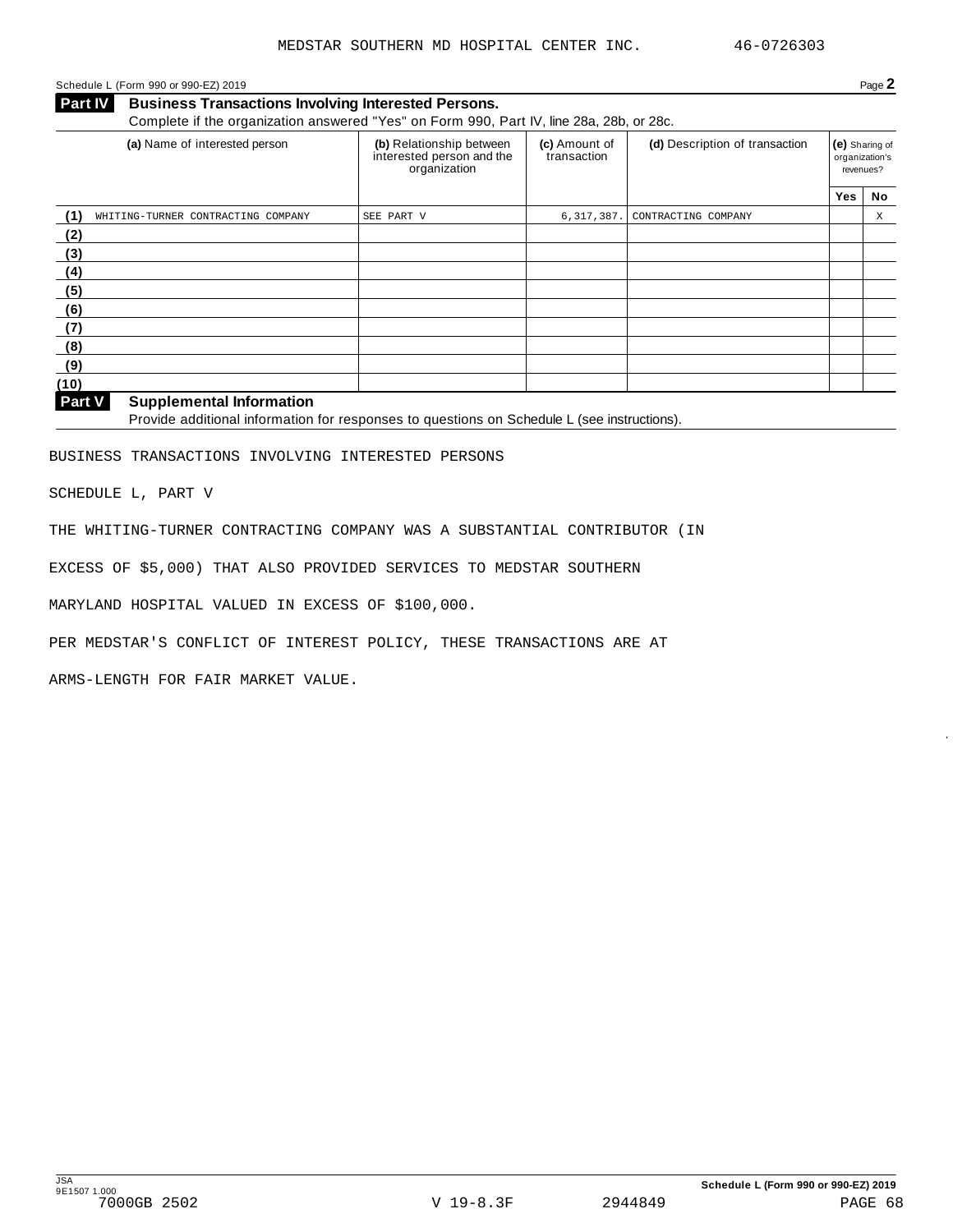MEDSTAR SOUTHERN MD HOSPITAL CENTER INC. 46-0726303

Schedule L (Form 990 or 990-EZ) 2019 Page **2**

## Part IV Business Transactions Involving Interested Persons.

Complete if the organization answered "Yes" on Form 990, Part IV, line 28a, 28b, or 28c.

| | (a) Name of interested person | (b) Relationship between interested person and the organization | (c) Amount of transaction | (d) Description of transaction | (e) Sharing of organization's revenues? Yes | No |
|---|---|---|---|---|---|---|
| (1) | WHITING-TURNER CONTRACTING COMPANY | SEE PART V | 6,317,387. | CONTRACTING COMPANY | | X |
| (2) | | | | | | |
| (3) | | | | | | |
| (4) | | | | | | |
| (5) | | | | | | |
| (6) | | | | | | |
| (7) | | | | | | |
| (8) | | | | | | |
| (9) | | | | | | |
| (10) | | | | | | |

## Part V Supplemental Information

Provide additional information for responses to questions on Schedule L (see instructions).

BUSINESS TRANSACTIONS INVOLVING INTERESTED PERSONS

SCHEDULE L, PART V

THE WHITING-TURNER CONTRACTING COMPANY WAS A SUBSTANTIAL CONTRIBUTOR (IN EXCESS OF $5,000) THAT ALSO PROVIDED SERVICES TO MEDSTAR SOUTHERN MARYLAND HOSPITAL VALUED IN EXCESS OF $100,000.

PER MEDSTAR'S CONFLICT OF INTEREST POLICY, THESE TRANSACTIONS ARE AT ARMS-LENGTH FOR FAIR MARKET VALUE.

Schedule L (Form 990 or 990-EZ) 2019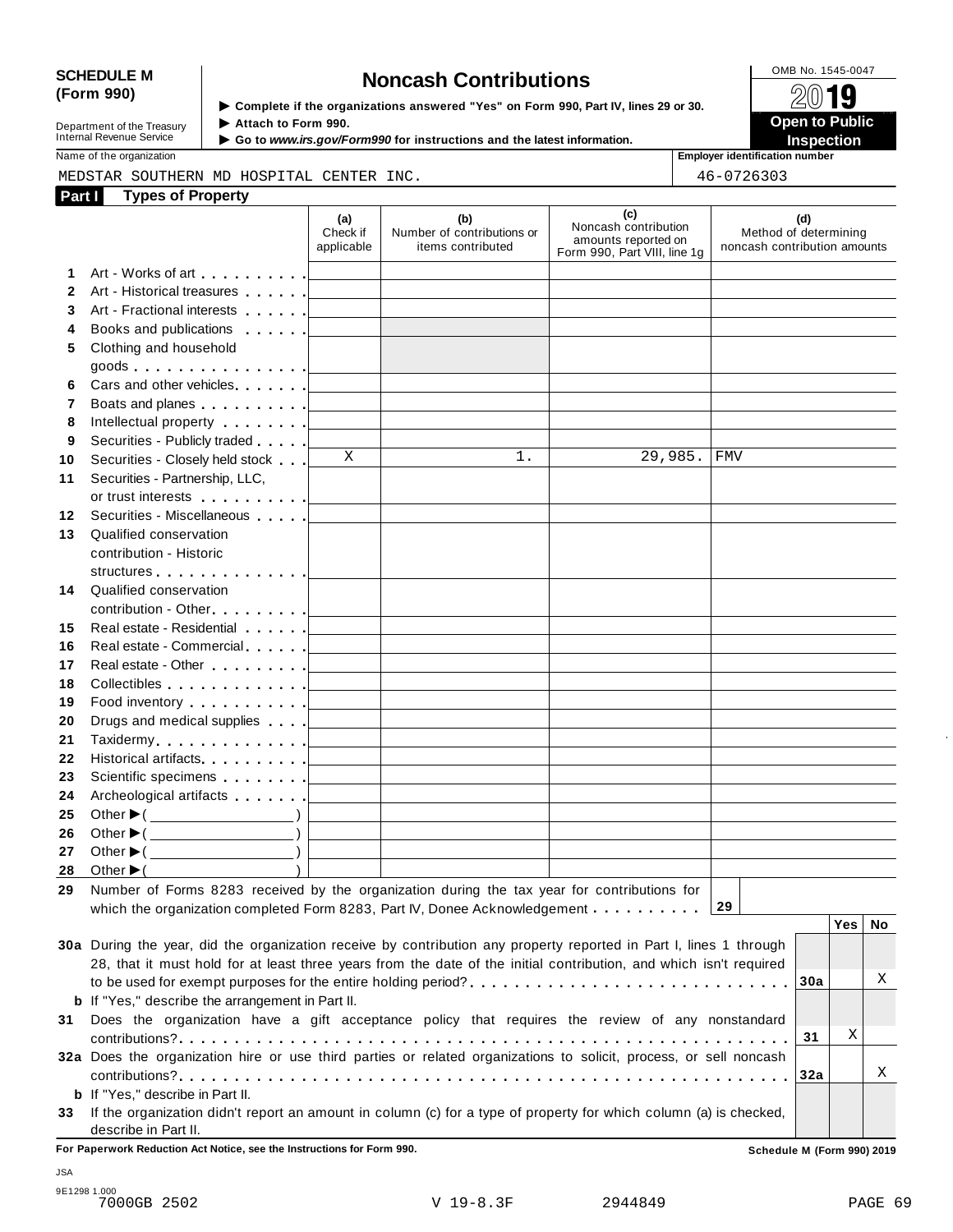**SCHEDULE M (Form 990)**

Department of the Treasury
Internal Revenue Service

# Noncash Contributions

▶ Complete if the organizations answered "Yes" on Form 990, Part IV, lines 29 or 30.
▶ Attach to Form 990.
▶ Go to *www.irs.gov/Form990* for instructions and the latest information.

OMB No. 1545-0047

2019

**Open to Public Inspection**

Name of the organization: MEDSTAR SOUTHERN MD HOSPITAL CENTER INC.

Employer identification number: 46-0726303

## Part I Types of Property

| | | (a) Check if applicable | (b) Number of contributions or items contributed | (c) Noncash contribution amounts reported on Form 990, Part VIII, line 1g | (d) Method of determining noncash contribution amounts |
|---|---|---|---|---|---|
| 1 | Art - Works of art | | | | |
| 2 | Art - Historical treasures | | | | |
| 3 | Art - Fractional interests | | | | |
| 4 | Books and publications | | | | |
| 5 | Clothing and household goods | | | | |
| 6 | Cars and other vehicles | | | | |
| 7 | Boats and planes | | | | |
| 8 | Intellectual property | | | | |
| 9 | Securities - Publicly traded | | | | |
| 10 | Securities - Closely held stock | X | 1. | 29,985. | FMV |
| 11 | Securities - Partnership, LLC, or trust interests | | | | |
| 12 | Securities - Miscellaneous | | | | |
| 13 | Qualified conservation contribution - Historic structures | | | | |
| 14 | Qualified conservation contribution - Other | | | | |
| 15 | Real estate - Residential | | | | |
| 16 | Real estate - Commercial | | | | |
| 17 | Real estate - Other | | | | |
| 18 | Collectibles | | | | |
| 19 | Food inventory | | | | |
| 20 | Drugs and medical supplies | | | | |
| 21 | Taxidermy | | | | |
| 22 | Historical artifacts | | | | |
| 23 | Scientific specimens | | | | |
| 24 | Archeological artifacts | | | | |
| 25 | Other ▶( ) | | | | |
| 26 | Other ▶( ) | | | | |
| 27 | Other ▶( ) | | | | |
| 28 | Other ▶( ) | | | | |

29 Number of Forms 8283 received by the organization during the tax year for contributions for which the organization completed Form 8283, Part IV, Donee Acknowledgement . . . . . . . . . . **29**

| | | | Yes | No |
|---|---|---|---|---|
| 30a | During the year, did the organization receive by contribution any property reported in Part I, lines 1 through 28, that it must hold for at least three years from the date of the initial contribution, and which isn't required to be used for exempt purposes for the entire holding period? | 30a | | X |
| b | If "Yes," describe the arrangement in Part II. | | | |
| 31 | Does the organization have a gift acceptance policy that requires the review of any nonstandard contributions? | 31 | X | |
| 32a | Does the organization hire or use third parties or related organizations to solicit, process, or sell noncash contributions? | 32a | | X |
| b | If "Yes," describe in Part II. | | | |
| 33 | If the organization didn't report an amount in column (c) for a type of property for which column (a) is checked, describe in Part II. | | | |

**For Paperwork Reduction Act Notice, see the Instructions for Form 990.** **Schedule M (Form 990) 2019**

JSA
9E1298 1.000
7000GB 2502 V 19-8.3F 2944849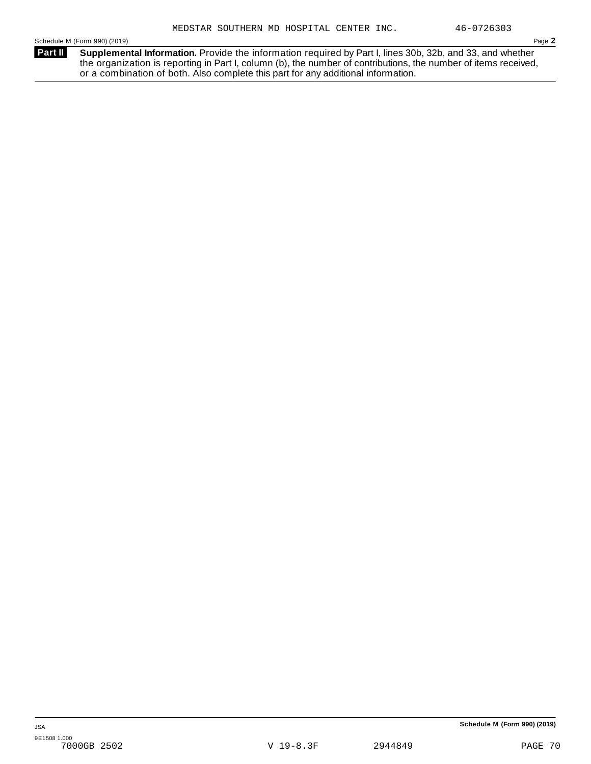MEDSTAR SOUTHERN MD HOSPITAL CENTER INC. 46-0726303

Schedule M (Form 990) (2019) Page **2**

**Part II** **Supplemental Information.** Provide the information required by Part I, lines 30b, 32b, and 33, and whether the organization is reporting in Part I, column (b), the number of contributions, the number of items received, or a combination of both. Also complete this part for any additional information.

JSA

9E1508 1.000

**Schedule M (Form 990) (2019)**

7000GB 2502 V 19-8.3F 2944849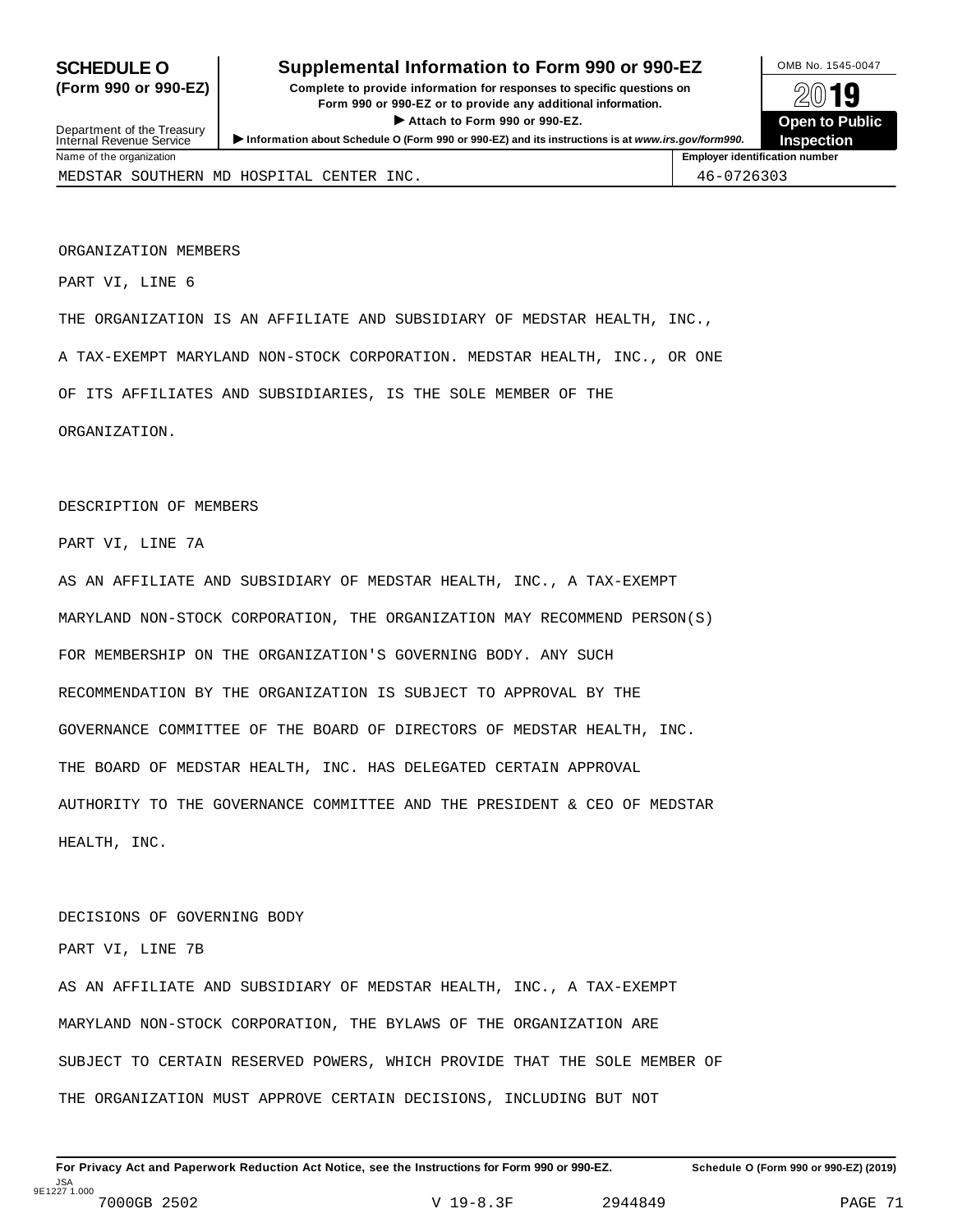# SCHEDULE O (Form 990 or 990-EZ)

## Supplemental Information to Form 990 or 990-EZ

**Complete to provide information for responses to specific questions on Form 990 or 990-EZ or to provide any additional information.**

▶ **Attach to Form 990 or 990-EZ.**

▶ **Information about Schedule O (Form 990 or 990-EZ) and its instructions is at www.irs.gov/form990.**

Department of the Treasury
Internal Revenue Service

OMB No. 1545-0047

2019

**Open to Public Inspection**

| Name of the organization | Employer identification number |
| --- | --- |
| MEDSTAR SOUTHERN MD HOSPITAL CENTER INC. | 46-0726303 |

ORGANIZATION MEMBERS

PART VI, LINE 6

THE ORGANIZATION IS AN AFFILIATE AND SUBSIDIARY OF MEDSTAR HEALTH, INC., A TAX-EXEMPT MARYLAND NON-STOCK CORPORATION. MEDSTAR HEALTH, INC., OR ONE OF ITS AFFILIATES AND SUBSIDIARIES, IS THE SOLE MEMBER OF THE ORGANIZATION.

DESCRIPTION OF MEMBERS

PART VI, LINE 7A

AS AN AFFILIATE AND SUBSIDIARY OF MEDSTAR HEALTH, INC., A TAX-EXEMPT MARYLAND NON-STOCK CORPORATION, THE ORGANIZATION MAY RECOMMEND PERSON(S) FOR MEMBERSHIP ON THE ORGANIZATION'S GOVERNING BODY. ANY SUCH RECOMMENDATION BY THE ORGANIZATION IS SUBJECT TO APPROVAL BY THE GOVERNANCE COMMITTEE OF THE BOARD OF DIRECTORS OF MEDSTAR HEALTH, INC. THE BOARD OF MEDSTAR HEALTH, INC. HAS DELEGATED CERTAIN APPROVAL AUTHORITY TO THE GOVERNANCE COMMITTEE AND THE PRESIDENT & CEO OF MEDSTAR HEALTH, INC.

DECISIONS OF GOVERNING BODY

PART VI, LINE 7B

AS AN AFFILIATE AND SUBSIDIARY OF MEDSTAR HEALTH, INC., A TAX-EXEMPT MARYLAND NON-STOCK CORPORATION, THE BYLAWS OF THE ORGANIZATION ARE SUBJECT TO CERTAIN RESERVED POWERS, WHICH PROVIDE THAT THE SOLE MEMBER OF THE ORGANIZATION MUST APPROVE CERTAIN DECISIONS, INCLUDING BUT NOT

**For Privacy Act and Paperwork Reduction Act Notice, see the Instructions for Form 990 or 990-EZ.** **Schedule O (Form 990 or 990-EZ) (2019)**

JSA
9E1227 1.000
7000GB 2502 V 19-8.3F 2944849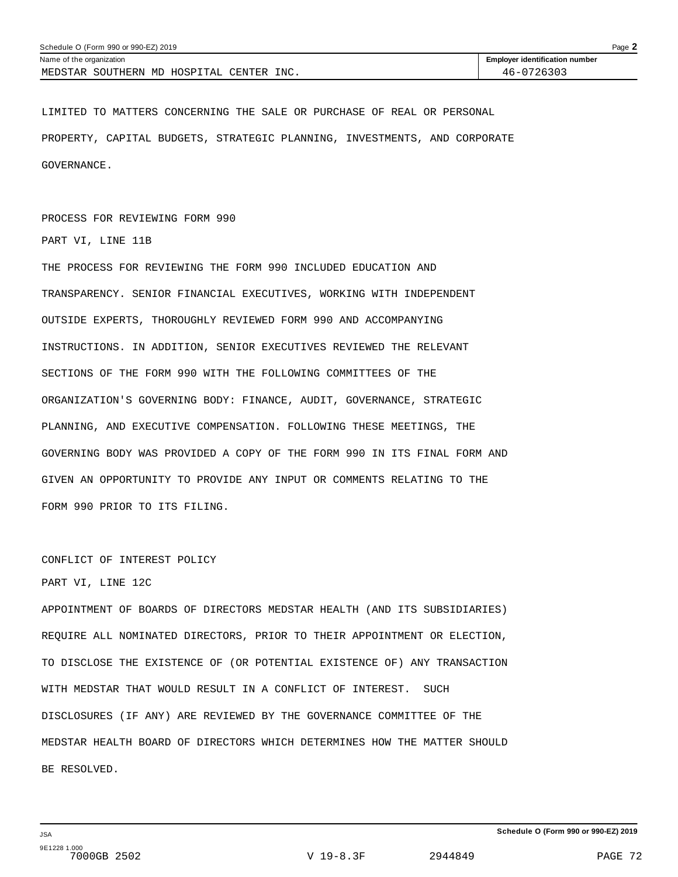MEDSTAR SOUTHERN MD HOSPITAL CENTER INC. | 46-0726303

LIMITED TO MATTERS CONCERNING THE SALE OR PURCHASE OF REAL OR PERSONAL PROPERTY, CAPITAL BUDGETS, STRATEGIC PLANNING, INVESTMENTS, AND CORPORATE GOVERNANCE.

PROCESS FOR REVIEWING FORM 990

PART VI, LINE 11B

THE PROCESS FOR REVIEWING THE FORM 990 INCLUDED EDUCATION AND TRANSPARENCY. SENIOR FINANCIAL EXECUTIVES, WORKING WITH INDEPENDENT OUTSIDE EXPERTS, THOROUGHLY REVIEWED FORM 990 AND ACCOMPANYING INSTRUCTIONS. IN ADDITION, SENIOR EXECUTIVES REVIEWED THE RELEVANT SECTIONS OF THE FORM 990 WITH THE FOLLOWING COMMITTEES OF THE ORGANIZATION'S GOVERNING BODY: FINANCE, AUDIT, GOVERNANCE, STRATEGIC PLANNING, AND EXECUTIVE COMPENSATION. FOLLOWING THESE MEETINGS, THE GOVERNING BODY WAS PROVIDED A COPY OF THE FORM 990 IN ITS FINAL FORM AND GIVEN AN OPPORTUNITY TO PROVIDE ANY INPUT OR COMMENTS RELATING TO THE FORM 990 PRIOR TO ITS FILING.

CONFLICT OF INTEREST POLICY

PART VI, LINE 12C

APPOINTMENT OF BOARDS OF DIRECTORS MEDSTAR HEALTH (AND ITS SUBSIDIARIES) REQUIRE ALL NOMINATED DIRECTORS, PRIOR TO THEIR APPOINTMENT OR ELECTION, TO DISCLOSE THE EXISTENCE OF (OR POTENTIAL EXISTENCE OF) ANY TRANSACTION WITH MEDSTAR THAT WOULD RESULT IN A CONFLICT OF INTEREST. SUCH DISCLOSURES (IF ANY) ARE REVIEWED BY THE GOVERNANCE COMMITTEE OF THE MEDSTAR HEALTH BOARD OF DIRECTORS WHICH DETERMINES HOW THE MATTER SHOULD BE RESOLVED.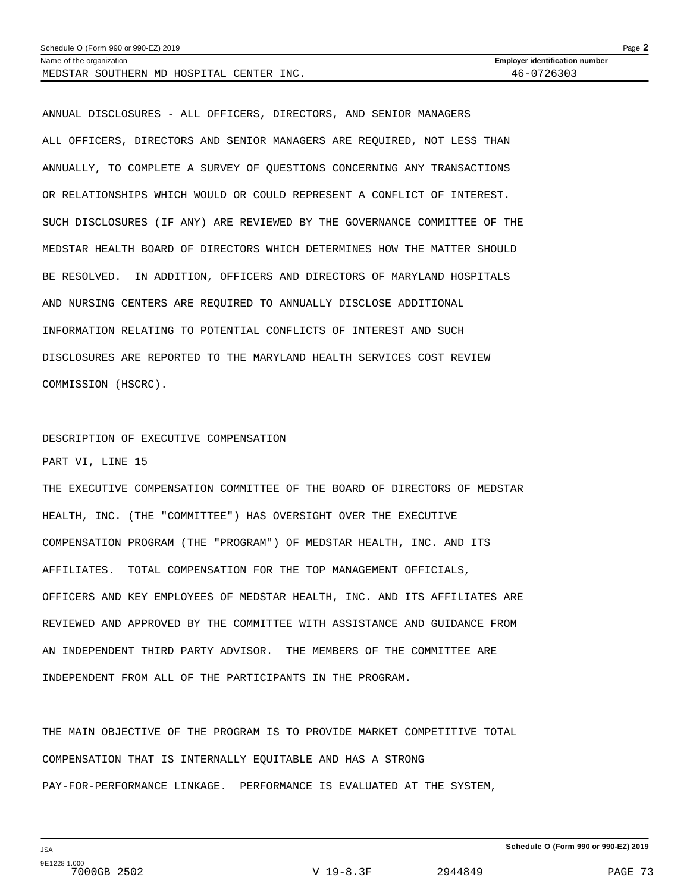ANNUAL DISCLOSURES - ALL OFFICERS, DIRECTORS, AND SENIOR MANAGERS

ALL OFFICERS, DIRECTORS AND SENIOR MANAGERS ARE REQUIRED, NOT LESS THAN ANNUALLY, TO COMPLETE A SURVEY OF QUESTIONS CONCERNING ANY TRANSACTIONS OR RELATIONSHIPS WHICH WOULD OR COULD REPRESENT A CONFLICT OF INTEREST. SUCH DISCLOSURES (IF ANY) ARE REVIEWED BY THE GOVERNANCE COMMITTEE OF THE MEDSTAR HEALTH BOARD OF DIRECTORS WHICH DETERMINES HOW THE MATTER SHOULD BE RESOLVED. IN ADDITION, OFFICERS AND DIRECTORS OF MARYLAND HOSPITALS AND NURSING CENTERS ARE REQUIRED TO ANNUALLY DISCLOSE ADDITIONAL INFORMATION RELATING TO POTENTIAL CONFLICTS OF INTEREST AND SUCH DISCLOSURES ARE REPORTED TO THE MARYLAND HEALTH SERVICES COST REVIEW COMMISSION (HSCRC).

DESCRIPTION OF EXECUTIVE COMPENSATION

PART VI, LINE 15

THE EXECUTIVE COMPENSATION COMMITTEE OF THE BOARD OF DIRECTORS OF MEDSTAR HEALTH, INC. (THE "COMMITTEE") HAS OVERSIGHT OVER THE EXECUTIVE COMPENSATION PROGRAM (THE "PROGRAM") OF MEDSTAR HEALTH, INC. AND ITS AFFILIATES. TOTAL COMPENSATION FOR THE TOP MANAGEMENT OFFICIALS, OFFICERS AND KEY EMPLOYEES OF MEDSTAR HEALTH, INC. AND ITS AFFILIATES ARE REVIEWED AND APPROVED BY THE COMMITTEE WITH ASSISTANCE AND GUIDANCE FROM AN INDEPENDENT THIRD PARTY ADVISOR. THE MEMBERS OF THE COMMITTEE ARE INDEPENDENT FROM ALL OF THE PARTICIPANTS IN THE PROGRAM.

THE MAIN OBJECTIVE OF THE PROGRAM IS TO PROVIDE MARKET COMPETITIVE TOTAL COMPENSATION THAT IS INTERNALLY EQUITABLE AND HAS A STRONG PAY-FOR-PERFORMANCE LINKAGE. PERFORMANCE IS EVALUATED AT THE SYSTEM,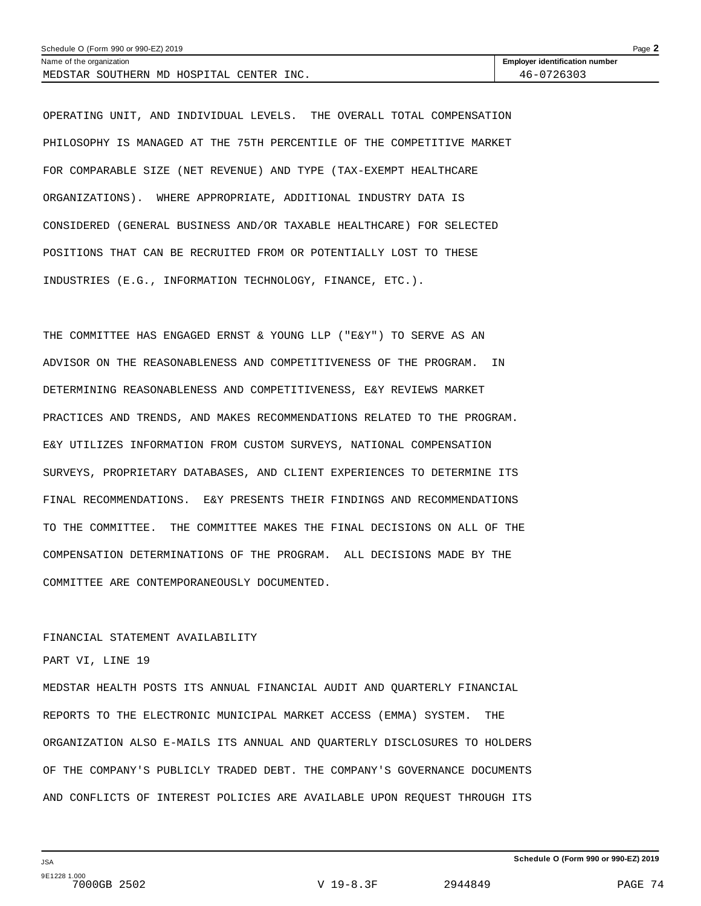OPERATING UNIT, AND INDIVIDUAL LEVELS. THE OVERALL TOTAL COMPENSATION PHILOSOPHY IS MANAGED AT THE 75TH PERCENTILE OF THE COMPETITIVE MARKET FOR COMPARABLE SIZE (NET REVENUE) AND TYPE (TAX-EXEMPT HEALTHCARE ORGANIZATIONS). WHERE APPROPRIATE, ADDITIONAL INDUSTRY DATA IS CONSIDERED (GENERAL BUSINESS AND/OR TAXABLE HEALTHCARE) FOR SELECTED POSITIONS THAT CAN BE RECRUITED FROM OR POTENTIALLY LOST TO THESE INDUSTRIES (E.G., INFORMATION TECHNOLOGY, FINANCE, ETC.).

THE COMMITTEE HAS ENGAGED ERNST & YOUNG LLP ("E&Y") TO SERVE AS AN ADVISOR ON THE REASONABLENESS AND COMPETITIVENESS OF THE PROGRAM. IN DETERMINING REASONABLENESS AND COMPETITIVENESS, E&Y REVIEWS MARKET PRACTICES AND TRENDS, AND MAKES RECOMMENDATIONS RELATED TO THE PROGRAM. E&Y UTILIZES INFORMATION FROM CUSTOM SURVEYS, NATIONAL COMPENSATION SURVEYS, PROPRIETARY DATABASES, AND CLIENT EXPERIENCES TO DETERMINE ITS FINAL RECOMMENDATIONS. E&Y PRESENTS THEIR FINDINGS AND RECOMMENDATIONS TO THE COMMITTEE. THE COMMITTEE MAKES THE FINAL DECISIONS ON ALL OF THE COMPENSATION DETERMINATIONS OF THE PROGRAM. ALL DECISIONS MADE BY THE COMMITTEE ARE CONTEMPORANEOUSLY DOCUMENTED.

FINANCIAL STATEMENT AVAILABILITY

PART VI, LINE 19

MEDSTAR HEALTH POSTS ITS ANNUAL FINANCIAL AUDIT AND QUARTERLY FINANCIAL REPORTS TO THE ELECTRONIC MUNICIPAL MARKET ACCESS (EMMA) SYSTEM. THE ORGANIZATION ALSO E-MAILS ITS ANNUAL AND QUARTERLY DISCLOSURES TO HOLDERS OF THE COMPANY'S PUBLICLY TRADED DEBT. THE COMPANY'S GOVERNANCE DOCUMENTS AND CONFLICTS OF INTEREST POLICIES ARE AVAILABLE UPON REQUEST THROUGH ITS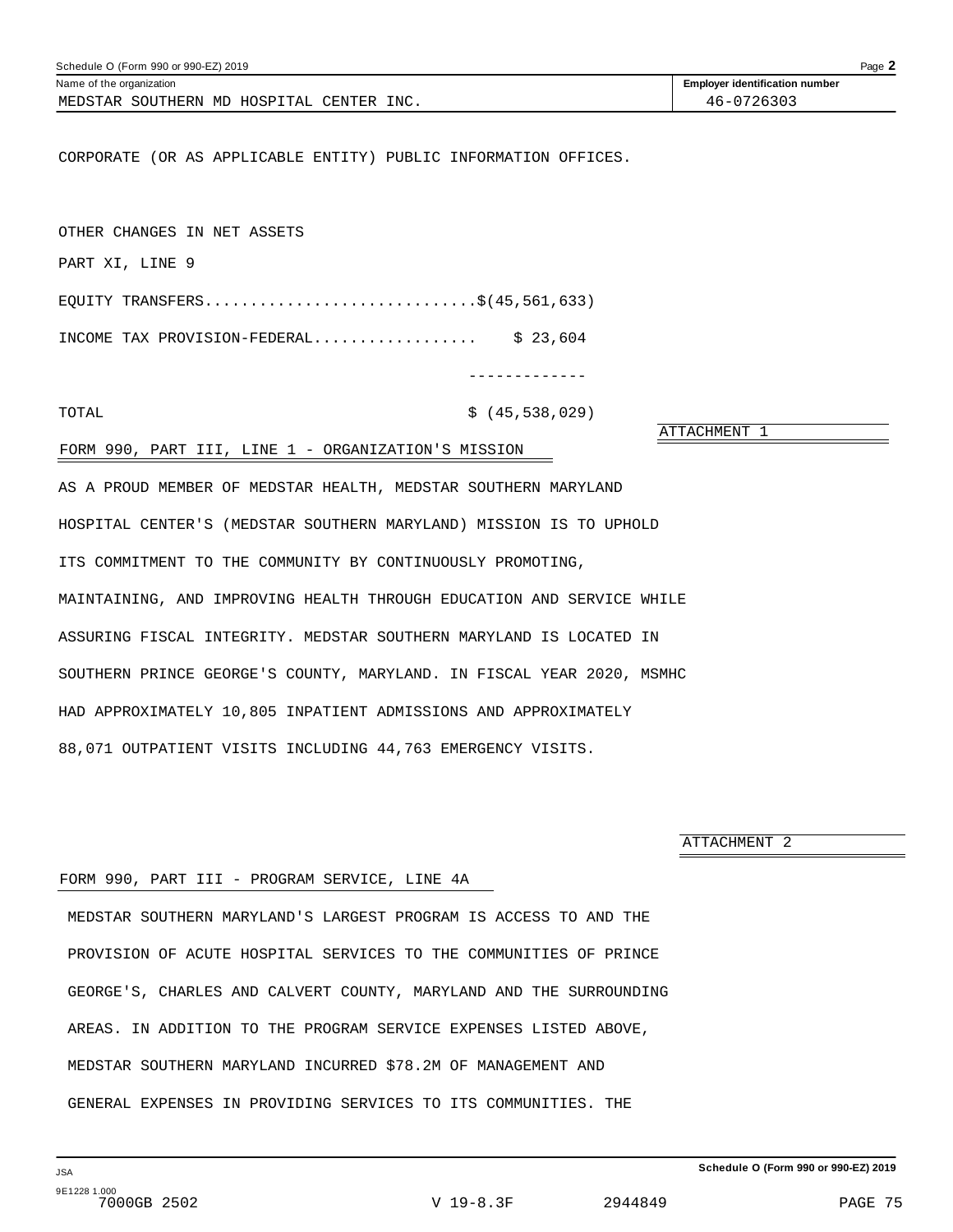Schedule O (Form 990 or 990-EZ) 2019

Name of the organization: MEDSTAR SOUTHERN MD HOSPITAL CENTER INC.

Employer identification number: 46-0726303

CORPORATE (OR AS APPLICABLE ENTITY) PUBLIC INFORMATION OFFICES.

OTHER CHANGES IN NET ASSETS

PART XI, LINE 9

| | |
|---|---|
| EQUITY TRANSFERS............................. | $(45,561,633) |
| INCOME TAX PROVISION-FEDERAL................. | $ 23,604 |
| | ------------- |
| TOTAL | $ (45,538,029) |

ATTACHMENT 1

FORM 990, PART III, LINE 1 - ORGANIZATION'S MISSION

AS A PROUD MEMBER OF MEDSTAR HEALTH, MEDSTAR SOUTHERN MARYLAND HOSPITAL CENTER'S (MEDSTAR SOUTHERN MARYLAND) MISSION IS TO UPHOLD ITS COMMITMENT TO THE COMMUNITY BY CONTINUOUSLY PROMOTING, MAINTAINING, AND IMPROVING HEALTH THROUGH EDUCATION AND SERVICE WHILE ASSURING FISCAL INTEGRITY. MEDSTAR SOUTHERN MARYLAND IS LOCATED IN SOUTHERN PRINCE GEORGE'S COUNTY, MARYLAND. IN FISCAL YEAR 2020, MSMHC HAD APPROXIMATELY 10,805 INPATIENT ADMISSIONS AND APPROXIMATELY 88,071 OUTPATIENT VISITS INCLUDING 44,763 EMERGENCY VISITS.

ATTACHMENT 2

FORM 990, PART III - PROGRAM SERVICE, LINE 4A

MEDSTAR SOUTHERN MARYLAND'S LARGEST PROGRAM IS ACCESS TO AND THE PROVISION OF ACUTE HOSPITAL SERVICES TO THE COMMUNITIES OF PRINCE GEORGE'S, CHARLES AND CALVERT COUNTY, MARYLAND AND THE SURROUNDING AREAS. IN ADDITION TO THE PROGRAM SERVICE EXPENSES LISTED ABOVE, MEDSTAR SOUTHERN MARYLAND INCURRED $78.2M OF MANAGEMENT AND GENERAL EXPENSES IN PROVIDING SERVICES TO ITS COMMUNITIES. THE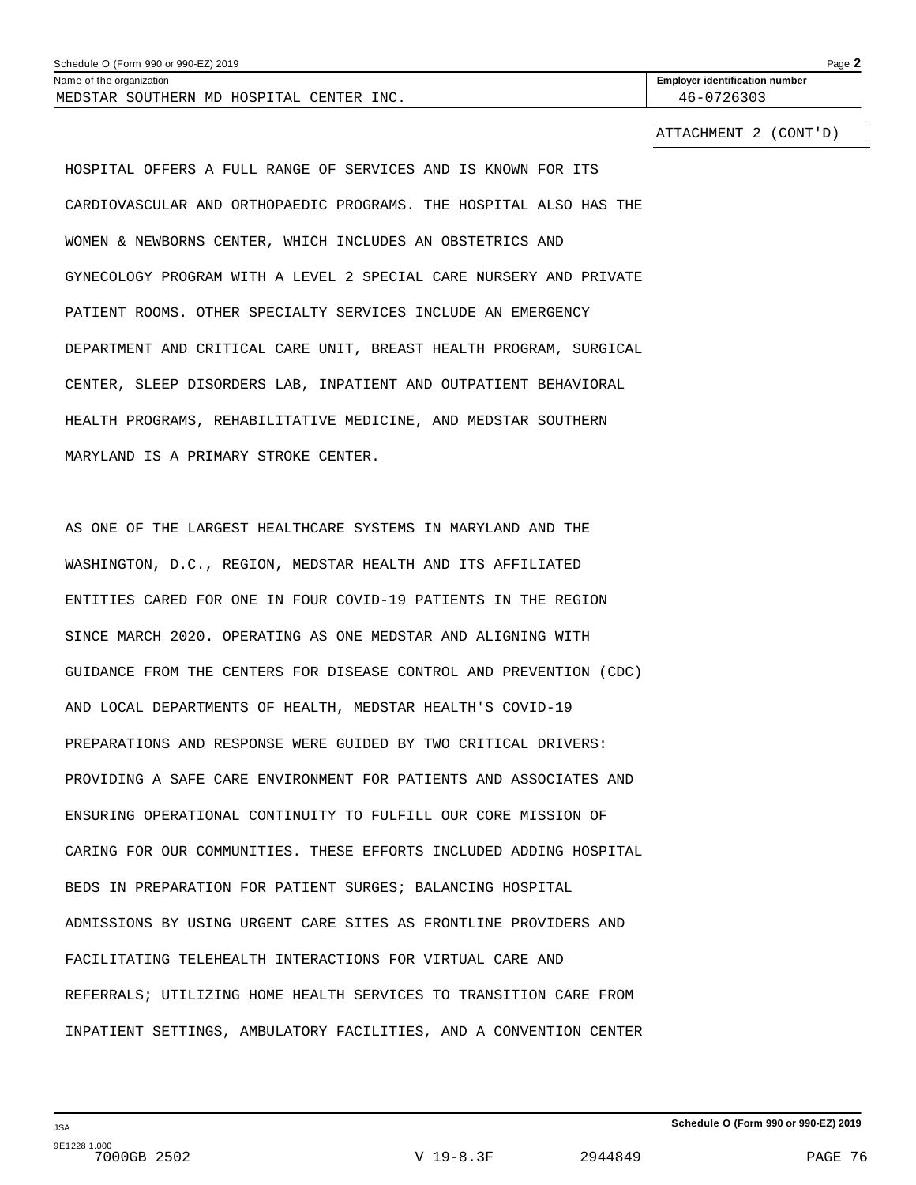MEDSTAR SOUTHERN MD HOSPITAL CENTER INC. | 46-0726303

ATTACHMENT 2 (CONT'D)

HOSPITAL OFFERS A FULL RANGE OF SERVICES AND IS KNOWN FOR ITS CARDIOVASCULAR AND ORTHOPAEDIC PROGRAMS. THE HOSPITAL ALSO HAS THE WOMEN & NEWBORNS CENTER, WHICH INCLUDES AN OBSTETRICS AND GYNECOLOGY PROGRAM WITH A LEVEL 2 SPECIAL CARE NURSERY AND PRIVATE PATIENT ROOMS. OTHER SPECIALTY SERVICES INCLUDE AN EMERGENCY DEPARTMENT AND CRITICAL CARE UNIT, BREAST HEALTH PROGRAM, SURGICAL CENTER, SLEEP DISORDERS LAB, INPATIENT AND OUTPATIENT BEHAVIORAL HEALTH PROGRAMS, REHABILITATIVE MEDICINE, AND MEDSTAR SOUTHERN MARYLAND IS A PRIMARY STROKE CENTER.

AS ONE OF THE LARGEST HEALTHCARE SYSTEMS IN MARYLAND AND THE WASHINGTON, D.C., REGION, MEDSTAR HEALTH AND ITS AFFILIATED ENTITIES CARED FOR ONE IN FOUR COVID-19 PATIENTS IN THE REGION SINCE MARCH 2020. OPERATING AS ONE MEDSTAR AND ALIGNING WITH GUIDANCE FROM THE CENTERS FOR DISEASE CONTROL AND PREVENTION (CDC) AND LOCAL DEPARTMENTS OF HEALTH, MEDSTAR HEALTH'S COVID-19 PREPARATIONS AND RESPONSE WERE GUIDED BY TWO CRITICAL DRIVERS: PROVIDING A SAFE CARE ENVIRONMENT FOR PATIENTS AND ASSOCIATES AND ENSURING OPERATIONAL CONTINUITY TO FULFILL OUR CORE MISSION OF CARING FOR OUR COMMUNITIES. THESE EFFORTS INCLUDED ADDING HOSPITAL BEDS IN PREPARATION FOR PATIENT SURGES; BALANCING HOSPITAL ADMISSIONS BY USING URGENT CARE SITES AS FRONTLINE PROVIDERS AND FACILITATING TELEHEALTH INTERACTIONS FOR VIRTUAL CARE AND REFERRALS; UTILIZING HOME HEALTH SERVICES TO TRANSITION CARE FROM INPATIENT SETTINGS, AMBULATORY FACILITIES, AND A CONVENTION CENTER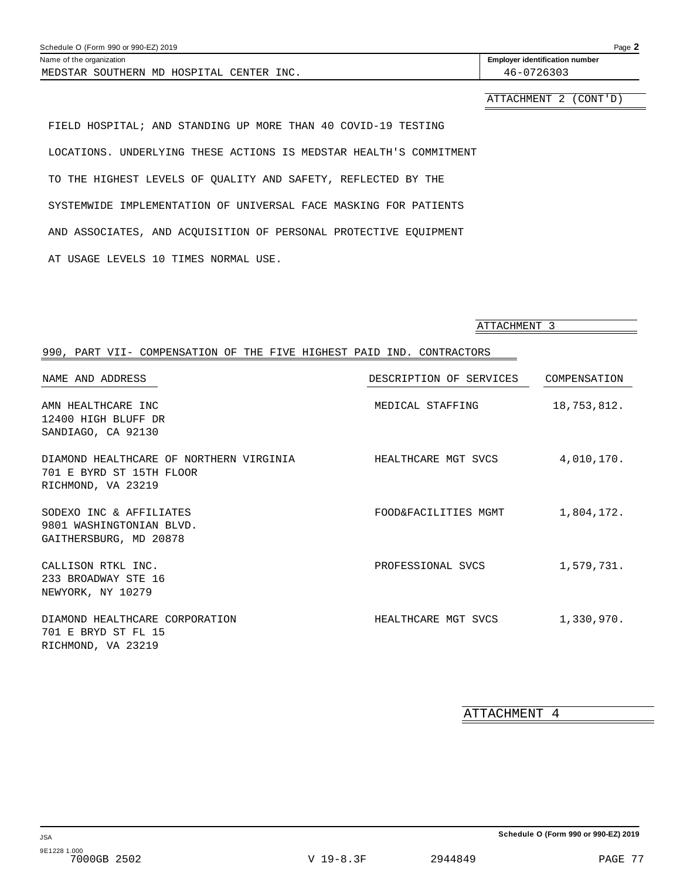Schedule O (Form 990 or 990-EZ) 2019

Name of the organization: MEDSTAR SOUTHERN MD HOSPITAL CENTER INC.

Employer identification number: 46-0726303

ATTACHMENT 2 (CONT'D)

FIELD HOSPITAL; AND STANDING UP MORE THAN 40 COVID-19 TESTING LOCATIONS. UNDERLYING THESE ACTIONS IS MEDSTAR HEALTH'S COMMITMENT TO THE HIGHEST LEVELS OF QUALITY AND SAFETY, REFLECTED BY THE SYSTEMWIDE IMPLEMENTATION OF UNIVERSAL FACE MASKING FOR PATIENTS AND ASSOCIATES, AND ACQUISITION OF PERSONAL PROTECTIVE EQUIPMENT AT USAGE LEVELS 10 TIMES NORMAL USE.

ATTACHMENT 3

990, PART VII- COMPENSATION OF THE FIVE HIGHEST PAID IND. CONTRACTORS

| NAME AND ADDRESS | DESCRIPTION OF SERVICES | COMPENSATION |
|---|---|---|
| AMN HEALTHCARE INC<br>12400 HIGH BLUFF DR<br>SANDIAGO, CA 92130 | MEDICAL STAFFING | 18,753,812. |
| DIAMOND HEALTHCARE OF NORTHERN VIRGINIA<br>701 E BYRD ST 15TH FLOOR<br>RICHMOND, VA 23219 | HEALTHCARE MGT SVCS | 4,010,170. |
| SODEXO INC & AFFILIATES<br>9801 WASHINGTONIAN BLVD.<br>GAITHERSBURG, MD 20878 | FOOD&FACILITIES MGMT | 1,804,172. |
| CALLISON RTKL INC.<br>233 BROADWAY STE 16<br>NEWYORK, NY 10279 | PROFESSIONAL SVCS | 1,579,731. |
| DIAMOND HEALTHCARE CORPORATION<br>701 E BRYD ST FL 15<br>RICHMOND, VA 23219 | HEALTHCARE MGT SVCS | 1,330,970. |

ATTACHMENT 4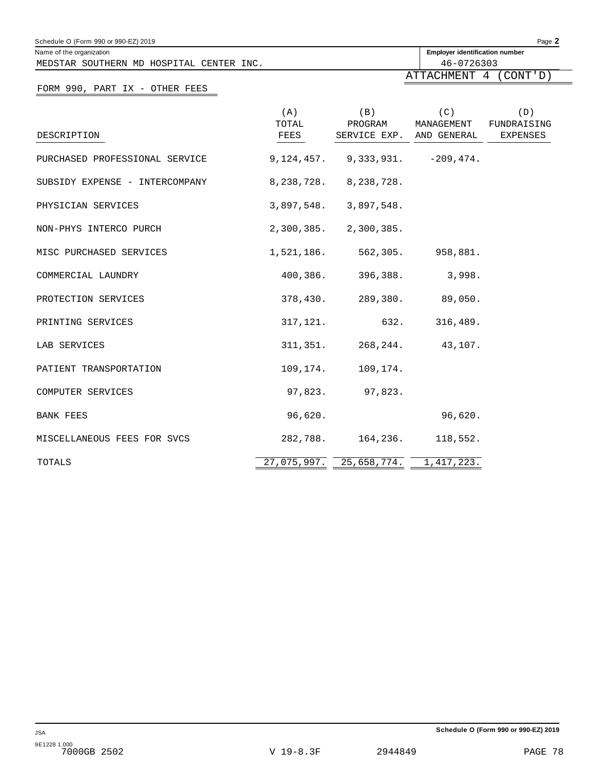Schedule O (Form 990 or 990-EZ) 2019

Name of the organization: MEDSTAR SOUTHERN MD HOSPITAL CENTER INC.

Employer identification number: 46-0726303

ATTACHMENT 4 (CONT'D)

FORM 990, PART IX - OTHER FEES

| DESCRIPTION | (A) TOTAL FEES | (B) PROGRAM SERVICE EXP. | (C) MANAGEMENT AND GENERAL | (D) FUNDRAISING EXPENSES |
|---|---|---|---|---|
| PURCHASED PROFESSIONAL SERVICE | 9,124,457. | 9,333,931. | -209,474. | |
| SUBSIDY EXPENSE - INTERCOMPANY | 8,238,728. | 8,238,728. | | |
| PHYSICIAN SERVICES | 3,897,548. | 3,897,548. | | |
| NON-PHYS INTERCO PURCH | 2,300,385. | 2,300,385. | | |
| MISC PURCHASED SERVICES | 1,521,186. | 562,305. | 958,881. | |
| COMMERCIAL LAUNDRY | 400,386. | 396,388. | 3,998. | |
| PROTECTION SERVICES | 378,430. | 289,380. | 89,050. | |
| PRINTING SERVICES | 317,121. | 632. | 316,489. | |
| LAB SERVICES | 311,351. | 268,244. | 43,107. | |
| PATIENT TRANSPORTATION | 109,174. | 109,174. | | |
| COMPUTER SERVICES | 97,823. | 97,823. | | |
| BANK FEES | 96,620. | | 96,620. | |
| MISCELLANEOUS FEES FOR SVCS | 282,788. | 164,236. | 118,552. | |
| TOTALS | 27,075,997. | 25,658,774. | 1,417,223. | |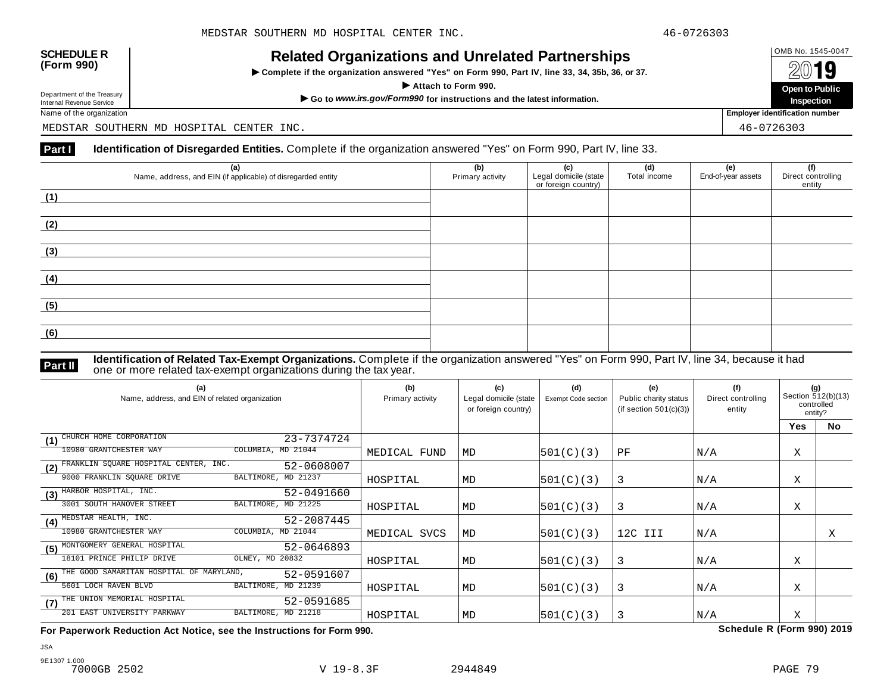MEDSTAR SOUTHERN MD HOSPITAL CENTER INC. 46-0726303

**SCHEDULE R (Form 990)**

Department of the Treasury
Internal Revenue Service

# Related Organizations and Unrelated Partnerships

▶ Complete if the organization answered "Yes" on Form 990, Part IV, line 33, 34, 35b, 36, or 37.

▶ Attach to Form 990.

▶ Go to *www.irs.gov/Form990* for instructions and the latest information.

OMB No. 1545-0047

2019

**Open to Public Inspection**

Name of the organization: MEDSTAR SOUTHERN MD HOSPITAL CENTER INC.

Employer identification number: 46-0726303

**Part I** **Identification of Disregarded Entities.** Complete if the organization answered "Yes" on Form 990, Part IV, line 33.

| (a) Name, address, and EIN (if applicable) of disregarded entity | (b) Primary activity | (c) Legal domicile (state or foreign country) | (d) Total income | (e) End-of-year assets | (f) Direct controlling entity |
|---|---|---|---|---|---|
| (1) | | | | | |
| (2) | | | | | |
| (3) | | | | | |
| (4) | | | | | |
| (5) | | | | | |
| (6) | | | | | |

**Part II** **Identification of Related Tax-Exempt Organizations.** Complete if the organization answered "Yes" on Form 990, Part IV, line 34, because it had one or more related tax-exempt organizations during the tax year.

| (a) Name, address, and EIN of related organization | (b) Primary activity | (c) Legal domicile (state or foreign country) | (d) Exempt Code section | (e) Public charity status (if section 501(c)(3)) | (f) Direct controlling entity | (g) Section 512(b)(13) controlled entity? Yes | No |
|---|---|---|---|---|---|---|---|
| (1) CHURCH HOME CORPORATION 23-7374724<br>10980 GRANTCHESTER WAY COLUMBIA, MD 21044 | MEDICAL FUND | MD | 501(C)(3) | PF | N/A | X | |
| (2) FRANKLIN SQUARE HOSPITAL CENTER, INC. 52-0608007<br>9000 FRANKLIN SQUARE DRIVE BALTIMORE, MD 21237 | HOSPITAL | MD | 501(C)(3) | 3 | N/A | X | |
| (3) HARBOR HOSPITAL, INC. 52-0491660<br>3001 SOUTH HANOVER STREET BALTIMORE, MD 21225 | HOSPITAL | MD | 501(C)(3) | 3 | N/A | X | |
| (4) MEDSTAR HEALTH, INC. 52-2087445<br>10980 GRANTCHESTER WAY COLUMBIA, MD 21044 | MEDICAL SVCS | MD | 501(C)(3) | 12C III | N/A | | X |
| (5) MONTGOMERY GENERAL HOSPITAL 52-0646893<br>18101 PRINCE PHILIP DRIVE OLNEY, MD 20832 | HOSPITAL | MD | 501(C)(3) | 3 | N/A | X | |
| (6) THE GOOD SAMARITAN HOSPITAL OF MARYLAND, 52-0591607<br>5601 LOCH RAVEN BLVD BALTIMORE, MD 21239 | HOSPITAL | MD | 501(C)(3) | 3 | N/A | X | |
| (7) THE UNION MEMORIAL HOSPITAL 52-0591685<br>201 EAST UNIVERSITY PARKWAY BALTIMORE, MD 21218 | HOSPITAL | MD | 501(C)(3) | 3 | N/A | X | |

**For Paperwork Reduction Act Notice, see the Instructions for Form 990.** **Schedule R (Form 990) 2019**

JSA
9E1307 1.000
7000GB 2502 V 19-8.3F 2944849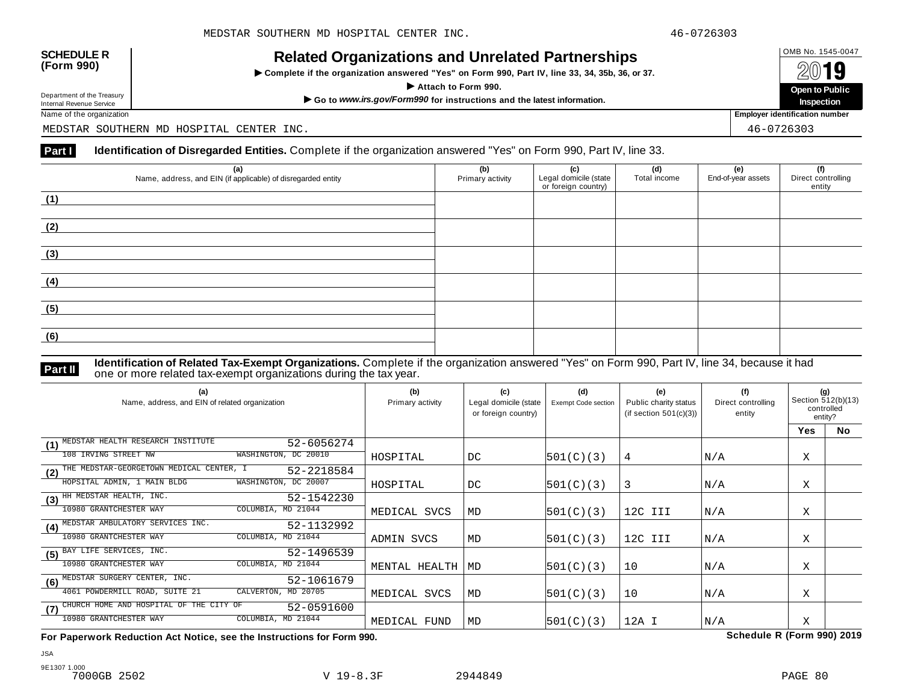**SCHEDULE R (Form 990)**

Department of the Treasury
Internal Revenue Service

# Related Organizations and Unrelated Partnerships

▶ Complete if the organization answered "Yes" on Form 990, Part IV, line 33, 34, 35b, 36, or 37.

▶ Attach to Form 990.

▶ Go to *www.irs.gov/Form990* for instructions and the latest information.

OMB No. 1545-0047

2019

**Open to Public Inspection**

Name of the organization: MEDSTAR SOUTHERN MD HOSPITAL CENTER INC.

Employer identification number: 46-0726303

## Part I Identification of Disregarded Entities. Complete if the organization answered "Yes" on Form 990, Part IV, line 33.

| | (a) Name, address, and EIN (if applicable) of disregarded entity | (b) Primary activity | (c) Legal domicile (state or foreign country) | (d) Total income | (e) End-of-year assets | (f) Direct controlling entity |
|---|---|---|---|---|---|---|
| (1) | | | | | | |
| (2) | | | | | | |
| (3) | | | | | | |
| (4) | | | | | | |
| (5) | | | | | | |
| (6) | | | | | | |

## Part II Identification of Related Tax-Exempt Organizations. Complete if the organization answered "Yes" on Form 990, Part IV, line 34, because it had one or more related tax-exempt organizations during the tax year.

| | (a) Name, address, and EIN of related organization | (b) Primary activity | (c) Legal domicile (state or foreign country) | (d) Exempt Code section | (e) Public charity status (if section 501(c)(3)) | (f) Direct controlling entity | (g) Section 512(b)(13) controlled entity? Yes | No |
|---|---|---|---|---|---|---|---|---|
| (1) | MEDSTAR HEALTH RESEARCH INSTITUTE 52-6056274 108 IRVING STREET NW WASHINGTON, DC 20010 | HOSPITAL | DC | 501(C)(3) | 4 | N/A | X | |
| (2) | THE MEDSTAR-GEORGETOWN MEDICAL CENTER, I 52-2218584 HOPSITAL ADMIN, 1 MAIN BLDG WASHINGTON, DC 20007 | HOSPITAL | DC | 501(C)(3) | 3 | N/A | X | |
| (3) | HH MEDSTAR HEALTH, INC. 52-1542230 10980 GRANTCHESTER WAY COLUMBIA, MD 21044 | MEDICAL SVCS | MD | 501(C)(3) | 12C III | N/A | X | |
| (4) | MEDSTAR AMBULATORY SERVICES INC. 52-1132992 10980 GRANTCHESTER WAY COLUMBIA, MD 21044 | ADMIN SVCS | MD | 501(C)(3) | 12C III | N/A | X | |
| (5) | BAY LIFE SERVICES, INC. 52-1496539 10980 GRANTCHESTER WAY COLUMBIA, MD 21044 | MENTAL HEALTH | MD | 501(C)(3) | 10 | N/A | X | |
| (6) | MEDSTAR SURGERY CENTER, INC. 52-1061679 4061 POWDERMILL ROAD, SUITE 21 CALVERTON, MD 20705 | MEDICAL SVCS | MD | 501(C)(3) | 10 | N/A | X | |
| (7) | CHURCH HOME AND HOSPITAL OF THE CITY OF 52-0591600 10980 GRANTCHESTER WAY COLUMBIA, MD 21044 | MEDICAL FUND | MD | 501(C)(3) | 12A I | N/A | X | |

**For Paperwork Reduction Act Notice, see the Instructions for Form 990.** **Schedule R (Form 990) 2019**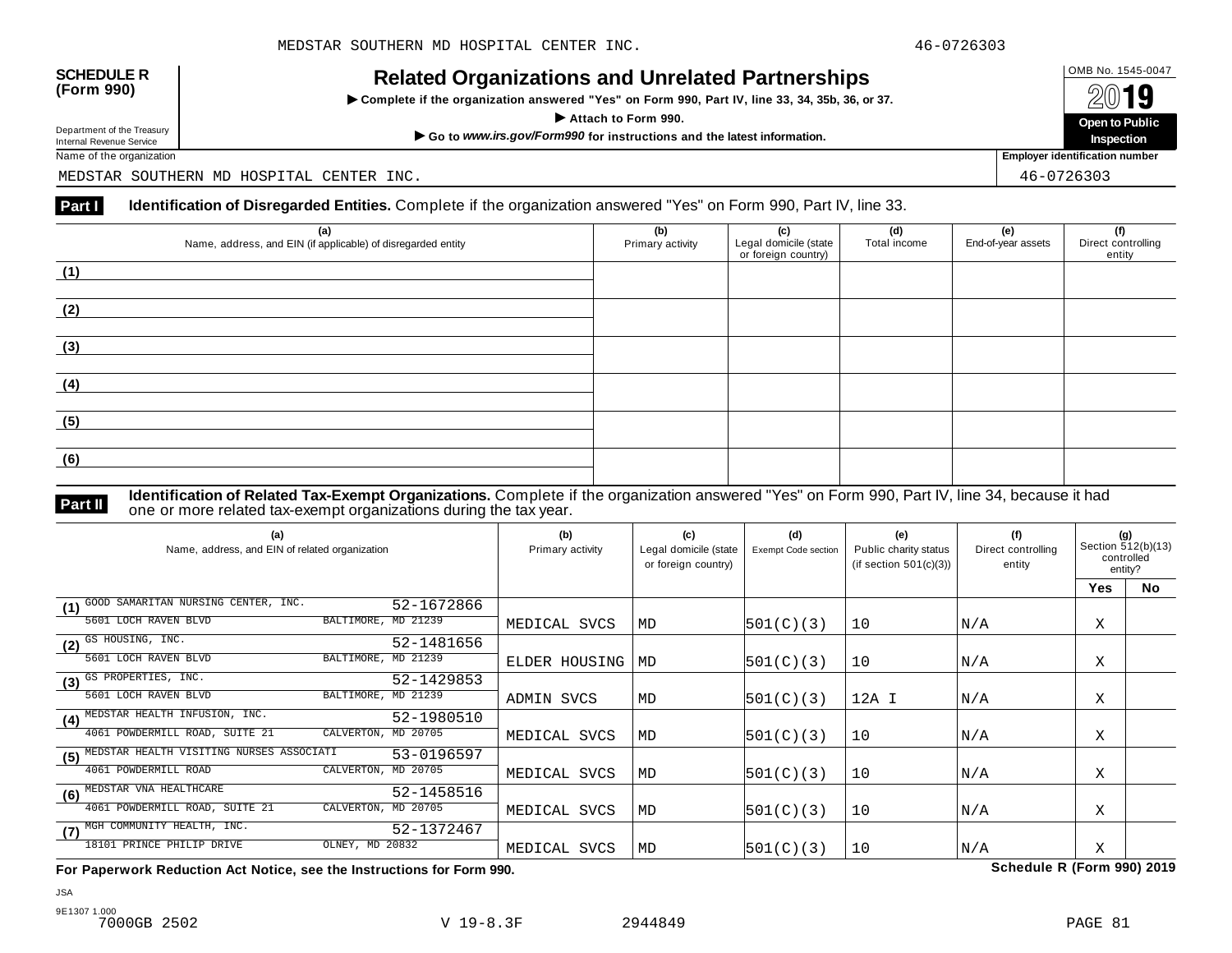**SCHEDULE R (Form 990)**

Department of the Treasury
Internal Revenue Service

# Related Organizations and Unrelated Partnerships

▶ Complete if the organization answered "Yes" on Form 990, Part IV, line 33, 34, 35b, 36, or 37.

▶ Attach to Form 990.

▶ Go to *www.irs.gov/Form990* for instructions and the latest information.

OMB No. 1545-0047

2019

**Open to Public Inspection**

Name of the organization: MEDSTAR SOUTHERN MD HOSPITAL CENTER INC.

Employer identification number: 46-0726303

## Part I Identification of Disregarded Entities.

Complete if the organization answered "Yes" on Form 990, Part IV, line 33.

| (a) Name, address, and EIN (if applicable) of disregarded entity | (b) Primary activity | (c) Legal domicile (state or foreign country) | (d) Total income | (e) End-of-year assets | (f) Direct controlling entity |
|---|---|---|---|---|---|
| (1) | | | | | |
| (2) | | | | | |
| (3) | | | | | |
| (4) | | | | | |
| (5) | | | | | |
| (6) | | | | | |

## Part II Identification of Related Tax-Exempt Organizations.

Complete if the organization answered "Yes" on Form 990, Part IV, line 34, because it had one or more related tax-exempt organizations during the tax year.

| (a) Name, address, and EIN of related organization | (b) Primary activity | (c) Legal domicile (state or foreign country) | (d) Exempt Code section | (e) Public charity status (if section 501(c)(3)) | (f) Direct controlling entity | (g) Section 512(b)(13) controlled entity? Yes | No |
|---|---|---|---|---|---|---|---|
| (1) GOOD SAMARITAN NURSING CENTER, INC. 52-1672866<br>5601 LOCH RAVEN BLVD BALTIMORE, MD 21239 | MEDICAL SVCS | MD | 501(C)(3) | 10 | N/A | X | |
| (2) GS HOUSING, INC. 52-1481656<br>5601 LOCH RAVEN BLVD BALTIMORE, MD 21239 | ELDER HOUSING | MD | 501(C)(3) | 10 | N/A | X | |
| (3) GS PROPERTIES, INC. 52-1429853<br>5601 LOCH RAVEN BLVD BALTIMORE, MD 21239 | ADMIN SVCS | MD | 501(C)(3) | 12A I | N/A | X | |
| (4) MEDSTAR HEALTH INFUSION, INC. 52-1980510<br>4061 POWDERMILL ROAD, SUITE 21 CALVERTON, MD 20705 | MEDICAL SVCS | MD | 501(C)(3) | 10 | N/A | X | |
| (5) MEDSTAR HEALTH VISITING NURSES ASSOCIATI 53-0196597<br>4061 POWDERMILL ROAD CALVERTON, MD 20705 | MEDICAL SVCS | MD | 501(C)(3) | 10 | N/A | X | |
| (6) MEDSTAR VNA HEALTHCARE 52-1458516<br>4061 POWDERMILL ROAD, SUITE 21 CALVERTON, MD 20705 | MEDICAL SVCS | MD | 501(C)(3) | 10 | N/A | X | |
| (7) MGH COMMUNITY HEALTH, INC. 52-1372467<br>18101 PRINCE PHILIP DRIVE OLNEY, MD 20832 | MEDICAL SVCS | MD | 501(C)(3) | 10 | N/A | X | |

**For Paperwork Reduction Act Notice, see the Instructions for Form 990.** **Schedule R (Form 990) 2019**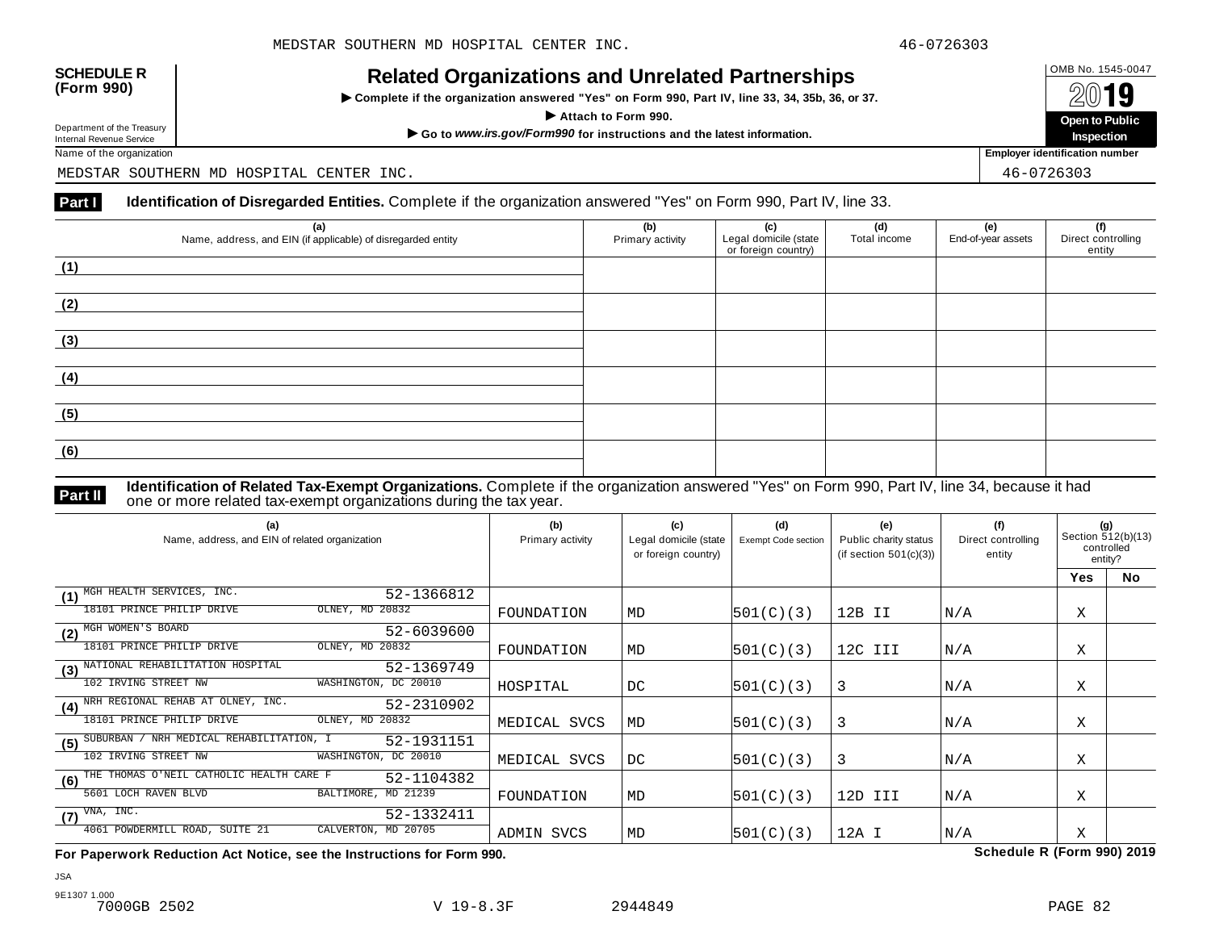MEDSTAR SOUTHERN MD HOSPITAL CENTER INC. 46-0726303

**SCHEDULE R (Form 990)**

Department of the Treasury
Internal Revenue Service

# Related Organizations and Unrelated Partnerships

▶ Complete if the organization answered "Yes" on Form 990, Part IV, line 33, 34, 35b, 36, or 37.

▶ Attach to Form 990.

▶ Go to *www.irs.gov/Form990* for instructions and the latest information.

OMB No. 1545-0047

2019

**Open to Public Inspection**

Name of the organization: MEDSTAR SOUTHERN MD HOSPITAL CENTER INC.

Employer identification number: 46-0726303

**Part I** **Identification of Disregarded Entities.** Complete if the organization answered "Yes" on Form 990, Part IV, line 33.

| (a) Name, address, and EIN (if applicable) of disregarded entity | (b) Primary activity | (c) Legal domicile (state or foreign country) | (d) Total income | (e) End-of-year assets | (f) Direct controlling entity |
|---|---|---|---|---|---|
| (1) | | | | | |
| (2) | | | | | |
| (3) | | | | | |
| (4) | | | | | |
| (5) | | | | | |
| (6) | | | | | |

**Part II** **Identification of Related Tax-Exempt Organizations.** Complete if the organization answered "Yes" on Form 990, Part IV, line 34, because it had one or more related tax-exempt organizations during the tax year.

| (a) Name, address, and EIN of related organization | (b) Primary activity | (c) Legal domicile (state or foreign country) | (d) Exempt Code section | (e) Public charity status (if section 501(c)(3)) | (f) Direct controlling entity | (g) Section 512(b)(13) controlled entity? Yes | No |
|---|---|---|---|---|---|---|---|
| (1) MGH HEALTH SERVICES, INC. 52-1366812<br>18101 PRINCE PHILIP DRIVE OLNEY, MD 20832 | FOUNDATION | MD | 501(C)(3) | 12B II | N/A | X | |
| (2) MGH WOMEN'S BOARD 52-6039600<br>18101 PRINCE PHILIP DRIVE OLNEY, MD 20832 | FOUNDATION | MD | 501(C)(3) | 12C III | N/A | X | |
| (3) NATIONAL REHABILITATION HOSPITAL 52-1369749<br>102 IRVING STREET NW WASHINGTON, DC 20010 | HOSPITAL | DC | 501(C)(3) | 3 | N/A | X | |
| (4) NRH REGIONAL REHAB AT OLNEY, INC. 52-2310902<br>18101 PRINCE PHILIP DRIVE OLNEY, MD 20832 | MEDICAL SVCS | MD | 501(C)(3) | 3 | N/A | X | |
| (5) SUBURBAN / NRH MEDICAL REHABILITATION, I 52-1931151<br>102 IRVING STREET NW WASHINGTON, DC 20010 | MEDICAL SVCS | DC | 501(C)(3) | 3 | N/A | X | |
| (6) THE THOMAS O'NEIL CATHOLIC HEALTH CARE F 52-1104382<br>5601 LOCH RAVEN BLVD BALTIMORE, MD 21239 | FOUNDATION | MD | 501(C)(3) | 12D III | N/A | X | |
| (7) VNA, INC. 52-1332411<br>4061 POWDERMILL ROAD, SUITE 21 CALVERTON, MD 20705 | ADMIN SVCS | MD | 501(C)(3) | 12A I | N/A | X | |

**For Paperwork Reduction Act Notice, see the Instructions for Form 990.** **Schedule R (Form 990) 2019**

JSA
9E1307 1.000
7000GB 2502 V 19-8.3F 2944849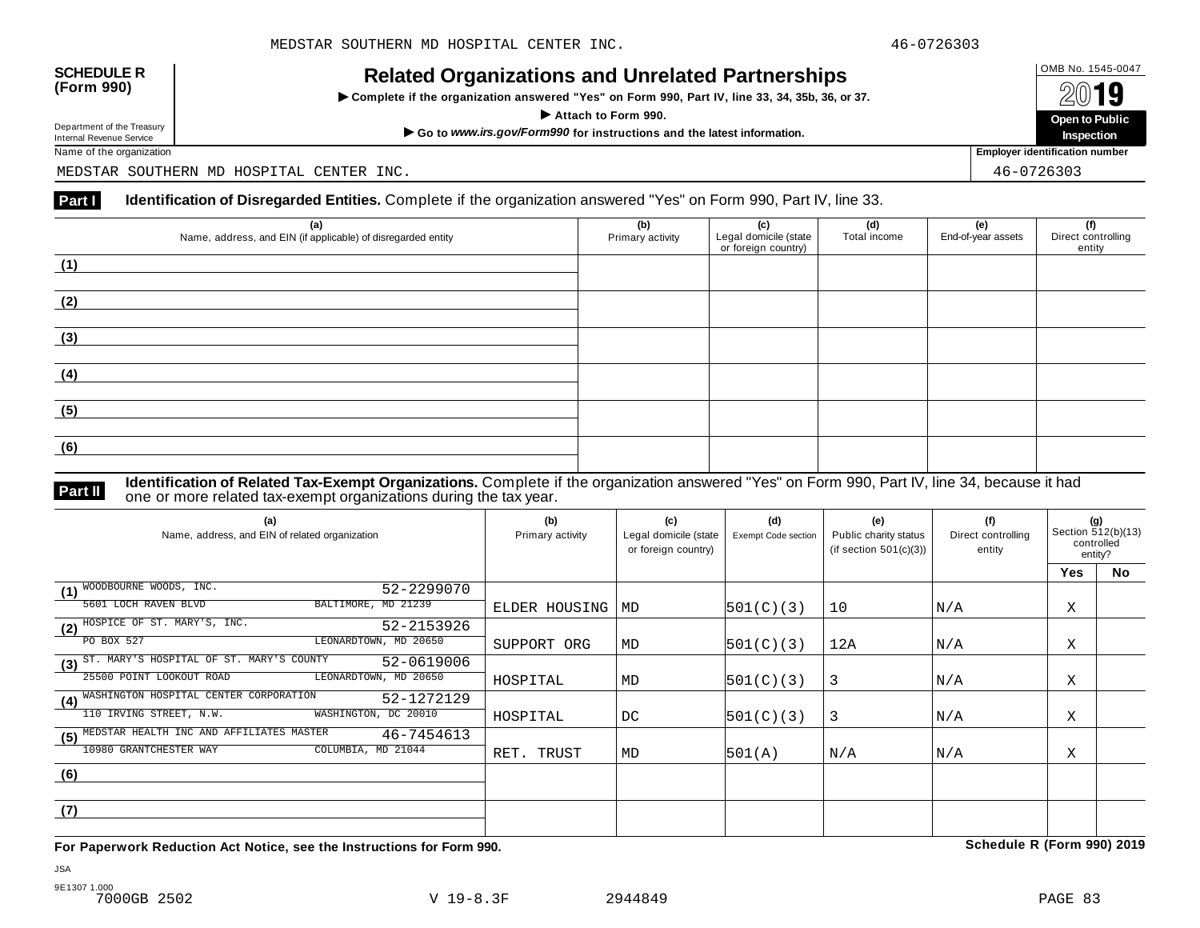**SCHEDULE R (Form 990)**

Department of the Treasury
Internal Revenue Service

# Related Organizations and Unrelated Partnerships

▶ Complete if the organization answered "Yes" on Form 990, Part IV, line 33, 34, 35b, 36, or 37.

▶ Attach to Form 990.

▶ Go to *www.irs.gov/Form990* for instructions and the latest information.

OMB No. 1545-0047

2019

**Open to Public Inspection**

Name of the organization: MEDSTAR SOUTHERN MD HOSPITAL CENTER INC.

Employer identification number: 46-0726303

## Part I Identification of Disregarded Entities. Complete if the organization answered "Yes" on Form 990, Part IV, line 33.

| (a) Name, address, and EIN (if applicable) of disregarded entity | (b) Primary activity | (c) Legal domicile (state or foreign country) | (d) Total income | (e) End-of-year assets | (f) Direct controlling entity |
|---|---|---|---|---|---|
| (1) | | | | | |
| (2) | | | | | |
| (3) | | | | | |
| (4) | | | | | |
| (5) | | | | | |
| (6) | | | | | |

## Part II Identification of Related Tax-Exempt Organizations. Complete if the organization answered "Yes" on Form 990, Part IV, line 34, because it had one or more related tax-exempt organizations during the tax year.

| (a) Name, address, and EIN of related organization | (b) Primary activity | (c) Legal domicile (state or foreign country) | (d) Exempt Code section | (e) Public charity status (if section 501(c)(3)) | (f) Direct controlling entity | (g) Section 512(b)(13) controlled entity? Yes | No |
|---|---|---|---|---|---|---|---|
| (1) WOODBOURNE WOODS, INC. 52-2299070<br>5601 LOCH RAVEN BLVD BALTIMORE, MD 21239 | ELDER HOUSING | MD | 501(C)(3) | 10 | N/A | X | |
| (2) HOSPICE OF ST. MARY'S, INC. 52-2153926<br>PO BOX 527 LEONARDTOWN, MD 20650 | SUPPORT ORG | MD | 501(C)(3) | 12A | N/A | X | |
| (3) ST. MARY'S HOSPITAL OF ST. MARY'S COUNTY 52-0619006<br>25500 POINT LOOKOUT ROAD LEONARDTOWN, MD 20650 | HOSPITAL | MD | 501(C)(3) | 3 | N/A | X | |
| (4) WASHINGTON HOSPITAL CENTER CORPORATION 52-1272129<br>110 IRVING STREET, N.W. WASHINGTON, DC 20010 | HOSPITAL | DC | 501(C)(3) | 3 | N/A | X | |
| (5) MEDSTAR HEALTH INC AND AFFILIATES MASTER 46-7454613<br>10980 GRANTCHESTER WAY COLUMBIA, MD 21044 | RET. TRUST | MD | 501(A) | N/A | N/A | X | |
| (6) | | | | | | | |
| (7) | | | | | | | |

**For Paperwork Reduction Act Notice, see the Instructions for Form 990.** **Schedule R (Form 990) 2019**

JSA
9E1307 1.000
7000GB 2502 V 19-8.3F 2944849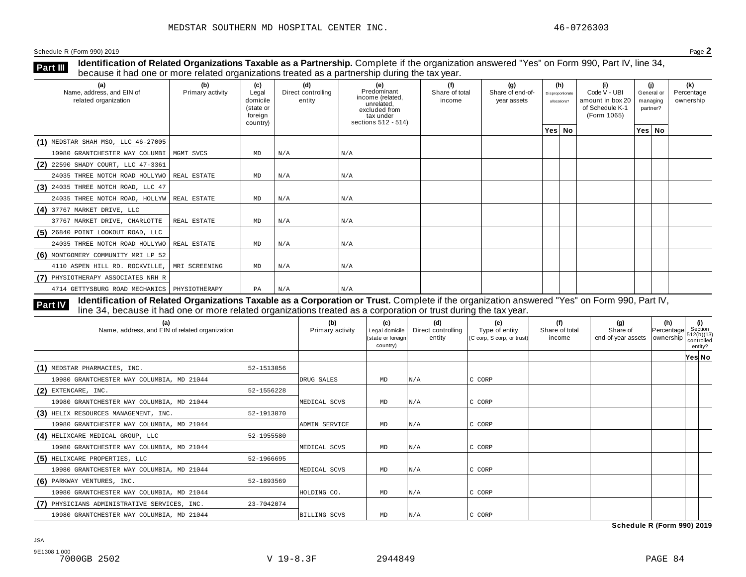MEDSTAR SOUTHERN MD HOSPITAL CENTER INC. 46-0726303

Schedule R (Form 990) 2019 Page **2**

**Part III** **Identification of Related Organizations Taxable as a Partnership.** Complete if the organization answered "Yes" on Form 990, Part IV, line 34, because it had one or more related organizations treated as a partnership during the tax year.

| (a) Name, address, and EIN of related organization | (b) Primary activity | (c) Legal domicile (state or foreign country) | (d) Direct controlling entity | (e) Predominant income (related, unrelated, excluded from tax under sections 512 - 514) | (f) Share of total income | (g) Share of end-of-year assets | (h) Disproportionate allocations? Yes | No | (i) Code V - UBI amount in box 20 of Schedule K-1 (Form 1065) | (j) General or managing partner? Yes | No | (k) Percentage ownership |
|---|---|---|---|---|---|---|---|---|---|---|---|---|
| (1) MEDSTAR SHAH MSO, LLC 46-27005 10980 GRANTCHESTER WAY COLUMBI | MGMT SVCS | MD | N/A | N/A | | | | | | | | |
| (2) 22590 SHADY COURT, LLC 47-3361 24035 THREE NOTCH ROAD HOLLYWO | REAL ESTATE | MD | N/A | N/A | | | | | | | | |
| (3) 24035 THREE NOTCH ROAD, LLC 47 24035 THREE NOTCH ROAD, HOLLYW | REAL ESTATE | MD | N/A | N/A | | | | | | | | |
| (4) 37767 MARKET DRIVE, LLC 37767 MARKET DRIVE, CHARLOTTE | REAL ESTATE | MD | N/A | N/A | | | | | | | | |
| (5) 26840 POINT LOOKOUT ROAD, LLC 24035 THREE NOTCH ROAD HOLLYWO | REAL ESTATE | MD | N/A | N/A | | | | | | | | |
| (6) MONTGOMERY COMMUNITY MRI LP 52 4110 ASPEN HILL RD. ROCKVILLE, | MRI SCREENING | MD | N/A | N/A | | | | | | | | |
| (7) PHYSIOTHERAPY ASSOCIATES NRH R 4714 GETTYSBURG ROAD MECHANICS | PHYSIOTHERAPY | PA | N/A | N/A | | | | | | | | |

**Part IV** **Identification of Related Organizations Taxable as a Corporation or Trust.** Complete if the organization answered "Yes" on Form 990, Part IV, line 34, because it had one or more related organizations treated as a corporation or trust during the tax year.

| (a) Name, address, and EIN of related organization | (b) Primary activity | (c) Legal domicile (state or foreign country) | (d) Direct controlling entity | (e) Type of entity (C corp, S corp, or trust) | (f) Share of total income | (g) Share of end-of-year assets | (h) Percentage ownership | (i) Section 512(b)(13) controlled entity? Yes | No |
|---|---|---|---|---|---|---|---|---|---|
| (1) MEDSTAR PHARMACIES, INC. 52-1513056 10980 GRANTCHESTER WAY COLUMBIA, MD 21044 | DRUG SALES | MD | N/A | C CORP | | | | | |
| (2) EXTENCARE, INC. 52-1556228 10980 GRANTCHESTER WAY COLUMBIA, MD 21044 | MEDICAL SCVS | MD | N/A | C CORP | | | | | |
| (3) HELIX RESOURCES MANAGEMENT, INC. 52-1913070 10980 GRANTCHESTER WAY COLUMBIA, MD 21044 | ADMIN SERVICE | MD | N/A | C CORP | | | | | |
| (4) HELIXCARE MEDICAL GROUP, LLC 52-1955580 10980 GRANTCHESTER WAY COLUMBIA, MD 21044 | MEDICAL SCVS | MD | N/A | C CORP | | | | | |
| (5) HELIXCARE PROPERTIES, LLC 52-1966695 10980 GRANTCHESTER WAY COLUMBIA, MD 21044 | MEDICAL SCVS | MD | N/A | C CORP | | | | | |
| (6) PARKWAY VENTURES, INC. 52-1893569 10980 GRANTCHESTER WAY COLUMBIA, MD 21044 | HOLDING CO. | MD | N/A | C CORP | | | | | |
| (7) PHYSICIANS ADMINISTRATIVE SERVICES, INC. 23-7042074 10980 GRANTCHESTER WAY COLUMBIA, MD 21044 | BILLING SCVS | MD | N/A | C CORP | | | | | |

**Schedule R (Form 990) 2019**

JSA
9E1308 1.000
7000GB 2502 V 19-8.3F 2944849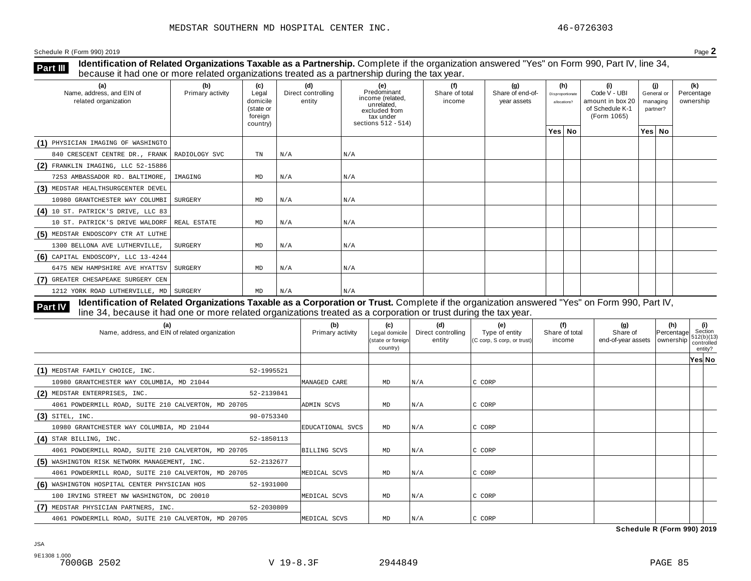MEDSTAR SOUTHERN MD HOSPITAL CENTER INC. 46-0726303

Schedule R (Form 990) 2019 Page **2**

**Part III** **Identification of Related Organizations Taxable as a Partnership.** Complete if the organization answered "Yes" on Form 990, Part IV, line 34, because it had one or more related organizations treated as a partnership during the tax year.

| (a) Name, address, and EIN of related organization | (b) Primary activity | (c) Legal domicile (state or foreign country) | (d) Direct controlling entity | (e) Predominant income (related, unrelated, excluded from tax under sections 512 - 514) | (f) Share of total income | (g) Share of end-of-year assets | (h) Disproportionate allocations? Yes | (h) No | (i) Code V - UBI amount in box 20 of Schedule K-1 (Form 1065) | (j) General or managing partner? Yes | (j) No | (k) Percentage ownership |
|---|---|---|---|---|---|---|---|---|---|---|---|---|
| (1) PHYSICIAN IMAGING OF WASHINGTO 840 CRESCENT CENTRE DR., FRANK | RADIOLOGY SVC | TN | N/A | N/A | | | | | | | | |
| (2) FRANKLIN IMAGING, LLC 52-15886 7253 AMBASSADOR RD. BALTIMORE, | IMAGING | MD | N/A | N/A | | | | | | | | |
| (3) MEDSTAR HEALTHSURGCENTER DEVEL 10980 GRANTCHESTER WAY COLUMBI | SURGERY | MD | N/A | N/A | | | | | | | | |
| (4) 10 ST. PATRICK'S DRIVE, LLC 83 10 ST. PATRICK'S DRIVE WALDORF | REAL ESTATE | MD | N/A | N/A | | | | | | | | |
| (5) MEDSTAR ENDOSCOPY CTR AT LUTHE 1300 BELLONA AVE LUTHERVILLE, | SURGERY | MD | N/A | N/A | | | | | | | | |
| (6) CAPITAL ENDOSCOPY, LLC 13-4244 6475 NEW HAMPSHIRE AVE HYATTSV | SURGERY | MD | N/A | N/A | | | | | | | | |
| (7) GREATER CHESAPEAKE SURGERY CEN 1212 YORK ROAD LUTHERVILLE, MD | SURGERY | MD | N/A | N/A | | | | | | | | |

**Part IV** **Identification of Related Organizations Taxable as a Corporation or Trust.** Complete if the organization answered "Yes" on Form 990, Part IV, line 34, because it had one or more related organizations treated as a corporation or trust during the tax year.

| (a) Name, address, and EIN of related organization | (b) Primary activity | (c) Legal domicile (state or foreign country) | (d) Direct controlling entity | (e) Type of entity (C corp, S corp, or trust) | (f) Share of total income | (g) Share of end-of-year assets | (h) Percentage ownership | (i) Section 512(b)(13) controlled entity? Yes | (i) No |
|---|---|---|---|---|---|---|---|---|---|
| (1) MEDSTAR FAMILY CHOICE, INC. 52-1995521 10980 GRANTCHESTER WAY COLUMBIA, MD 21044 | MANAGED CARE | MD | N/A | C CORP | | | | | |
| (2) MEDSTAR ENTERPRISES, INC. 52-2139841 4061 POWDERMILL ROAD, SUITE 210 CALVERTON, MD 20705 | ADMIN SCVS | MD | N/A | C CORP | | | | | |
| (3) SITEL, INC. 90-0753340 10980 GRANTCHESTER WAY COLUMBIA, MD 21044 | EDUCATIONAL SVCS | MD | N/A | C CORP | | | | | |
| (4) STAR BILLING, INC. 52-1850113 4061 POWDERMILL ROAD, SUITE 210 CALVERTON, MD 20705 | BILLING SCVS | MD | N/A | C CORP | | | | | |
| (5) WASHINGTON RISK NETWORK MANAGEMENT, INC. 52-2132677 4061 POWDERMILL ROAD, SUITE 210 CALVERTON, MD 20705 | MEDICAL SCVS | MD | N/A | C CORP | | | | | |
| (6) WASHINGTON HOSPITAL CENTER PHYSICIAN HOS 52-1931000 100 IRVING STREET NW WASHINGTON, DC 20010 | MEDICAL SCVS | MD | N/A | C CORP | | | | | |
| (7) MEDSTAR PHYSICIAN PARTNERS, INC. 52-2030809 4061 POWDERMILL ROAD, SUITE 210 CALVERTON, MD 20705 | MEDICAL SCVS | MD | N/A | C CORP | | | | | |

**Schedule R (Form 990) 2019**

JSA
9E1308 1.000
7000GB 2502 V 19-8.3F 2944849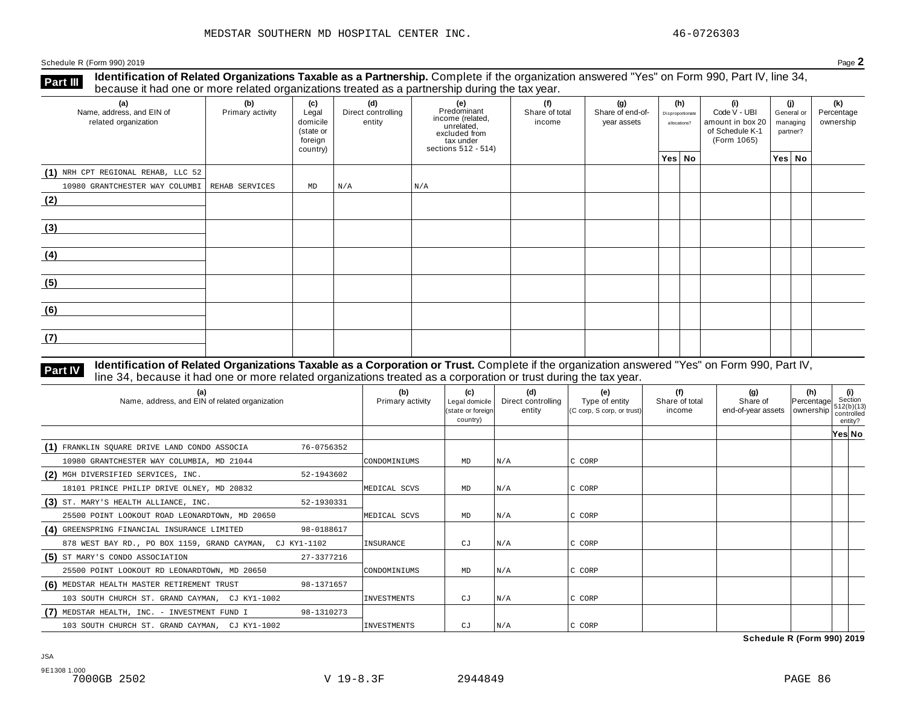MEDSTAR SOUTHERN MD HOSPITAL CENTER INC. 46-0726303

Schedule R (Form 990) 2019 Page **2**

**Part III** **Identification of Related Organizations Taxable as a Partnership.** Complete if the organization answered "Yes" on Form 990, Part IV, line 34, because it had one or more related organizations treated as a partnership during the tax year.

| (a) Name, address, and EIN of related organization | (b) Primary activity | (c) Legal domicile (state or foreign country) | (d) Direct controlling entity | (e) Predominant income (related, unrelated, excluded from tax under sections 512 - 514) | (f) Share of total income | (g) Share of end-of-year assets | (h) Disproportionate allocations? Yes | (h) No | (i) Code V - UBI amount in box 20 of Schedule K-1 (Form 1065) | (j) General or managing partner? Yes | (j) No | (k) Percentage ownership |
|---|---|---|---|---|---|---|---|---|---|---|---|---|
| (1) NRH CPT REGIONAL REHAB, LLC 52 10980 GRANTCHESTER WAY COLUMBI | REHAB SERVICES | MD | N/A | N/A | | | | | | | | |
| (2) | | | | | | | | | | | | |
| (3) | | | | | | | | | | | | |
| (4) | | | | | | | | | | | | |
| (5) | | | | | | | | | | | | |
| (6) | | | | | | | | | | | | |
| (7) | | | | | | | | | | | | |

**Part IV** **Identification of Related Organizations Taxable as a Corporation or Trust.** Complete if the organization answered "Yes" on Form 990, Part IV, line 34, because it had one or more related organizations treated as a corporation or trust during the tax year.

| (a) Name, address, and EIN of related organization | (b) Primary activity | (c) Legal domicile (state or foreign country) | (d) Direct controlling entity | (e) Type of entity (C corp, S corp, or trust) | (f) Share of total income | (g) Share of end-of-year assets | (h) Percentage ownership | (i) Section 512(b)(13) controlled entity? Yes | (i) No |
|---|---|---|---|---|---|---|---|---|---|
| (1) FRANKLIN SQUARE DRIVE LAND CONDO ASSOCIA 76-0756352 10980 GRANTCHESTER WAY COLUMBIA, MD 21044 | CONDOMINIUMS | MD | N/A | C CORP | | | | | |
| (2) MGH DIVERSIFIED SERVICES, INC. 52-1943602 18101 PRINCE PHILIP DRIVE OLNEY, MD 20832 | MEDICAL SCVS | MD | N/A | C CORP | | | | | |
| (3) ST. MARY'S HEALTH ALLIANCE, INC. 52-1930331 25500 POINT LOOKOUT ROAD LEONARDTOWN, MD 20650 | MEDICAL SCVS | MD | N/A | C CORP | | | | | |
| (4) GREENSPRING FINANCIAL INSURANCE LIMITED 98-0188617 878 WEST BAY RD., PO BOX 1159, GRAND CAYMAN, CJ KY1-1102 | INSURANCE | CJ | N/A | C CORP | | | | | |
| (5) ST MARY'S CONDO ASSOCIATION 27-3377216 25500 POINT LOOKOUT RD LEONARDTOWN, MD 20650 | CONDOMINIUMS | MD | N/A | C CORP | | | | | |
| (6) MEDSTAR HEALTH MASTER RETIREMENT TRUST 98-1371657 103 SOUTH CHURCH ST. GRAND CAYMAN, CJ KY1-1002 | INVESTMENTS | CJ | N/A | C CORP | | | | | |
| (7) MEDSTAR HEALTH, INC. - INVESTMENT FUND I 98-1310273 103 SOUTH CHURCH ST. GRAND CAYMAN, CJ KY1-1002 | INVESTMENTS | CJ | N/A | C CORP | | | | | |

**Schedule R (Form 990) 2019**

JSA
9E1308 1.000
7000GB 2502 V 19-8.3F 2944849 PAGE 86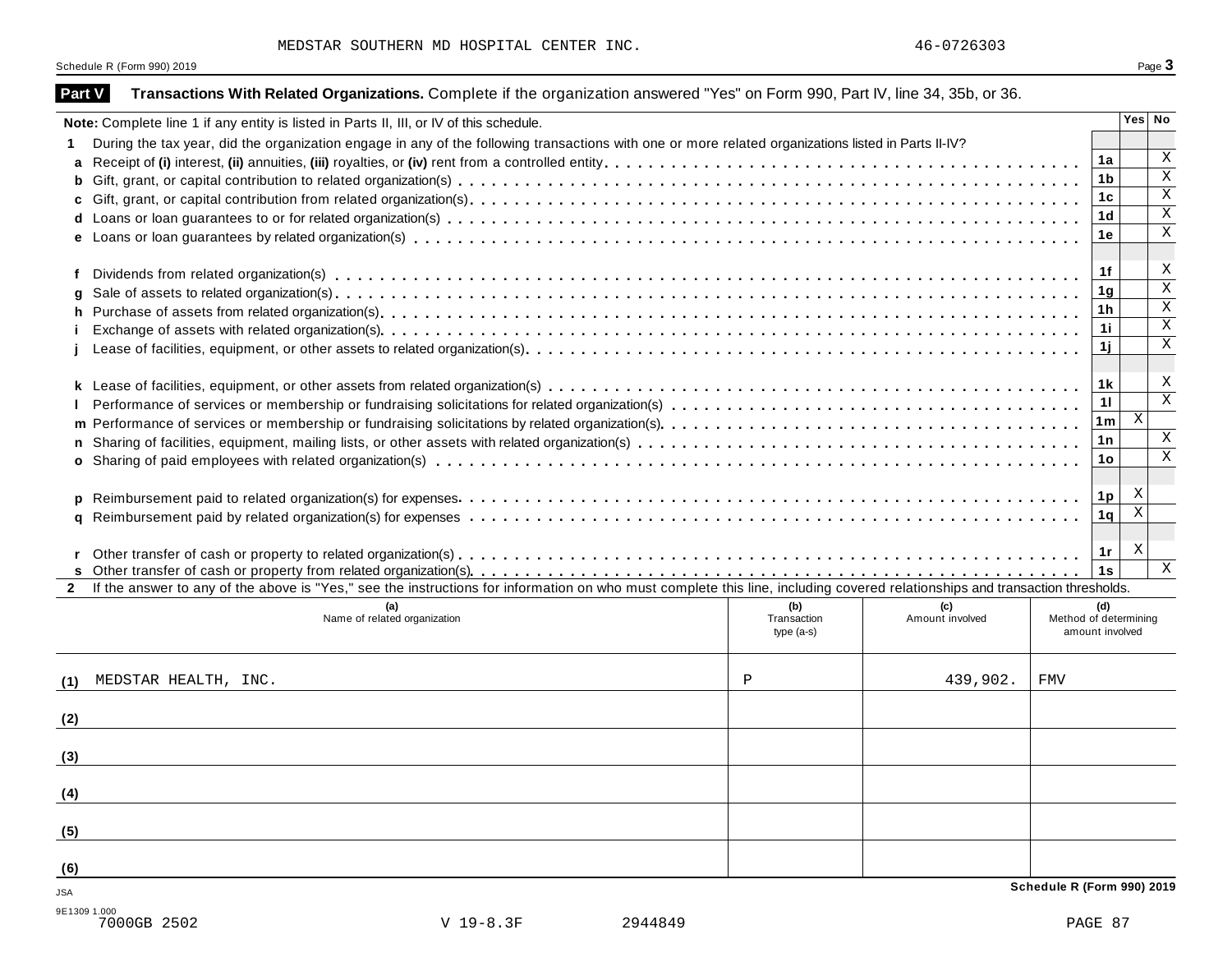MEDSTAR SOUTHERN MD HOSPITAL CENTER INC. 46-0726303

Schedule R (Form 990) 2019

## Part V Transactions With Related Organizations. 
Complete if the organization answered "Yes" on Form 990, Part IV, line 34, 35b, or 36.

| | Note: Complete line 1 if any entity is listed in Parts II, III, or IV of this schedule. | | Yes | No |
|---|---|---|---|---|
| 1 | During the tax year, did the organization engage in any of the following transactions with one or more related organizations listed in Parts II-IV? | | | |
| a | Receipt of (i) interest, (ii) annuities, (iii) royalties, or (iv) rent from a controlled entity | 1a | | X |
| b | Gift, grant, or capital contribution to related organization(s) | 1b | | X |
| c | Gift, grant, or capital contribution from related organization(s) | 1c | | X |
| d | Loans or loan guarantees to or for related organization(s) | 1d | | X |
| e | Loans or loan guarantees by related organization(s) | 1e | | X |
| f | Dividends from related organization(s) | 1f | | X |
| g | Sale of assets to related organization(s) | 1g | | X |
| h | Purchase of assets from related organization(s) | 1h | | X |
| i | Exchange of assets with related organization(s) | 1i | | X |
| j | Lease of facilities, equipment, or other assets to related organization(s) | 1j | | X |
| k | Lease of facilities, equipment, or other assets from related organization(s) | 1k | | X |
| l | Performance of services or membership or fundraising solicitations for related organization(s) | 1l | | X |
| m | Performance of services or membership or fundraising solicitations by related organization(s) | 1m | X | |
| n | Sharing of facilities, equipment, mailing lists, or other assets with related organization(s) | 1n | | X |
| o | Sharing of paid employees with related organization(s) | 1o | | X |
| p | Reimbursement paid to related organization(s) for expenses | 1p | X | |
| q | Reimbursement paid by related organization(s) for expenses | 1q | X | |
| r | Other transfer of cash or property to related organization(s) | 1r | X | |
| s | Other transfer of cash or property from related organization(s) | 1s | | X |

**2** If the answer to any of the above is "Yes," see the instructions for information on who must complete this line, including covered relationships and transaction thresholds.

| | (a) Name of related organization | (b) Transaction type (a-s) | (c) Amount involved | (d) Method of determining amount involved |
|---|---|---|---|---|
| (1) | MEDSTAR HEALTH, INC. | P | 439,902. | FMV |
| (2) | | | | |
| (3) | | | | |
| (4) | | | | |
| (5) | | | | |
| (6) | | | | |

Schedule R (Form 990) 2019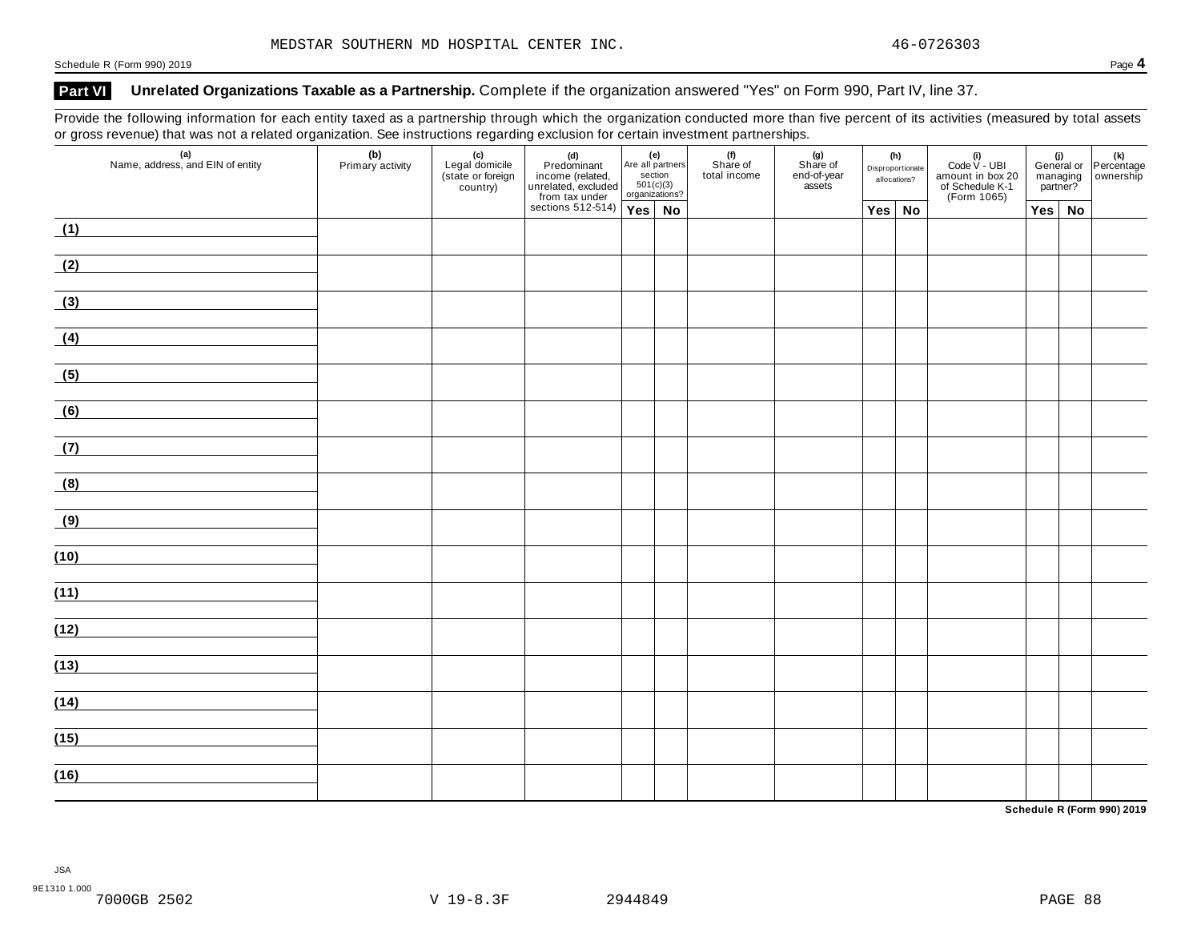MEDSTAR SOUTHERN MD HOSPITAL CENTER INC. 46-0726303

Schedule R (Form 990) 2019 Page **4**

## Part VI Unrelated Organizations Taxable as a Partnership.

Complete if the organization answered "Yes" on Form 990, Part IV, line 37.

Provide the following information for each entity taxed as a partnership through which the organization conducted more than five percent of its activities (measured by total assets or gross revenue) that was not a related organization. See instructions regarding exclusion for certain investment partnerships.

| (a) Name, address, and EIN of entity | (b) Primary activity | (c) Legal domicile (state or foreign country) | (d) Predominant income (related, unrelated, excluded from tax under sections 512-514) | (e) Are all partners section 501(c)(3) organizations? | | (f) Share of total income | (g) Share of end-of-year assets | (h) Disproportionate allocations? | | (i) Code V - UBI amount in box 20 of Schedule K-1 (Form 1065) | (j) General or managing partner? | | (k) Percentage ownership |
|---|---|---|---|---|---|---|---|---|---|---|---|---|---|
| | | | | Yes | No | | | Yes | No | | Yes | No | |
| (1) | | | | | | | | | | | | | |
| (2) | | | | | | | | | | | | | |
| (3) | | | | | | | | | | | | | |
| (4) | | | | | | | | | | | | | |
| (5) | | | | | | | | | | | | | |
| (6) | | | | | | | | | | | | | |
| (7) | | | | | | | | | | | | | |
| (8) | | | | | | | | | | | | | |
| (9) | | | | | | | | | | | | | |
| (10) | | | | | | | | | | | | | |
| (11) | | | | | | | | | | | | | |
| (12) | | | | | | | | | | | | | |
| (13) | | | | | | | | | | | | | |
| (14) | | | | | | | | | | | | | |
| (15) | | | | | | | | | | | | | |
| (16) | | | | | | | | | | | | | |

**Schedule R (Form 990) 2019**

JSA
9E1310 1.000
7000GB 2502 V 19-8.3F 2944849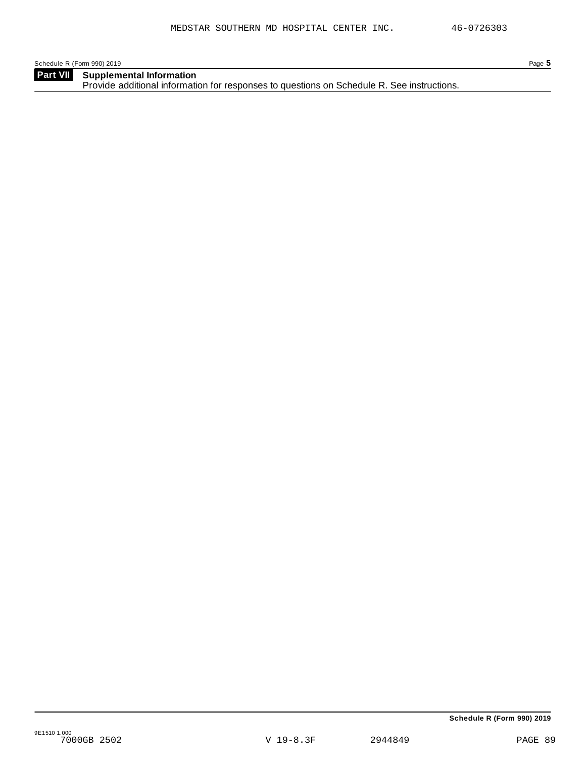## Part VII Supplemental Information

Provide additional information for responses to questions on Schedule R. See instructions.